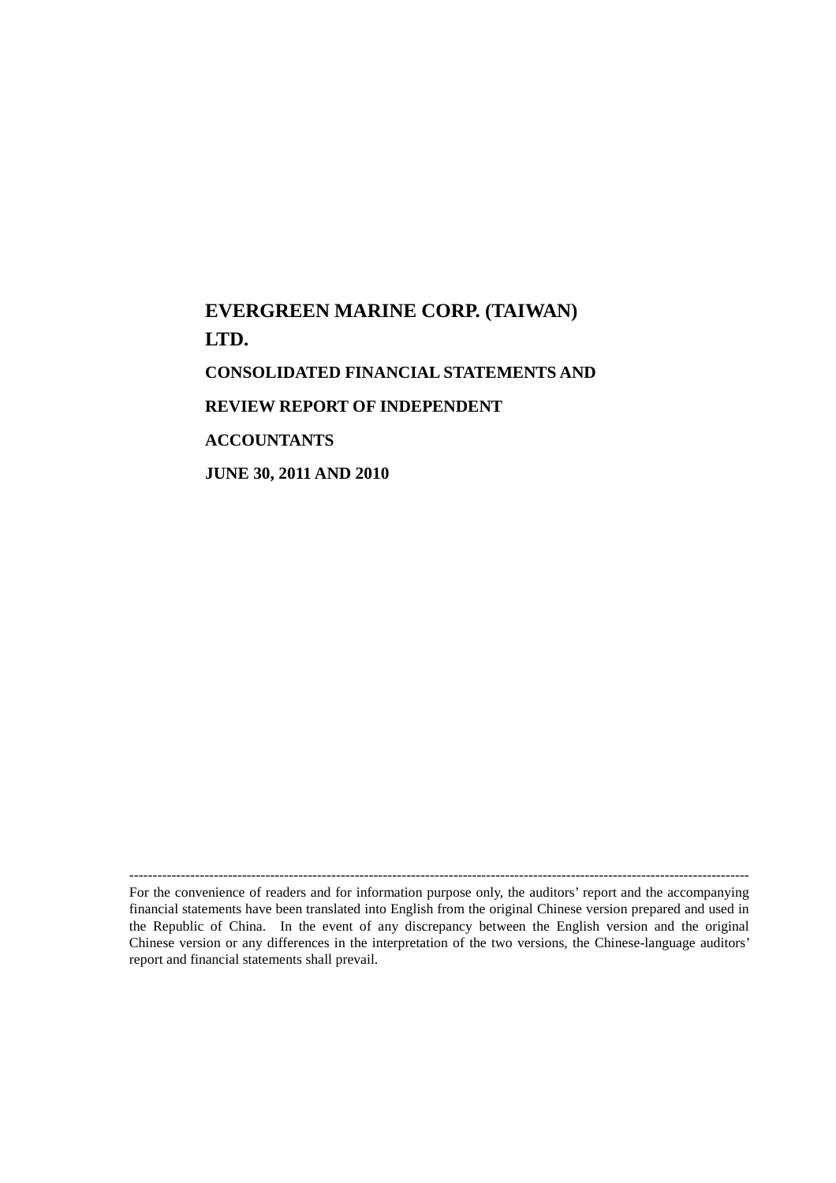# EVERGREEN MARINE CORP. (TAIWAN) LTD.

## CONSOLIDATED FINANCIAL STATEMENTS AND REVIEW REPORT OF INDEPENDENT ACCOUNTANTS

## JUNE 30, 2011 AND 2010

---

For the convenience of readers and for information purpose only, the auditors' report and the accompanying financial statements have been translated into English from the original Chinese version prepared and used in the Republic of China. In the event of any discrepancy between the English version and the original Chinese version or any differences in the interpretation of the two versions, the Chinese-language auditors' report and financial statements shall prevail.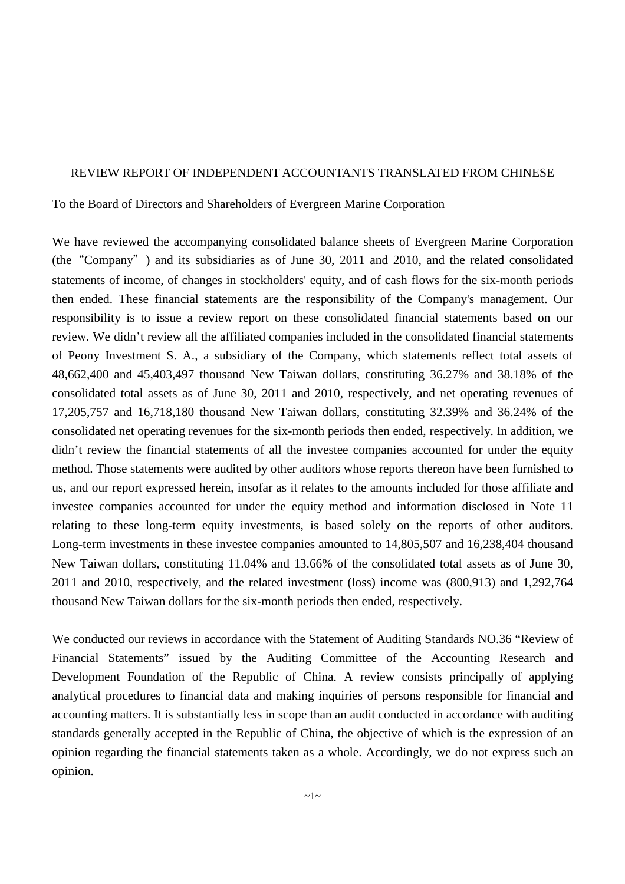# REVIEW REPORT OF INDEPENDENT ACCOUNTANTS TRANSLATED FROM CHINESE

To the Board of Directors and Shareholders of Evergreen Marine Corporation

We have reviewed the accompanying consolidated balance sheets of Evergreen Marine Corporation (the "Company") and its subsidiaries as of June 30, 2011 and 2010, and the related consolidated statements of income, of changes in stockholders' equity, and of cash flows for the six-month periods then ended. These financial statements are the responsibility of the Company's management. Our responsibility is to issue a review report on these consolidated financial statements based on our review. We didn't review all the affiliated companies included in the consolidated financial statements of Peony Investment S. A., a subsidiary of the Company, which statements reflect total assets of 48,662,400 and 45,403,497 thousand New Taiwan dollars, constituting 36.27% and 38.18% of the consolidated total assets as of June 30, 2011 and 2010, respectively, and net operating revenues of 17,205,757 and 16,718,180 thousand New Taiwan dollars, constituting 32.39% and 36.24% of the consolidated net operating revenues for the six-month periods then ended, respectively. In addition, we didn't review the financial statements of all the investee companies accounted for under the equity method. Those statements were audited by other auditors whose reports thereon have been furnished to us, and our report expressed herein, insofar as it relates to the amounts included for those affiliate and investee companies accounted for under the equity method and information disclosed in Note 11 relating to these long-term equity investments, is based solely on the reports of other auditors. Long-term investments in these investee companies amounted to 14,805,507 and 16,238,404 thousand New Taiwan dollars, constituting 11.04% and 13.66% of the consolidated total assets as of June 30, 2011 and 2010, respectively, and the related investment (loss) income was (800,913) and 1,292,764 thousand New Taiwan dollars for the six-month periods then ended, respectively.

We conducted our reviews in accordance with the Statement of Auditing Standards NO.36 "Review of Financial Statements" issued by the Auditing Committee of the Accounting Research and Development Foundation of the Republic of China. A review consists principally of applying analytical procedures to financial data and making inquiries of persons responsible for financial and accounting matters. It is substantially less in scope than an audit conducted in accordance with auditing standards generally accepted in the Republic of China, the objective of which is the expression of an opinion regarding the financial statements taken as a whole. Accordingly, we do not express such an opinion.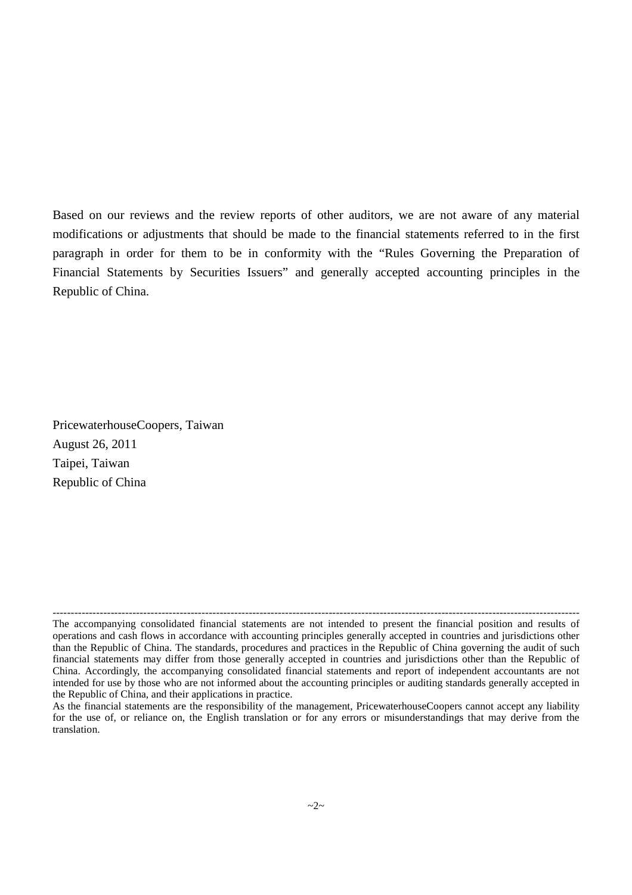Based on our reviews and the review reports of other auditors, we are not aware of any material modifications or adjustments that should be made to the financial statements referred to in the first paragraph in order for them to be in conformity with the “Rules Governing the Preparation of Financial Statements by Securities Issuers” and generally accepted accounting principles in the Republic of China.

PricewaterhouseCoopers, Taiwan
August 26, 2011
Taipei, Taiwan
Republic of China

---

The accompanying consolidated financial statements are not intended to present the financial position and results of operations and cash flows in accordance with accounting principles generally accepted in countries and jurisdictions other than the Republic of China. The standards, procedures and practices in the Republic of China governing the audit of such financial statements may differ from those generally accepted in countries and jurisdictions other than the Republic of China. Accordingly, the accompanying consolidated financial statements and report of independent accountants are not intended for use by those who are not informed about the accounting principles or auditing standards generally accepted in the Republic of China, and their applications in practice.

As the financial statements are the responsibility of the management, PricewaterhouseCoopers cannot accept any liability for the use of, or reliance on, the English translation or for any errors or misunderstandings that may derive from the translation.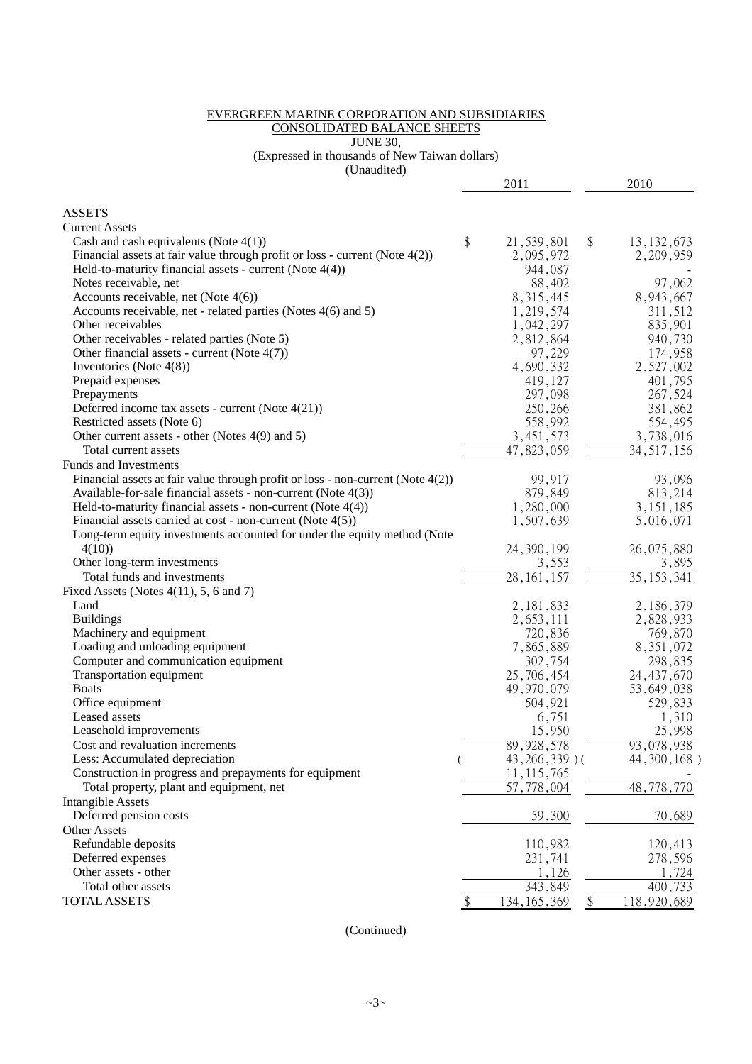EVERGREEN MARINE CORPORATION AND SUBSIDIARIES

CONSOLIDATED BALANCE SHEETS

JUNE 30,

(Expressed in thousands of New Taiwan dollars)

(Unaudited)

| | 2011 | 2010 |
|---|---|---|
| **ASSETS** | | |
| **Current Assets** | | |
| Cash and cash equivalents (Note 4(1)) | $ 21,539,801 | $ 13,132,673 |
| Financial assets at fair value through profit or loss - current (Note 4(2)) | 2,095,972 | 2,209,959 |
| Held-to-maturity financial assets - current (Note 4(4)) | 944,087 | - |
| Notes receivable, net | 88,402 | 97,062 |
| Accounts receivable, net (Note 4(6)) | 8,315,445 | 8,943,667 |
| Accounts receivable, net - related parties (Notes 4(6) and 5) | 1,219,574 | 311,512 |
| Other receivables | 1,042,297 | 835,901 |
| Other receivables - related parties (Note 5) | 2,812,864 | 940,730 |
| Other financial assets - current (Note 4(7)) | 97,229 | 174,958 |
| Inventories (Note 4(8)) | 4,690,332 | 2,527,002 |
| Prepaid expenses | 419,127 | 401,795 |
| Prepayments | 297,098 | 267,524 |
| Deferred income tax assets - current (Note 4(21)) | 250,266 | 381,862 |
| Restricted assets (Note 6) | 558,992 | 554,495 |
| Other current assets - other (Notes 4(9) and 5) | 3,451,573 | 3,738,016 |
| Total current assets | 47,823,059 | 34,517,156 |
| **Funds and Investments** | | |
| Financial assets at fair value through profit or loss - non-current (Note 4(2)) | 99,917 | 93,096 |
| Available-for-sale financial assets - non-current (Note 4(3)) | 879,849 | 813,214 |
| Held-to-maturity financial assets - non-current (Note 4(4)) | 1,280,000 | 3,151,185 |
| Financial assets carried at cost - non-current (Note 4(5)) | 1,507,639 | 5,016,071 |
| Long-term equity investments accounted for under the equity method (Note 4(10)) | 24,390,199 | 26,075,880 |
| Other long-term investments | 3,553 | 3,895 |
| Total funds and investments | 28,161,157 | 35,153,341 |
| **Fixed Assets (Notes 4(11), 5, 6 and 7)** | | |
| Land | 2,181,833 | 2,186,379 |
| Buildings | 2,653,111 | 2,828,933 |
| Machinery and equipment | 720,836 | 769,870 |
| Loading and unloading equipment | 7,865,889 | 8,351,072 |
| Computer and communication equipment | 302,754 | 298,835 |
| Transportation equipment | 25,706,454 | 24,437,670 |
| Boats | 49,970,079 | 53,649,038 |
| Office equipment | 504,921 | 529,833 |
| Leased assets | 6,751 | 1,310 |
| Leasehold improvements | 15,950 | 25,998 |
| Cost and revaluation increments | 89,928,578 | 93,078,938 |
| Less: Accumulated depreciation | ( 43,266,339 ) | ( 44,300,168 ) |
| Construction in progress and prepayments for equipment | 11,115,765 | - |
| Total property, plant and equipment, net | 57,778,004 | 48,778,770 |
| **Intangible Assets** | | |
| Deferred pension costs | 59,300 | 70,689 |
| **Other Assets** | | |
| Refundable deposits | 110,982 | 120,413 |
| Deferred expenses | 231,741 | 278,596 |
| Other assets - other | 1,126 | 1,724 |
| Total other assets | 343,849 | 400,733 |
| **TOTAL ASSETS** | $ 134,165,369 | $ 118,920,689 |

(Continued)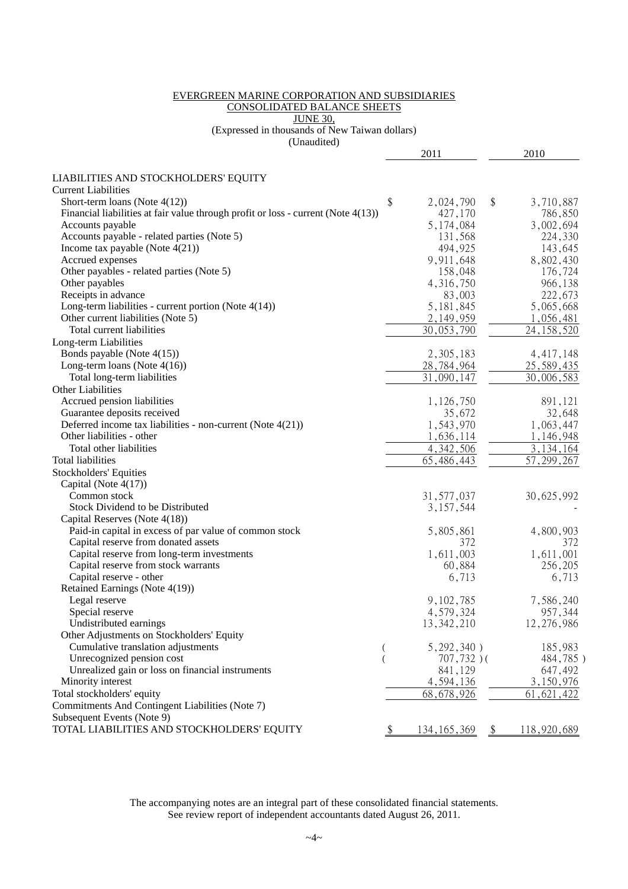EVERGREEN MARINE CORPORATION AND SUBSIDIARIES

CONSOLIDATED BALANCE SHEETS

JUNE 30,

(Expressed in thousands of New Taiwan dollars)

(Unaudited)

| | 2011 | 2010 |
|---|---|---|
| LIABILITIES AND STOCKHOLDERS' EQUITY | | |
| Current Liabilities | | |
| Short-term loans (Note 4(12)) | $ 2,024,790 | $ 3,710,887 |
| Financial liabilities at fair value through profit or loss - current (Note 4(13)) | 427,170 | 786,850 |
| Accounts payable | 5,174,084 | 3,002,694 |
| Accounts payable - related parties (Note 5) | 131,568 | 224,330 |
| Income tax payable (Note 4(21)) | 494,925 | 143,645 |
| Accrued expenses | 9,911,648 | 8,802,430 |
| Other payables - related parties (Note 5) | 158,048 | 176,724 |
| Other payables | 4,316,750 | 966,138 |
| Receipts in advance | 83,003 | 222,673 |
| Long-term liabilities - current portion (Note 4(14)) | 5,181,845 | 5,065,668 |
| Other current liabilities (Note 5) | 2,149,959 | 1,056,481 |
| Total current liabilities | 30,053,790 | 24,158,520 |
| Long-term Liabilities | | |
| Bonds payable (Note 4(15)) | 2,305,183 | 4,417,148 |
| Long-term loans (Note 4(16)) | 28,784,964 | 25,589,435 |
| Total long-term liabilities | 31,090,147 | 30,006,583 |
| Other Liabilities | | |
| Accrued pension liabilities | 1,126,750 | 891,121 |
| Guarantee deposits received | 35,672 | 32,648 |
| Deferred income tax liabilities - non-current (Note 4(21)) | 1,543,970 | 1,063,447 |
| Other liabilities - other | 1,636,114 | 1,146,948 |
| Total other liabilities | 4,342,506 | 3,134,164 |
| Total liabilities | 65,486,443 | 57,299,267 |
| Stockholders' Equities | | |
| Capital (Note 4(17)) | | |
| Common stock | 31,577,037 | 30,625,992 |
| Stock Dividend to be Distributed | 3,157,544 | - |
| Capital Reserves (Note 4(18)) | | |
| Paid-in capital in excess of par value of common stock | 5,805,861 | 4,800,903 |
| Capital reserve from donated assets | 372 | 372 |
| Capital reserve from long-term investments | 1,611,003 | 1,611,001 |
| Capital reserve from stock warrants | 60,884 | 256,205 |
| Capital reserve - other | 6,713 | 6,713 |
| Retained Earnings (Note 4(19)) | | |
| Legal reserve | 9,102,785 | 7,586,240 |
| Special reserve | 4,579,324 | 957,344 |
| Undistributed earnings | 13,342,210 | 12,276,986 |
| Other Adjustments on Stockholders' Equity | | |
| Cumulative translation adjustments | ( 5,292,340 ) | 185,983 |
| Unrecognized pension cost | ( 707,732 ) | ( 484,785 ) |
| Unrealized gain or loss on financial instruments | 841,129 | 647,492 |
| Minority interest | 4,594,136 | 3,150,976 |
| Total stockholders' equity | 68,678,926 | 61,621,422 |
| Commitments And Contingent Liabilities (Note 7) | | |
| Subsequent Events (Note 9) | | |
| TOTAL LIABILITIES AND STOCKHOLDERS' EQUITY | $ 134,165,369 | $ 118,920,689 |

The accompanying notes are an integral part of these consolidated financial statements.
See review report of independent accountants dated August 26, 2011.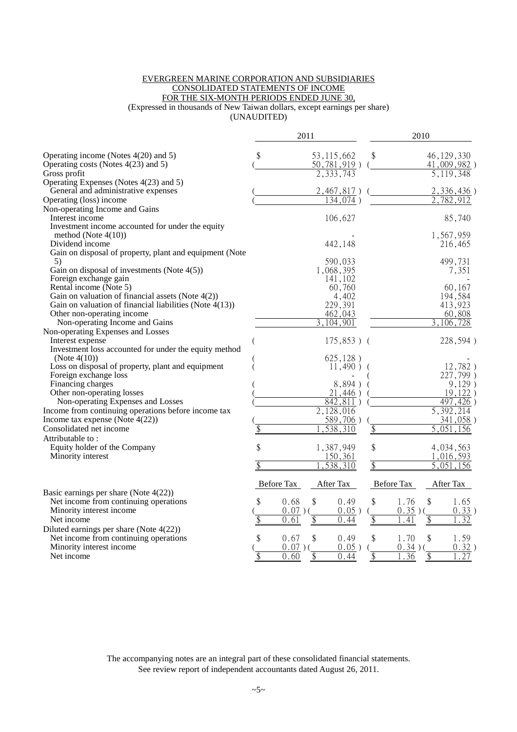EVERGREEN MARINE CORPORATION AND SUBSIDIARIES
CONSOLIDATED STATEMENTS OF INCOME
FOR THE SIX-MONTH PERIODS ENDED JUNE 30,
(Expressed in thousands of New Taiwan dollars, except earnings per share)
(UNAUDITED)

| | 2011 | 2010 |
|---|---|---|
| Operating income (Notes 4(20) and 5) | $ 53,115,662 | $ 46,129,330 |
| Operating costs (Notes 4(23) and 5) | ( 50,781,919 ) | ( 41,009,982 ) |
| Gross profit | 2,333,743 | 5,119,348 |
| Operating Expenses (Notes 4(23) and 5) | | |
| General and administrative expenses | ( 2,467,817 ) | ( 2,336,436 ) |
| Operating (loss) income | ( 134,074 ) | 2,782,912 |
| Non-operating Income and Gains | | |
| Interest income | 106,627 | 85,740 |
| Investment income accounted for under the equity method (Note 4(10)) | - | 1,567,959 |
| Dividend income | 442,148 | 216,465 |
| Gain on disposal of property, plant and equipment (Note 5) | 590,033 | 499,731 |
| Gain on disposal of investments (Note 4(5)) | 1,068,395 | 7,351 |
| Foreign exchange gain | 141,102 | - |
| Rental income (Note 5) | 60,760 | 60,167 |
| Gain on valuation of financial assets (Note 4(2)) | 4,402 | 194,584 |
| Gain on valuation of financial liabilities (Note 4(13)) | 229,391 | 413,923 |
| Other non-operating income | 462,043 | 60,808 |
| Non-operating Income and Gains | 3,104,901 | 3,106,728 |
| Non-operating Expenses and Losses | | |
| Interest expense | ( 175,853 ) | ( 228,594 ) |
| Investment loss accounted for under the equity method (Note 4(10)) | ( 625,128 ) | - |
| Loss on disposal of property, plant and equipment | ( 11,490 ) | ( 12,782 ) |
| Foreign exchange loss | - | ( 227,799 ) |
| Financing charges | ( 8,894 ) | ( 9,129 ) |
| Other non-operating losses | ( 21,446 ) | ( 19,122 ) |
| Non-operating Expenses and Losses | ( 842,811 ) | ( 497,426 ) |
| Income from continuing operations before income tax | 2,128,016 | 5,392,214 |
| Income tax expense (Note 4(22)) | ( 589,706 ) | ( 341,058 ) |
| Consolidated net income | $ 1,538,310 | $ 5,051,156 |
| Attributable to : | | |
| Equity holder of the Company | $ 1,387,949 | $ 4,034,563 |
| Minority interest | 150,361 | 1,016,593 |
| | $ 1,538,310 | $ 5,051,156 |

| | 2011 Before Tax | 2011 After Tax | 2010 Before Tax | 2010 After Tax |
|---|---|---|---|---|
| Basic earnings per share (Note 4(22)) | | | | |
| Net income from continuing operations | $ 0.68 | $ 0.49 | $ 1.76 | $ 1.65 |
| Minority interest income | ( 0.07 ) | ( 0.05 ) | ( 0.35 ) | ( 0.33 ) |
| Net income | $ 0.61 | $ 0.44 | $ 1.41 | $ 1.32 |
| Diluted earnings per share (Note 4(22)) | | | | |
| Net income from continuing operations | $ 0.67 | $ 0.49 | $ 1.70 | $ 1.59 |
| Minority interest income | ( 0.07 ) | ( 0.05 ) | ( 0.34 ) | ( 0.32 ) |
| Net income | $ 0.60 | $ 0.44 | $ 1.36 | $ 1.27 |

The accompanying notes are an integral part of these consolidated financial statements.
See review report of independent accountants dated August 26, 2011.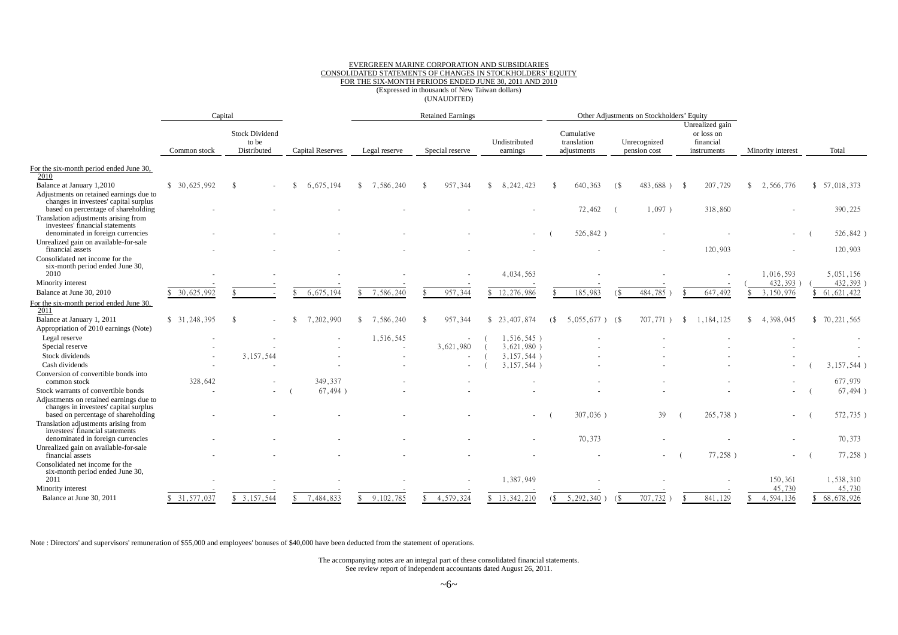EVERGREEN MARINE CORPORATION AND SUBSIDIARIES
CONSOLIDATED STATEMENTS OF CHANGES IN STOCKHOLDERS' EQUITY
FOR THE SIX-MONTH PERIODS ENDED JUNE 30, 2011 AND 2010
(Expressed in thousands of New Taiwan dollars)
(UNAUDITED)

| | Capital | | | Retained Earnings | | | Other Adjustments on Stockholders' Equity | | | | |
|---|---|---|---|---|---|---|---|---|---|---|---|
| | Common stock | Stock Dividend to be Distributed | Capital Reserves | Legal reserve | Special reserve | Undistributed earnings | Cumulative translation adjustments | Unrecognized pension cost | Unrealized gain or loss on financial instruments | Minority interest | Total |
| For the six-month period ended June 30, 2010 | | | | | | | | | | | |
| Balance at January 1,2010 | $ 30,625,992 | $ - | $ 6,675,194 | $ 7,586,240 | $ 957,344 | $ 8,242,423 | $ 640,363 | ($ 483,688 ) | $ 207,729 | $ 2,566,776 | $ 57,018,373 |
| Adjustments on retained earnings due to changes in investees' capital surplus based on percentage of shareholding | - | - | - | - | - | - | 72,462 | ( 1,097 ) | 318,860 | - | 390,225 |
| Translation adjustments arising from investees' financial statements denominated in foreign currencies | - | - | - | - | - | - | ( 526,842 ) | - | - | - | ( 526,842 ) |
| Unrealized gain on available-for-sale financial assets | - | - | - | - | - | - | - | - | 120,903 | - | 120,903 |
| Consolidated net income for the six-month period ended June 30, 2010 | - | - | - | - | - | 4,034,563 | - | - | - | 1,016,593 | 5,051,156 |
| Minority interest | - | - | - | - | - | - | - | - | - | ( 432,393 ) | ( 432,393 ) |
| Balance at June 30, 2010 | $ 30,625,992 | $ - | $ 6,675,194 | $ 7,586,240 | $ 957,344 | $ 12,276,986 | $ 185,983 | ($ 484,785 ) | $ 647,492 | $ 3,150,976 | $ 61,621,422 |
| For the six-month period ended June 30, 2011 | | | | | | | | | | | |
| Balance at January 1, 2011 | $ 31,248,395 | $ - | $ 7,202,990 | $ 7,586,240 | $ 957,344 | $ 23,407,874 | ($ 5,055,677 ) | ($ 707,771 ) | $ 1,184,125 | $ 4,398,045 | $ 70,221,565 |
| Appropriation of 2010 earnings (Note) | | | | | | | | | | | |
| Legal reserve | - | - | - | 1,516,545 | - | ( 1,516,545 ) | - | - | - | - | - |
| Special reserve | - | - | - | - | 3,621,980 | ( 3,621,980 ) | - | - | - | - | - |
| Stock dividends | - | 3,157,544 | - | - | - | ( 3,157,544 ) | - | - | - | - | - |
| Cash dividends | - | - | - | - | - | ( 3,157,544 ) | - | - | - | - | ( 3,157,544 ) |
| Conversion of convertible bonds into common stock | 328,642 | - | 349,337 | - | - | - | - | - | - | - | 677,979 |
| Stock warrants of convertible bonds | - | - | ( 67,494 ) | - | - | - | - | - | - | - | ( 67,494 ) |
| Adjustments on retained earnings due to changes in investees' capital surplus based on percentage of shareholding | - | - | - | - | - | - | ( 307,036 ) | 39 | ( 265,738 ) | - | ( 572,735 ) |
| Translation adjustments arising from investees' financial statements denominated in foreign currencies | - | - | - | - | - | - | 70,373 | - | - | - | 70,373 |
| Unrealized gain on available-for-sale financial assets | - | - | - | - | - | - | - | - | ( 77,258 ) | - | ( 77,258 ) |
| Consolidated net income for the six-month period ended June 30, 2011 | - | - | - | - | - | 1,387,949 | - | - | - | 150,361 | 1,538,310 |
| Minority interest | - | - | - | - | - | - | - | - | - | 45,730 | 45,730 |
| Balance at June 30, 2011 | $ 31,577,037 | $ 3,157,544 | $ 7,484,833 | $ 9,102,785 | $ 4,579,324 | $ 13,342,210 | ($ 5,292,340 ) | ($ 707,732 ) | $ 841,129 | $ 4,594,136 | $ 68,678,926 |

Note : Directors' and supervisors' remuneration of $55,000 and employees' bonuses of $40,000 have been deducted from the statement of operations.

The accompanying notes are an integral part of these consolidated financial statements.
See review report of independent accountants dated August 26, 2011.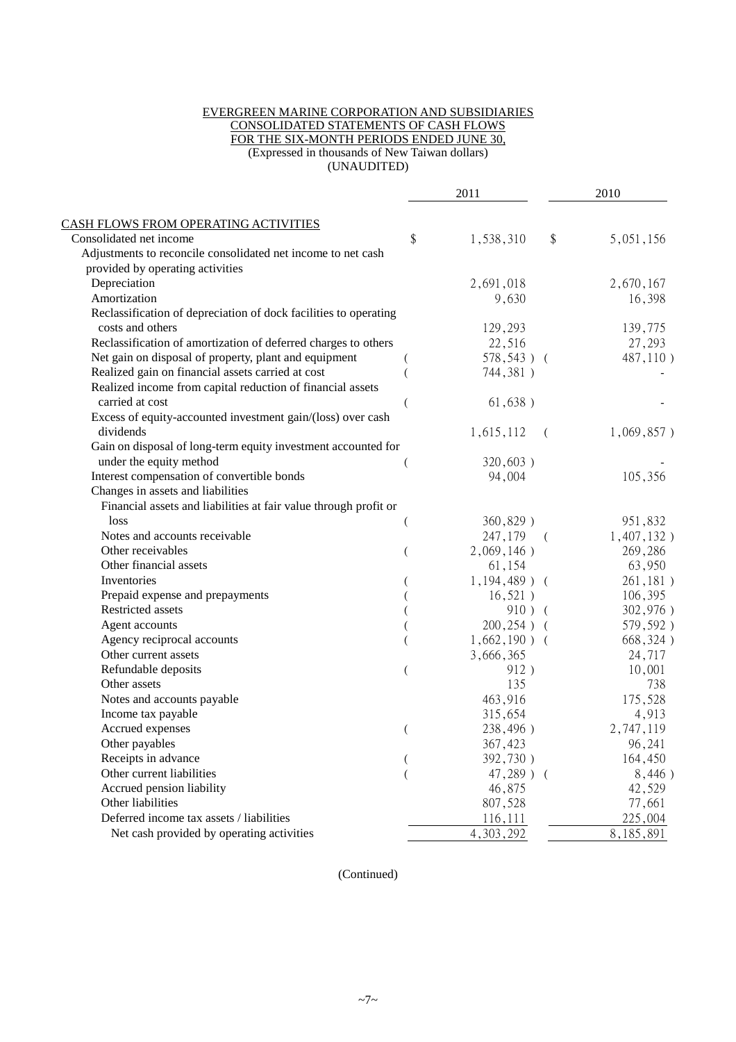EVERGREEN MARINE CORPORATION AND SUBSIDIARIES
CONSOLIDATED STATEMENTS OF CASH FLOWS
FOR THE SIX-MONTH PERIODS ENDED JUNE 30,
(Expressed in thousands of New Taiwan dollars)
(UNAUDITED)

| | 2011 | 2010 |
|---|---|---|
| CASH FLOWS FROM OPERATING ACTIVITIES | | |
| Consolidated net income | $ 1,538,310 | $ 5,051,156 |
| Adjustments to reconcile consolidated net income to net cash provided by operating activities | | |
| Depreciation | 2,691,018 | 2,670,167 |
| Amortization | 9,630 | 16,398 |
| Reclassification of depreciation of dock facilities to operating costs and others | 129,293 | 139,775 |
| Reclassification of amortization of deferred charges to others | 22,516 | 27,293 |
| Net gain on disposal of property, plant and equipment | ( 578,543 ) | ( 487,110 ) |
| Realized gain on financial assets carried at cost | ( 744,381 ) | - |
| Realized income from capital reduction of financial assets carried at cost | ( 61,638 ) | - |
| Excess of equity-accounted investment gain/(loss) over cash dividends | 1,615,112 | ( 1,069,857 ) |
| Gain on disposal of long-term equity investment accounted for under the equity method | ( 320,603 ) | - |
| Interest compensation of convertible bonds | 94,004 | 105,356 |
| Changes in assets and liabilities | | |
| Financial assets and liabilities at fair value through profit or loss | ( 360,829 ) | 951,832 |
| Notes and accounts receivable | 247,179 | ( 1,407,132 ) |
| Other receivables | ( 2,069,146 ) | 269,286 |
| Other financial assets | 61,154 | 63,950 |
| Inventories | ( 1,194,489 ) | ( 261,181 ) |
| Prepaid expense and prepayments | ( 16,521 ) | 106,395 |
| Restricted assets | ( 910 ) | ( 302,976 ) |
| Agent accounts | ( 200,254 ) | ( 579,592 ) |
| Agency reciprocal accounts | ( 1,662,190 ) | ( 668,324 ) |
| Other current assets | 3,666,365 | 24,717 |
| Refundable deposits | ( 912 ) | 10,001 |
| Other assets | 135 | 738 |
| Notes and accounts payable | 463,916 | 175,528 |
| Income tax payable | 315,654 | 4,913 |
| Accrued expenses | ( 238,496 ) | 2,747,119 |
| Other payables | 367,423 | 96,241 |
| Receipts in advance | ( 392,730 ) | 164,450 |
| Other current liabilities | ( 47,289 ) | ( 8,446 ) |
| Accrued pension liability | 46,875 | 42,529 |
| Other liabilities | 807,528 | 77,661 |
| Deferred income tax assets / liabilities | 116,111 | 225,004 |
| Net cash provided by operating activities | 4,303,292 | 8,185,891 |

(Continued)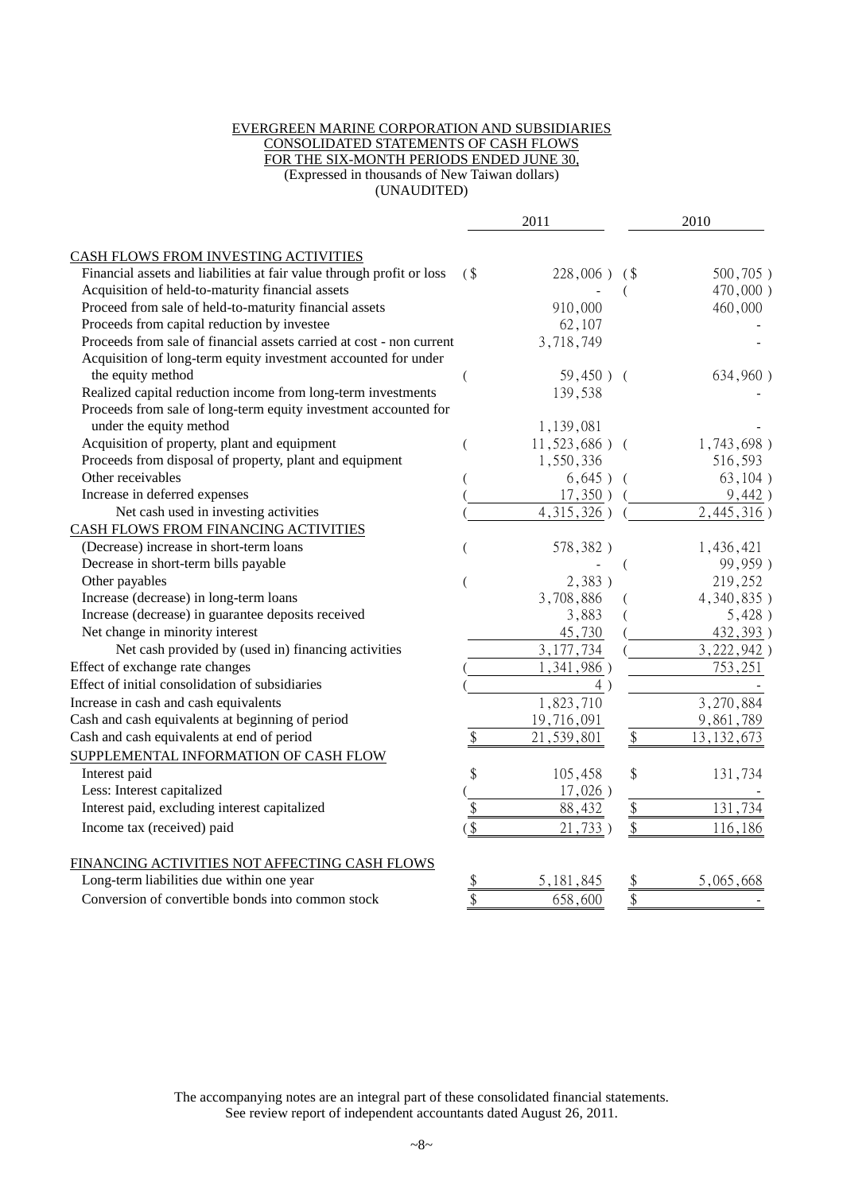EVERGREEN MARINE CORPORATION AND SUBSIDIARIES
CONSOLIDATED STATEMENTS OF CASH FLOWS
FOR THE SIX-MONTH PERIODS ENDED JUNE 30,
(Expressed in thousands of New Taiwan dollars)
(UNAUDITED)

| | 2011 | 2010 |
|---|---|---|
| CASH FLOWS FROM INVESTING ACTIVITIES | | |
| Financial assets and liabilities at fair value through profit or loss | ($ 228,006 ) | ($ 500,705 ) |
| Acquisition of held-to-maturity financial assets | - | ( 470,000 ) |
| Proceed from sale of held-to-maturity financial assets | 910,000 | 460,000 |
| Proceeds from capital reduction by investee | 62,107 | - |
| Proceeds from sale of financial assets carried at cost - non current | 3,718,749 | - |
| Acquisition of long-term equity investment accounted for under the equity method | ( 59,450 ) | ( 634,960 ) |
| Realized capital reduction income from long-term investments | 139,538 | - |
| Proceeds from sale of long-term equity investment accounted for under the equity method | 1,139,081 | - |
| Acquisition of property, plant and equipment | ( 11,523,686 ) | ( 1,743,698 ) |
| Proceeds from disposal of property, plant and equipment | 1,550,336 | 516,593 |
| Other receivables | ( 6,645 ) | ( 63,104 ) |
| Increase in deferred expenses | ( 17,350 ) | ( 9,442 ) |
| Net cash used in investing activities | ( 4,315,326 ) | ( 2,445,316 ) |
| CASH FLOWS FROM FINANCING ACTIVITIES | | |
| (Decrease) increase in short-term loans | ( 578,382 ) | 1,436,421 |
| Decrease in short-term bills payable | - | ( 99,959 ) |
| Other payables | ( 2,383 ) | 219,252 |
| Increase (decrease) in long-term loans | 3,708,886 | ( 4,340,835 ) |
| Increase (decrease) in guarantee deposits received | 3,883 | ( 5,428 ) |
| Net change in minority interest | 45,730 | ( 432,393 ) |
| Net cash provided by (used in) financing activities | 3,177,734 | ( 3,222,942 ) |
| Effect of exchange rate changes | ( 1,341,986 ) | 753,251 |
| Effect of initial consolidation of subsidiaries | ( 4 ) | - |
| Increase in cash and cash equivalents | 1,823,710 | 3,270,884 |
| Cash and cash equivalents at beginning of period | 19,716,091 | 9,861,789 |
| Cash and cash equivalents at end of period | $ 21,539,801 | $ 13,132,673 |
| SUPPLEMENTAL INFORMATION OF CASH FLOW | | |
| Interest paid | $ 105,458 | $ 131,734 |
| Less: Interest capitalized | ( 17,026 ) | - |
| Interest paid, excluding interest capitalized | $ 88,432 | $ 131,734 |
| Income tax (received) paid | ($ 21,733 ) | $ 116,186 |
| FINANCING ACTIVITIES NOT AFFECTING CASH FLOWS | | |
| Long-term liabilities due within one year | $ 5,181,845 | $ 5,065,668 |
| Conversion of convertible bonds into common stock | $ 658,600 | $ - |

The accompanying notes are an integral part of these consolidated financial statements.
See review report of independent accountants dated August 26, 2011.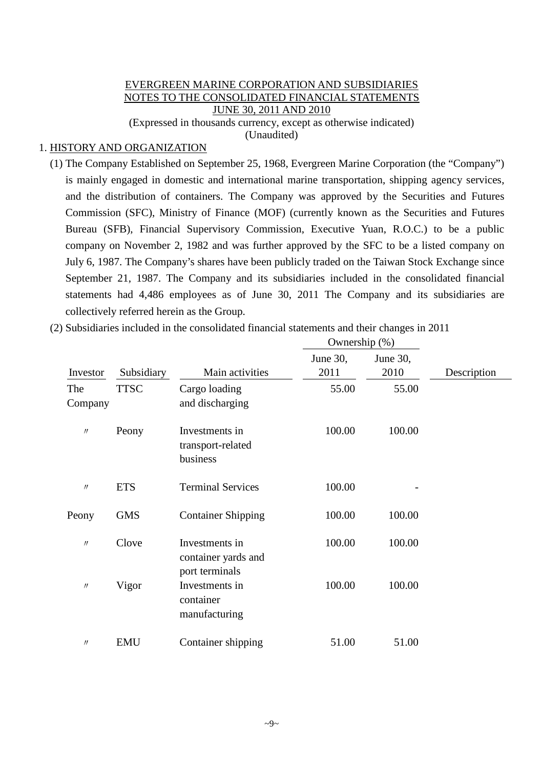EVERGREEN MARINE CORPORATION AND SUBSIDIARIES
NOTES TO THE CONSOLIDATED FINANCIAL STATEMENTS
JUNE 30, 2011 AND 2010
(Expressed in thousands currency, except as otherwise indicated)
(Unaudited)

1. HISTORY AND ORGANIZATION

(1) The Company Established on September 25, 1968, Evergreen Marine Corporation (the "Company") is mainly engaged in domestic and international marine transportation, shipping agency services, and the distribution of containers. The Company was approved by the Securities and Futures Commission (SFC), Ministry of Finance (MOF) (currently known as the Securities and Futures Bureau (SFB), Financial Supervisory Commission, Executive Yuan, R.O.C.) to be a public company on November 2, 1982 and was further approved by the SFC to be a listed company on July 6, 1987. The Company's shares have been publicly traded on the Taiwan Stock Exchange since September 21, 1987. The Company and its subsidiaries included in the consolidated financial statements had 4,486 employees as of June 30, 2011 The Company and its subsidiaries are collectively referred herein as the Group.

(2) Subsidiaries included in the consolidated financial statements and their changes in 2011

| Investor | Subsidiary | Main activities | Ownership (%) June 30, 2011 | Ownership (%) June 30, 2010 | Description |
|---|---|---|---|---|---|
| The Company | TTSC | Cargo loading and discharging | 55.00 | 55.00 | |
| 〃 | Peony | Investments in transport-related business | 100.00 | 100.00 | |
| 〃 | ETS | Terminal Services | 100.00 | - | |
| Peony | GMS | Container Shipping | 100.00 | 100.00 | |
| 〃 | Clove | Investments in container yards and port terminals | 100.00 | 100.00 | |
| 〃 | Vigor | Investments in container manufacturing | 100.00 | 100.00 | |
| 〃 | EMU | Container shipping | 51.00 | 51.00 | |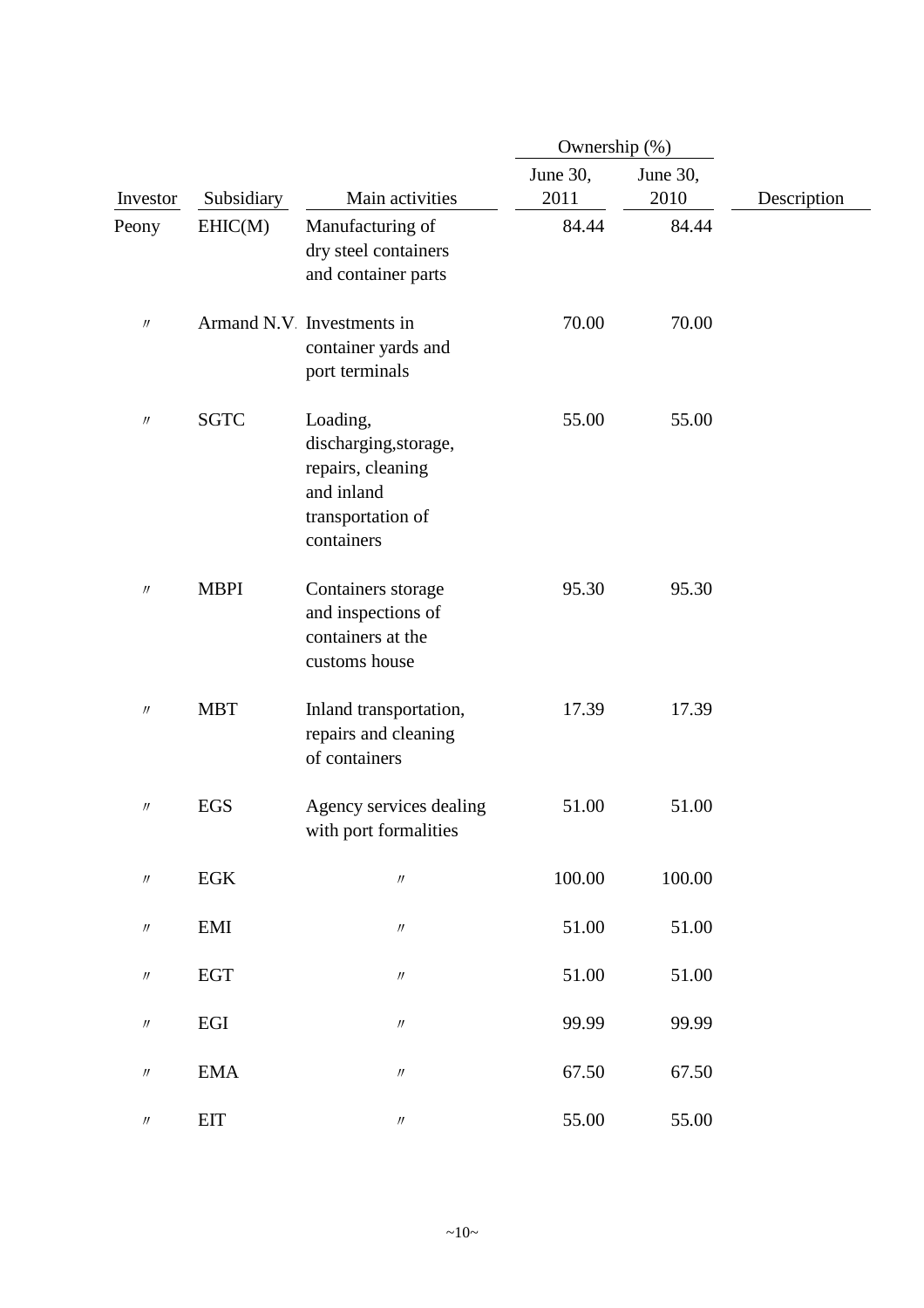| Investor | Subsidiary | Main activities | Ownership (%) | | Description |
|---|---|---|---|---|---|
| | | | June 30, 2011 | June 30, 2010 | |
| Peony | EHIC(M) | Manufacturing of dry steel containers and container parts | 84.44 | 84.44 | |
| 〃 | Armand N.V. | Investments in container yards and port terminals | 70.00 | 70.00 | |
| 〃 | SGTC | Loading, discharging,storage, repairs, cleaning and inland transportation of containers | 55.00 | 55.00 | |
| 〃 | MBPI | Containers storage and inspections of containers at the customs house | 95.30 | 95.30 | |
| 〃 | MBT | Inland transportation, repairs and cleaning of containers | 17.39 | 17.39 | |
| 〃 | EGS | Agency services dealing with port formalities | 51.00 | 51.00 | |
| 〃 | EGK | 〃 | 100.00 | 100.00 | |
| 〃 | EMI | 〃 | 51.00 | 51.00 | |
| 〃 | EGT | 〃 | 51.00 | 51.00 | |
| 〃 | EGI | 〃 | 99.99 | 99.99 | |
| 〃 | EMA | 〃 | 67.50 | 67.50 | |
| 〃 | EIT | 〃 | 55.00 | 55.00 | |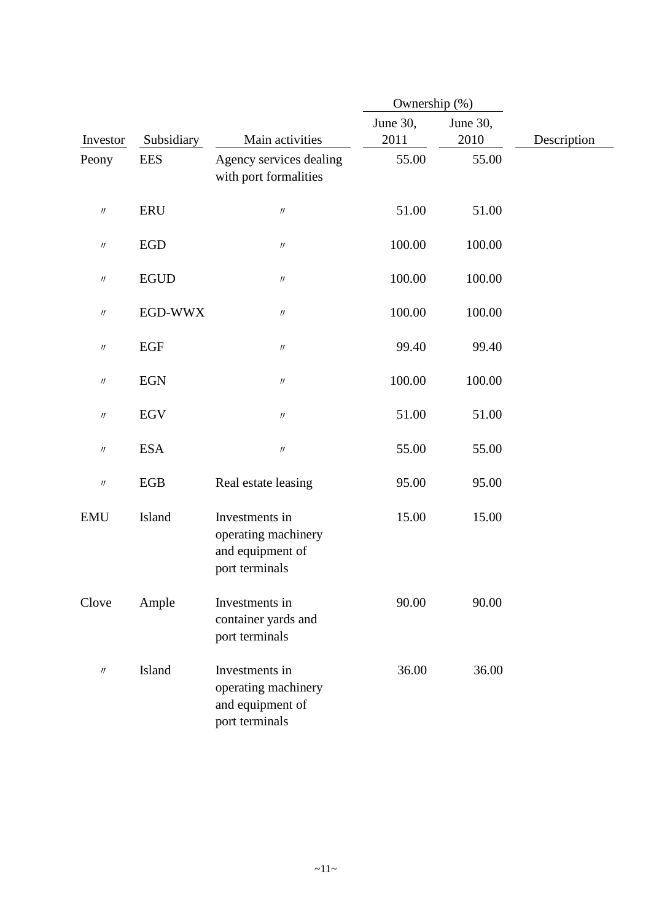| Investor | Subsidiary | Main activities | Ownership (%) June 30, 2011 | Ownership (%) June 30, 2010 | Description |
|---|---|---|---|---|---|
| Peony | EES | Agency services dealing with port formalities | 55.00 | 55.00 | |
| 〃 | ERU | 〃 | 51.00 | 51.00 | |
| 〃 | EGD | 〃 | 100.00 | 100.00 | |
| 〃 | EGUD | 〃 | 100.00 | 100.00 | |
| 〃 | EGD-WWX | 〃 | 100.00 | 100.00 | |
| 〃 | EGF | 〃 | 99.40 | 99.40 | |
| 〃 | EGN | 〃 | 100.00 | 100.00 | |
| 〃 | EGV | 〃 | 51.00 | 51.00 | |
| 〃 | ESA | 〃 | 55.00 | 55.00 | |
| 〃 | EGB | Real estate leasing | 95.00 | 95.00 | |
| EMU | Island | Investments in operating machinery and equipment of port terminals | 15.00 | 15.00 | |
| Clove | Ample | Investments in container yards and port terminals | 90.00 | 90.00 | |
| 〃 | Island | Investments in operating machinery and equipment of port terminals | 36.00 | 36.00 | |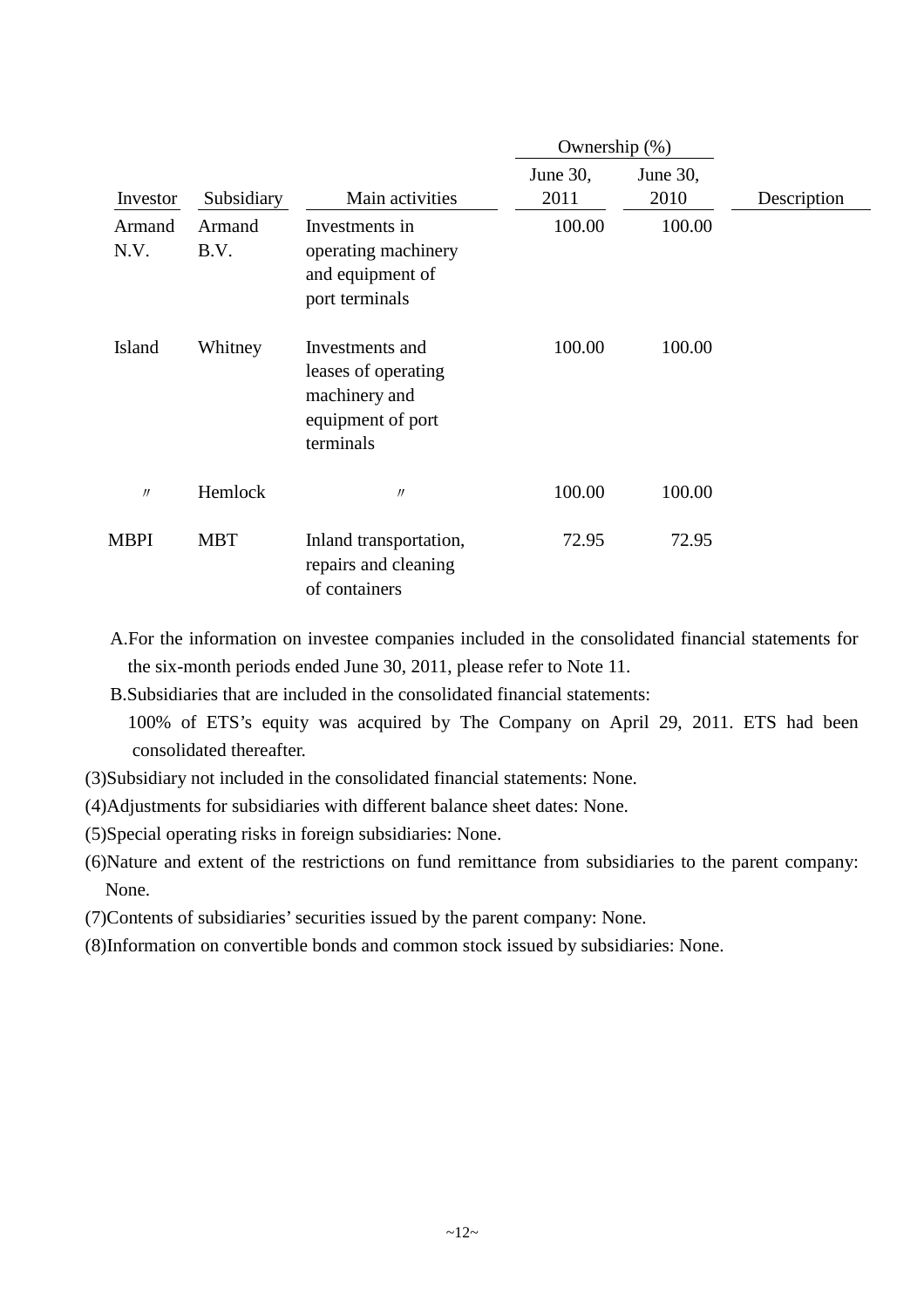| Investor | Subsidiary | Main activities | Ownership (%) | | Description |
|---|---|---|---|---|---|
| | | | June 30, 2011 | June 30, 2010 | |
| Armand N.V. | Armand B.V. | Investments in operating machinery and equipment of port terminals | 100.00 | 100.00 | |
| Island | Whitney | Investments and leases of operating machinery and equipment of port terminals | 100.00 | 100.00 | |
| 〃 | Hemlock | 〃 | 100.00 | 100.00 | |
| MBPI | MBT | Inland transportation, repairs and cleaning of containers | 72.95 | 72.95 | |

A.For the information on investee companies included in the consolidated financial statements for the six-month periods ended June 30, 2011, please refer to Note 11.

B.Subsidiaries that are included in the consolidated financial statements:

100% of ETS's equity was acquired by The Company on April 29, 2011. ETS had been consolidated thereafter.

(3)Subsidiary not included in the consolidated financial statements: None.

(4)Adjustments for subsidiaries with different balance sheet dates: None.

(5)Special operating risks in foreign subsidiaries: None.

(6)Nature and extent of the restrictions on fund remittance from subsidiaries to the parent company: None.

(7)Contents of subsidiaries' securities issued by the parent company: None.

(8)Information on convertible bonds and common stock issued by subsidiaries: None.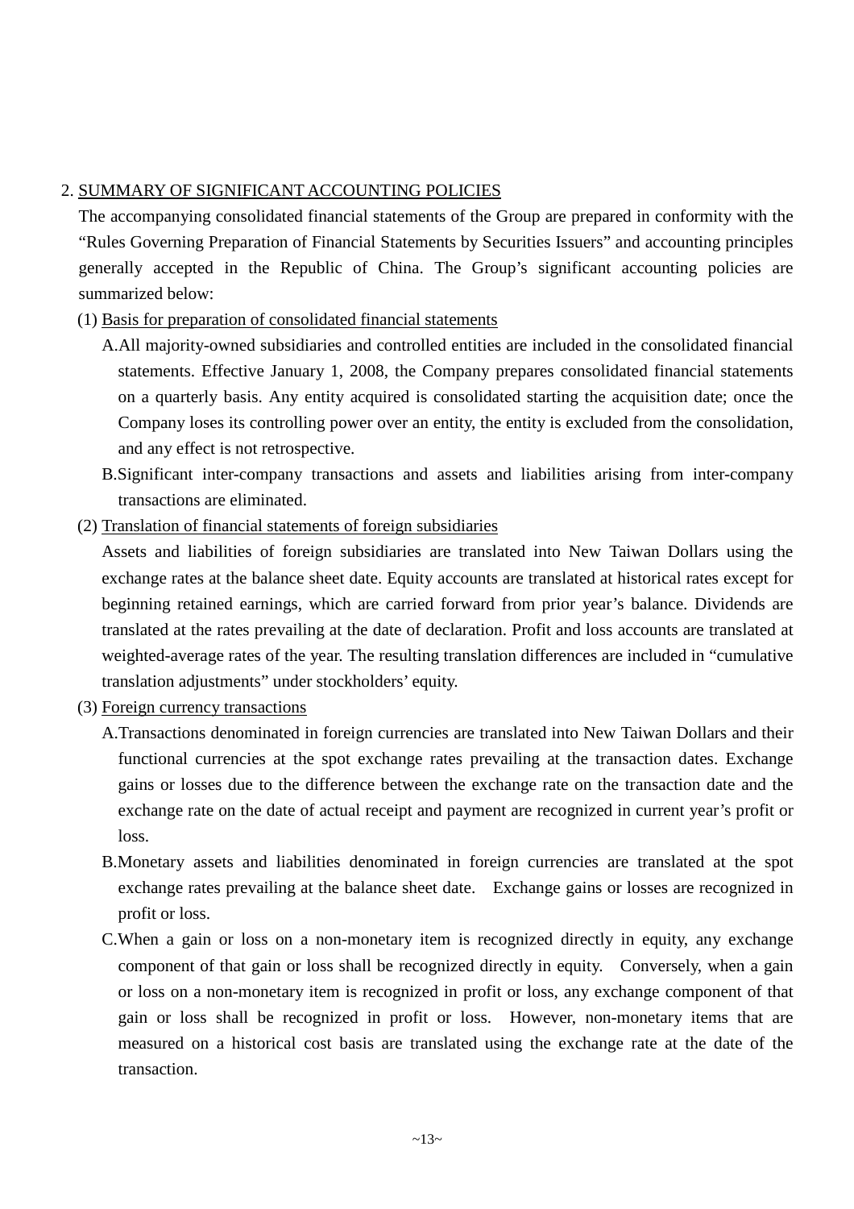## 2. SUMMARY OF SIGNIFICANT ACCOUNTING POLICIES

The accompanying consolidated financial statements of the Group are prepared in conformity with the "Rules Governing Preparation of Financial Statements by Securities Issuers" and accounting principles generally accepted in the Republic of China. The Group's significant accounting policies are summarized below:

### (1) Basis for preparation of consolidated financial statements

A. All majority-owned subsidiaries and controlled entities are included in the consolidated financial statements. Effective January 1, 2008, the Company prepares consolidated financial statements on a quarterly basis. Any entity acquired is consolidated starting the acquisition date; once the Company loses its controlling power over an entity, the entity is excluded from the consolidation, and any effect is not retrospective.

B. Significant inter-company transactions and assets and liabilities arising from inter-company transactions are eliminated.

### (2) Translation of financial statements of foreign subsidiaries

Assets and liabilities of foreign subsidiaries are translated into New Taiwan Dollars using the exchange rates at the balance sheet date. Equity accounts are translated at historical rates except for beginning retained earnings, which are carried forward from prior year's balance. Dividends are translated at the rates prevailing at the date of declaration. Profit and loss accounts are translated at weighted-average rates of the year. The resulting translation differences are included in "cumulative translation adjustments" under stockholders' equity.

### (3) Foreign currency transactions

A. Transactions denominated in foreign currencies are translated into New Taiwan Dollars and their functional currencies at the spot exchange rates prevailing at the transaction dates. Exchange gains or losses due to the difference between the exchange rate on the transaction date and the exchange rate on the date of actual receipt and payment are recognized in current year's profit or loss.

B. Monetary assets and liabilities denominated in foreign currencies are translated at the spot exchange rates prevailing at the balance sheet date. Exchange gains or losses are recognized in profit or loss.

C. When a gain or loss on a non-monetary item is recognized directly in equity, any exchange component of that gain or loss shall be recognized directly in equity. Conversely, when a gain or loss on a non-monetary item is recognized in profit or loss, any exchange component of that gain or loss shall be recognized in profit or loss. However, non-monetary items that are measured on a historical cost basis are translated using the exchange rate at the date of the transaction.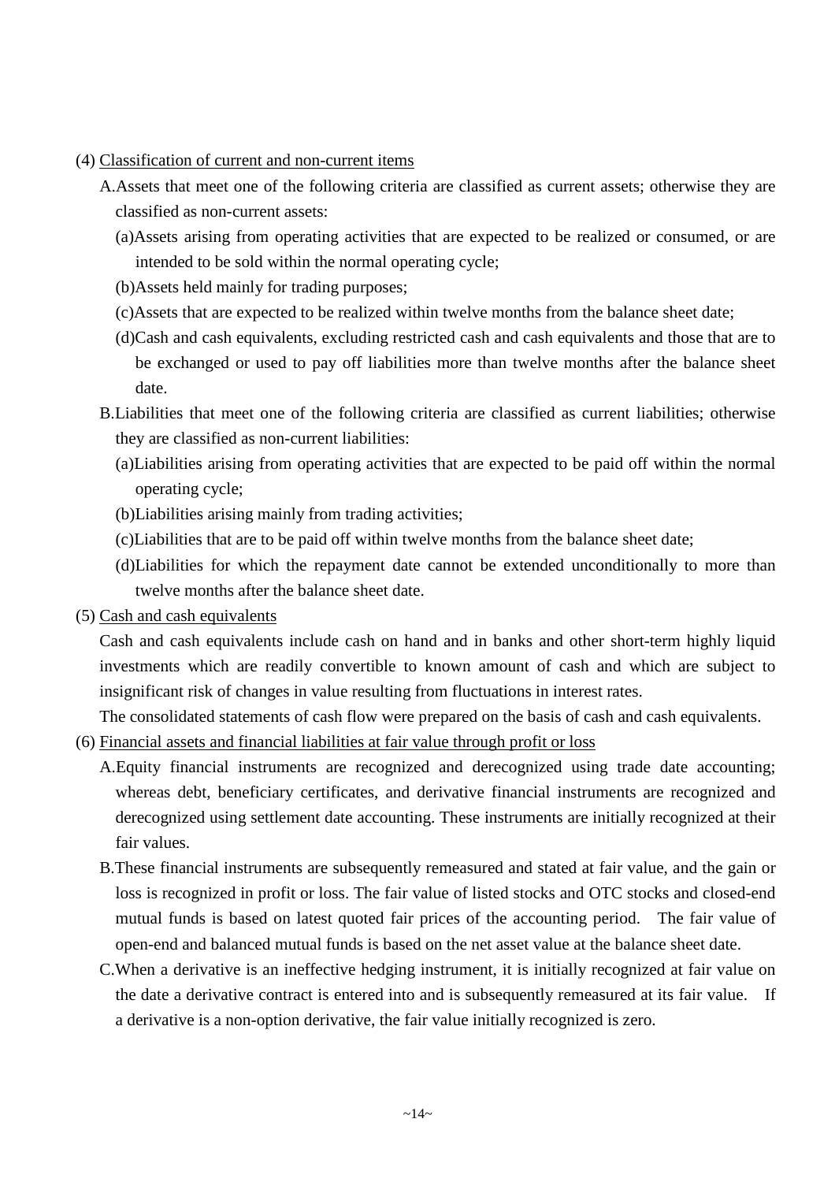(4) Classification of current and non-current items

A. Assets that meet one of the following criteria are classified as current assets; otherwise they are classified as non-current assets:

(a) Assets arising from operating activities that are expected to be realized or consumed, or are intended to be sold within the normal operating cycle;

(b) Assets held mainly for trading purposes;

(c) Assets that are expected to be realized within twelve months from the balance sheet date;

(d) Cash and cash equivalents, excluding restricted cash and cash equivalents and those that are to be exchanged or used to pay off liabilities more than twelve months after the balance sheet date.

B. Liabilities that meet one of the following criteria are classified as current liabilities; otherwise they are classified as non-current liabilities:

(a) Liabilities arising from operating activities that are expected to be paid off within the normal operating cycle;

(b) Liabilities arising mainly from trading activities;

(c) Liabilities that are to be paid off within twelve months from the balance sheet date;

(d) Liabilities for which the repayment date cannot be extended unconditionally to more than twelve months after the balance sheet date.

(5) Cash and cash equivalents

Cash and cash equivalents include cash on hand and in banks and other short-term highly liquid investments which are readily convertible to known amount of cash and which are subject to insignificant risk of changes in value resulting from fluctuations in interest rates.

The consolidated statements of cash flow were prepared on the basis of cash and cash equivalents.

(6) Financial assets and financial liabilities at fair value through profit or loss

A. Equity financial instruments are recognized and derecognized using trade date accounting; whereas debt, beneficiary certificates, and derivative financial instruments are recognized and derecognized using settlement date accounting. These instruments are initially recognized at their fair values.

B. These financial instruments are subsequently remeasured and stated at fair value, and the gain or loss is recognized in profit or loss. The fair value of listed stocks and OTC stocks and closed-end mutual funds is based on latest quoted fair prices of the accounting period. The fair value of open-end and balanced mutual funds is based on the net asset value at the balance sheet date.

C. When a derivative is an ineffective hedging instrument, it is initially recognized at fair value on the date a derivative contract is entered into and is subsequently remeasured at its fair value. If a derivative is a non-option derivative, the fair value initially recognized is zero.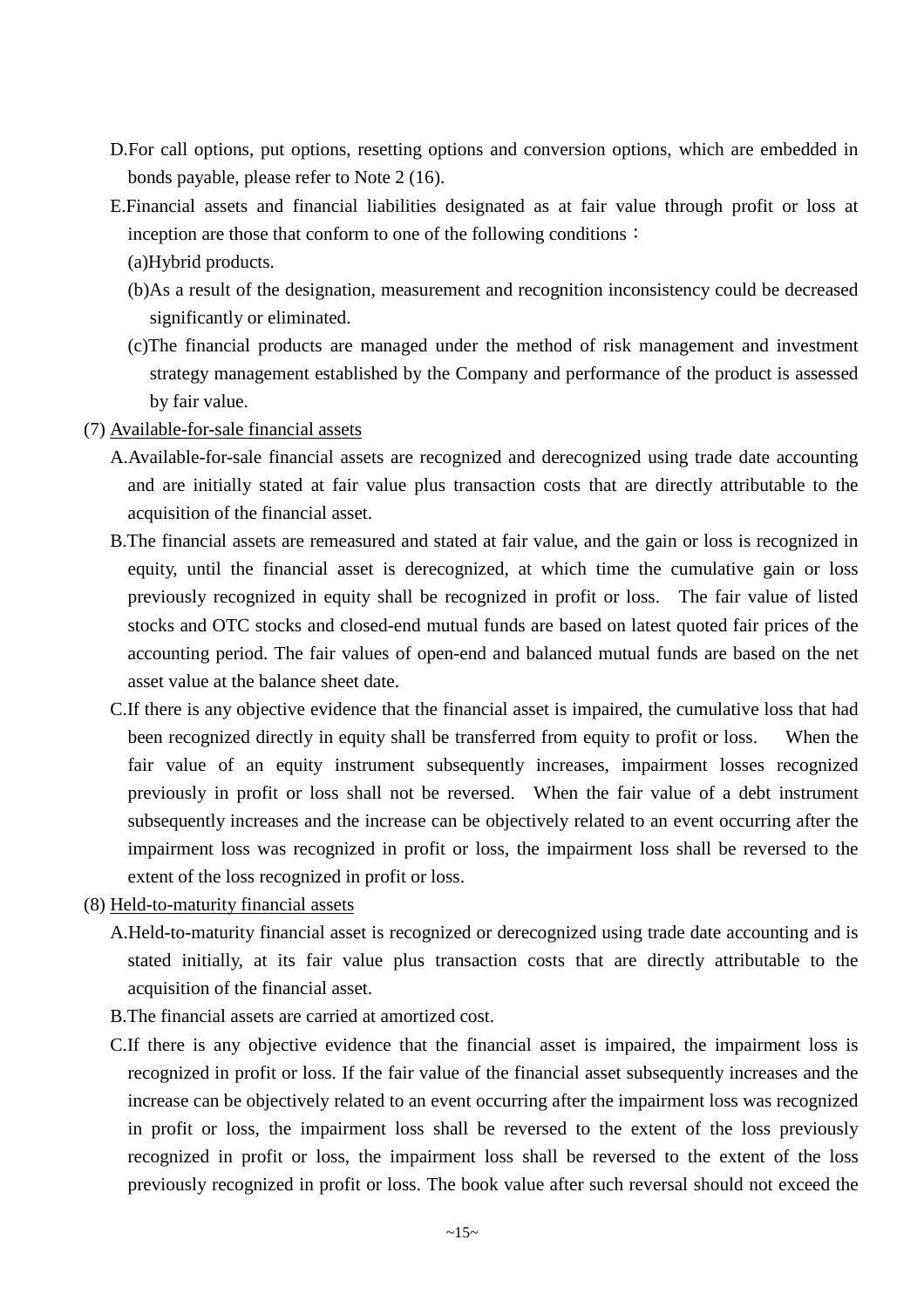D.For call options, put options, resetting options and conversion options, which are embedded in bonds payable, please refer to Note 2 (16).

E.Financial assets and financial liabilities designated as at fair value through profit or loss at inception are those that conform to one of the following conditions：

(a)Hybrid products.

(b)As a result of the designation, measurement and recognition inconsistency could be decreased significantly or eliminated.

(c)The financial products are managed under the method of risk management and investment strategy management established by the Company and performance of the product is assessed by fair value.

(7) <u>Available-for-sale financial assets</u>

A.Available-for-sale financial assets are recognized and derecognized using trade date accounting and are initially stated at fair value plus transaction costs that are directly attributable to the acquisition of the financial asset.

B.The financial assets are remeasured and stated at fair value, and the gain or loss is recognized in equity, until the financial asset is derecognized, at which time the cumulative gain or loss previously recognized in equity shall be recognized in profit or loss. The fair value of listed stocks and OTC stocks and closed-end mutual funds are based on latest quoted fair prices of the accounting period. The fair values of open-end and balanced mutual funds are based on the net asset value at the balance sheet date.

C.If there is any objective evidence that the financial asset is impaired, the cumulative loss that had been recognized directly in equity shall be transferred from equity to profit or loss. When the fair value of an equity instrument subsequently increases, impairment losses recognized previously in profit or loss shall not be reversed. When the fair value of a debt instrument subsequently increases and the increase can be objectively related to an event occurring after the impairment loss was recognized in profit or loss, the impairment loss shall be reversed to the extent of the loss recognized in profit or loss.

(8) <u>Held-to-maturity financial assets</u>

A.Held-to-maturity financial asset is recognized or derecognized using trade date accounting and is stated initially, at its fair value plus transaction costs that are directly attributable to the acquisition of the financial asset.

B.The financial assets are carried at amortized cost.

C.If there is any objective evidence that the financial asset is impaired, the impairment loss is recognized in profit or loss. If the fair value of the financial asset subsequently increases and the increase can be objectively related to an event occurring after the impairment loss was recognized in profit or loss, the impairment loss shall be reversed to the extent of the loss previously recognized in profit or loss, the impairment loss shall be reversed to the extent of the loss previously recognized in profit or loss. The book value after such reversal should not exceed the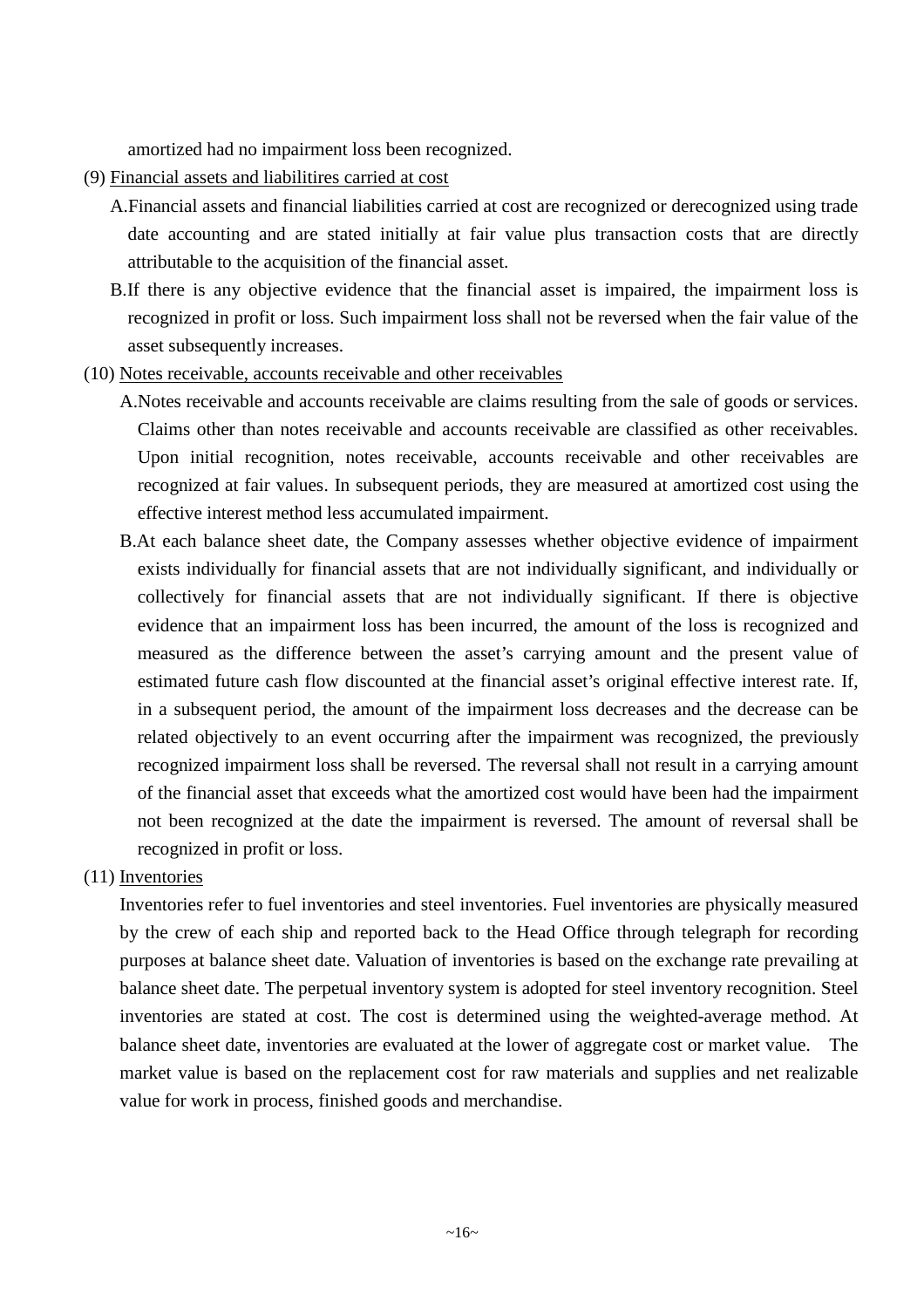amortized had no impairment loss been recognized.

(9) Financial assets and liabilitires carried at cost

A.Financial assets and financial liabilities carried at cost are recognized or derecognized using trade date accounting and are stated initially at fair value plus transaction costs that are directly attributable to the acquisition of the financial asset.

B.If there is any objective evidence that the financial asset is impaired, the impairment loss is recognized in profit or loss. Such impairment loss shall not be reversed when the fair value of the asset subsequently increases.

(10) Notes receivable, accounts receivable and other receivables

A.Notes receivable and accounts receivable are claims resulting from the sale of goods or services. Claims other than notes receivable and accounts receivable are classified as other receivables. Upon initial recognition, notes receivable, accounts receivable and other receivables are recognized at fair values. In subsequent periods, they are measured at amortized cost using the effective interest method less accumulated impairment.

B.At each balance sheet date, the Company assesses whether objective evidence of impairment exists individually for financial assets that are not individually significant, and individually or collectively for financial assets that are not individually significant. If there is objective evidence that an impairment loss has been incurred, the amount of the loss is recognized and measured as the difference between the asset's carrying amount and the present value of estimated future cash flow discounted at the financial asset's original effective interest rate. If, in a subsequent period, the amount of the impairment loss decreases and the decrease can be related objectively to an event occurring after the impairment was recognized, the previously recognized impairment loss shall be reversed. The reversal shall not result in a carrying amount of the financial asset that exceeds what the amortized cost would have been had the impairment not been recognized at the date the impairment is reversed. The amount of reversal shall be recognized in profit or loss.

(11) Inventories

Inventories refer to fuel inventories and steel inventories. Fuel inventories are physically measured by the crew of each ship and reported back to the Head Office through telegraph for recording purposes at balance sheet date. Valuation of inventories is based on the exchange rate prevailing at balance sheet date. The perpetual inventory system is adopted for steel inventory recognition. Steel inventories are stated at cost. The cost is determined using the weighted-average method. At balance sheet date, inventories are evaluated at the lower of aggregate cost or market value. The market value is based on the replacement cost for raw materials and supplies and net realizable value for work in process, finished goods and merchandise.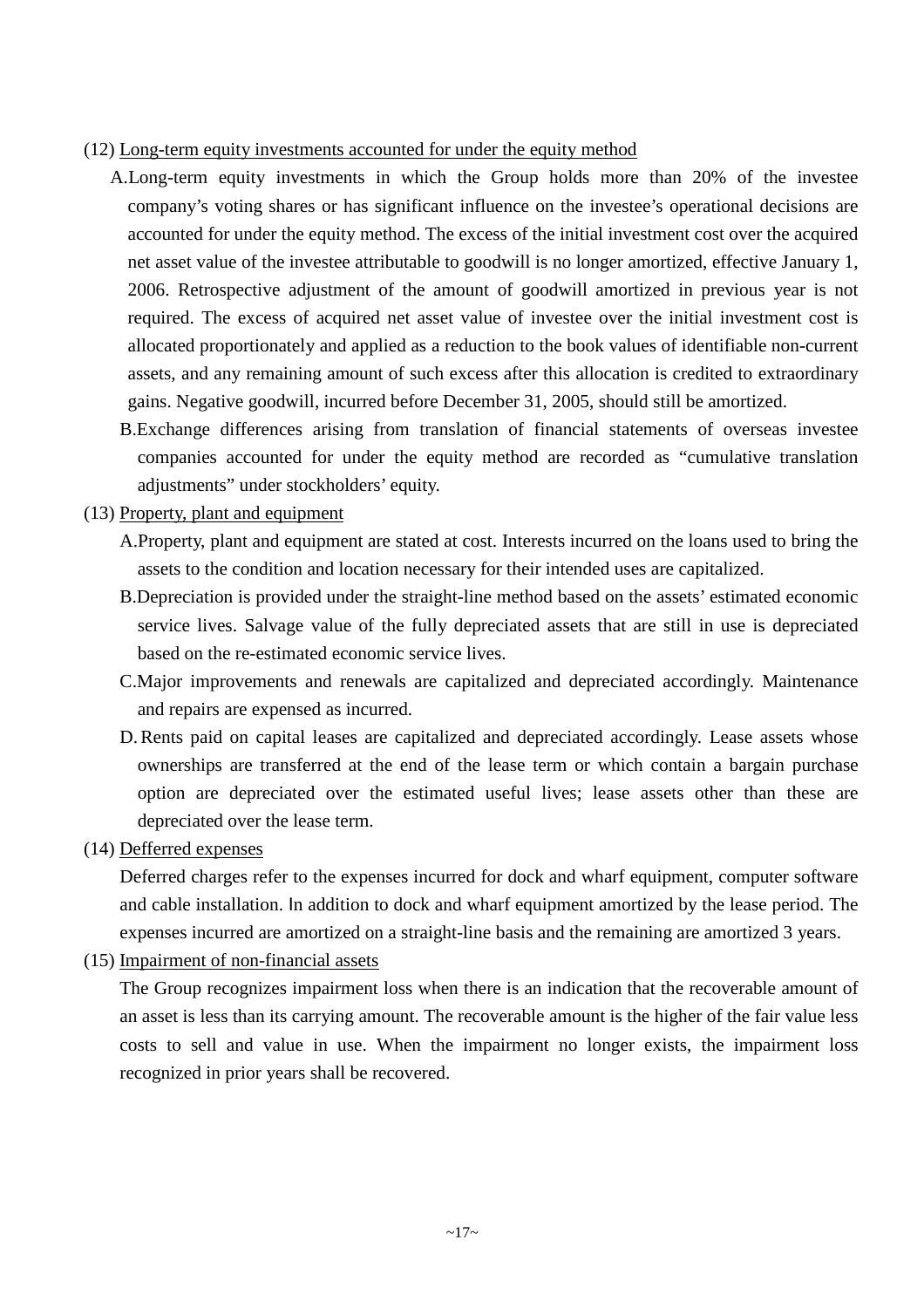(12) <u>Long-term equity investments accounted for under the equity method</u>

A. Long-term equity investments in which the Group holds more than 20% of the investee company's voting shares or has significant influence on the investee's operational decisions are accounted for under the equity method. The excess of the initial investment cost over the acquired net asset value of the investee attributable to goodwill is no longer amortized, effective January 1, 2006. Retrospective adjustment of the amount of goodwill amortized in previous year is not required. The excess of acquired net asset value of investee over the initial investment cost is allocated proportionately and applied as a reduction to the book values of identifiable non-current assets, and any remaining amount of such excess after this allocation is credited to extraordinary gains. Negative goodwill, incurred before December 31, 2005, should still be amortized.

B. Exchange differences arising from translation of financial statements of overseas investee companies accounted for under the equity method are recorded as "cumulative translation adjustments" under stockholders' equity.

(13) <u>Property, plant and equipment</u>

A. Property, plant and equipment are stated at cost. Interests incurred on the loans used to bring the assets to the condition and location necessary for their intended uses are capitalized.

B. Depreciation is provided under the straight-line method based on the assets' estimated economic service lives. Salvage value of the fully depreciated assets that are still in use is depreciated based on the re-estimated economic service lives.

C. Major improvements and renewals are capitalized and depreciated accordingly. Maintenance and repairs are expensed as incurred.

D. Rents paid on capital leases are capitalized and depreciated accordingly. Lease assets whose ownerships are transferred at the end of the lease term or which contain a bargain purchase option are depreciated over the estimated useful lives; lease assets other than these are depreciated over the lease term.

(14) <u>Defferred expenses</u>

Deferred charges refer to the expenses incurred for dock and wharf equipment, computer software and cable installation. In addition to dock and wharf equipment amortized by the lease period. The expenses incurred are amortized on a straight-line basis and the remaining are amortized 3 years.

(15) <u>Impairment of non-financial assets</u>

The Group recognizes impairment loss when there is an indication that the recoverable amount of an asset is less than its carrying amount. The recoverable amount is the higher of the fair value less costs to sell and value in use. When the impairment no longer exists, the impairment loss recognized in prior years shall be recovered.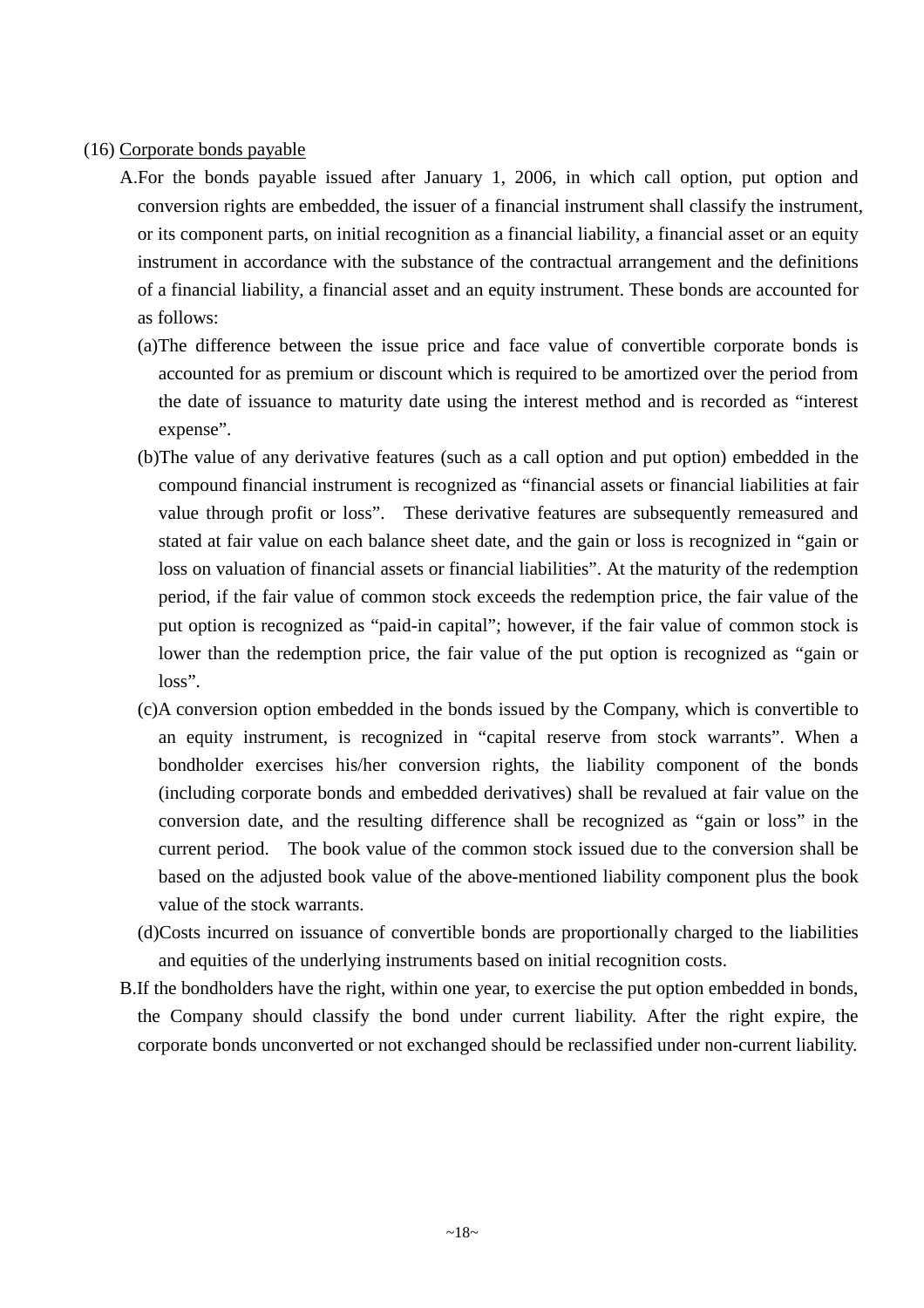(16) Corporate bonds payable

A. For the bonds payable issued after January 1, 2006, in which call option, put option and conversion rights are embedded, the issuer of a financial instrument shall classify the instrument, or its component parts, on initial recognition as a financial liability, a financial asset or an equity instrument in accordance with the substance of the contractual arrangement and the definitions of a financial liability, a financial asset and an equity instrument. These bonds are accounted for as follows:

(a) The difference between the issue price and face value of convertible corporate bonds is accounted for as premium or discount which is required to be amortized over the period from the date of issuance to maturity date using the interest method and is recorded as "interest expense".

(b) The value of any derivative features (such as a call option and put option) embedded in the compound financial instrument is recognized as "financial assets or financial liabilities at fair value through profit or loss". These derivative features are subsequently remeasured and stated at fair value on each balance sheet date, and the gain or loss is recognized in "gain or loss on valuation of financial assets or financial liabilities". At the maturity of the redemption period, if the fair value of common stock exceeds the redemption price, the fair value of the put option is recognized as "paid-in capital"; however, if the fair value of common stock is lower than the redemption price, the fair value of the put option is recognized as "gain or loss".

(c) A conversion option embedded in the bonds issued by the Company, which is convertible to an equity instrument, is recognized in "capital reserve from stock warrants". When a bondholder exercises his/her conversion rights, the liability component of the bonds (including corporate bonds and embedded derivatives) shall be revalued at fair value on the conversion date, and the resulting difference shall be recognized as "gain or loss" in the current period. The book value of the common stock issued due to the conversion shall be based on the adjusted book value of the above-mentioned liability component plus the book value of the stock warrants.

(d) Costs incurred on issuance of convertible bonds are proportionally charged to the liabilities and equities of the underlying instruments based on initial recognition costs.

B. If the bondholders have the right, within one year, to exercise the put option embedded in bonds, the Company should classify the bond under current liability. After the right expire, the corporate bonds unconverted or not exchanged should be reclassified under non-current liability.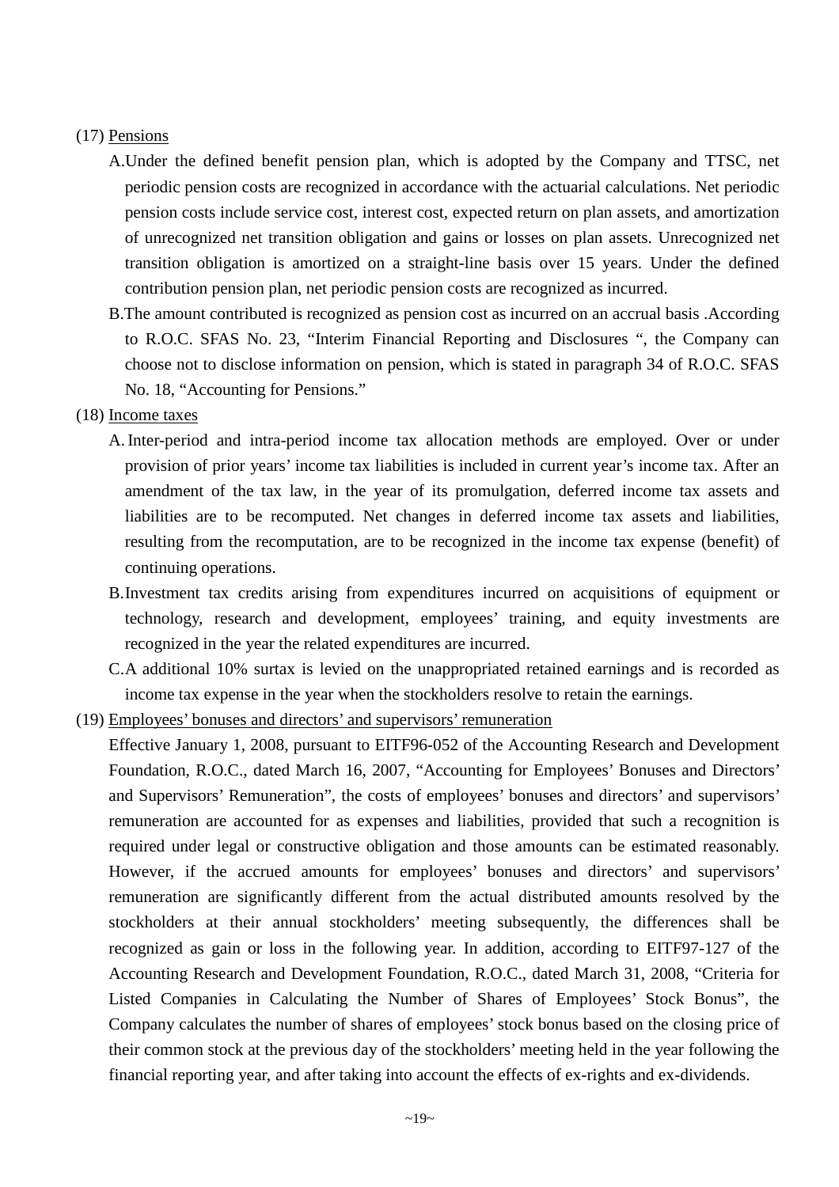(17) Pensions

A. Under the defined benefit pension plan, which is adopted by the Company and TTSC, net periodic pension costs are recognized in accordance with the actuarial calculations. Net periodic pension costs include service cost, interest cost, expected return on plan assets, and amortization of unrecognized net transition obligation and gains or losses on plan assets. Unrecognized net transition obligation is amortized on a straight-line basis over 15 years. Under the defined contribution pension plan, net periodic pension costs are recognized as incurred.

B. The amount contributed is recognized as pension cost as incurred on an accrual basis .According to R.O.C. SFAS No. 23, “Interim Financial Reporting and Disclosures “, the Company can choose not to disclose information on pension, which is stated in paragraph 34 of R.O.C. SFAS No. 18, “Accounting for Pensions.”

(18) Income taxes

A. Inter-period and intra-period income tax allocation methods are employed. Over or under provision of prior years’ income tax liabilities is included in current year’s income tax. After an amendment of the tax law, in the year of its promulgation, deferred income tax assets and liabilities are to be recomputed. Net changes in deferred income tax assets and liabilities, resulting from the recomputation, are to be recognized in the income tax expense (benefit) of continuing operations.

B. Investment tax credits arising from expenditures incurred on acquisitions of equipment or technology, research and development, employees’ training, and equity investments are recognized in the year the related expenditures are incurred.

C. A additional 10% surtax is levied on the unappropriated retained earnings and is recorded as income tax expense in the year when the stockholders resolve to retain the earnings.

(19) Employees’ bonuses and directors’ and supervisors’ remuneration

Effective January 1, 2008, pursuant to EITF96-052 of the Accounting Research and Development Foundation, R.O.C., dated March 16, 2007, “Accounting for Employees’ Bonuses and Directors’ and Supervisors’ Remuneration”, the costs of employees’ bonuses and directors’ and supervisors’ remuneration are accounted for as expenses and liabilities, provided that such a recognition is required under legal or constructive obligation and those amounts can be estimated reasonably. However, if the accrued amounts for employees’ bonuses and directors’ and supervisors’ remuneration are significantly different from the actual distributed amounts resolved by the stockholders at their annual stockholders’ meeting subsequently, the differences shall be recognized as gain or loss in the following year. In addition, according to EITF97-127 of the Accounting Research and Development Foundation, R.O.C., dated March 31, 2008, “Criteria for Listed Companies in Calculating the Number of Shares of Employees’ Stock Bonus”, the Company calculates the number of shares of employees’ stock bonus based on the closing price of their common stock at the previous day of the stockholders’ meeting held in the year following the financial reporting year, and after taking into account the effects of ex-rights and ex-dividends.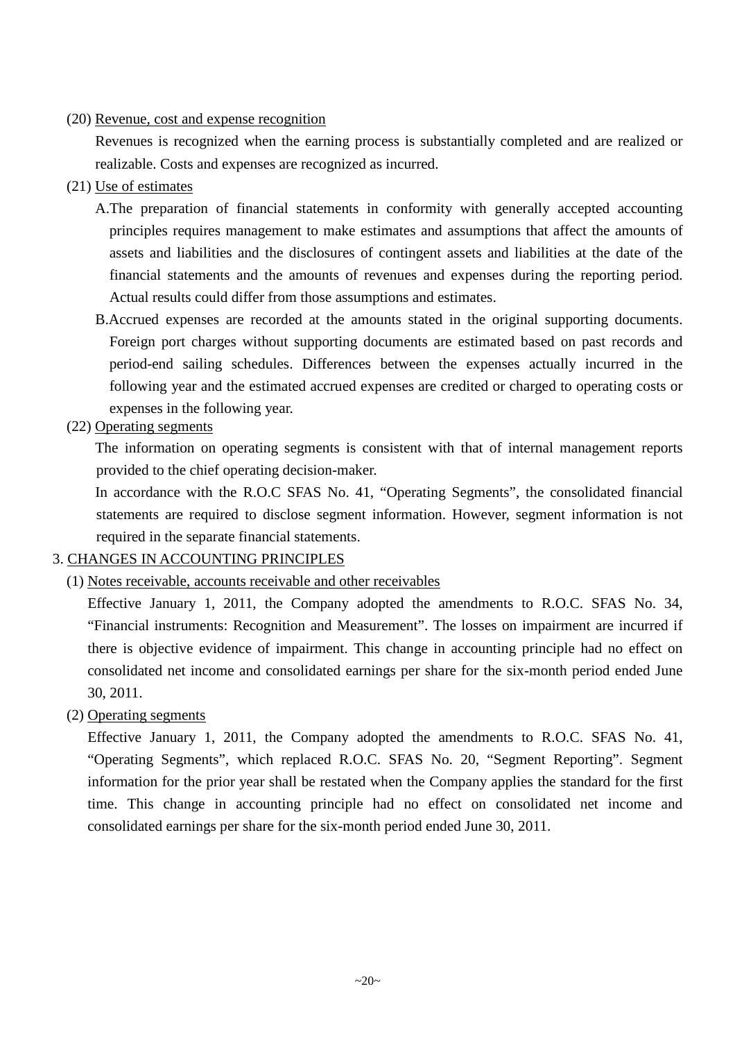(20) Revenue, cost and expense recognition

Revenues is recognized when the earning process is substantially completed and are realized or realizable. Costs and expenses are recognized as incurred.

(21) Use of estimates

A.The preparation of financial statements in conformity with generally accepted accounting principles requires management to make estimates and assumptions that affect the amounts of assets and liabilities and the disclosures of contingent assets and liabilities at the date of the financial statements and the amounts of revenues and expenses during the reporting period. Actual results could differ from those assumptions and estimates.

B.Accrued expenses are recorded at the amounts stated in the original supporting documents. Foreign port charges without supporting documents are estimated based on past records and period-end sailing schedules. Differences between the expenses actually incurred in the following year and the estimated accrued expenses are credited or charged to operating costs or expenses in the following year.

(22) Operating segments

The information on operating segments is consistent with that of internal management reports provided to the chief operating decision-maker.

In accordance with the R.O.C SFAS No. 41, "Operating Segments", the consolidated financial statements are required to disclose segment information. However, segment information is not required in the separate financial statements.

## 3. CHANGES IN ACCOUNTING PRINCIPLES

(1) Notes receivable, accounts receivable and other receivables

Effective January 1, 2011, the Company adopted the amendments to R.O.C. SFAS No. 34, "Financial instruments: Recognition and Measurement". The losses on impairment are incurred if there is objective evidence of impairment. This change in accounting principle had no effect on consolidated net income and consolidated earnings per share for the six-month period ended June 30, 2011.

(2) Operating segments

Effective January 1, 2011, the Company adopted the amendments to R.O.C. SFAS No. 41, "Operating Segments", which replaced R.O.C. SFAS No. 20, "Segment Reporting". Segment information for the prior year shall be restated when the Company applies the standard for the first time. This change in accounting principle had no effect on consolidated net income and consolidated earnings per share for the six-month period ended June 30, 2011.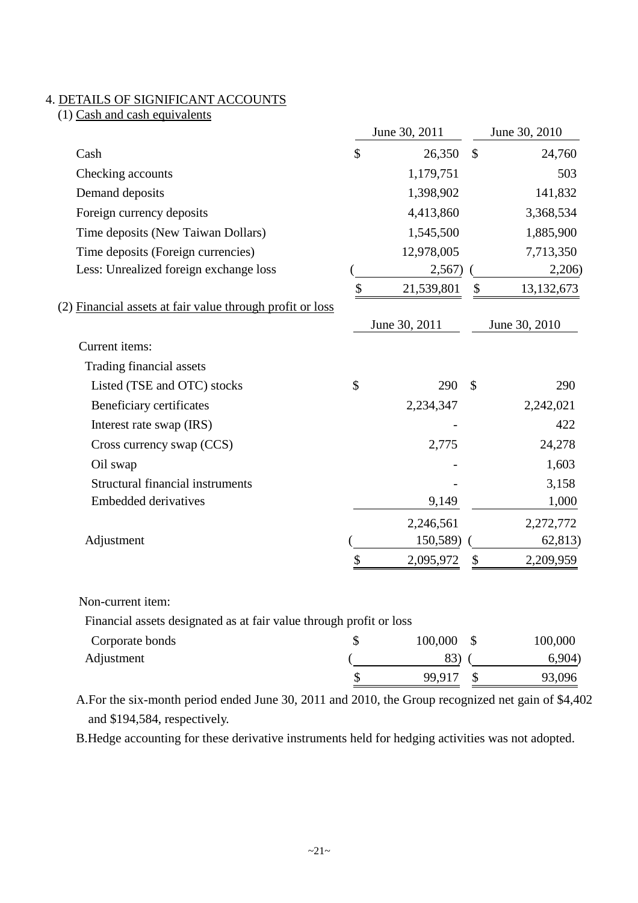## 4. DETAILS OF SIGNIFICANT ACCOUNTS

### (1) Cash and cash equivalents

| | June 30, 2011 | June 30, 2010 |
|---|---|---|
| Cash | $ 26,350 | $ 24,760 |
| Checking accounts | 1,179,751 | 503 |
| Demand deposits | 1,398,902 | 141,832 |
| Foreign currency deposits | 4,413,860 | 3,368,534 |
| Time deposits (New Taiwan Dollars) | 1,545,500 | 1,885,900 |
| Time deposits (Foreign currencies) | 12,978,005 | 7,713,350 |
| Less: Unrealized foreign exchange loss | ( 2,567) | ( 2,206) |
| | $ 21,539,801 | $ 13,132,673 |

### (2) Financial assets at fair value through profit or loss

| | June 30, 2011 | June 30, 2010 |
|---|---|---|
| Current items: | | |
| Trading financial assets | | |
| Listed (TSE and OTC) stocks | $ 290 | $ 290 |
| Beneficiary certificates | 2,234,347 | 2,242,021 |
| Interest rate swap (IRS) | - | 422 |
| Cross currency swap (CCS) | 2,775 | 24,278 |
| Oil swap | - | 1,603 |
| Structural financial instruments | - | 3,158 |
| Embedded derivatives | 9,149 | 1,000 |
| | 2,246,561 | 2,272,772 |
| Adjustment | ( 150,589) | ( 62,813) |
| | $ 2,095,972 | $ 2,209,959 |
| Non-current item: | | |
| Financial assets designated as at fair value through profit or loss | | |
| Corporate bonds | $ 100,000 | $ 100,000 |
| Adjustment | ( 83) | ( 6,904) |
| | $ 99,917 | $ 93,096 |

A. For the six-month period ended June 30, 2011 and 2010, the Group recognized net gain of $4,402 and $194,584, respectively.

B. Hedge accounting for these derivative instruments held for hedging activities was not adopted.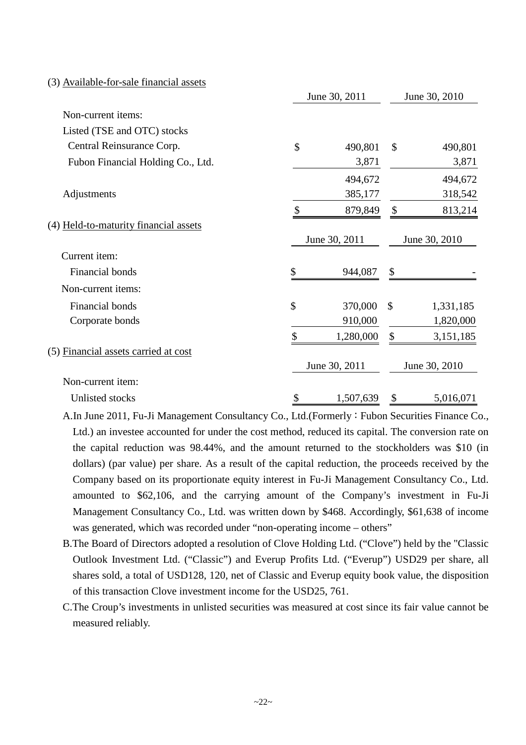(3) Available-for-sale financial assets

| | June 30, 2011 | June 30, 2010 |
|---|---|---|
| Non-current items: | | |
| Listed (TSE and OTC) stocks | | |
| Central Reinsurance Corp. | $ 490,801 | $ 490,801 |
| Fubon Financial Holding Co., Ltd. | 3,871 | 3,871 |
| | 494,672 | 494,672 |
| Adjustments | 385,177 | 318,542 |
| | $ 879,849 | $ 813,214 |

(4) Held-to-maturity financial assets

| | June 30, 2011 | June 30, 2010 |
|---|---|---|
| Current item: | | |
| Financial bonds | $ 944,087 | $ - |
| Non-current items: | | |
| Financial bonds | $ 370,000 | $ 1,331,185 |
| Corporate bonds | 910,000 | 1,820,000 |
| | $ 1,280,000 | $ 3,151,185 |

(5) Financial assets carried at cost

| | June 30, 2011 | June 30, 2010 |
|---|---|---|
| Non-current item: | | |
| Unlisted stocks | $ 1,507,639 | $ 5,016,071 |

A.In June 2011, Fu-Ji Management Consultancy Co., Ltd.(Formerly：Fubon Securities Finance Co., Ltd.) an investee accounted for under the cost method, reduced its capital. The conversion rate on the capital reduction was 98.44%, and the amount returned to the stockholders was $10 (in dollars) (par value) per share. As a result of the capital reduction, the proceeds received by the Company based on its proportionate equity interest in Fu-Ji Management Consultancy Co., Ltd. amounted to $62,106, and the carrying amount of the Company's investment in Fu-Ji Management Consultancy Co., Ltd. was written down by $468. Accordingly, $61,638 of income was generated, which was recorded under "non-operating income – others"

B.The Board of Directors adopted a resolution of Clove Holding Ltd. ("Clove") held by the "Classic Outlook Investment Ltd. ("Classic") and Everup Profits Ltd. ("Everup") USD29 per share, all shares sold, a total of USD128, 120, net of Classic and Everup equity book value, the disposition of this transaction Clove investment income for the USD25, 761.

C.The Croup's investments in unlisted securities was measured at cost since its fair value cannot be measured reliably.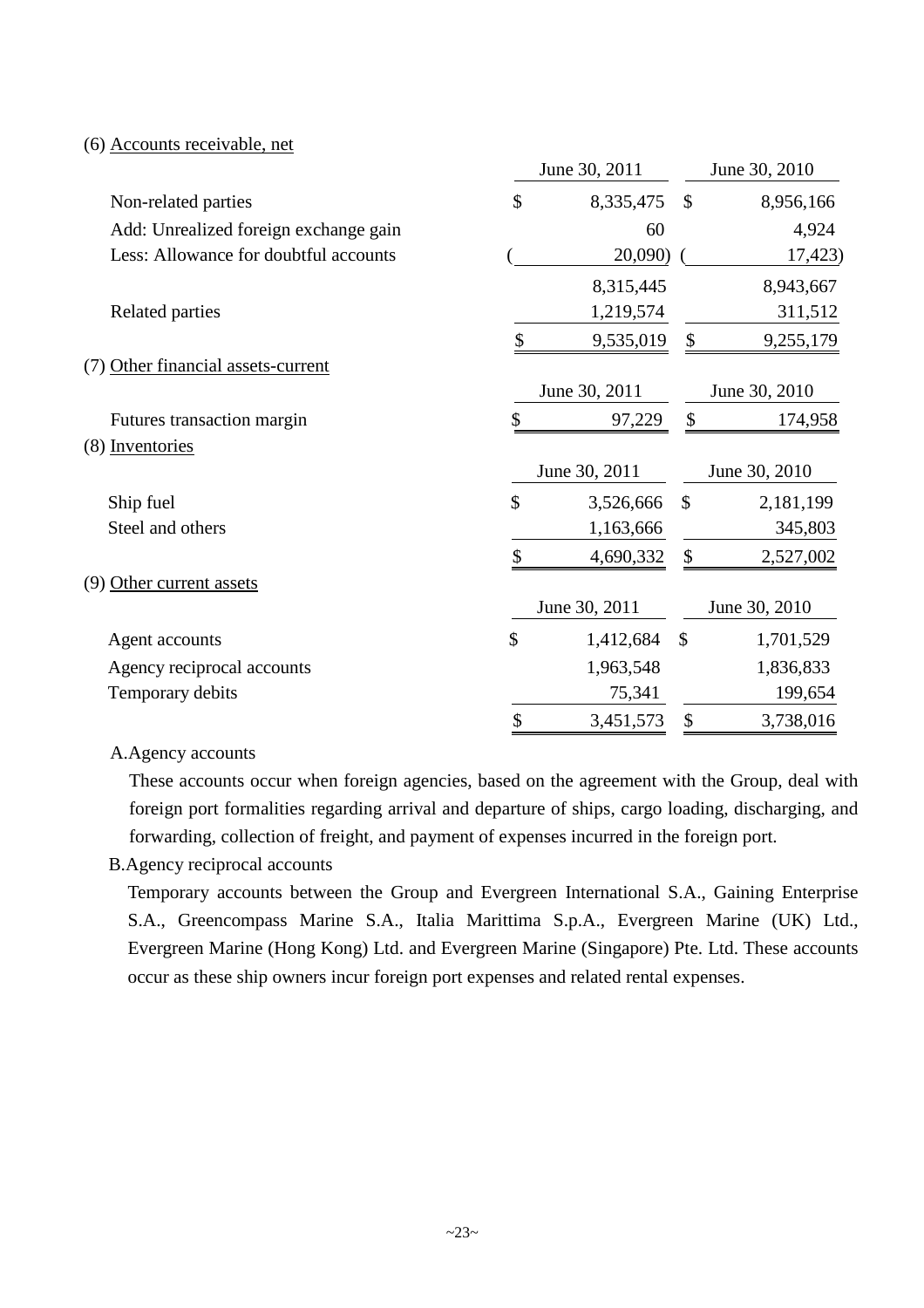(6) Accounts receivable, net

| | June 30, 2011 | June 30, 2010 |
|---|---|---|
| Non-related parties | $ 8,335,475 | $ 8,956,166 |
| Add: Unrealized foreign exchange gain | 60 | 4,924 |
| Less: Allowance for doubtful accounts | ( 20,090) | ( 17,423) |
| | 8,315,445 | 8,943,667 |
| Related parties | 1,219,574 | 311,512 |
| | $ 9,535,019 | $ 9,255,179 |

(7) Other financial assets-current

| | June 30, 2011 | June 30, 2010 |
|---|---|---|
| Futures transaction margin | $ 97,229 | $ 174,958 |

(8) Inventories

| | June 30, 2011 | June 30, 2010 |
|---|---|---|
| Ship fuel | $ 3,526,666 | $ 2,181,199 |
| Steel and others | 1,163,666 | 345,803 |
| | $ 4,690,332 | $ 2,527,002 |

(9) Other current assets

| | June 30, 2011 | June 30, 2010 |
|---|---|---|
| Agent accounts | $ 1,412,684 | $ 1,701,529 |
| Agency reciprocal accounts | 1,963,548 | 1,836,833 |
| Temporary debits | 75,341 | 199,654 |
| | $ 3,451,573 | $ 3,738,016 |

A.Agency accounts

These accounts occur when foreign agencies, based on the agreement with the Group, deal with foreign port formalities regarding arrival and departure of ships, cargo loading, discharging, and forwarding, collection of freight, and payment of expenses incurred in the foreign port.

B.Agency reciprocal accounts

Temporary accounts between the Group and Evergreen International S.A., Gaining Enterprise S.A., Greencompass Marine S.A., Italia Marittima S.p.A., Evergreen Marine (UK) Ltd., Evergreen Marine (Hong Kong) Ltd. and Evergreen Marine (Singapore) Pte. Ltd. These accounts occur as these ship owners incur foreign port expenses and related rental expenses.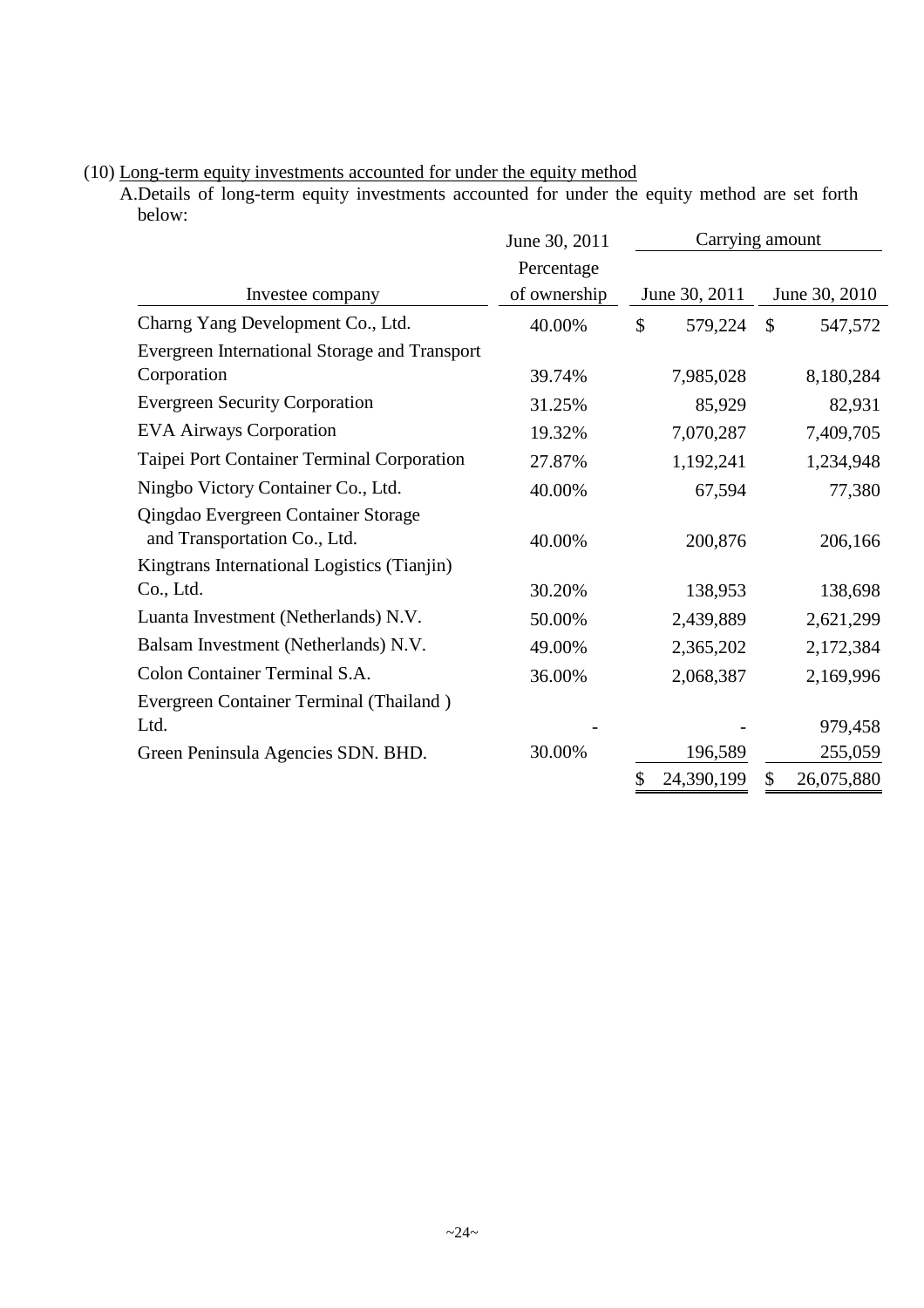(10) Long-term equity investments accounted for under the equity method

A.Details of long-term equity investments accounted for under the equity method are set forth below:

| Investee company | June 30, 2011 Percentage of ownership | Carrying amount June 30, 2011 | Carrying amount June 30, 2010 |
|---|---|---|---|
| Charng Yang Development Co., Ltd. | 40.00% | $ 579,224 | $ 547,572 |
| Evergreen International Storage and Transport Corporation | 39.74% | 7,985,028 | 8,180,284 |
| Evergreen Security Corporation | 31.25% | 85,929 | 82,931 |
| EVA Airways Corporation | 19.32% | 7,070,287 | 7,409,705 |
| Taipei Port Container Terminal Corporation | 27.87% | 1,192,241 | 1,234,948 |
| Ningbo Victory Container Co., Ltd. | 40.00% | 67,594 | 77,380 |
| Qingdao Evergreen Container Storage and Transportation Co., Ltd. | 40.00% | 200,876 | 206,166 |
| Kingtrans International Logistics (Tianjin) Co., Ltd. | 30.20% | 138,953 | 138,698 |
| Luanta Investment (Netherlands) N.V. | 50.00% | 2,439,889 | 2,621,299 |
| Balsam Investment (Netherlands) N.V. | 49.00% | 2,365,202 | 2,172,384 |
| Colon Container Terminal S.A. | 36.00% | 2,068,387 | 2,169,996 |
| Evergreen Container Terminal (Thailand ) Ltd. | - | - | 979,458 |
| Green Peninsula Agencies SDN. BHD. | 30.00% | 196,589 | 255,059 |
| | | $ 24,390,199 | $ 26,075,880 |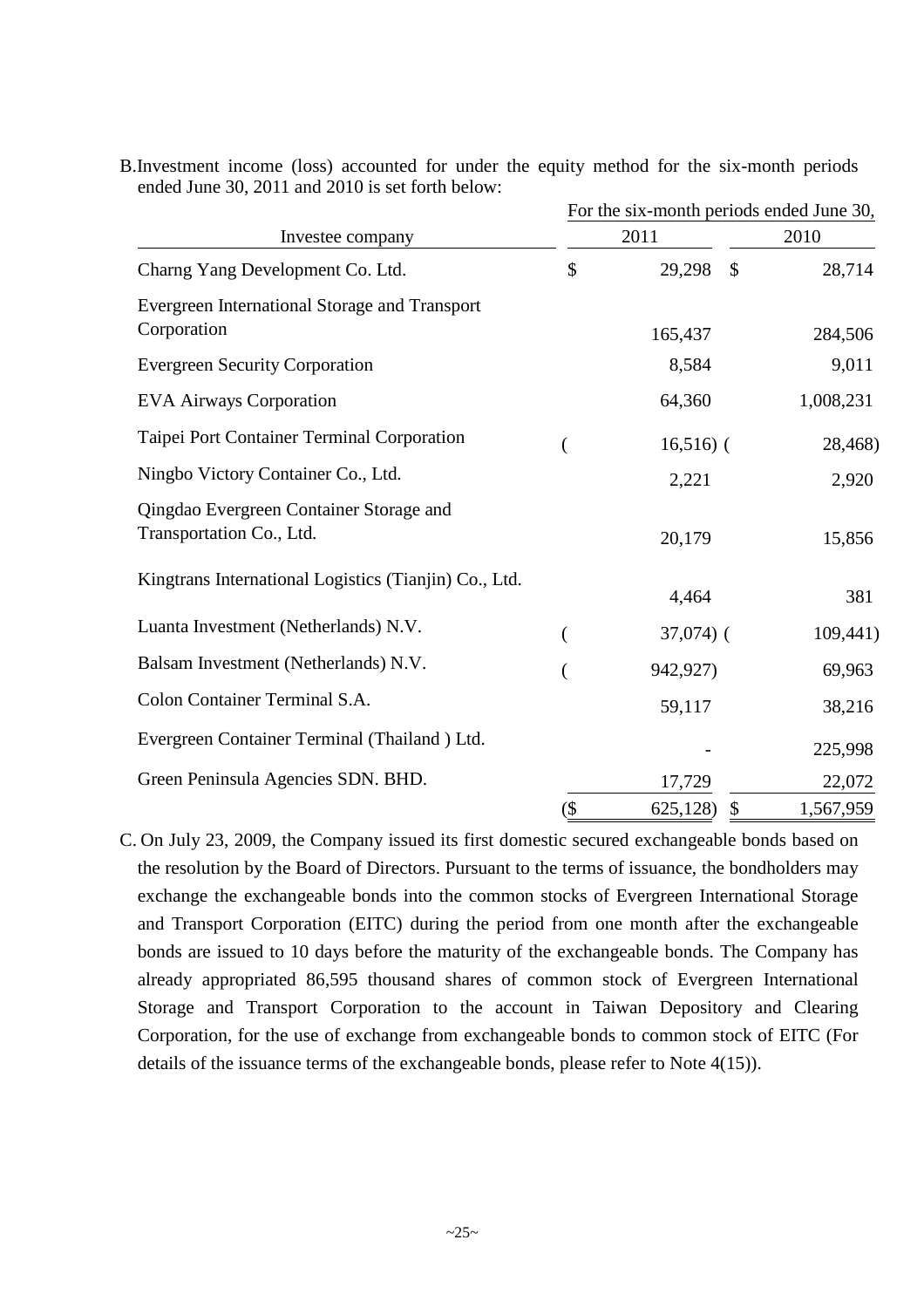B.Investment income (loss) accounted for under the equity method for the six-month periods ended June 30, 2011 and 2010 is set forth below:

| Investee company | For the six-month periods ended June 30, 2011 | 2010 |
|---|---|---|
| Charng Yang Development Co. Ltd. | $ 29,298 | $ 28,714 |
| Evergreen International Storage and Transport Corporation | 165,437 | 284,506 |
| Evergreen Security Corporation | 8,584 | 9,011 |
| EVA Airways Corporation | 64,360 | 1,008,231 |
| Taipei Port Container Terminal Corporation | ( 16,516) | ( 28,468) |
| Ningbo Victory Container Co., Ltd. | 2,221 | 2,920 |
| Qingdao Evergreen Container Storage and Transportation Co., Ltd. | 20,179 | 15,856 |
| Kingtrans International Logistics (Tianjin) Co., Ltd. | 4,464 | 381 |
| Luanta Investment (Netherlands) N.V. | ( 37,074) | ( 109,441) |
| Balsam Investment (Netherlands) N.V. | ( 942,927) | 69,963 |
| Colon Container Terminal S.A. | 59,117 | 38,216 |
| Evergreen Container Terminal (Thailand ) Ltd. | - | 225,998 |
| Green Peninsula Agencies SDN. BHD. | 17,729 | 22,072 |
| | ($ 625,128) | $ 1,567,959 |

C. On July 23, 2009, the Company issued its first domestic secured exchangeable bonds based on the resolution by the Board of Directors. Pursuant to the terms of issuance, the bondholders may exchange the exchangeable bonds into the common stocks of Evergreen International Storage and Transport Corporation (EITC) during the period from one month after the exchangeable bonds are issued to 10 days before the maturity of the exchangeable bonds. The Company has already appropriated 86,595 thousand shares of common stock of Evergreen International Storage and Transport Corporation to the account in Taiwan Depository and Clearing Corporation, for the use of exchange from exchangeable bonds to common stock of EITC (For details of the issuance terms of the exchangeable bonds, please refer to Note 4(15)).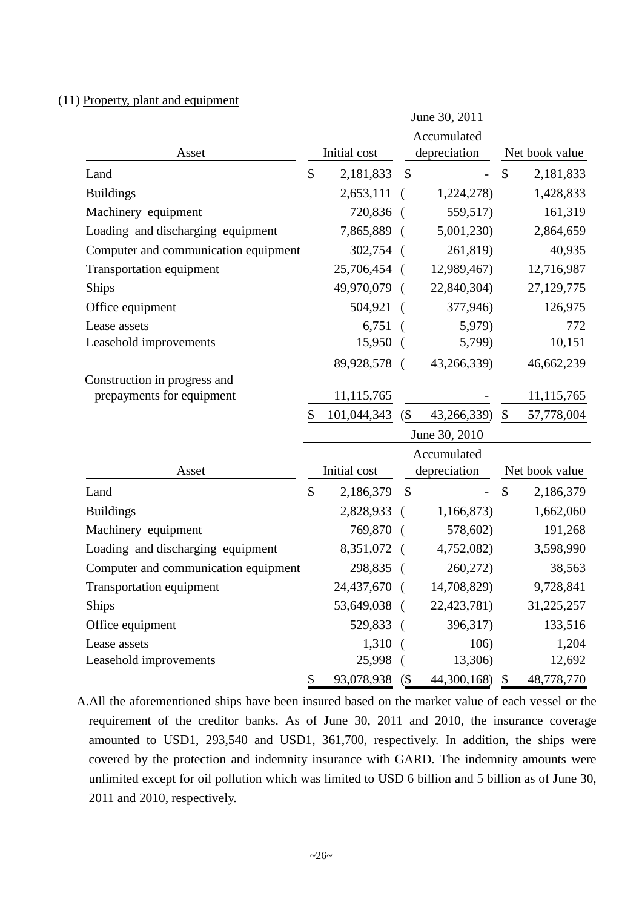(11) Property, plant and equipment

| Asset | June 30, 2011 | | |
|---|---|---|---|
| | Initial cost | Accumulated depreciation | Net book value |
| Land | $ 2,181,833 | $ - | $ 2,181,833 |
| Buildings | 2,653,111 | ( 1,224,278) | 1,428,833 |
| Machinery equipment | 720,836 | ( 559,517) | 161,319 |
| Loading and discharging equipment | 7,865,889 | ( 5,001,230) | 2,864,659 |
| Computer and communication equipment | 302,754 | ( 261,819) | 40,935 |
| Transportation equipment | 25,706,454 | ( 12,989,467) | 12,716,987 |
| Ships | 49,970,079 | ( 22,840,304) | 27,129,775 |
| Office equipment | 504,921 | ( 377,946) | 126,975 |
| Lease assets | 6,751 | ( 5,979) | 772 |
| Leasehold improvements | 15,950 | ( 5,799) | 10,151 |
| | 89,928,578 | ( 43,266,339) | 46,662,239 |
| Construction in progress and prepayments for equipment | 11,115,765 | - | 11,115,765 |
| | $ 101,044,343 | ($ 43,266,339) | $ 57,778,004 |

| Asset | June 30, 2010 | | |
|---|---|---|---|
| | Initial cost | Accumulated depreciation | Net book value |
| Land | $ 2,186,379 | $ - | $ 2,186,379 |
| Buildings | 2,828,933 | ( 1,166,873) | 1,662,060 |
| Machinery equipment | 769,870 | ( 578,602) | 191,268 |
| Loading and discharging equipment | 8,351,072 | ( 4,752,082) | 3,598,990 |
| Computer and communication equipment | 298,835 | ( 260,272) | 38,563 |
| Transportation equipment | 24,437,670 | ( 14,708,829) | 9,728,841 |
| Ships | 53,649,038 | ( 22,423,781) | 31,225,257 |
| Office equipment | 529,833 | ( 396,317) | 133,516 |
| Lease assets | 1,310 | ( 106) | 1,204 |
| Leasehold improvements | 25,998 | ( 13,306) | 12,692 |
| | $ 93,078,938 | ($ 44,300,168) | $ 48,778,770 |

A. All the aforementioned ships have been insured based on the market value of each vessel or the requirement of the creditor banks. As of June 30, 2011 and 2010, the insurance coverage amounted to USD1, 293,540 and USD1, 361,700, respectively. In addition, the ships were covered by the protection and indemnity insurance with GARD. The indemnity amounts were unlimited except for oil pollution which was limited to USD 6 billion and 5 billion as of June 30, 2011 and 2010, respectively.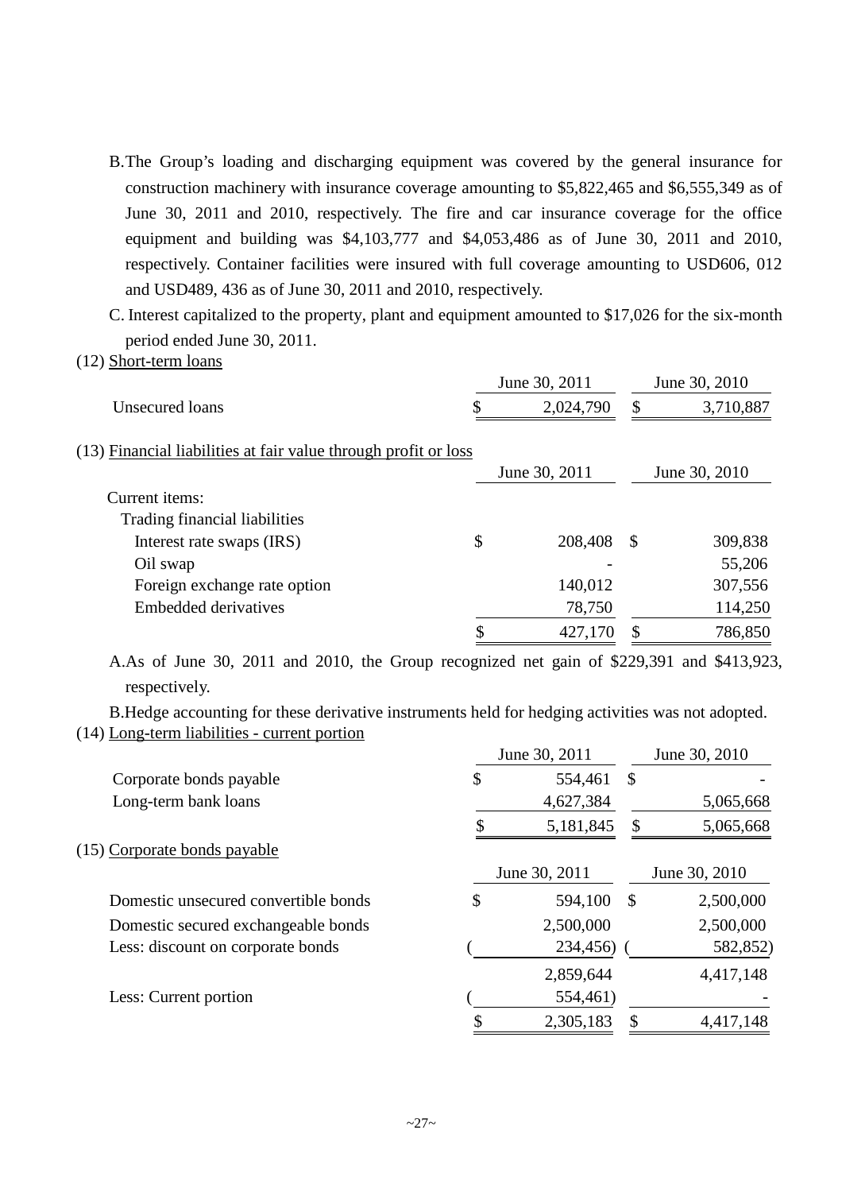B. The Group's loading and discharging equipment was covered by the general insurance for construction machinery with insurance coverage amounting to $5,822,465 and $6,555,349 as of June 30, 2011 and 2010, respectively. The fire and car insurance coverage for the office equipment and building was $4,103,777 and $4,053,486 as of June 30, 2011 and 2010, respectively. Container facilities were insured with full coverage amounting to USD606, 012 and USD489, 436 as of June 30, 2011 and 2010, respectively.

C. Interest capitalized to the property, plant and equipment amounted to $17,026 for the six-month period ended June 30, 2011.

(12) Short-term loans

| | June 30, 2011 | June 30, 2010 |
|---|---|---|
| Unsecured loans | $ 2,024,790 | $ 3,710,887 |

(13) Financial liabilities at fair value through profit or loss

| | June 30, 2011 | June 30, 2010 |
|---|---|---|
| Current items: | | |
| Trading financial liabilities | | |
| Interest rate swaps (IRS) | $ 208,408 | $ 309,838 |
| Oil swap | - | 55,206 |
| Foreign exchange rate option | 140,012 | 307,556 |
| Embedded derivatives | 78,750 | 114,250 |
| | $ 427,170 | $ 786,850 |

A. As of June 30, 2011 and 2010, the Group recognized net gain of $229,391 and $413,923, respectively.

B. Hedge accounting for these derivative instruments held for hedging activities was not adopted.

(14) Long-term liabilities - current portion

| | June 30, 2011 | June 30, 2010 |
|---|---|---|
| Corporate bonds payable | $ 554,461 | $ - |
| Long-term bank loans | 4,627,384 | 5,065,668 |
| | $ 5,181,845 | $ 5,065,668 |

(15) Corporate bonds payable

| | June 30, 2011 | June 30, 2010 |
|---|---|---|
| Domestic unsecured convertible bonds | $ 594,100 | $ 2,500,000 |
| Domestic secured exchangeable bonds | 2,500,000 | 2,500,000 |
| Less: discount on corporate bonds | ( 234,456) | ( 582,852) |
| | 2,859,644 | 4,417,148 |
| Less: Current portion | ( 554,461) | - |
| | $ 2,305,183 | $ 4,417,148 |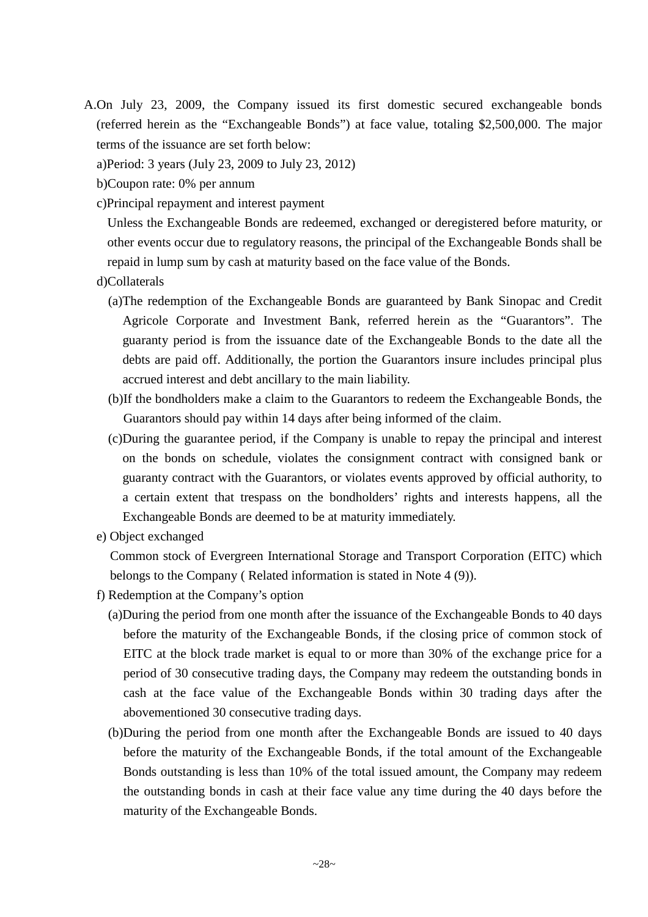A.On July 23, 2009, the Company issued its first domestic secured exchangeable bonds (referred herein as the "Exchangeable Bonds") at face value, totaling $2,500,000. The major terms of the issuance are set forth below:

a)Period: 3 years (July 23, 2009 to July 23, 2012)

b)Coupon rate: 0% per annum

c)Principal repayment and interest payment

Unless the Exchangeable Bonds are redeemed, exchanged or deregistered before maturity, or other events occur due to regulatory reasons, the principal of the Exchangeable Bonds shall be repaid in lump sum by cash at maturity based on the face value of the Bonds.

d)Collaterals

(a)The redemption of the Exchangeable Bonds are guaranteed by Bank Sinopac and Credit Agricole Corporate and Investment Bank, referred herein as the "Guarantors". The guaranty period is from the issuance date of the Exchangeable Bonds to the date all the debts are paid off. Additionally, the portion the Guarantors insure includes principal plus accrued interest and debt ancillary to the main liability.

(b)If the bondholders make a claim to the Guarantors to redeem the Exchangeable Bonds, the Guarantors should pay within 14 days after being informed of the claim.

(c)During the guarantee period, if the Company is unable to repay the principal and interest on the bonds on schedule, violates the consignment contract with consigned bank or guaranty contract with the Guarantors, or violates events approved by official authority, to a certain extent that trespass on the bondholders' rights and interests happens, all the Exchangeable Bonds are deemed to be at maturity immediately.

e) Object exchanged

Common stock of Evergreen International Storage and Transport Corporation (EITC) which belongs to the Company ( Related information is stated in Note 4 (9)).

f) Redemption at the Company's option

(a)During the period from one month after the issuance of the Exchangeable Bonds to 40 days before the maturity of the Exchangeable Bonds, if the closing price of common stock of EITC at the block trade market is equal to or more than 30% of the exchange price for a period of 30 consecutive trading days, the Company may redeem the outstanding bonds in cash at the face value of the Exchangeable Bonds within 30 trading days after the abovementioned 30 consecutive trading days.

(b)During the period from one month after the Exchangeable Bonds are issued to 40 days before the maturity of the Exchangeable Bonds, if the total amount of the Exchangeable Bonds outstanding is less than 10% of the total issued amount, the Company may redeem the outstanding bonds in cash at their face value any time during the 40 days before the maturity of the Exchangeable Bonds.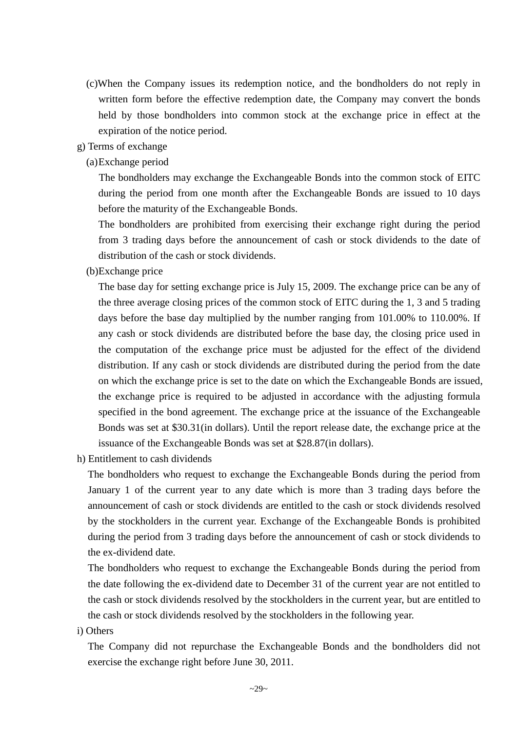(c)When the Company issues its redemption notice, and the bondholders do not reply in written form before the effective redemption date, the Company may convert the bonds held by those bondholders into common stock at the exchange price in effect at the expiration of the notice period.

g) Terms of exchange

(a)Exchange period

The bondholders may exchange the Exchangeable Bonds into the common stock of EITC during the period from one month after the Exchangeable Bonds are issued to 10 days before the maturity of the Exchangeable Bonds.

The bondholders are prohibited from exercising their exchange right during the period from 3 trading days before the announcement of cash or stock dividends to the date of distribution of the cash or stock dividends.

(b)Exchange price

The base day for setting exchange price is July 15, 2009. The exchange price can be any of the three average closing prices of the common stock of EITC during the 1, 3 and 5 trading days before the base day multiplied by the number ranging from 101.00% to 110.00%. If any cash or stock dividends are distributed before the base day, the closing price used in the computation of the exchange price must be adjusted for the effect of the dividend distribution. If any cash or stock dividends are distributed during the period from the date on which the exchange price is set to the date on which the Exchangeable Bonds are issued, the exchange price is required to be adjusted in accordance with the adjusting formula specified in the bond agreement. The exchange price at the issuance of the Exchangeable Bonds was set at $30.31(in dollars). Until the report release date, the exchange price at the issuance of the Exchangeable Bonds was set at $28.87(in dollars).

h) Entitlement to cash dividends

The bondholders who request to exchange the Exchangeable Bonds during the period from January 1 of the current year to any date which is more than 3 trading days before the announcement of cash or stock dividends are entitled to the cash or stock dividends resolved by the stockholders in the current year. Exchange of the Exchangeable Bonds is prohibited during the period from 3 trading days before the announcement of cash or stock dividends to the ex-dividend date.

The bondholders who request to exchange the Exchangeable Bonds during the period from the date following the ex-dividend date to December 31 of the current year are not entitled to the cash or stock dividends resolved by the stockholders in the current year, but are entitled to the cash or stock dividends resolved by the stockholders in the following year.

i) Others

The Company did not repurchase the Exchangeable Bonds and the bondholders did not exercise the exchange right before June 30, 2011.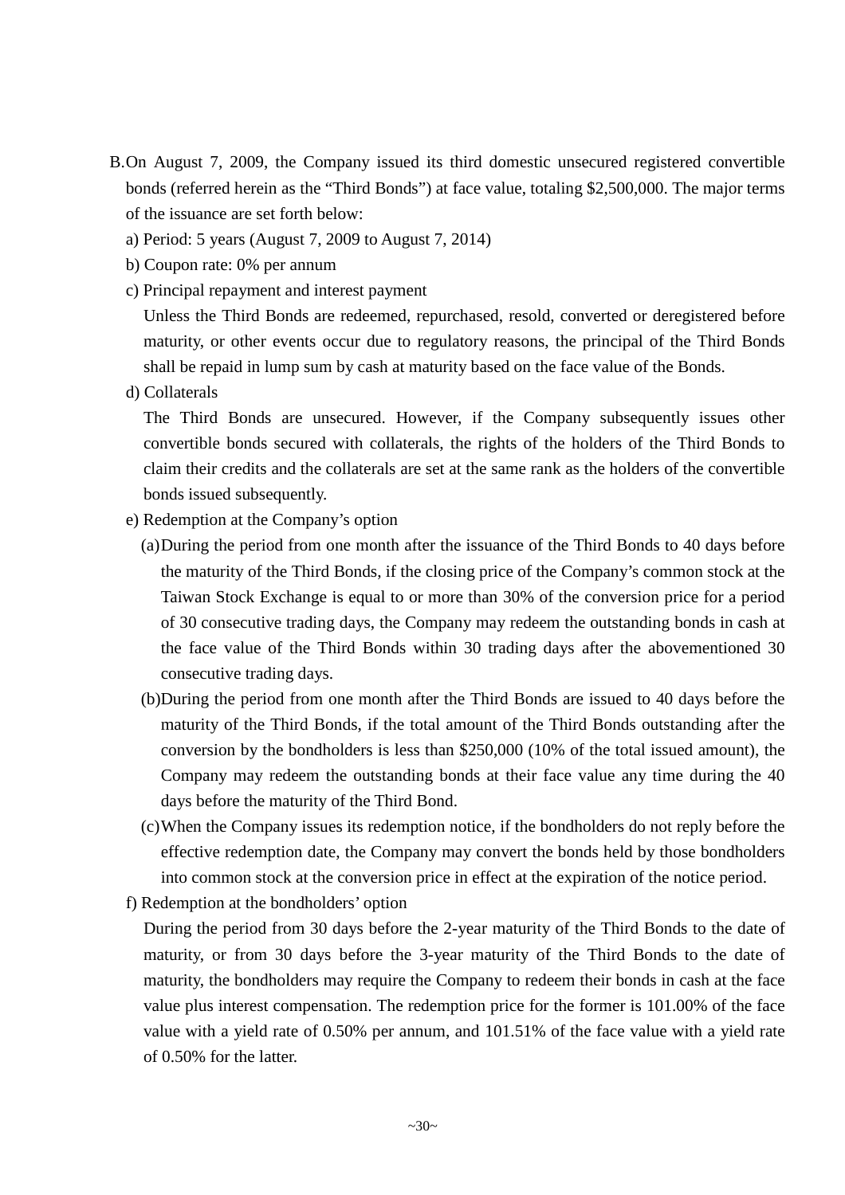B. On August 7, 2009, the Company issued its third domestic unsecured registered convertible bonds (referred herein as the "Third Bonds") at face value, totaling $2,500,000. The major terms of the issuance are set forth below:

a) Period: 5 years (August 7, 2009 to August 7, 2014)

b) Coupon rate: 0% per annum

c) Principal repayment and interest payment

Unless the Third Bonds are redeemed, repurchased, resold, converted or deregistered before maturity, or other events occur due to regulatory reasons, the principal of the Third Bonds shall be repaid in lump sum by cash at maturity based on the face value of the Bonds.

d) Collaterals

The Third Bonds are unsecured. However, if the Company subsequently issues other convertible bonds secured with collaterals, the rights of the holders of the Third Bonds to claim their credits and the collaterals are set at the same rank as the holders of the convertible bonds issued subsequently.

e) Redemption at the Company's option

(a) During the period from one month after the issuance of the Third Bonds to 40 days before the maturity of the Third Bonds, if the closing price of the Company's common stock at the Taiwan Stock Exchange is equal to or more than 30% of the conversion price for a period of 30 consecutive trading days, the Company may redeem the outstanding bonds in cash at the face value of the Third Bonds within 30 trading days after the abovementioned 30 consecutive trading days.

(b) During the period from one month after the Third Bonds are issued to 40 days before the maturity of the Third Bonds, if the total amount of the Third Bonds outstanding after the conversion by the bondholders is less than $250,000 (10% of the total issued amount), the Company may redeem the outstanding bonds at their face value any time during the 40 days before the maturity of the Third Bond.

(c) When the Company issues its redemption notice, if the bondholders do not reply before the effective redemption date, the Company may convert the bonds held by those bondholders into common stock at the conversion price in effect at the expiration of the notice period.

f) Redemption at the bondholders' option

During the period from 30 days before the 2-year maturity of the Third Bonds to the date of maturity, or from 30 days before the 3-year maturity of the Third Bonds to the date of maturity, the bondholders may require the Company to redeem their bonds in cash at the face value plus interest compensation. The redemption price for the former is 101.00% of the face value with a yield rate of 0.50% per annum, and 101.51% of the face value with a yield rate of 0.50% for the latter.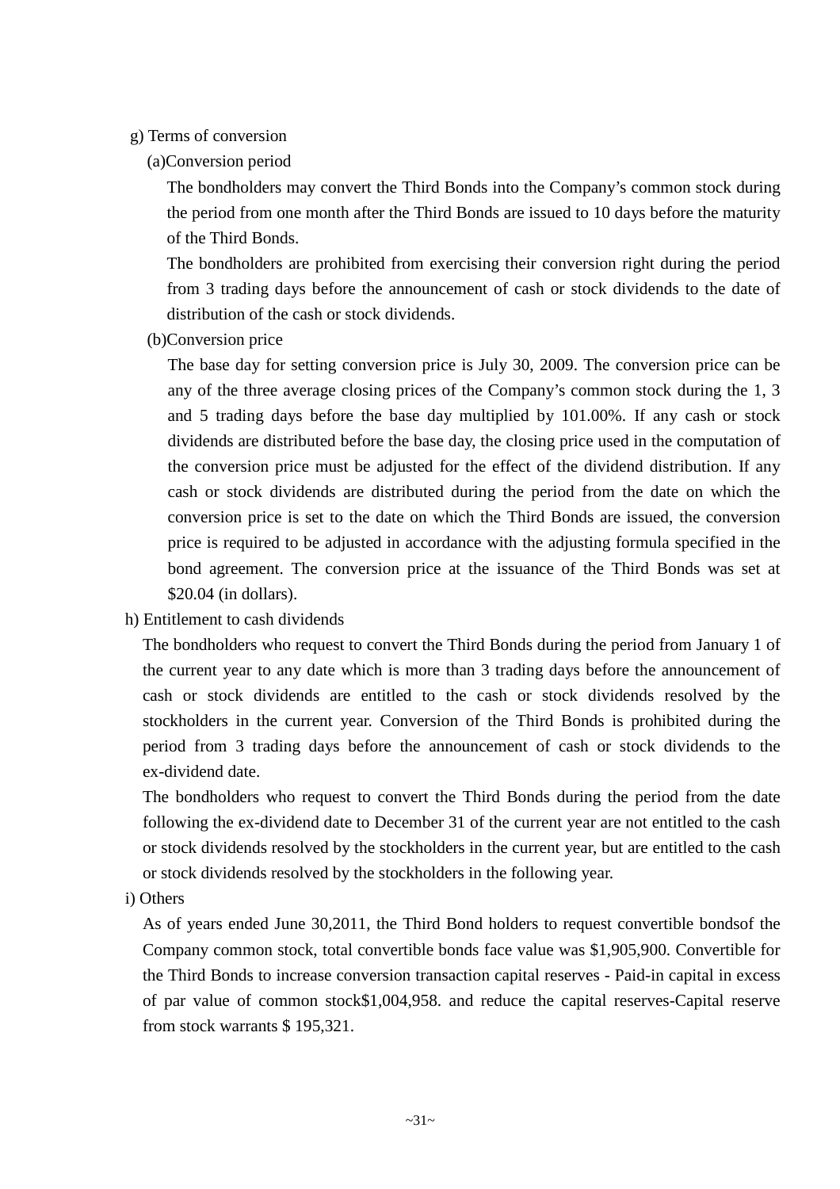g) Terms of conversion

(a)Conversion period

The bondholders may convert the Third Bonds into the Company's common stock during the period from one month after the Third Bonds are issued to 10 days before the maturity of the Third Bonds.

The bondholders are prohibited from exercising their conversion right during the period from 3 trading days before the announcement of cash or stock dividends to the date of distribution of the cash or stock dividends.

(b)Conversion price

The base day for setting conversion price is July 30, 2009. The conversion price can be any of the three average closing prices of the Company's common stock during the 1, 3 and 5 trading days before the base day multiplied by 101.00%. If any cash or stock dividends are distributed before the base day, the closing price used in the computation of the conversion price must be adjusted for the effect of the dividend distribution. If any cash or stock dividends are distributed during the period from the date on which the conversion price is set to the date on which the Third Bonds are issued, the conversion price is required to be adjusted in accordance with the adjusting formula specified in the bond agreement. The conversion price at the issuance of the Third Bonds was set at $20.04 (in dollars).

h) Entitlement to cash dividends

The bondholders who request to convert the Third Bonds during the period from January 1 of the current year to any date which is more than 3 trading days before the announcement of cash or stock dividends are entitled to the cash or stock dividends resolved by the stockholders in the current year. Conversion of the Third Bonds is prohibited during the period from 3 trading days before the announcement of cash or stock dividends to the ex-dividend date.

The bondholders who request to convert the Third Bonds during the period from the date following the ex-dividend date to December 31 of the current year are not entitled to the cash or stock dividends resolved by the stockholders in the current year, but are entitled to the cash or stock dividends resolved by the stockholders in the following year.

i) Others

As of years ended June 30,2011, the Third Bond holders to request convertible bondsof the Company common stock, total convertible bonds face value was $1,905,900. Convertible for the Third Bonds to increase conversion transaction capital reserves - Paid-in capital in excess of par value of common stock$1,004,958. and reduce the capital reserves-Capital reserve from stock warrants $ 195,321.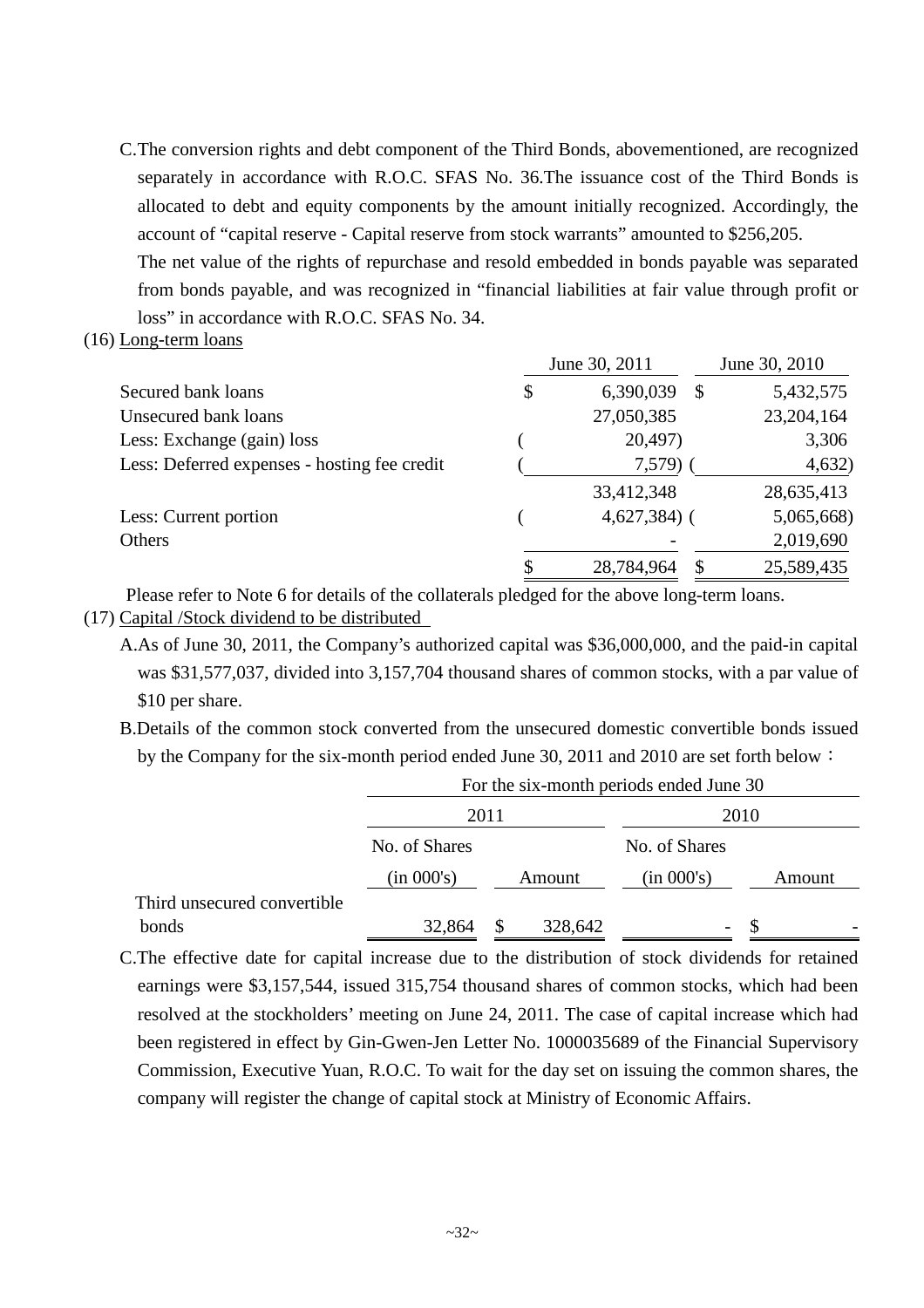C.The conversion rights and debt component of the Third Bonds, abovementioned, are recognized separately in accordance with R.O.C. SFAS No. 36.The issuance cost of the Third Bonds is allocated to debt and equity components by the amount initially recognized. Accordingly, the account of "capital reserve - Capital reserve from stock warrants" amounted to $256,205.

The net value of the rights of repurchase and resold embedded in bonds payable was separated from bonds payable, and was recognized in "financial liabilities at fair value through profit or loss" in accordance with R.O.C. SFAS No. 34.

(16) Long-term loans

| | June 30, 2011 | June 30, 2010 |
|---|---|---|
| Secured bank loans | $ 6,390,039 | $ 5,432,575 |
| Unsecured bank loans | 27,050,385 | 23,204,164 |
| Less: Exchange (gain) loss | ( 20,497) | 3,306 |
| Less: Deferred expenses - hosting fee credit | ( 7,579) | ( 4,632) |
| | 33,412,348 | 28,635,413 |
| Less: Current portion | ( 4,627,384) | ( 5,065,668) |
| Others | - | 2,019,690 |
| | $ 28,784,964 | $ 25,589,435 |

Please refer to Note 6 for details of the collaterals pledged for the above long-term loans.

(17) Capital /Stock dividend to be distributed

A.As of June 30, 2011, the Company's authorized capital was $36,000,000, and the paid-in capital was $31,577,037, divided into 3,157,704 thousand shares of common stocks, with a par value of $10 per share.

B.Details of the common stock converted from the unsecured domestic convertible bonds issued by the Company for the six-month period ended June 30, 2011 and 2010 are set forth below：

| | For the six-month periods ended June 30 | | | |
|---|---|---|---|---|
| | 2011 | | 2010 | |
| | No. of Shares (in 000's) | Amount | No. of Shares (in 000's) | Amount |
| Third unsecured convertible bonds | 32,864 | $ 328,642 | - | $ - |

C.The effective date for capital increase due to the distribution of stock dividends for retained earnings were $3,157,544, issued 315,754 thousand shares of common stocks, which had been resolved at the stockholders' meeting on June 24, 2011. The case of capital increase which had been registered in effect by Gin-Gwen-Jen Letter No. 1000035689 of the Financial Supervisory Commission, Executive Yuan, R.O.C. To wait for the day set on issuing the common shares, the company will register the change of capital stock at Ministry of Economic Affairs.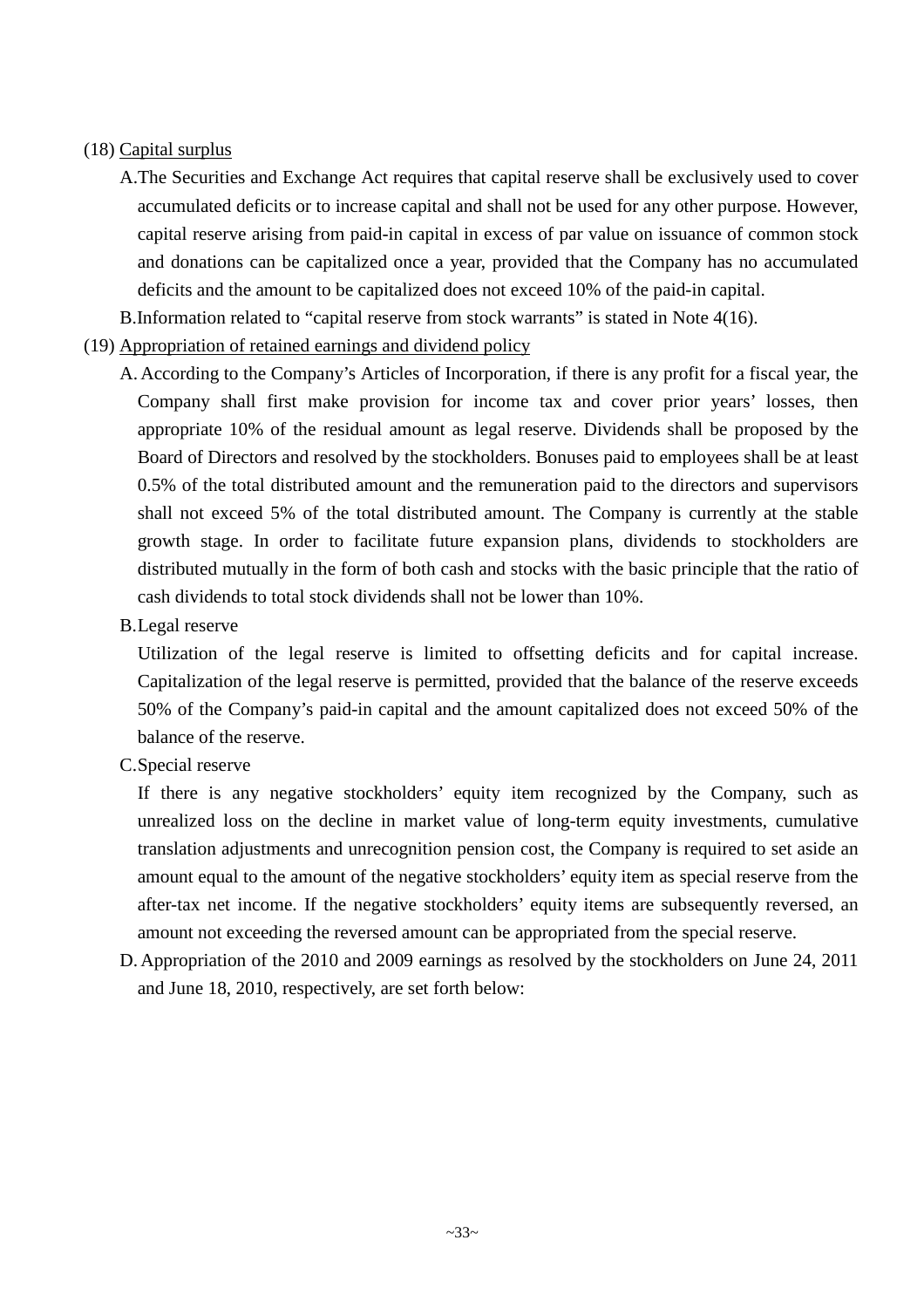(18) <u>Capital surplus</u>

A. The Securities and Exchange Act requires that capital reserve shall be exclusively used to cover accumulated deficits or to increase capital and shall not be used for any other purpose. However, capital reserve arising from paid-in capital in excess of par value on issuance of common stock and donations can be capitalized once a year, provided that the Company has no accumulated deficits and the amount to be capitalized does not exceed 10% of the paid-in capital.

B. Information related to "capital reserve from stock warrants" is stated in Note 4(16).

(19) <u>Appropriation of retained earnings and dividend policy</u>

A. According to the Company's Articles of Incorporation, if there is any profit for a fiscal year, the Company shall first make provision for income tax and cover prior years' losses, then appropriate 10% of the residual amount as legal reserve. Dividends shall be proposed by the Board of Directors and resolved by the stockholders. Bonuses paid to employees shall be at least 0.5% of the total distributed amount and the remuneration paid to the directors and supervisors shall not exceed 5% of the total distributed amount. The Company is currently at the stable growth stage. In order to facilitate future expansion plans, dividends to stockholders are distributed mutually in the form of both cash and stocks with the basic principle that the ratio of cash dividends to total stock dividends shall not be lower than 10%.

B. Legal reserve

Utilization of the legal reserve is limited to offsetting deficits and for capital increase. Capitalization of the legal reserve is permitted, provided that the balance of the reserve exceeds 50% of the Company's paid-in capital and the amount capitalized does not exceed 50% of the balance of the reserve.

C. Special reserve

If there is any negative stockholders' equity item recognized by the Company, such as unrealized loss on the decline in market value of long-term equity investments, cumulative translation adjustments and unrecognition pension cost, the Company is required to set aside an amount equal to the amount of the negative stockholders' equity item as special reserve from the after-tax net income. If the negative stockholders' equity items are subsequently reversed, an amount not exceeding the reversed amount can be appropriated from the special reserve.

D. Appropriation of the 2010 and 2009 earnings as resolved by the stockholders on June 24, 2011 and June 18, 2010, respectively, are set forth below: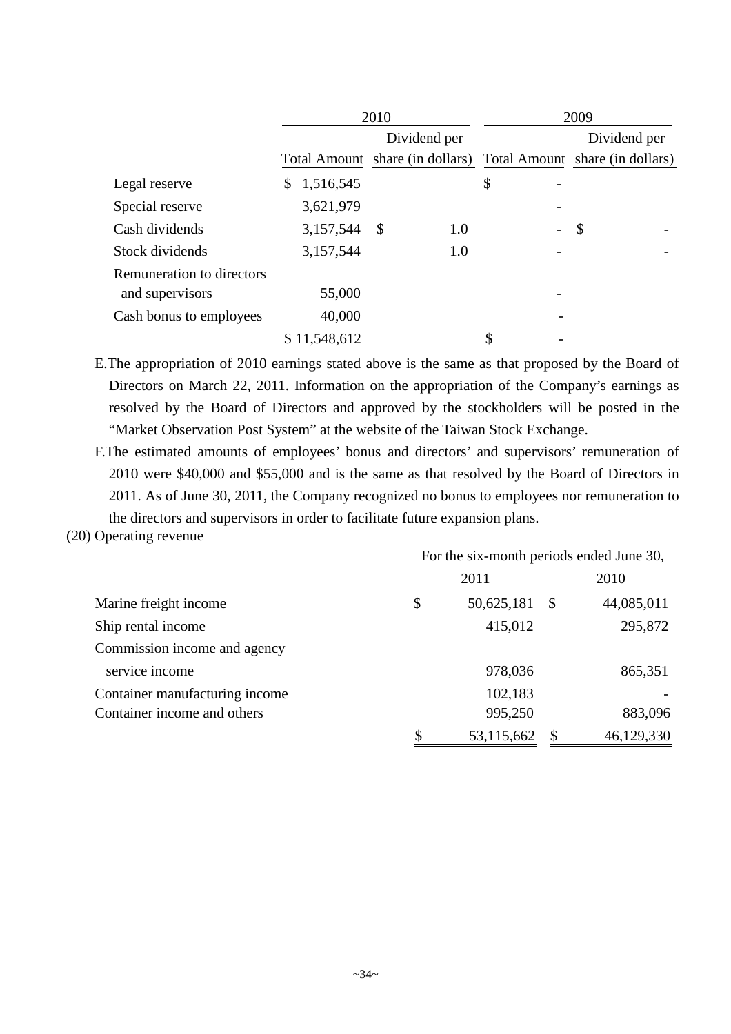| | 2010 | | 2009 | |
|---|---|---|---|---|
| | Total Amount | Dividend per share (in dollars) | Total Amount | Dividend per share (in dollars) |
| Legal reserve | $ 1,516,545 | | $ - | |
| Special reserve | 3,621,979 | | - | |
| Cash dividends | 3,157,544 | $ 1.0 | - | $ - |
| Stock dividends | 3,157,544 | 1.0 | - | - |
| Remuneration to directors and supervisors | 55,000 | | - | |
| Cash bonus to employees | 40,000 | | - | |
| | $ 11,548,612 | | $ - | |

E.The appropriation of 2010 earnings stated above is the same as that proposed by the Board of Directors on March 22, 2011. Information on the appropriation of the Company's earnings as resolved by the Board of Directors and approved by the stockholders will be posted in the "Market Observation Post System" at the website of the Taiwan Stock Exchange.

F.The estimated amounts of employees' bonus and directors' and supervisors' remuneration of 2010 were $40,000 and $55,000 and is the same as that resolved by the Board of Directors in 2011. As of June 30, 2011, the Company recognized no bonus to employees nor remuneration to the directors and supervisors in order to facilitate future expansion plans.

(20) Operating revenue

| | For the six-month periods ended June 30, | |
|---|---|---|
| | 2011 | 2010 |
| Marine freight income | $ 50,625,181 | $ 44,085,011 |
| Ship rental income | 415,012 | 295,872 |
| Commission income and agency service income | 978,036 | 865,351 |
| Container manufacturing income | 102,183 | - |
| Container income and others | 995,250 | 883,096 |
| | $ 53,115,662 | $ 46,129,330 |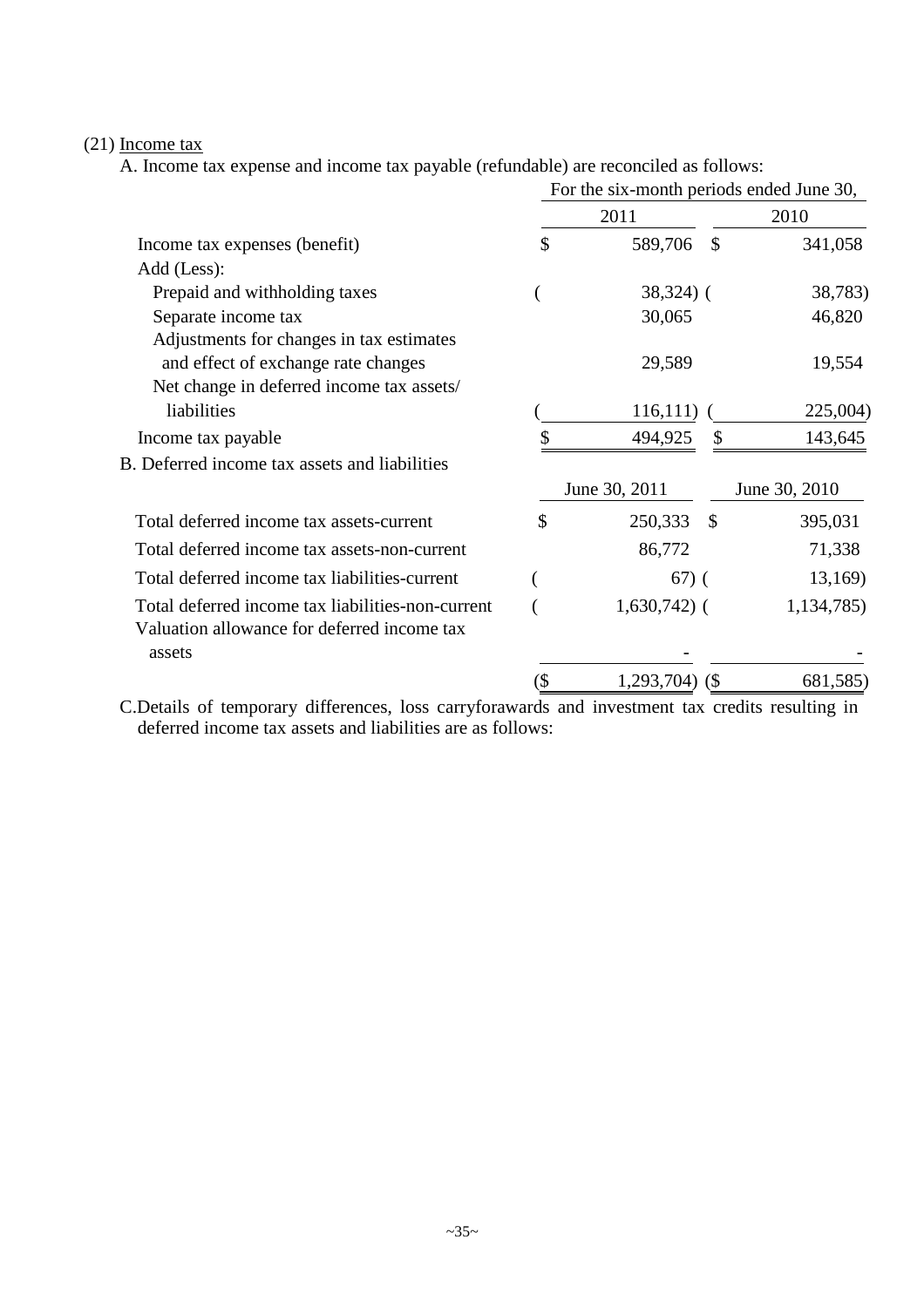(21) Income tax

A. Income tax expense and income tax payable (refundable) are reconciled as follows:

| | For the six-month periods ended June 30, | |
|---|---|---|
| | 2011 | 2010 |
| Income tax expenses (benefit) | $ 589,706 | $ 341,058 |
| Add (Less): | | |
| Prepaid and withholding taxes | ( 38,324) | ( 38,783) |
| Separate income tax | 30,065 | 46,820 |
| Adjustments for changes in tax estimates and effect of exchange rate changes | 29,589 | 19,554 |
| Net change in deferred income tax assets/ liabilities | ( 116,111) | ( 225,004) |
| Income tax payable | $ 494,925 | $ 143,645 |

B. Deferred income tax assets and liabilities

| | June 30, 2011 | June 30, 2010 |
|---|---|---|
| Total deferred income tax assets-current | $ 250,333 | $ 395,031 |
| Total deferred income tax assets-non-current | 86,772 | 71,338 |
| Total deferred income tax liabilities-current | ( 67) | ( 13,169) |
| Total deferred income tax liabilities-non-current | ( 1,630,742) | ( 1,134,785) |
| Valuation allowance for deferred income tax assets | - | - |
| | ($ 1,293,704) | ($ 681,585) |

C. Details of temporary differences, loss carryforawards and investment tax credits resulting in deferred income tax assets and liabilities are as follows: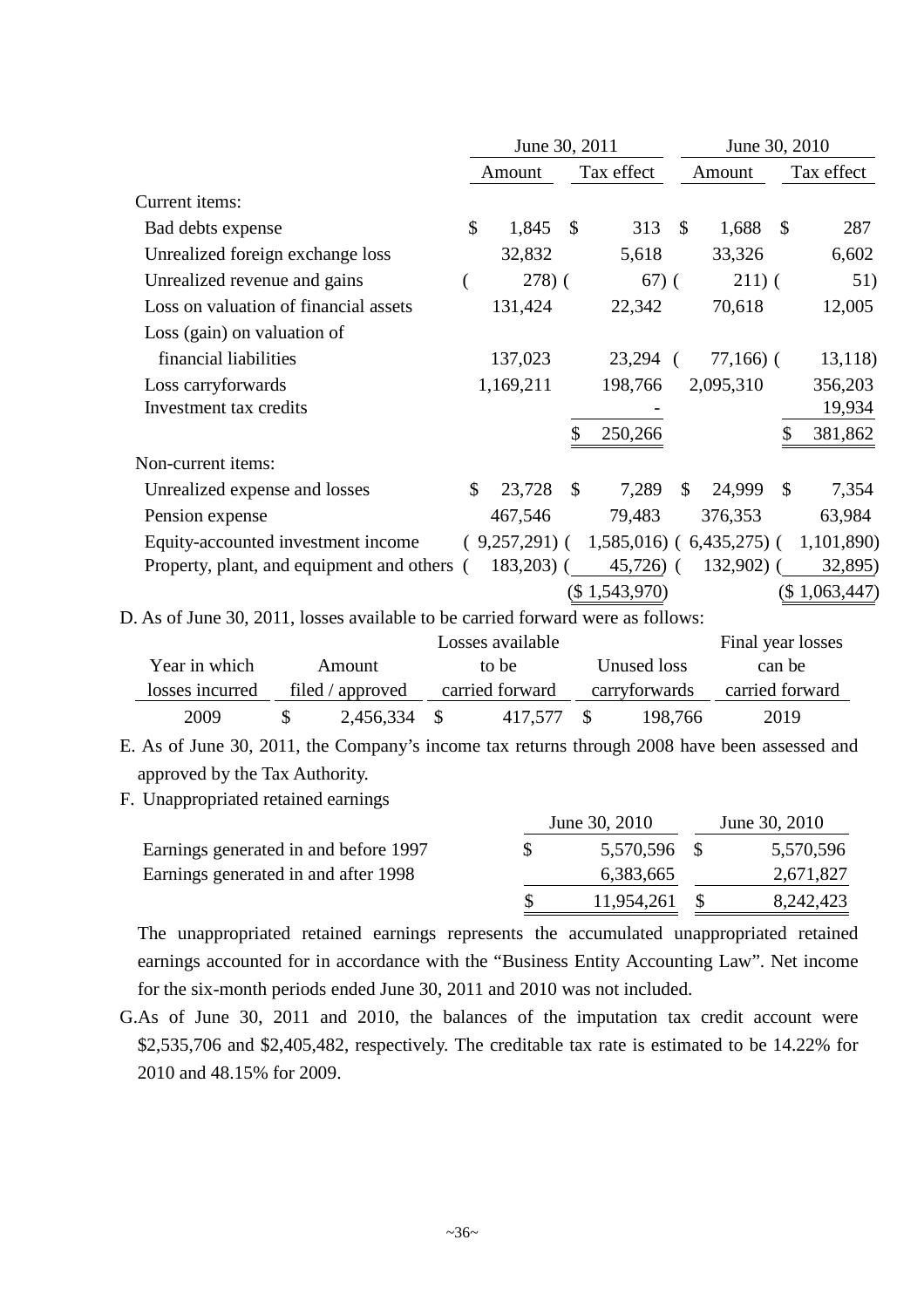| | June 30, 2011 | | June 30, 2010 | |
|---|---|---|---|---|
| | Amount | Tax effect | Amount | Tax effect |
| Current items: | | | | |
| Bad debts expense | $ 1,845 | $ 313 | $ 1,688 | $ 287 |
| Unrealized foreign exchange loss | 32,832 | 5,618 | 33,326 | 6,602 |
| Unrealized revenue and gains | ( 278) | ( 67) | ( 211) | ( 51) |
| Loss on valuation of financial assets | 131,424 | 22,342 | 70,618 | 12,005 |
| Loss (gain) on valuation of financial liabilities | 137,023 | 23,294 | ( 77,166) | ( 13,118) |
| Loss carryforwards | 1,169,211 | 198,766 | 2,095,310 | 356,203 |
| Investment tax credits | | - | | 19,934 |
| | | $ 250,266 | | $ 381,862 |
| Non-current items: | | | | |
| Unrealized expense and losses | $ 23,728 | $ 7,289 | $ 24,999 | $ 7,354 |
| Pension expense | 467,546 | 79,483 | 376,353 | 63,984 |
| Equity-accounted investment income | ( 9,257,291) | ( 1,585,016) | ( 6,435,275) | ( 1,101,890) |
| Property, plant, and equipment and others | ( 183,203) | ( 45,726) | ( 132,902) | ( 32,895) |
| | | ($ 1,543,970) | | ($ 1,063,447) |

D. As of June 30, 2011, losses available to be carried forward were as follows:

| Year in which losses incurred | Amount filed / approved | Losses available to be carried forward | Unused loss carryforwards | Final year losses can be carried forward |
|---|---|---|---|---|
| 2009 | $ 2,456,334 | $ 417,577 | $ 198,766 | 2019 |

E. As of June 30, 2011, the Company's income tax returns through 2008 have been assessed and approved by the Tax Authority.

F. Unappropriated retained earnings

| | June 30, 2010 | June 30, 2010 |
|---|---|---|
| Earnings generated in and before 1997 | $ 5,570,596 | $ 5,570,596 |
| Earnings generated in and after 1998 | 6,383,665 | 2,671,827 |
| | $ 11,954,261 | $ 8,242,423 |

The unappropriated retained earnings represents the accumulated unappropriated retained earnings accounted for in accordance with the "Business Entity Accounting Law". Net income for the six-month periods ended June 30, 2011 and 2010 was not included.

G. As of June 30, 2011 and 2010, the balances of the imputation tax credit account were $2,535,706 and $2,405,482, respectively. The creditable tax rate is estimated to be 14.22% for 2010 and 48.15% for 2009.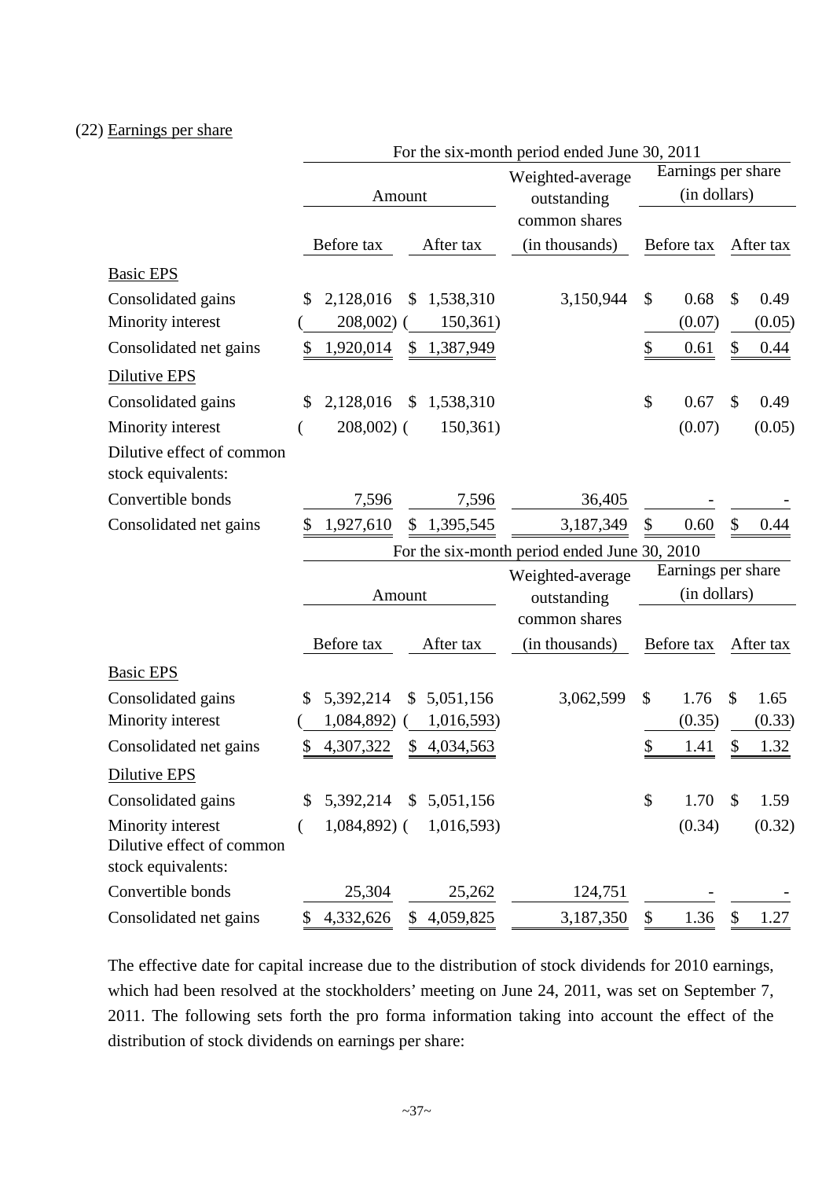(22) Earnings per share

| | For the six-month period ended June 30, 2011 | | | | |
|---|---|---|---|---|---|
| | Amount | | Weighted-average outstanding common shares | Earnings per share (in dollars) | |
| | Before tax | After tax | (in thousands) | Before tax | After tax |
| Basic EPS | | | | | |
| Consolidated gains | $ 2,128,016 | $ 1,538,310 | 3,150,944 | $ 0.68 | $ 0.49 |
| Minority interest | ( 208,002) | ( 150,361) | | (0.07) | (0.05) |
| Consolidated net gains | $ 1,920,014 | $ 1,387,949 | | $ 0.61 | $ 0.44 |
| Dilutive EPS | | | | | |
| Consolidated gains | $ 2,128,016 | $ 1,538,310 | | $ 0.67 | $ 0.49 |
| Minority interest | ( 208,002) | ( 150,361) | | (0.07) | (0.05) |
| Dilutive effect of common stock equivalents: | | | | | |
| Convertible bonds | 7,596 | 7,596 | 36,405 | - | - |
| Consolidated net gains | $ 1,927,610 | $ 1,395,545 | 3,187,349 | $ 0.60 | $ 0.44 |

| | For the six-month period ended June 30, 2010 | | | | |
|---|---|---|---|---|---|
| | Amount | | Weighted-average outstanding common shares | Earnings per share (in dollars) | |
| | Before tax | After tax | (in thousands) | Before tax | After tax |
| Basic EPS | | | | | |
| Consolidated gains | $ 5,392,214 | $ 5,051,156 | 3,062,599 | $ 1.76 | $ 1.65 |
| Minority interest | ( 1,084,892) | ( 1,016,593) | | (0.35) | (0.33) |
| Consolidated net gains | $ 4,307,322 | $ 4,034,563 | | $ 1.41 | $ 1.32 |
| Dilutive EPS | | | | | |
| Consolidated gains | $ 5,392,214 | $ 5,051,156 | | $ 1.70 | $ 1.59 |
| Minority interest | ( 1,084,892) | ( 1,016,593) | | (0.34) | (0.32) |
| Dilutive effect of common stock equivalents: | | | | | |
| Convertible bonds | 25,304 | 25,262 | 124,751 | - | - |
| Consolidated net gains | $ 4,332,626 | $ 4,059,825 | 3,187,350 | $ 1.36 | $ 1.27 |

The effective date for capital increase due to the distribution of stock dividends for 2010 earnings, which had been resolved at the stockholders' meeting on June 24, 2011, was set on September 7, 2011. The following sets forth the pro forma information taking into account the effect of the distribution of stock dividends on earnings per share: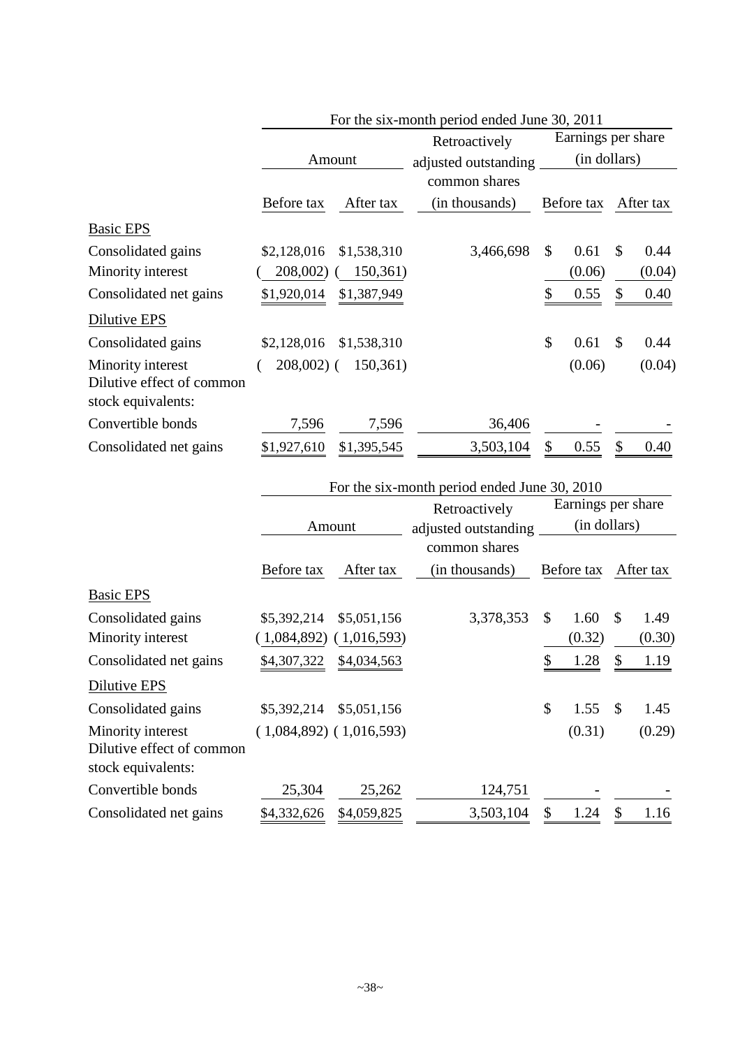For the six-month period ended June 30, 2011

| | Amount | | Retroactively adjusted outstanding common shares | Earnings per share (in dollars) | |
|---|---|---|---|---|---|
| | Before tax | After tax | (in thousands) | Before tax | After tax |
| Basic EPS | | | | | |
| Consolidated gains | $2,128,016 | $1,538,310 | 3,466,698 | $ 0.61 | $ 0.44 |
| Minority interest | ( 208,002) | ( 150,361) | | (0.06) | (0.04) |
| Consolidated net gains | $1,920,014 | $1,387,949 | | $ 0.55 | $ 0.40 |
| Dilutive EPS | | | | | |
| Consolidated gains | $2,128,016 | $1,538,310 | | $ 0.61 | $ 0.44 |
| Minority interest | ( 208,002) | ( 150,361) | | (0.06) | (0.04) |
| Dilutive effect of common stock equivalents: | | | | | |
| Convertible bonds | 7,596 | 7,596 | 36,406 | - | - |
| Consolidated net gains | $1,927,610 | $1,395,545 | 3,503,104 | $ 0.55 | $ 0.40 |

For the six-month period ended June 30, 2010

| | Amount | | Retroactively adjusted outstanding common shares | Earnings per share (in dollars) | |
|---|---|---|---|---|---|
| | Before tax | After tax | (in thousands) | Before tax | After tax |
| Basic EPS | | | | | |
| Consolidated gains | $5,392,214 | $5,051,156 | 3,378,353 | $ 1.60 | $ 1.49 |
| Minority interest | ( 1,084,892) | ( 1,016,593) | | (0.32) | (0.30) |
| Consolidated net gains | $4,307,322 | $4,034,563 | | $ 1.28 | $ 1.19 |
| Dilutive EPS | | | | | |
| Consolidated gains | $5,392,214 | $5,051,156 | | $ 1.55 | $ 1.45 |
| Minority interest | ( 1,084,892) | ( 1,016,593) | | (0.31) | (0.29) |
| Dilutive effect of common stock equivalents: | | | | | |
| Convertible bonds | 25,304 | 25,262 | 124,751 | - | - |
| Consolidated net gains | $4,332,626 | $4,059,825 | 3,503,104 | $ 1.24 | $ 1.16 |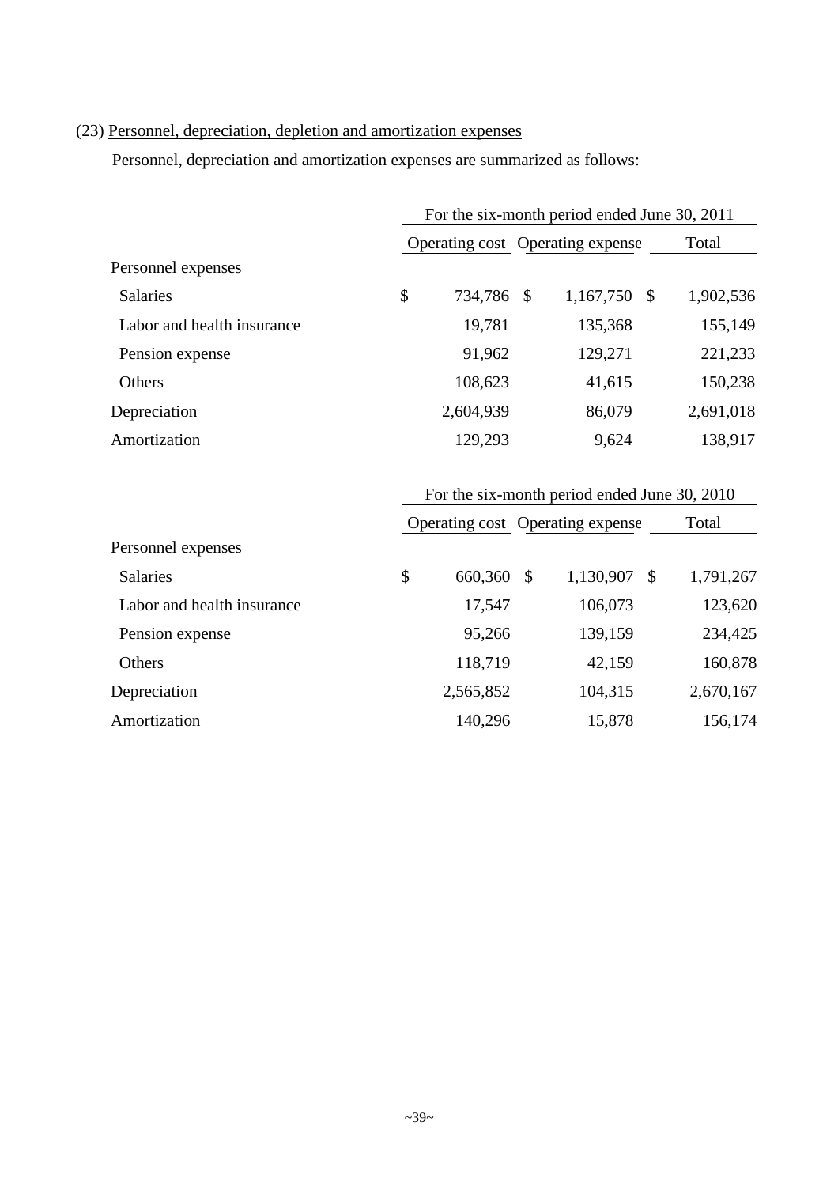(23) Personnel, depreciation, depletion and amortization expenses

Personnel, depreciation and amortization expenses are summarized as follows:

| | For the six-month period ended June 30, 2011 | | |
|---|---|---|---|
| | Operating cost | Operating expense | Total |
| Personnel expenses | | | |
| Salaries | $ 734,786 | $ 1,167,750 | $ 1,902,536 |
| Labor and health insurance | 19,781 | 135,368 | 155,149 |
| Pension expense | 91,962 | 129,271 | 221,233 |
| Others | 108,623 | 41,615 | 150,238 |
| Depreciation | 2,604,939 | 86,079 | 2,691,018 |
| Amortization | 129,293 | 9,624 | 138,917 |

| | For the six-month period ended June 30, 2010 | | |
|---|---|---|---|
| | Operating cost | Operating expense | Total |
| Personnel expenses | | | |
| Salaries | $ 660,360 | $ 1,130,907 | $ 1,791,267 |
| Labor and health insurance | 17,547 | 106,073 | 123,620 |
| Pension expense | 95,266 | 139,159 | 234,425 |
| Others | 118,719 | 42,159 | 160,878 |
| Depreciation | 2,565,852 | 104,315 | 2,670,167 |
| Amortization | 140,296 | 15,878 | 156,174 |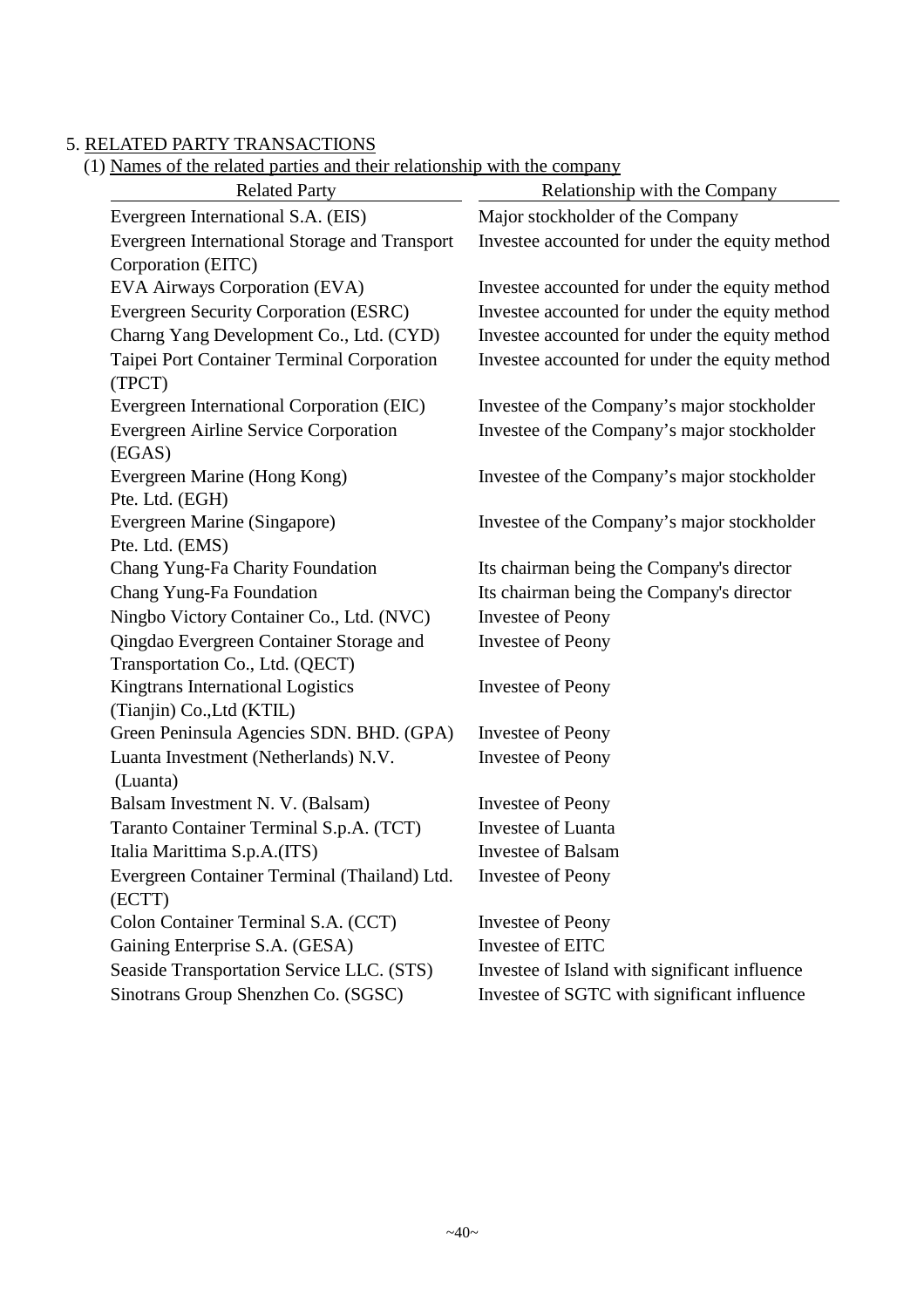5. RELATED PARTY TRANSACTIONS

(1) Names of the related parties and their relationship with the company

| Related Party | Relationship with the Company |
|---|---|
| Evergreen International S.A. (EIS) | Major stockholder of the Company |
| Evergreen International Storage and Transport Corporation (EITC) | Investee accounted for under the equity method |
| EVA Airways Corporation (EVA) | Investee accounted for under the equity method |
| Evergreen Security Corporation (ESRC) | Investee accounted for under the equity method |
| Charng Yang Development Co., Ltd. (CYD) | Investee accounted for under the equity method |
| Taipei Port Container Terminal Corporation (TPCT) | Investee accounted for under the equity method |
| Evergreen International Corporation (EIC) | Investee of the Company's major stockholder |
| Evergreen Airline Service Corporation (EGAS) | Investee of the Company's major stockholder |
| Evergreen Marine (Hong Kong) Pte. Ltd. (EGH) | Investee of the Company's major stockholder |
| Evergreen Marine (Singapore) Pte. Ltd. (EMS) | Investee of the Company's major stockholder |
| Chang Yung-Fa Charity Foundation | Its chairman being the Company's director |
| Chang Yung-Fa Foundation | Its chairman being the Company's director |
| Ningbo Victory Container Co., Ltd. (NVC) | Investee of Peony |
| Qingdao Evergreen Container Storage and Transportation Co., Ltd. (QECT) | Investee of Peony |
| Kingtrans International Logistics (Tianjin) Co.,Ltd (KTIL) | Investee of Peony |
| Green Peninsula Agencies SDN. BHD. (GPA) | Investee of Peony |
| Luanta Investment (Netherlands) N.V. (Luanta) | Investee of Peony |
| Balsam Investment N. V. (Balsam) | Investee of Peony |
| Taranto Container Terminal S.p.A. (TCT) | Investee of Luanta |
| Italia Marittima S.p.A.(ITS) | Investee of Balsam |
| Evergreen Container Terminal (Thailand) Ltd. (ECTT) | Investee of Peony |
| Colon Container Terminal S.A. (CCT) | Investee of Peony |
| Gaining Enterprise S.A. (GESA) | Investee of EITC |
| Seaside Transportation Service LLC. (STS) | Investee of Island with significant influence |
| Sinotrans Group Shenzhen Co. (SGSC) | Investee of SGTC with significant influence |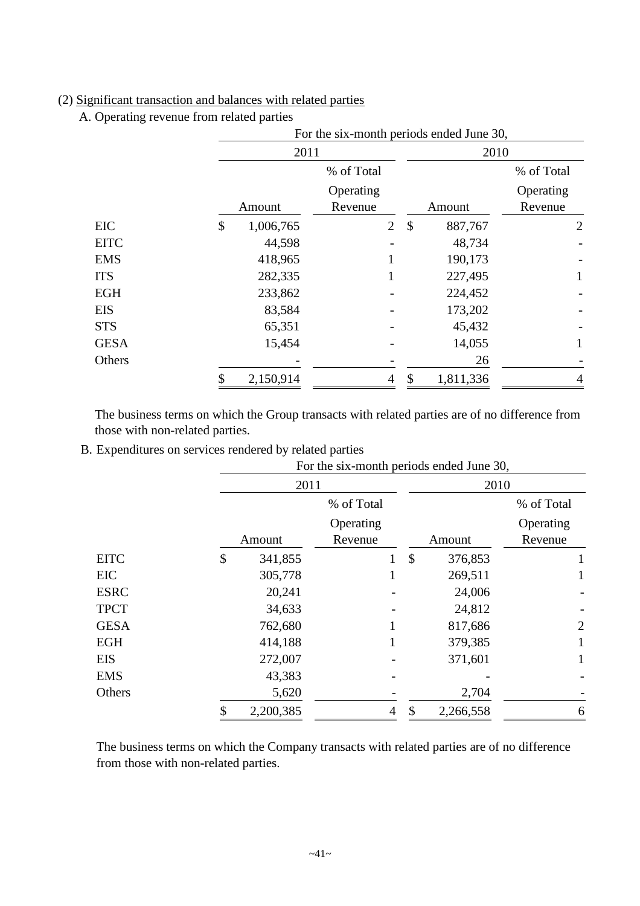(2) Significant transaction and balances with related parties

A. Operating revenue from related parties

| | For the six-month periods ended June 30, | | | |
|---|---|---|---|---|
| | 2011 | | 2010 | |
| | Amount | % of Total Operating Revenue | Amount | % of Total Operating Revenue |
| EIC | $ 1,006,765 | 2 | $ 887,767 | 2 |
| EITC | 44,598 | - | 48,734 | - |
| EMS | 418,965 | 1 | 190,173 | - |
| ITS | 282,335 | 1 | 227,495 | 1 |
| EGH | 233,862 | - | 224,452 | - |
| EIS | 83,584 | - | 173,202 | - |
| STS | 65,351 | - | 45,432 | - |
| GESA | 15,454 | - | 14,055 | 1 |
| Others | - | - | 26 | - |
| | $ 2,150,914 | 4 | $ 1,811,336 | 4 |

The business terms on which the Group transacts with related parties are of no difference from those with non-related parties.

B. Expenditures on services rendered by related parties

| | For the six-month periods ended June 30, | | | |
|---|---|---|---|---|
| | 2011 | | 2010 | |
| | Amount | % of Total Operating Revenue | Amount | % of Total Operating Revenue |
| EITC | $ 341,855 | 1 | $ 376,853 | 1 |
| EIC | 305,778 | 1 | 269,511 | 1 |
| ESRC | 20,241 | - | 24,006 | - |
| TPCT | 34,633 | - | 24,812 | - |
| GESA | 762,680 | 1 | 817,686 | 2 |
| EGH | 414,188 | 1 | 379,385 | 1 |
| EIS | 272,007 | - | 371,601 | 1 |
| EMS | 43,383 | - | - | - |
| Others | 5,620 | - | 2,704 | - |
| | $ 2,200,385 | 4 | $ 2,266,558 | 6 |

The business terms on which the Company transacts with related parties are of no difference from those with non-related parties.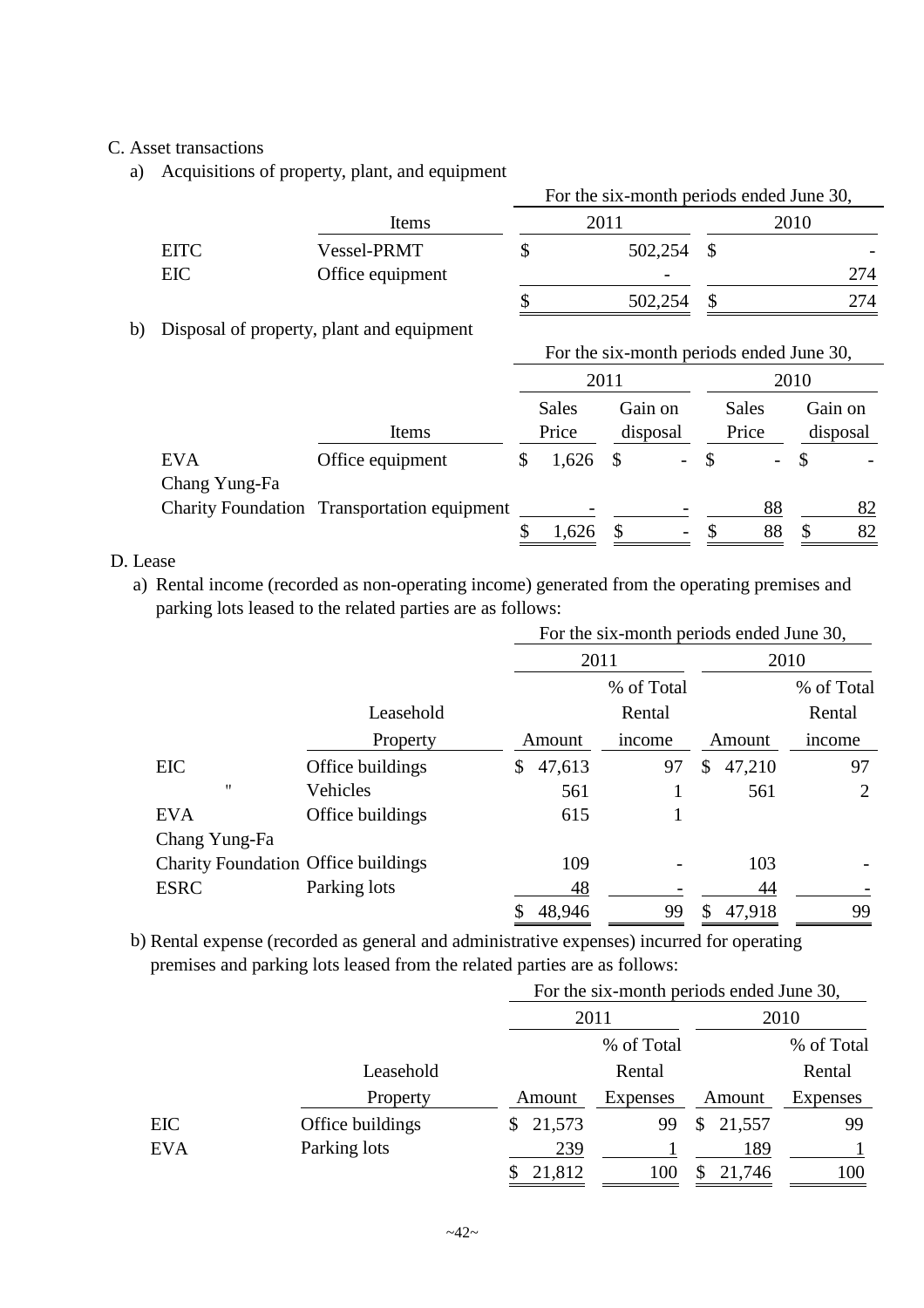C. Asset transactions

a) Acquisitions of property, plant, and equipment

| | Items | For the six-month periods ended June 30, 2011 | 2010 |
|---|---|---|---|
| EITC | Vessel-PRMT | $ 502,254 | $ - |
| EIC | Office equipment | - | 274 |
| | | $ 502,254 | $ 274 |

b) Disposal of property, plant and equipment

| | | For the six-month periods ended June 30, | | | |
|---|---|---|---|---|---|
| | | 2011 | | 2010 | |
| | Items | Sales Price | Gain on disposal | Sales Price | Gain on disposal |
| EVA | Office equipment | $ 1,626 | $ - | $ - | $ - |
| Chang Yung-Fa Charity Foundation | Transportation equipment | - | - | 88 | 82 |
| | | $ 1,626 | $ - | $ 88 | $ 82 |

D. Lease

a) Rental income (recorded as non-operating income) generated from the operating premises and parking lots leased to the related parties are as follows:

| | | For the six-month periods ended June 30, | | | |
|---|---|---|---|---|---|
| | | 2011 | | 2010 | |
| | Leasehold Property | Amount | % of Total Rental income | Amount | % of Total Rental income |
| EIC | Office buildings | $ 47,613 | 97 | $ 47,210 | 97 |
| " | Vehicles | 561 | 1 | 561 | 2 |
| EVA | Office buildings | 615 | 1 | | |
| Chang Yung-Fa Charity Foundation | Office buildings | 109 | - | 103 | - |
| ESRC | Parking lots | 48 | - | 44 | - |
| | | $ 48,946 | 99 | $ 47,918 | 99 |

b) Rental expense (recorded as general and administrative expenses) incurred for operating premises and parking lots leased from the related parties are as follows:

| | | For the six-month periods ended June 30, | | | |
|---|---|---|---|---|---|
| | | 2011 | | 2010 | |
| | Leasehold Property | Amount | % of Total Rental Expenses | Amount | % of Total Rental Expenses |
| EIC | Office buildings | $ 21,573 | 99 | $ 21,557 | 99 |
| EVA | Parking lots | 239 | 1 | 189 | 1 |
| | | $ 21,812 | 100 | $ 21,746 | 100 |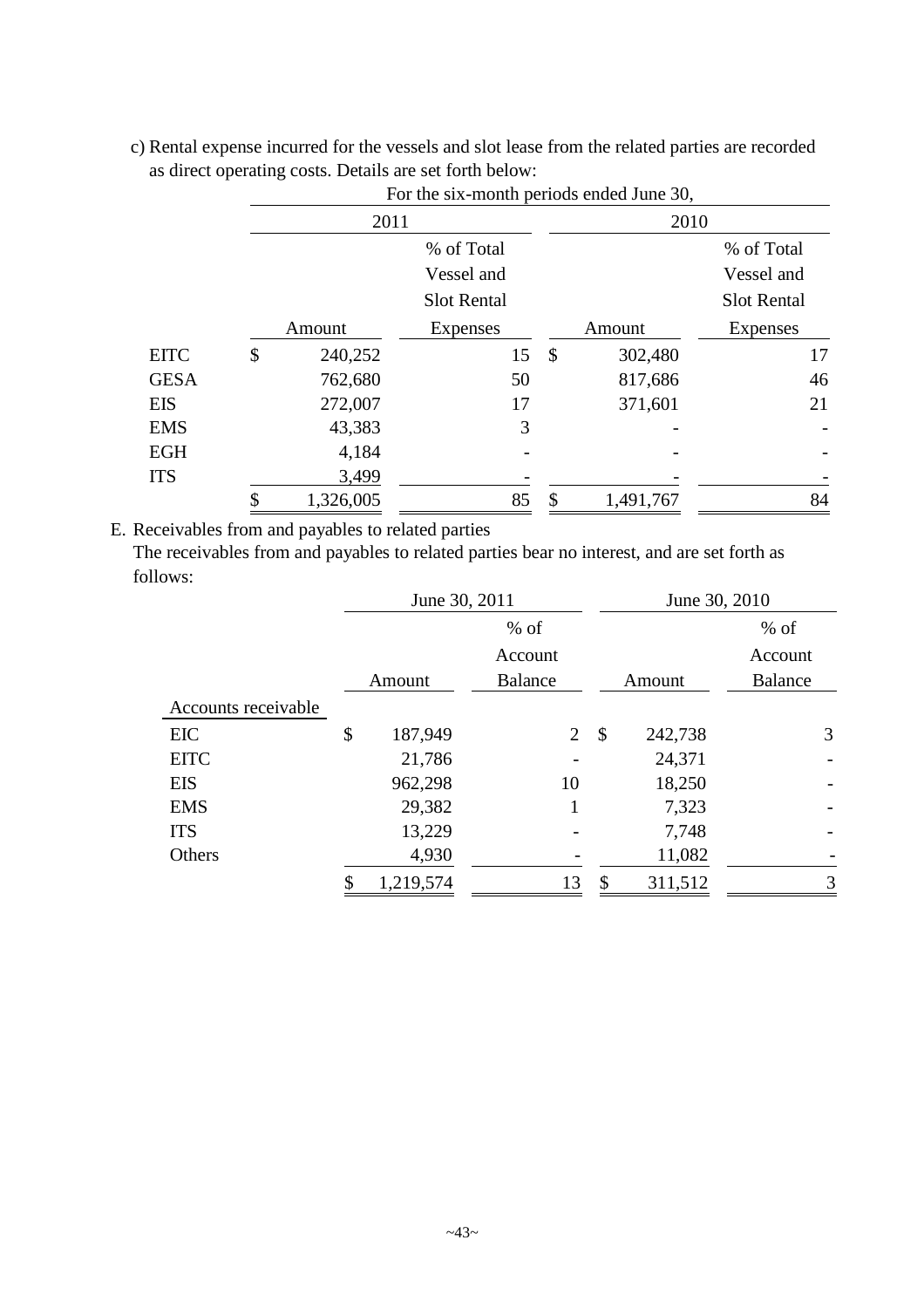c) Rental expense incurred for the vessels and slot lease from the related parties are recorded as direct operating costs. Details are set forth below:

| | For the six-month periods ended June 30, | | | |
|---|---|---|---|---|
| | 2011 | | 2010 | |
| | Amount | % of Total Vessel and Slot Rental Expenses | Amount | % of Total Vessel and Slot Rental Expenses |
| EITC | $ 240,252 | 15 | $ 302,480 | 17 |
| GESA | 762,680 | 50 | 817,686 | 46 |
| EIS | 272,007 | 17 | 371,601 | 21 |
| EMS | 43,383 | 3 | - | - |
| EGH | 4,184 | - | - | - |
| ITS | 3,499 | - | - | - |
| | $ 1,326,005 | 85 | $ 1,491,767 | 84 |

E. Receivables from and payables to related parties

The receivables from and payables to related parties bear no interest, and are set forth as follows:

| | June 30, 2011 | | June 30, 2010 | |
|---|---|---|---|---|
| | Amount | % of Account Balance | Amount | % of Account Balance |
| Accounts receivable | | | | |
| EIC | $ 187,949 | 2 | $ 242,738 | 3 |
| EITC | 21,786 | - | 24,371 | - |
| EIS | 962,298 | 10 | 18,250 | - |
| EMS | 29,382 | 1 | 7,323 | - |
| ITS | 13,229 | - | 7,748 | - |
| Others | 4,930 | - | 11,082 | - |
| | $ 1,219,574 | 13 | $ 311,512 | 3 |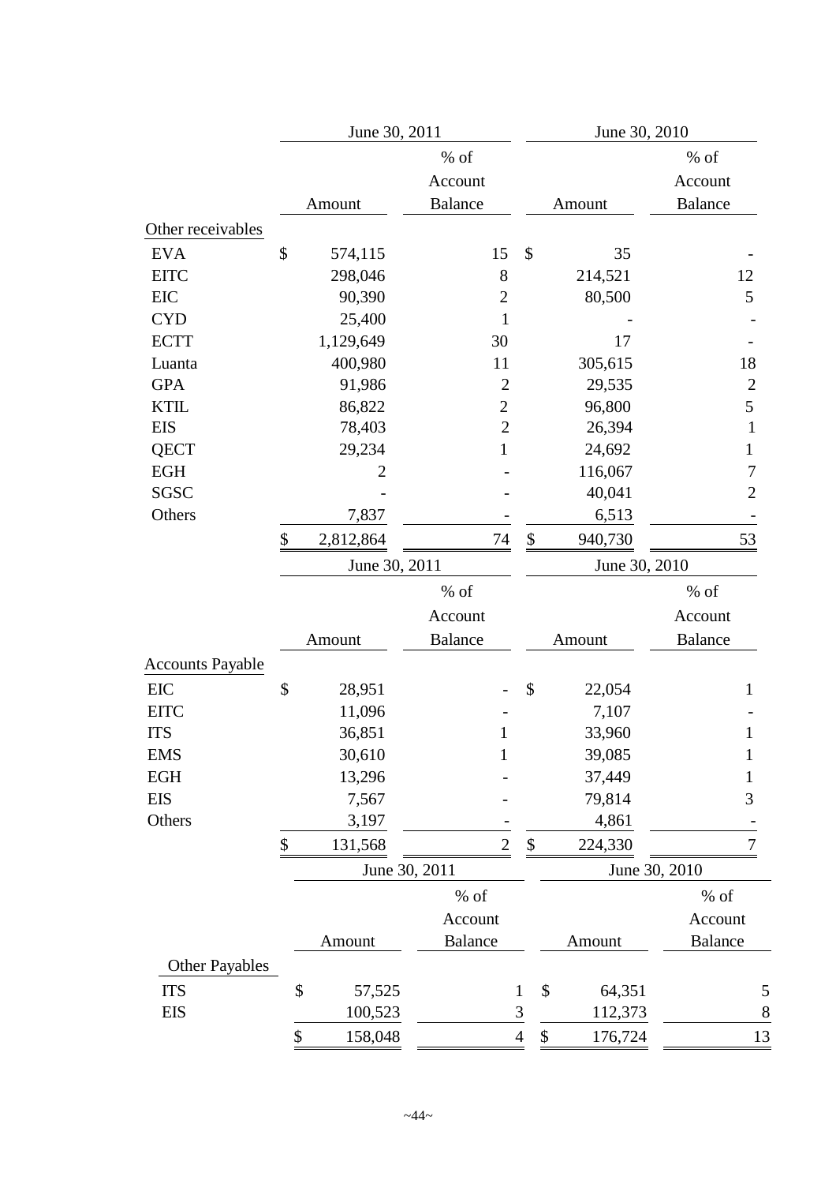| | June 30, 2011 | | June 30, 2010 | |
|---|---|---|---|---|
| | Amount | % of Account Balance | Amount | % of Account Balance |
| Other receivables | | | | |
| EVA | $ 574,115 | 15 | $ 35 | - |
| EITC | 298,046 | 8 | 214,521 | 12 |
| EIC | 90,390 | 2 | 80,500 | 5 |
| CYD | 25,400 | 1 | - | - |
| ECTT | 1,129,649 | 30 | 17 | - |
| Luanta | 400,980 | 11 | 305,615 | 18 |
| GPA | 91,986 | 2 | 29,535 | 2 |
| KTIL | 86,822 | 2 | 96,800 | 5 |
| EIS | 78,403 | 2 | 26,394 | 1 |
| QECT | 29,234 | 1 | 24,692 | 1 |
| EGH | 2 | - | 116,067 | 7 |
| SGSC | - | - | 40,041 | 2 |
| Others | 7,837 | - | 6,513 | - |
| | $ 2,812,864 | 74 | $ 940,730 | 53 |

| | June 30, 2011 | | June 30, 2010 | |
|---|---|---|---|---|
| | Amount | % of Account Balance | Amount | % of Account Balance |
| Accounts Payable | | | | |
| EIC | $ 28,951 | - | $ 22,054 | 1 |
| EITC | 11,096 | - | 7,107 | - |
| ITS | 36,851 | 1 | 33,960 | 1 |
| EMS | 30,610 | 1 | 39,085 | 1 |
| EGH | 13,296 | - | 37,449 | 1 |
| EIS | 7,567 | - | 79,814 | 3 |
| Others | 3,197 | - | 4,861 | - |
| | $ 131,568 | 2 | $ 224,330 | 7 |

| | June 30, 2011 | | June 30, 2010 | |
|---|---|---|---|---|
| | Amount | % of Account Balance | Amount | % of Account Balance |
| Other Payables | | | | |
| ITS | $ 57,525 | 1 | $ 64,351 | 5 |
| EIS | 100,523 | 3 | 112,373 | 8 |
| | $ 158,048 | 4 | $ 176,724 | 13 |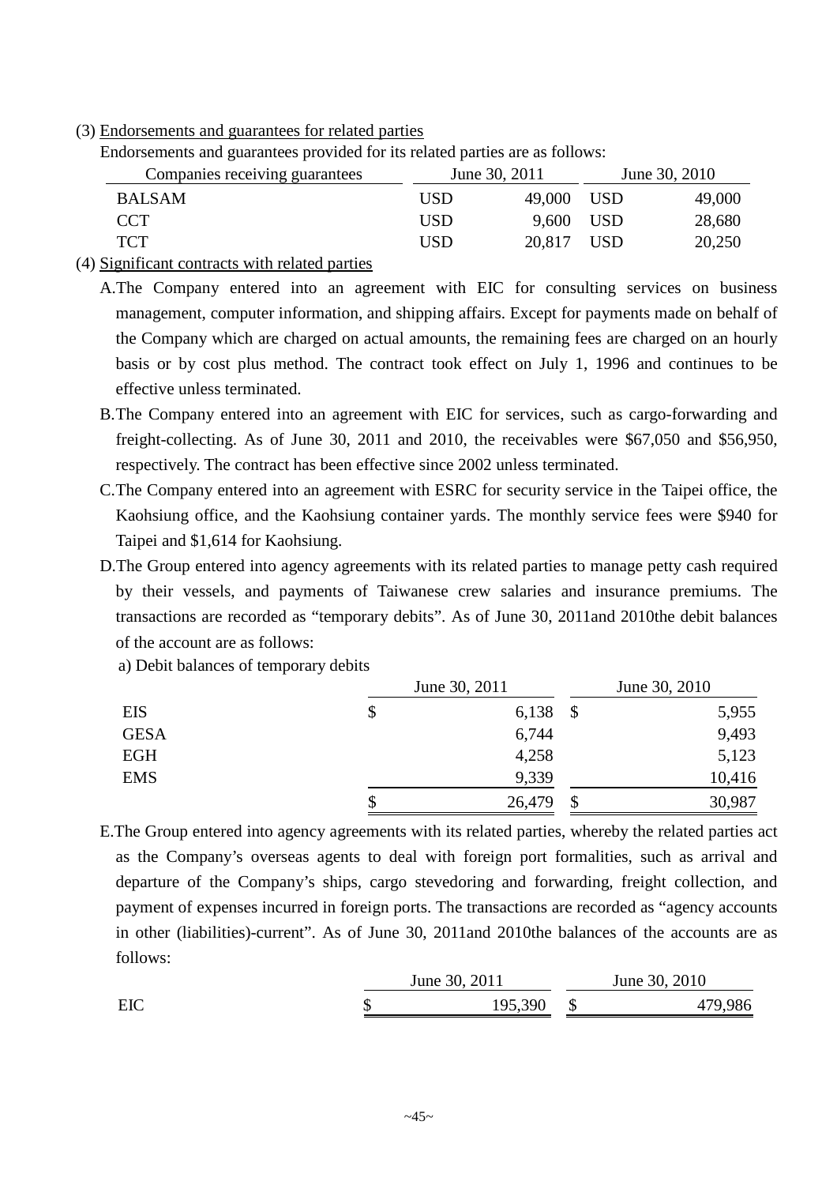(3) Endorsements and guarantees for related parties

Endorsements and guarantees provided for its related parties are as follows:

| Companies receiving guarantees | June 30, 2011 | | June 30, 2010 | |
|---|---|---|---|---|
| BALSAM | USD | 49,000 | USD | 49,000 |
| CCT | USD | 9,600 | USD | 28,680 |
| TCT | USD | 20,817 | USD | 20,250 |

(4) Significant contracts with related parties

A. The Company entered into an agreement with EIC for consulting services on business management, computer information, and shipping affairs. Except for payments made on behalf of the Company which are charged on actual amounts, the remaining fees are charged on an hourly basis or by cost plus method. The contract took effect on July 1, 1996 and continues to be effective unless terminated.

B. The Company entered into an agreement with EIC for services, such as cargo-forwarding and freight-collecting. As of June 30, 2011 and 2010, the receivables were $67,050 and $56,950, respectively. The contract has been effective since 2002 unless terminated.

C. The Company entered into an agreement with ESRC for security service in the Taipei office, the Kaohsiung office, and the Kaohsiung container yards. The monthly service fees were $940 for Taipei and $1,614 for Kaohsiung.

D. The Group entered into agency agreements with its related parties to manage petty cash required by their vessels, and payments of Taiwanese crew salaries and insurance premiums. The transactions are recorded as "temporary debits". As of June 30, 2011and 2010the debit balances of the account are as follows:

a) Debit balances of temporary debits

| | June 30, 2011 | June 30, 2010 |
|---|---|---|
| EIS | $ 6,138 | $ 5,955 |
| GESA | 6,744 | 9,493 |
| EGH | 4,258 | 5,123 |
| EMS | 9,339 | 10,416 |
| | $ 26,479 | $ 30,987 |

E. The Group entered into agency agreements with its related parties, whereby the related parties act as the Company's overseas agents to deal with foreign port formalities, such as arrival and departure of the Company's ships, cargo stevedoring and forwarding, freight collection, and payment of expenses incurred in foreign ports. The transactions are recorded as "agency accounts in other (liabilities)-current". As of June 30, 2011and 2010the balances of the accounts are as follows:

| | June 30, 2011 | June 30, 2010 |
|---|---|---|
| EIC | $ 195,390 | $ 479,986 |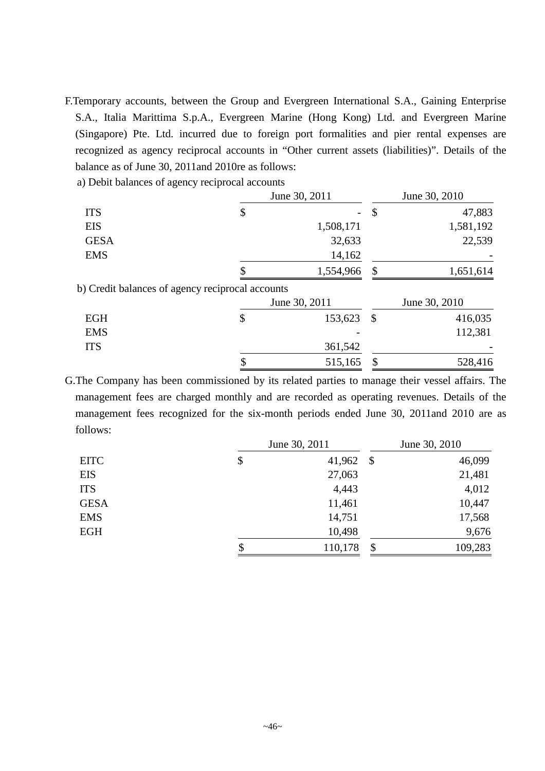F.Temporary accounts, between the Group and Evergreen International S.A., Gaining Enterprise S.A., Italia Marittima S.p.A., Evergreen Marine (Hong Kong) Ltd. and Evergreen Marine (Singapore) Pte. Ltd. incurred due to foreign port formalities and pier rental expenses are recognized as agency reciprocal accounts in “Other current assets (liabilities)”. Details of the balance as of June 30, 2011and 2010re as follows:

a) Debit balances of agency reciprocal accounts

| | June 30, 2011 | June 30, 2010 |
|---|---|---|
| ITS | $ - | $ 47,883 |
| EIS | 1,508,171 | 1,581,192 |
| GESA | 32,633 | 22,539 |
| EMS | 14,162 | - |
| | $ 1,554,966 | $ 1,651,614 |

b) Credit balances of agency reciprocal accounts

| | June 30, 2011 | June 30, 2010 |
|---|---|---|
| EGH | $ 153,623 | $ 416,035 |
| EMS | - | 112,381 |
| ITS | 361,542 | - |
| | $ 515,165 | $ 528,416 |

G.The Company has been commissioned by its related parties to manage their vessel affairs. The management fees are charged monthly and are recorded as operating revenues. Details of the management fees recognized for the six-month periods ended June 30, 2011and 2010 are as follows:

| | June 30, 2011 | June 30, 2010 |
|---|---|---|
| EITC | $ 41,962 | $ 46,099 |
| EIS | 27,063 | 21,481 |
| ITS | 4,443 | 4,012 |
| GESA | 11,461 | 10,447 |
| EMS | 14,751 | 17,568 |
| EGH | 10,498 | 9,676 |
| | $ 110,178 | $ 109,283 |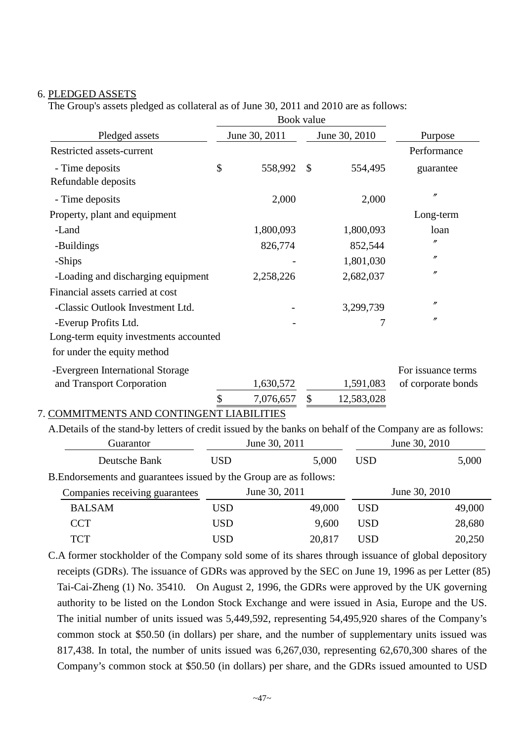6. PLEDGED ASSETS

The Group's assets pledged as collateral as of June 30, 2011 and 2010 are as follows:

| Pledged assets | Book value | | Purpose |
|---|---|---|---|
| | June 30, 2011 | June 30, 2010 | |
| Restricted assets-current | | | Performance |
| - Time deposits | $ 558,992 | $ 554,495 | guarantee |
| Refundable deposits | | | |
| - Time deposits | 2,000 | 2,000 | 〃 |
| Property, plant and equipment | | | Long-term |
| -Land | 1,800,093 | 1,800,093 | loan |
| -Buildings | 826,774 | 852,544 | 〃 |
| -Ships | - | 1,801,030 | 〃 |
| -Loading and discharging equipment | 2,258,226 | 2,682,037 | 〃 |
| Financial assets carried at cost | | | |
| -Classic Outlook Investment Ltd. | - | 3,299,739 | 〃 |
| -Everup Profits Ltd. | - | 7 | 〃 |
| Long-term equity investments accounted for under the equity method | | | |
| -Evergreen International Storage and Transport Corporation | 1,630,572 | 1,591,083 | For issuance terms of corporate bonds |
| | $ 7,076,657 | $ 12,583,028 | |

7. COMMITMENTS AND CONTINGENT LIABILITIES

A.Details of the stand-by letters of credit issued by the banks on behalf of the Company are as follows:

| Guarantor | June 30, 2011 | June 30, 2010 |
|---|---|---|
| Deutsche Bank | USD 5,000 | USD 5,000 |

B.Endorsements and guarantees issued by the Group are as follows:

| Companies receiving guarantees | June 30, 2011 | June 30, 2010 |
|---|---|---|
| BALSAM | USD 49,000 | USD 49,000 |
| CCT | USD 9,600 | USD 28,680 |
| TCT | USD 20,817 | USD 20,250 |

C.A former stockholder of the Company sold some of its shares through issuance of global depository receipts (GDRs). The issuance of GDRs was approved by the SEC on June 19, 1996 as per Letter (85) Tai-Cai-Zheng (1) No. 35410. On August 2, 1996, the GDRs were approved by the UK governing authority to be listed on the London Stock Exchange and were issued in Asia, Europe and the US. The initial number of units issued was 5,449,592, representing 54,495,920 shares of the Company's common stock at $50.50 (in dollars) per share, and the number of supplementary units issued was 817,438. In total, the number of units issued was 6,267,030, representing 62,670,300 shares of the Company's common stock at $50.50 (in dollars) per share, and the GDRs issued amounted to USD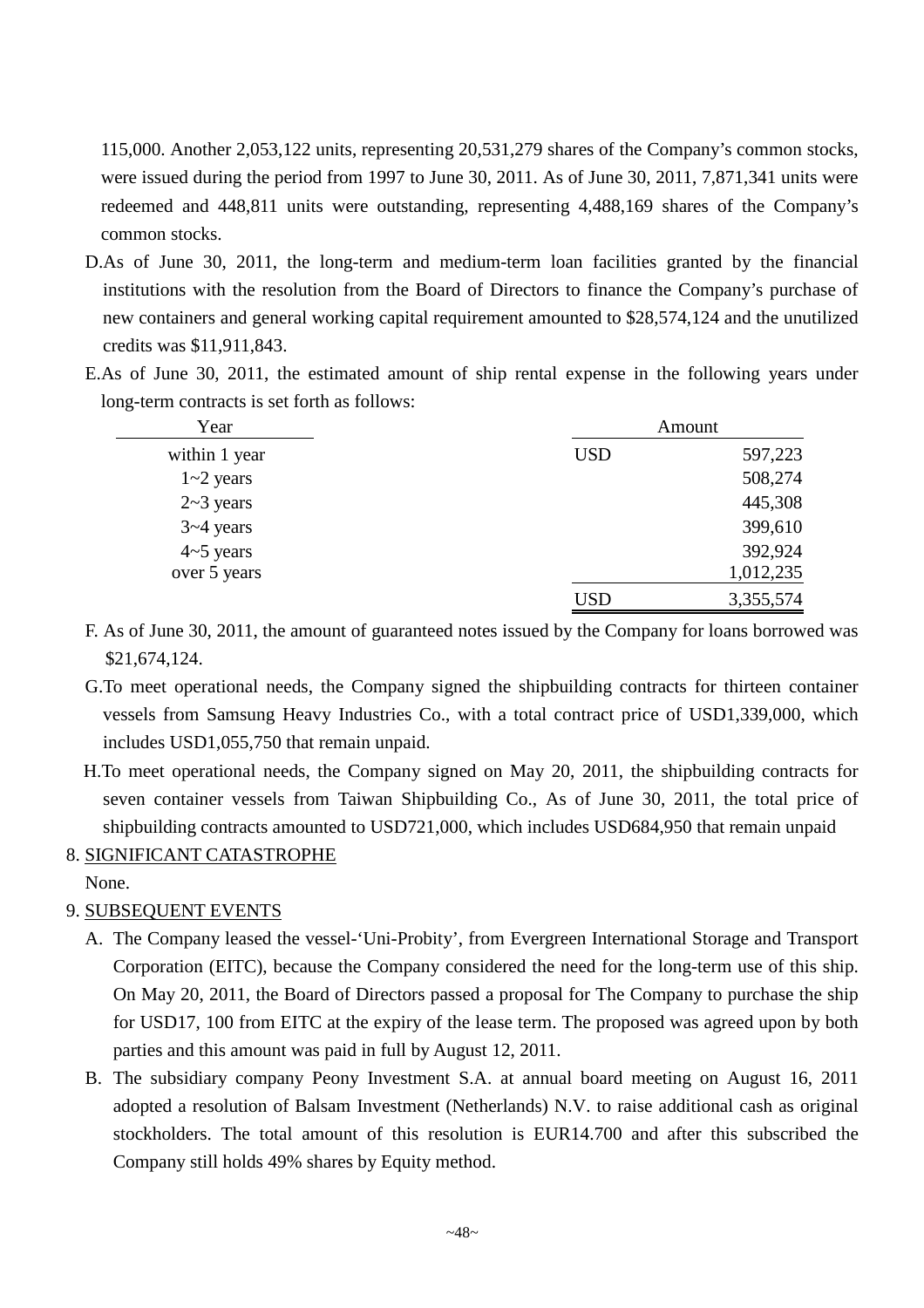115,000. Another 2,053,122 units, representing 20,531,279 shares of the Company's common stocks, were issued during the period from 1997 to June 30, 2011. As of June 30, 2011, 7,871,341 units were redeemed and 448,811 units were outstanding, representing 4,488,169 shares of the Company's common stocks.

D. As of June 30, 2011, the long-term and medium-term loan facilities granted by the financial institutions with the resolution from the Board of Directors to finance the Company's purchase of new containers and general working capital requirement amounted to $28,574,124 and the unutilized credits was $11,911,843.

E. As of June 30, 2011, the estimated amount of ship rental expense in the following years under long-term contracts is set forth as follows:

| Year | Amount | |
|---|---|---|
| within 1 year | USD | 597,223 |
| 1~2 years | | 508,274 |
| 2~3 years | | 445,308 |
| 3~4 years | | 399,610 |
| 4~5 years | | 392,924 |
| over 5 years | | 1,012,235 |
| | USD | 3,355,574 |

F. As of June 30, 2011, the amount of guaranteed notes issued by the Company for loans borrowed was $21,674,124.

G. To meet operational needs, the Company signed the shipbuilding contracts for thirteen container vessels from Samsung Heavy Industries Co., with a total contract price of USD1,339,000, which includes USD1,055,750 that remain unpaid.

H. To meet operational needs, the Company signed on May 20, 2011, the shipbuilding contracts for seven container vessels from Taiwan Shipbuilding Co., As of June 30, 2011, the total price of shipbuilding contracts amounted to USD721,000, which includes USD684,950 that remain unpaid

8. SIGNIFICANT CATASTROPHE

None.

9. SUBSEQUENT EVENTS

A. The Company leased the vessel-'Uni-Probity', from Evergreen International Storage and Transport Corporation (EITC), because the Company considered the need for the long-term use of this ship. On May 20, 2011, the Board of Directors passed a proposal for The Company to purchase the ship for USD17, 100 from EITC at the expiry of the lease term. The proposed was agreed upon by both parties and this amount was paid in full by August 12, 2011.

B. The subsidiary company Peony Investment S.A. at annual board meeting on August 16, 2011 adopted a resolution of Balsam Investment (Netherlands) N.V. to raise additional cash as original stockholders. The total amount of this resolution is EUR14.700 and after this subscribed the Company still holds 49% shares by Equity method.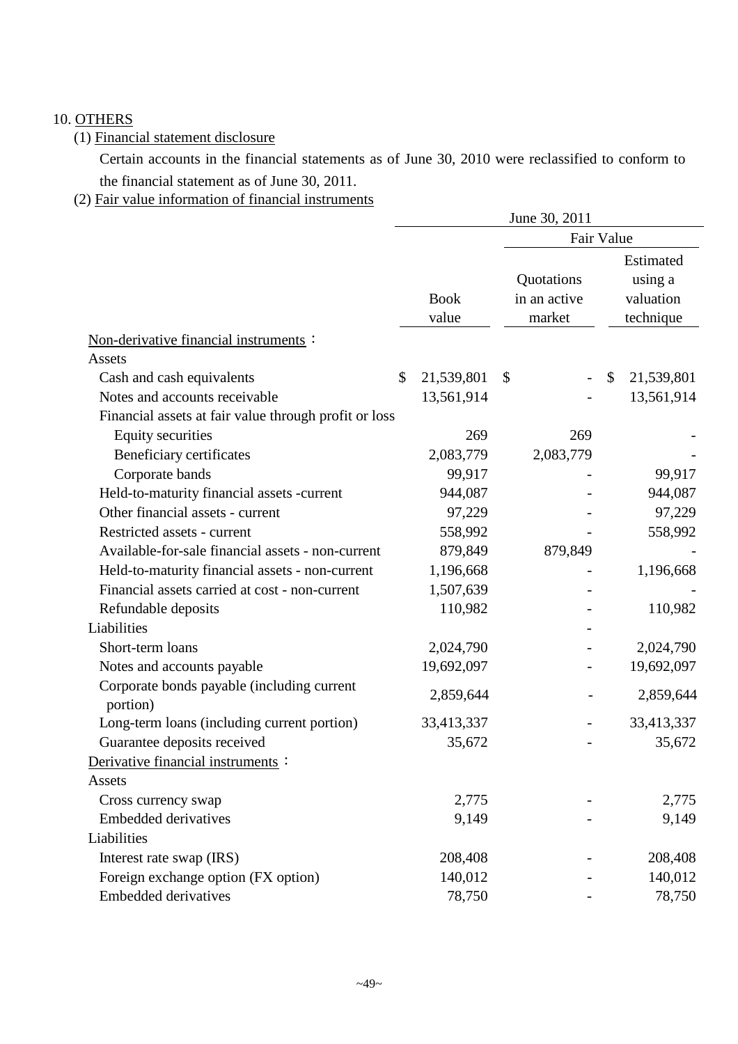10. OTHERS

(1) Financial statement disclosure

Certain accounts in the financial statements as of June 30, 2010 were reclassified to conform to the financial statement as of June 30, 2011.

(2) Fair value information of financial instruments

| | June 30, 2011 | | |
|---|---|---|---|
| | | Fair Value | |
| | Book value | Quotations in an active market | Estimated using a valuation technique |
| Non-derivative financial instruments： | | | |
| Assets | | | |
| Cash and cash equivalents | $ 21,539,801 | $ - | $ 21,539,801 |
| Notes and accounts receivable | 13,561,914 | - | 13,561,914 |
| Financial assets at fair value through profit or loss | | | |
| Equity securities | 269 | 269 | - |
| Beneficiary certificates | 2,083,779 | 2,083,779 | - |
| Corporate bands | 99,917 | - | 99,917 |
| Held-to-maturity financial assets -current | 944,087 | - | 944,087 |
| Other financial assets - current | 97,229 | - | 97,229 |
| Restricted assets - current | 558,992 | - | 558,992 |
| Available-for-sale financial assets - non-current | 879,849 | 879,849 | - |
| Held-to-maturity financial assets - non-current | 1,196,668 | - | 1,196,668 |
| Financial assets carried at cost - non-current | 1,507,639 | - | - |
| Refundable deposits | 110,982 | - | 110,982 |
| Liabilities | | - | |
| Short-term loans | 2,024,790 | - | 2,024,790 |
| Notes and accounts payable | 19,692,097 | - | 19,692,097 |
| Corporate bonds payable (including current portion) | 2,859,644 | - | 2,859,644 |
| Long-term loans (including current portion) | 33,413,337 | - | 33,413,337 |
| Guarantee deposits received | 35,672 | - | 35,672 |
| Derivative financial instruments： | | | |
| Assets | | | |
| Cross currency swap | 2,775 | - | 2,775 |
| Embedded derivatives | 9,149 | - | 9,149 |
| Liabilities | | | |
| Interest rate swap (IRS) | 208,408 | - | 208,408 |
| Foreign exchange option (FX option) | 140,012 | - | 140,012 |
| Embedded derivatives | 78,750 | - | 78,750 |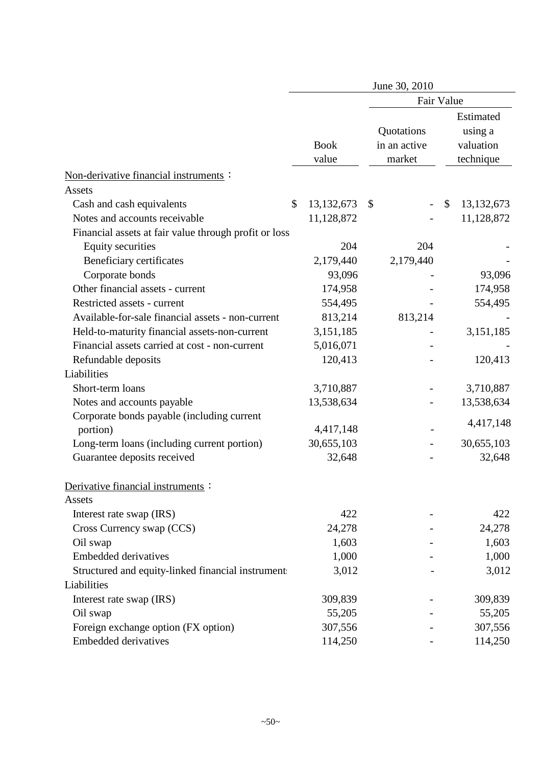| | June 30, 2010 | | |
|---|---|---|---|
| | | Fair Value | |
| | Book value | Quotations in an active market | Estimated using a valuation technique |
| Non-derivative financial instruments： | | | |
| Assets | | | |
| Cash and cash equivalents | $ 13,132,673 | $ - | $ 13,132,673 |
| Notes and accounts receivable | 11,128,872 | - | 11,128,872 |
| Financial assets at fair value through profit or loss | | | |
| Equity securities | 204 | 204 | - |
| Beneficiary certificates | 2,179,440 | 2,179,440 | - |
| Corporate bonds | 93,096 | - | 93,096 |
| Other financial assets - current | 174,958 | - | 174,958 |
| Restricted assets - current | 554,495 | - | 554,495 |
| Available-for-sale financial assets - non-current | 813,214 | 813,214 | - |
| Held-to-maturity financial assets-non-current | 3,151,185 | - | 3,151,185 |
| Financial assets carried at cost - non-current | 5,016,071 | - | - |
| Refundable deposits | 120,413 | - | 120,413 |
| Liabilities | | | |
| Short-term loans | 3,710,887 | - | 3,710,887 |
| Notes and accounts payable | 13,538,634 | - | 13,538,634 |
| Corporate bonds payable (including current portion) | 4,417,148 | - | 4,417,148 |
| Long-term loans (including current portion) | 30,655,103 | - | 30,655,103 |
| Guarantee deposits received | 32,648 | - | 32,648 |
| Derivative financial instruments： | | | |
| Assets | | | |
| Interest rate swap (IRS) | 422 | - | 422 |
| Cross Currency swap (CCS) | 24,278 | - | 24,278 |
| Oil swap | 1,603 | - | 1,603 |
| Embedded derivatives | 1,000 | - | 1,000 |
| Structured and equity-linked financial instruments | 3,012 | - | 3,012 |
| Liabilities | | | |
| Interest rate swap (IRS) | 309,839 | - | 309,839 |
| Oil swap | 55,205 | - | 55,205 |
| Foreign exchange option (FX option) | 307,556 | - | 307,556 |
| Embedded derivatives | 114,250 | - | 114,250 |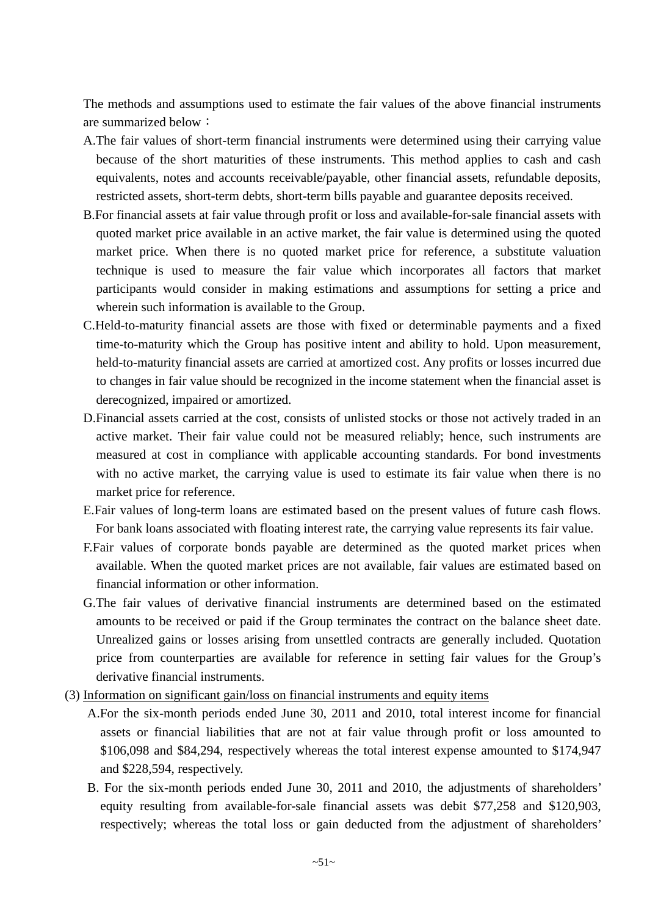The methods and assumptions used to estimate the fair values of the above financial instruments are summarized below：

A. The fair values of short-term financial instruments were determined using their carrying value because of the short maturities of these instruments. This method applies to cash and cash equivalents, notes and accounts receivable/payable, other financial assets, refundable deposits, restricted assets, short-term debts, short-term bills payable and guarantee deposits received.

B. For financial assets at fair value through profit or loss and available-for-sale financial assets with quoted market price available in an active market, the fair value is determined using the quoted market price. When there is no quoted market price for reference, a substitute valuation technique is used to measure the fair value which incorporates all factors that market participants would consider in making estimations and assumptions for setting a price and wherein such information is available to the Group.

C. Held-to-maturity financial assets are those with fixed or determinable payments and a fixed time-to-maturity which the Group has positive intent and ability to hold. Upon measurement, held-to-maturity financial assets are carried at amortized cost. Any profits or losses incurred due to changes in fair value should be recognized in the income statement when the financial asset is derecognized, impaired or amortized.

D. Financial assets carried at the cost, consists of unlisted stocks or those not actively traded in an active market. Their fair value could not be measured reliably; hence, such instruments are measured at cost in compliance with applicable accounting standards. For bond investments with no active market, the carrying value is used to estimate its fair value when there is no market price for reference.

E. Fair values of long-term loans are estimated based on the present values of future cash flows. For bank loans associated with floating interest rate, the carrying value represents its fair value.

F. Fair values of corporate bonds payable are determined as the quoted market prices when available. When the quoted market prices are not available, fair values are estimated based on financial information or other information.

G. The fair values of derivative financial instruments are determined based on the estimated amounts to be received or paid if the Group terminates the contract on the balance sheet date. Unrealized gains or losses arising from unsettled contracts are generally included. Quotation price from counterparties are available for reference in setting fair values for the Group's derivative financial instruments.

(3) Information on significant gain/loss on financial instruments and equity items

A. For the six-month periods ended June 30, 2011 and 2010, total interest income for financial assets or financial liabilities that are not at fair value through profit or loss amounted to $106,098 and $84,294, respectively whereas the total interest expense amounted to $174,947 and $228,594, respectively.

B. For the six-month periods ended June 30, 2011 and 2010, the adjustments of shareholders' equity resulting from available-for-sale financial assets was debit $77,258 and $120,903, respectively; whereas the total loss or gain deducted from the adjustment of shareholders'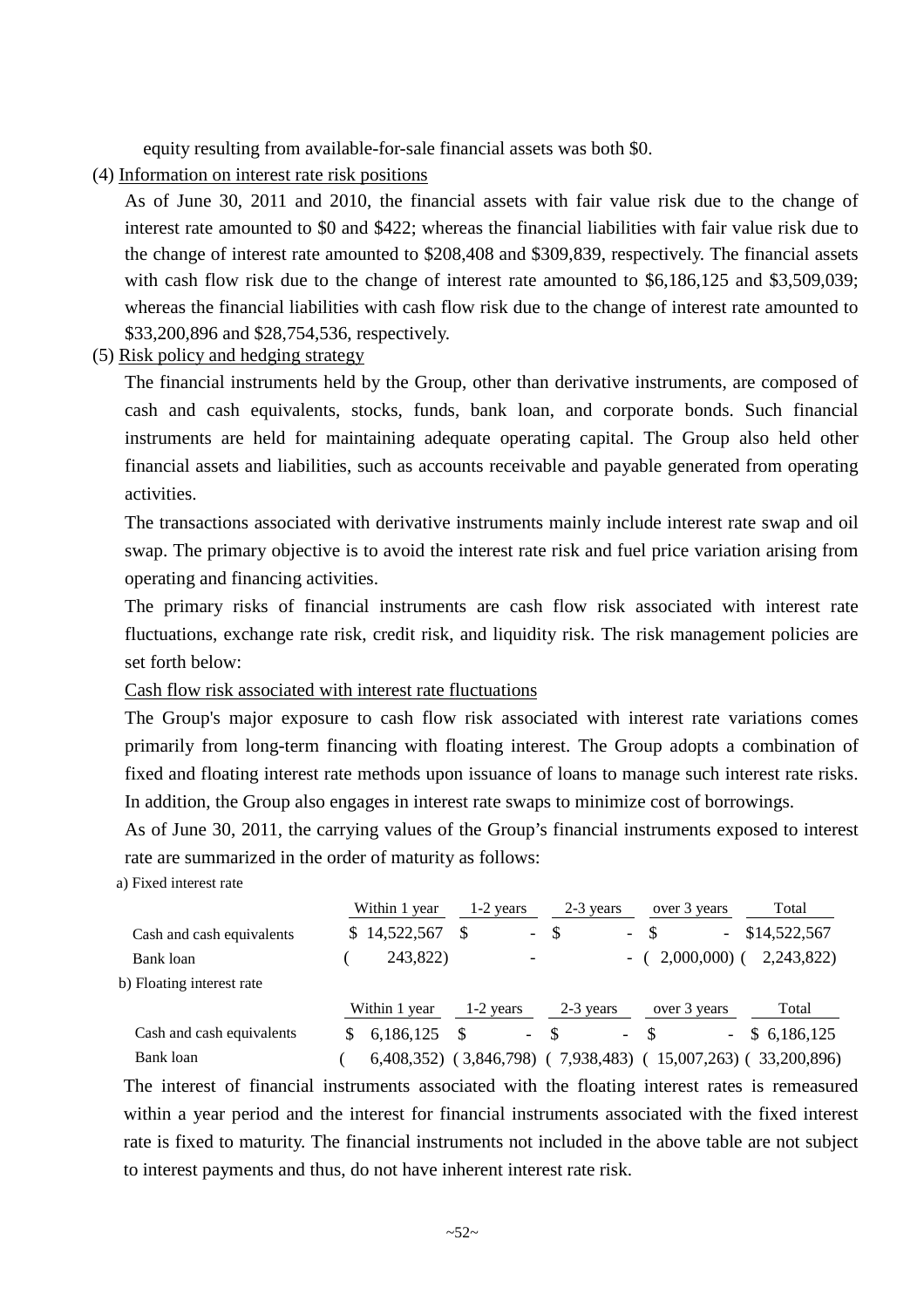equity resulting from available-for-sale financial assets was both $0.

(4) Information on interest rate risk positions

As of June 30, 2011 and 2010, the financial assets with fair value risk due to the change of interest rate amounted to $0 and $422; whereas the financial liabilities with fair value risk due to the change of interest rate amounted to $208,408 and $309,839, respectively. The financial assets with cash flow risk due to the change of interest rate amounted to $6,186,125 and $3,509,039; whereas the financial liabilities with cash flow risk due to the change of interest rate amounted to $33,200,896 and $28,754,536, respectively.

(5) Risk policy and hedging strategy

The financial instruments held by the Group, other than derivative instruments, are composed of cash and cash equivalents, stocks, funds, bank loan, and corporate bonds. Such financial instruments are held for maintaining adequate operating capital. The Group also held other financial assets and liabilities, such as accounts receivable and payable generated from operating activities.

The transactions associated with derivative instruments mainly include interest rate swap and oil swap. The primary objective is to avoid the interest rate risk and fuel price variation arising from operating and financing activities.

The primary risks of financial instruments are cash flow risk associated with interest rate fluctuations, exchange rate risk, credit risk, and liquidity risk. The risk management policies are set forth below:

Cash flow risk associated with interest rate fluctuations

The Group's major exposure to cash flow risk associated with interest rate variations comes primarily from long-term financing with floating interest. The Group adopts a combination of fixed and floating interest rate methods upon issuance of loans to manage such interest rate risks. In addition, the Group also engages in interest rate swaps to minimize cost of borrowings.

As of June 30, 2011, the carrying values of the Group's financial instruments exposed to interest rate are summarized in the order of maturity as follows:

a) Fixed interest rate

| | Within 1 year | 1-2 years | 2-3 years | over 3 years | Total |
|---|---|---|---|---|---|
| Cash and cash equivalents | $ 14,522,567 | $ - | $ - | $ - | $14,522,567 |
| Bank loan | ( 243,822) | - | - | ( 2,000,000) | ( 2,243,822) |

b) Floating interest rate

| | Within 1 year | 1-2 years | 2-3 years | over 3 years | Total |
|---|---|---|---|---|---|
| Cash and cash equivalents | $ 6,186,125 | $ - | $ - | $ - | $ 6,186,125 |
| Bank loan | ( 6,408,352) | ( 3,846,798) | ( 7,938,483) | ( 15,007,263) | ( 33,200,896) |

The interest of financial instruments associated with the floating interest rates is remeasured within a year period and the interest for financial instruments associated with the fixed interest rate is fixed to maturity. The financial instruments not included in the above table are not subject to interest payments and thus, do not have inherent interest rate risk.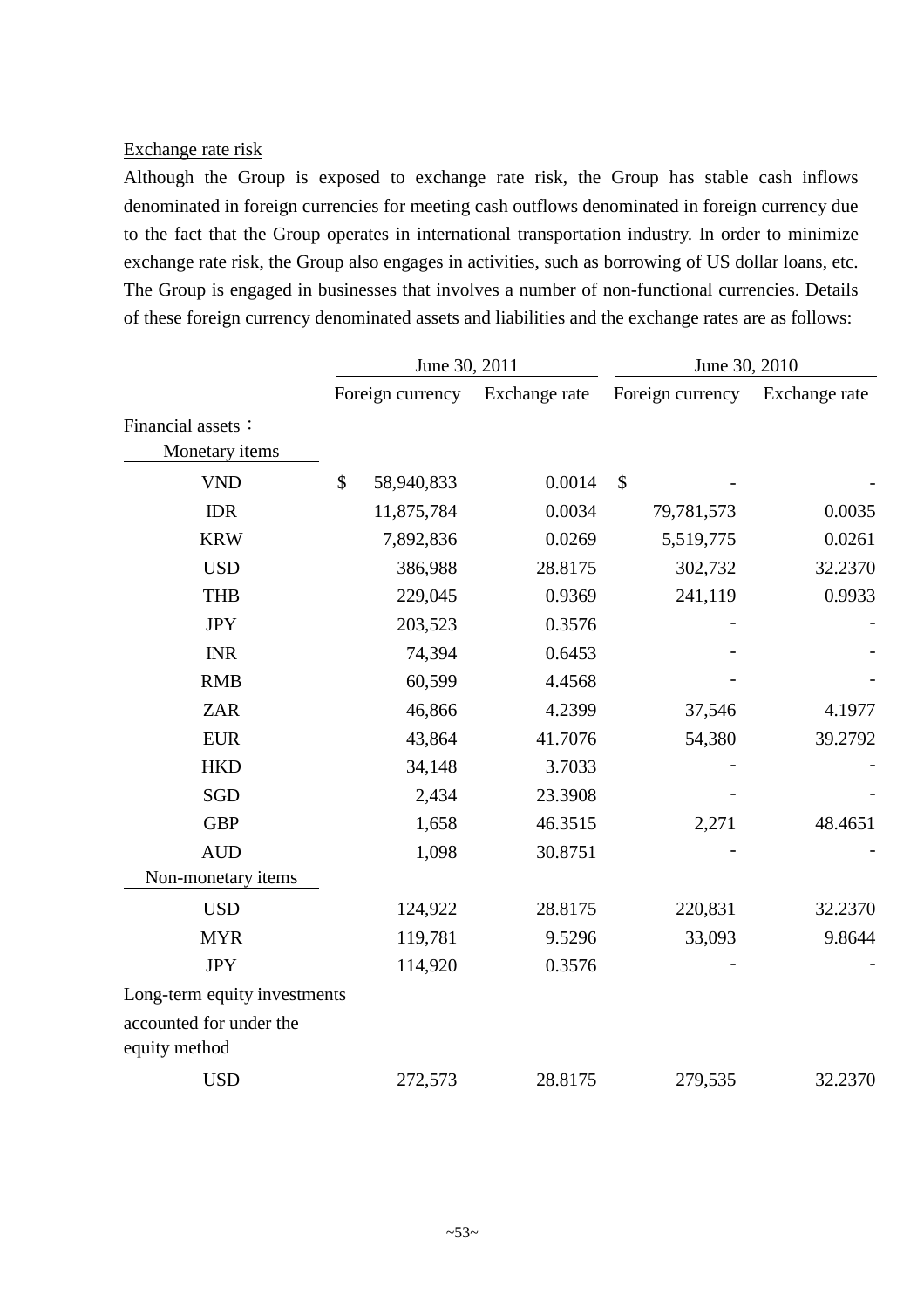Exchange rate risk

Although the Group is exposed to exchange rate risk, the Group has stable cash inflows denominated in foreign currencies for meeting cash outflows denominated in foreign currency due to the fact that the Group operates in international transportation industry. In order to minimize exchange rate risk, the Group also engages in activities, such as borrowing of US dollar loans, etc. The Group is engaged in businesses that involves a number of non-functional currencies. Details of these foreign currency denominated assets and liabilities and the exchange rates are as follows:

| | June 30, 2011 | | June 30, 2010 | |
|---|---|---|---|---|
| | Foreign currency | Exchange rate | Foreign currency | Exchange rate |
| Financial assets： | | | | |
| Monetary items | | | | |
| VND | $ 58,940,833 | 0.0014 | $ - | - |
| IDR | 11,875,784 | 0.0034 | 79,781,573 | 0.0035 |
| KRW | 7,892,836 | 0.0269 | 5,519,775 | 0.0261 |
| USD | 386,988 | 28.8175 | 302,732 | 32.2370 |
| THB | 229,045 | 0.9369 | 241,119 | 0.9933 |
| JPY | 203,523 | 0.3576 | - | - |
| INR | 74,394 | 0.6453 | - | - |
| RMB | 60,599 | 4.4568 | - | - |
| ZAR | 46,866 | 4.2399 | 37,546 | 4.1977 |
| EUR | 43,864 | 41.7076 | 54,380 | 39.2792 |
| HKD | 34,148 | 3.7033 | - | - |
| SGD | 2,434 | 23.3908 | - | - |
| GBP | 1,658 | 46.3515 | 2,271 | 48.4651 |
| AUD | 1,098 | 30.8751 | - | - |
| Non-monetary items | | | | |
| USD | 124,922 | 28.8175 | 220,831 | 32.2370 |
| MYR | 119,781 | 9.5296 | 33,093 | 9.8644 |
| JPY | 114,920 | 0.3576 | - | - |
| Long-term equity investments accounted for under the equity method | | | | |
| USD | 272,573 | 28.8175 | 279,535 | 32.2370 |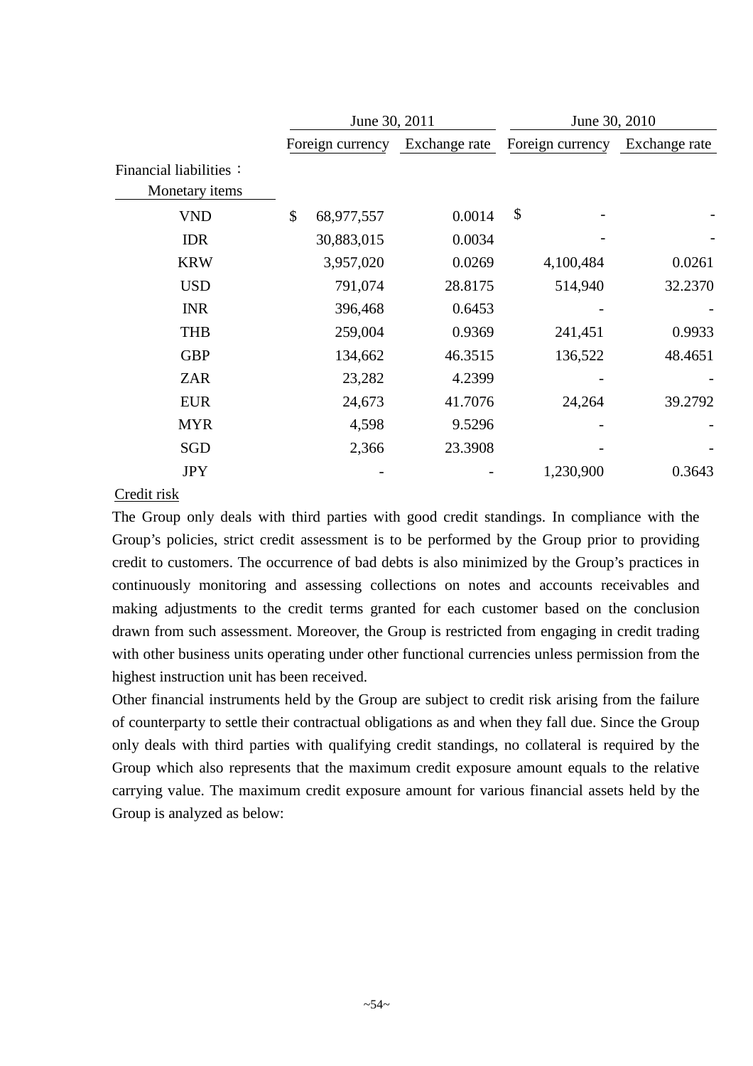| | June 30, 2011 | | June 30, 2010 | |
|---|---|---|---|---|
| | Foreign currency | Exchange rate | Foreign currency | Exchange rate |
| Financial liabilities： | | | | |
| Monetary items | | | | |
| VND | $ 68,977,557 | 0.0014 | $ - | - |
| IDR | 30,883,015 | 0.0034 | - | - |
| KRW | 3,957,020 | 0.0269 | 4,100,484 | 0.0261 |
| USD | 791,074 | 28.8175 | 514,940 | 32.2370 |
| INR | 396,468 | 0.6453 | - | - |
| THB | 259,004 | 0.9369 | 241,451 | 0.9933 |
| GBP | 134,662 | 46.3515 | 136,522 | 48.4651 |
| ZAR | 23,282 | 4.2399 | - | - |
| EUR | 24,673 | 41.7076 | 24,264 | 39.2792 |
| MYR | 4,598 | 9.5296 | - | - |
| SGD | 2,366 | 23.3908 | - | - |
| JPY | - | - | 1,230,900 | 0.3643 |

Credit risk

The Group only deals with third parties with good credit standings. In compliance with the Group's policies, strict credit assessment is to be performed by the Group prior to providing credit to customers. The occurrence of bad debts is also minimized by the Group's practices in continuously monitoring and assessing collections on notes and accounts receivables and making adjustments to the credit terms granted for each customer based on the conclusion drawn from such assessment. Moreover, the Group is restricted from engaging in credit trading with other business units operating under other functional currencies unless permission from the highest instruction unit has been received.

Other financial instruments held by the Group are subject to credit risk arising from the failure of counterparty to settle their contractual obligations as and when they fall due. Since the Group only deals with third parties with qualifying credit standings, no collateral is required by the Group which also represents that the maximum credit exposure amount equals to the relative carrying value. The maximum credit exposure amount for various financial assets held by the Group is analyzed as below: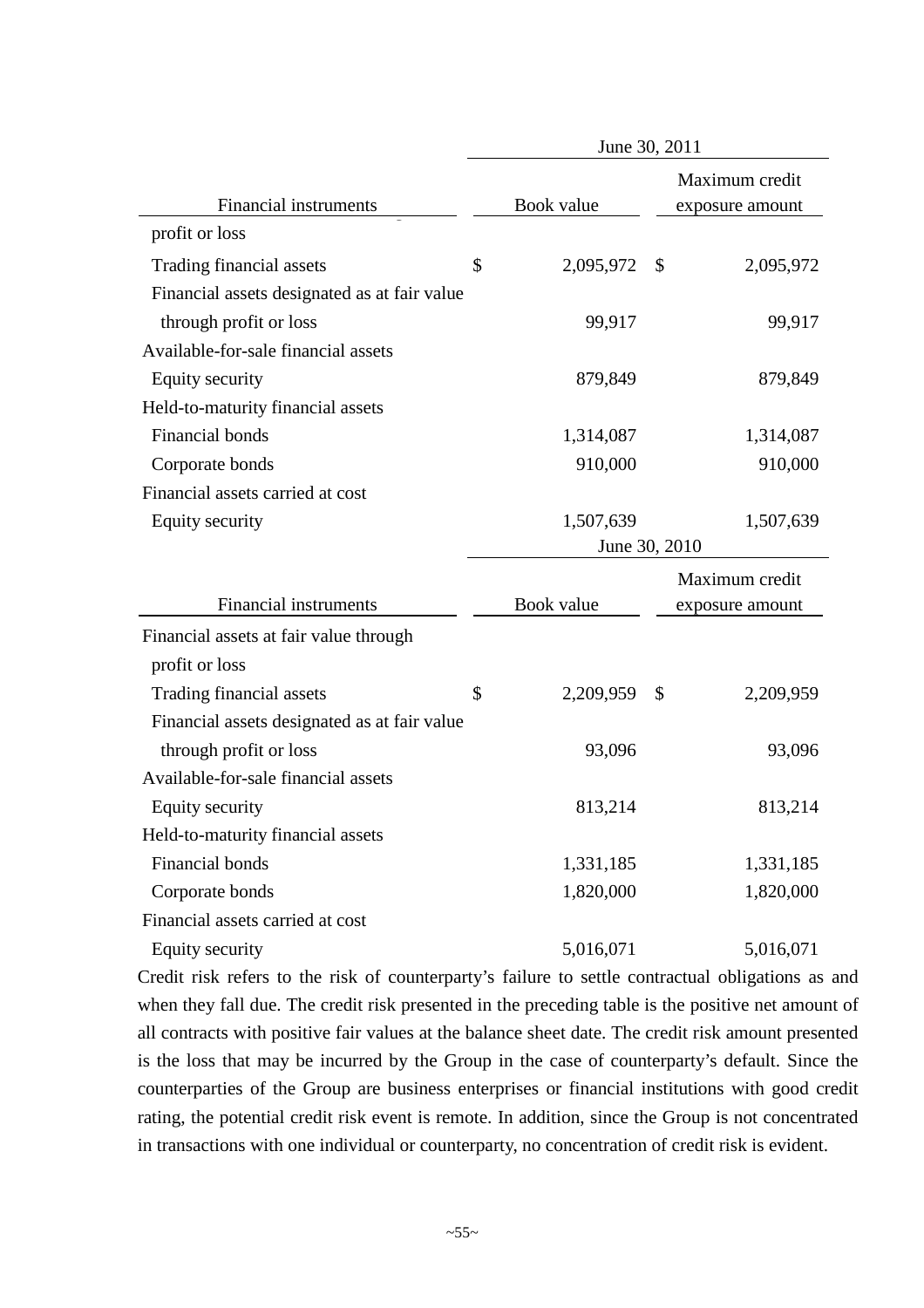| Financial instruments | June 30, 2011 | |
|---|---|---|
| | Book value | Maximum credit exposure amount |
| profit or loss | | |
| Trading financial assets | $ 2,095,972 | $ 2,095,972 |
| Financial assets designated as at fair value through profit or loss | 99,917 | 99,917 |
| Available-for-sale financial assets | | |
| Equity security | 879,849 | 879,849 |
| Held-to-maturity financial assets | | |
| Financial bonds | 1,314,087 | 1,314,087 |
| Corporate bonds | 910,000 | 910,000 |
| Financial assets carried at cost | | |
| Equity security | 1,507,639 | 1,507,639 |

| Financial instruments | June 30, 2010 | |
|---|---|---|
| | Book value | Maximum credit exposure amount |
| Financial assets at fair value through profit or loss | | |
| Trading financial assets | $ 2,209,959 | $ 2,209,959 |
| Financial assets designated as at fair value through profit or loss | 93,096 | 93,096 |
| Available-for-sale financial assets | | |
| Equity security | 813,214 | 813,214 |
| Held-to-maturity financial assets | | |
| Financial bonds | 1,331,185 | 1,331,185 |
| Corporate bonds | 1,820,000 | 1,820,000 |
| Financial assets carried at cost | | |
| Equity security | 5,016,071 | 5,016,071 |

Credit risk refers to the risk of counterparty's failure to settle contractual obligations as and when they fall due. The credit risk presented in the preceding table is the positive net amount of all contracts with positive fair values at the balance sheet date. The credit risk amount presented is the loss that may be incurred by the Group in the case of counterparty's default. Since the counterparties of the Group are business enterprises or financial institutions with good credit rating, the potential credit risk event is remote. In addition, since the Group is not concentrated in transactions with one individual or counterparty, no concentration of credit risk is evident.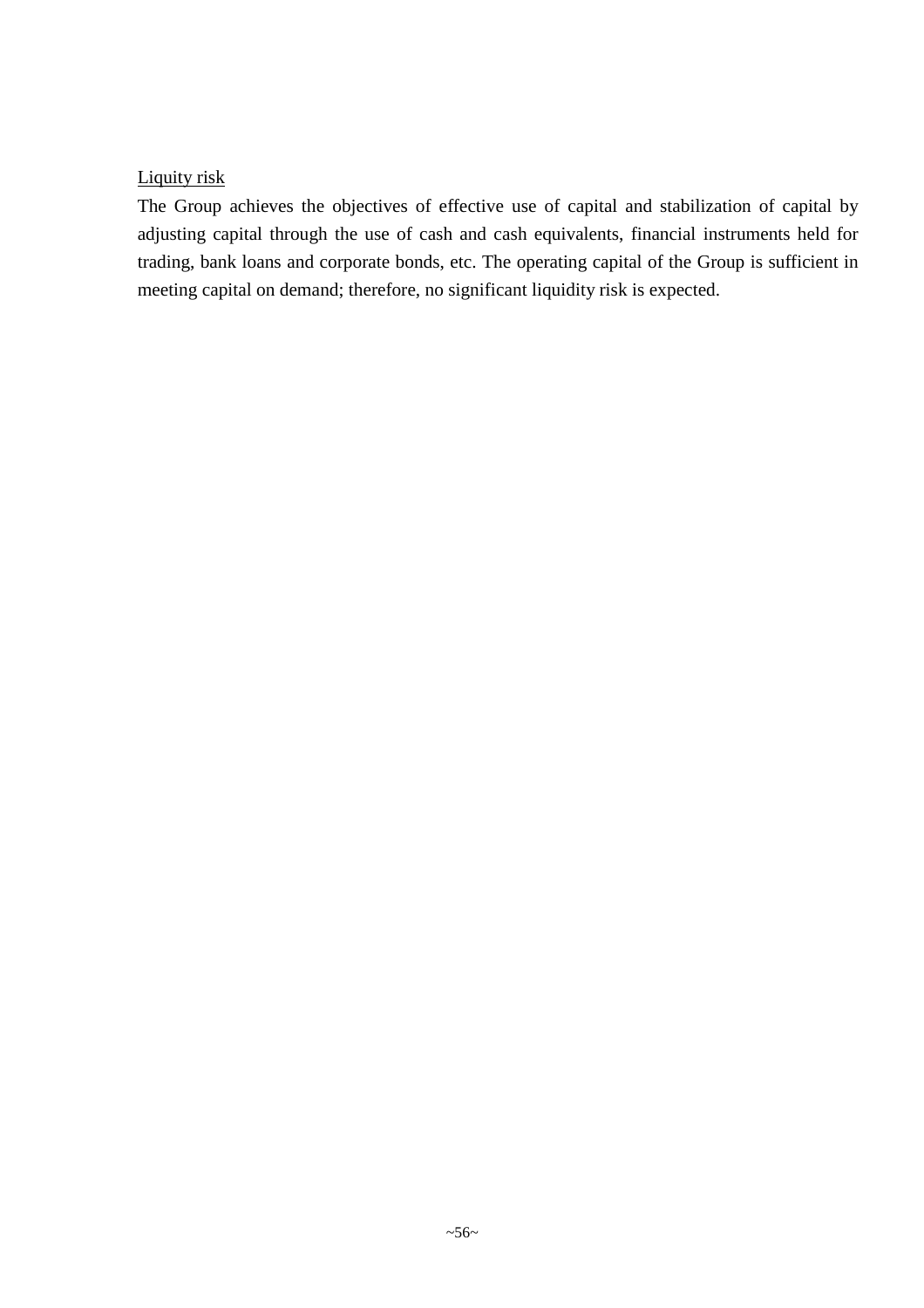Liquity risk

The Group achieves the objectives of effective use of capital and stabilization of capital by adjusting capital through the use of cash and cash equivalents, financial instruments held for trading, bank loans and corporate bonds, etc. The operating capital of the Group is sufficient in meeting capital on demand; therefore, no significant liquidity risk is expected.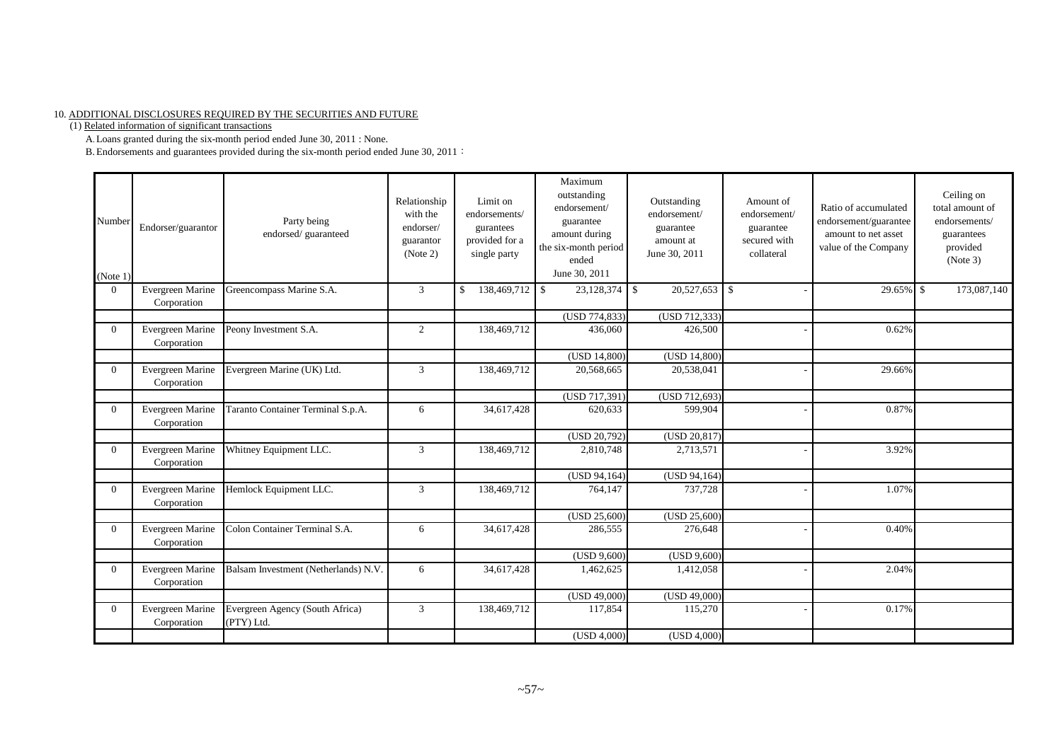10. ADDITIONAL DISCLOSURES REQUIRED BY THE SECURITIES AND FUTURE

(1) Related information of significant transactions

A. Loans granted during the six-month period ended June 30, 2011 : None.

B. Endorsements and guarantees provided during the six-month period ended June 30, 2011 :

| Number (Note 1) | Endorser/guarantor | Party being endorsed/ guaranteed | Relationship with the endorser/ guarantor (Note 2) | Limit on endorsements/ gurantees provided for a single party | Maximum outstanding endorsement/ guarantee amount during the six-month period ended June 30, 2011 | Outstanding endorsement/ guarantee amount at June 30, 2011 | Amount of endorsement/ guarantee secured with collateral | Ratio of accumulated endorsement/guarantee amount to net asset value of the Company | Ceiling on total amount of endorsements/ guarantees provided (Note 3) |
|---|---|---|---|---|---|---|---|---|---|
| 0 | Evergreen Marine Corporation | Greencompass Marine S.A. | 3 | $ 138,469,712 | $ 23,128,374 | $ 20,527,653 | $ - | 29.65% | $ 173,087,140 |
| | | | | | (USD 774,833) | (USD 712,333) | | | |
| 0 | Evergreen Marine Corporation | Peony Investment S.A. | 2 | 138,469,712 | 436,060 | 426,500 | - | 0.62% | |
| | | | | | (USD 14,800) | (USD 14,800) | | | |
| 0 | Evergreen Marine Corporation | Evergreen Marine (UK) Ltd. | 3 | 138,469,712 | 20,568,665 | 20,538,041 | - | 29.66% | |
| | | | | | (USD 717,391) | (USD 712,693) | | | |
| 0 | Evergreen Marine Corporation | Taranto Container Terminal S.p.A. | 6 | 34,617,428 | 620,633 | 599,904 | - | 0.87% | |
| | | | | | (USD 20,792) | (USD 20,817) | | | |
| 0 | Evergreen Marine Corporation | Whitney Equipment LLC. | 3 | 138,469,712 | 2,810,748 | 2,713,571 | - | 3.92% | |
| | | | | | (USD 94,164) | (USD 94,164) | | | |
| 0 | Evergreen Marine Corporation | Hemlock Equipment LLC. | 3 | 138,469,712 | 764,147 | 737,728 | - | 1.07% | |
| | | | | | (USD 25,600) | (USD 25,600) | | | |
| 0 | Evergreen Marine Corporation | Colon Container Terminal S.A. | 6 | 34,617,428 | 286,555 | 276,648 | - | 0.40% | |
| | | | | | (USD 9,600) | (USD 9,600) | | | |
| 0 | Evergreen Marine Corporation | Balsam Investment (Netherlands) N.V. | 6 | 34,617,428 | 1,462,625 | 1,412,058 | - | 2.04% | |
| | | | | | (USD 49,000) | (USD 49,000) | | | |
| 0 | Evergreen Marine Corporation | Evergreen Agency (South Africa) (PTY) Ltd. | 3 | 138,469,712 | 117,854 | 115,270 | - | 0.17% | |
| | | | | | (USD 4,000) | (USD 4,000) | | | |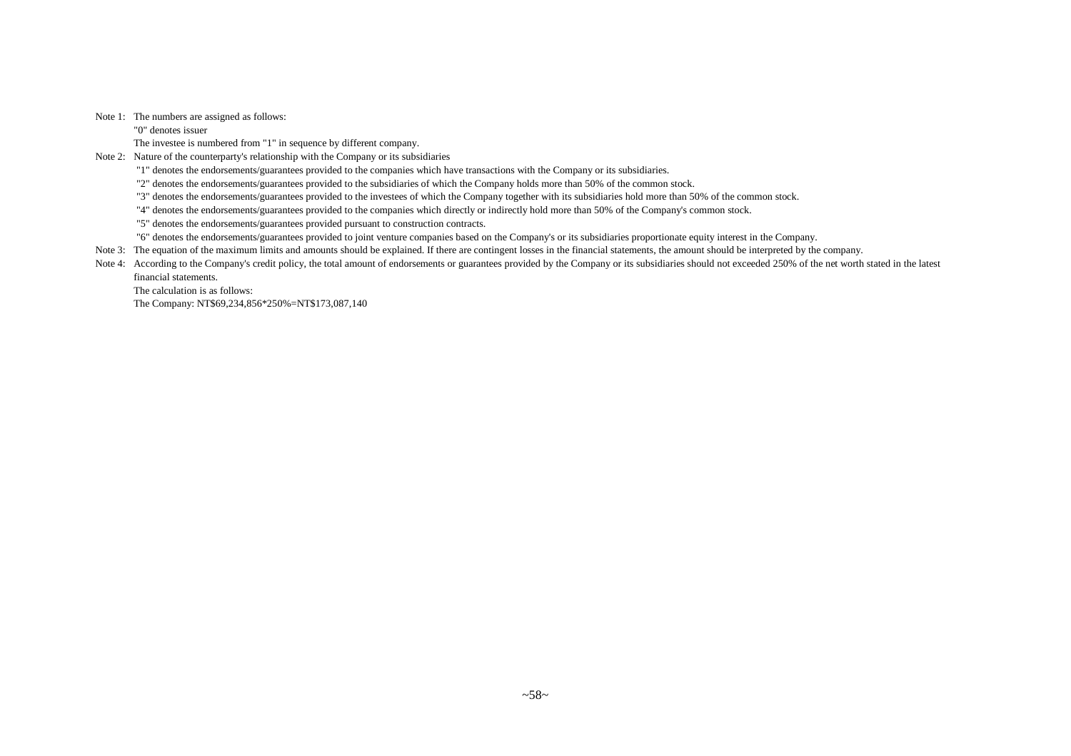Note 1: The numbers are assigned as follows:

"0" denotes issuer

The investee is numbered from "1" in sequence by different company.

Note 2: Nature of the counterparty's relationship with the Company or its subsidiaries

"1" denotes the endorsements/guarantees provided to the companies which have transactions with the Company or its subsidiaries.

"2" denotes the endorsements/guarantees provided to the subsidiaries of which the Company holds more than 50% of the common stock.

"3" denotes the endorsements/guarantees provided to the investees of which the Company together with its subsidiaries hold more than 50% of the common stock.

"4" denotes the endorsements/guarantees provided to the companies which directly or indirectly hold more than 50% of the Company's common stock.

"5" denotes the endorsements/guarantees provided pursuant to construction contracts.

"6" denotes the endorsements/guarantees provided to joint venture companies based on the Company's or its subsidiaries proportionate equity interest in the Company.

Note 3: The equation of the maximum limits and amounts should be explained. If there are contingent losses in the financial statements, the amount should be interpreted by the company.

Note 4: According to the Company's credit policy, the total amount of endorsements or guarantees provided by the Company or its subsidiaries should not exceeded 250% of the net worth stated in the latest financial statements.

The calculation is as follows:

The Company: NT$69,234,856*250%=NT$173,087,140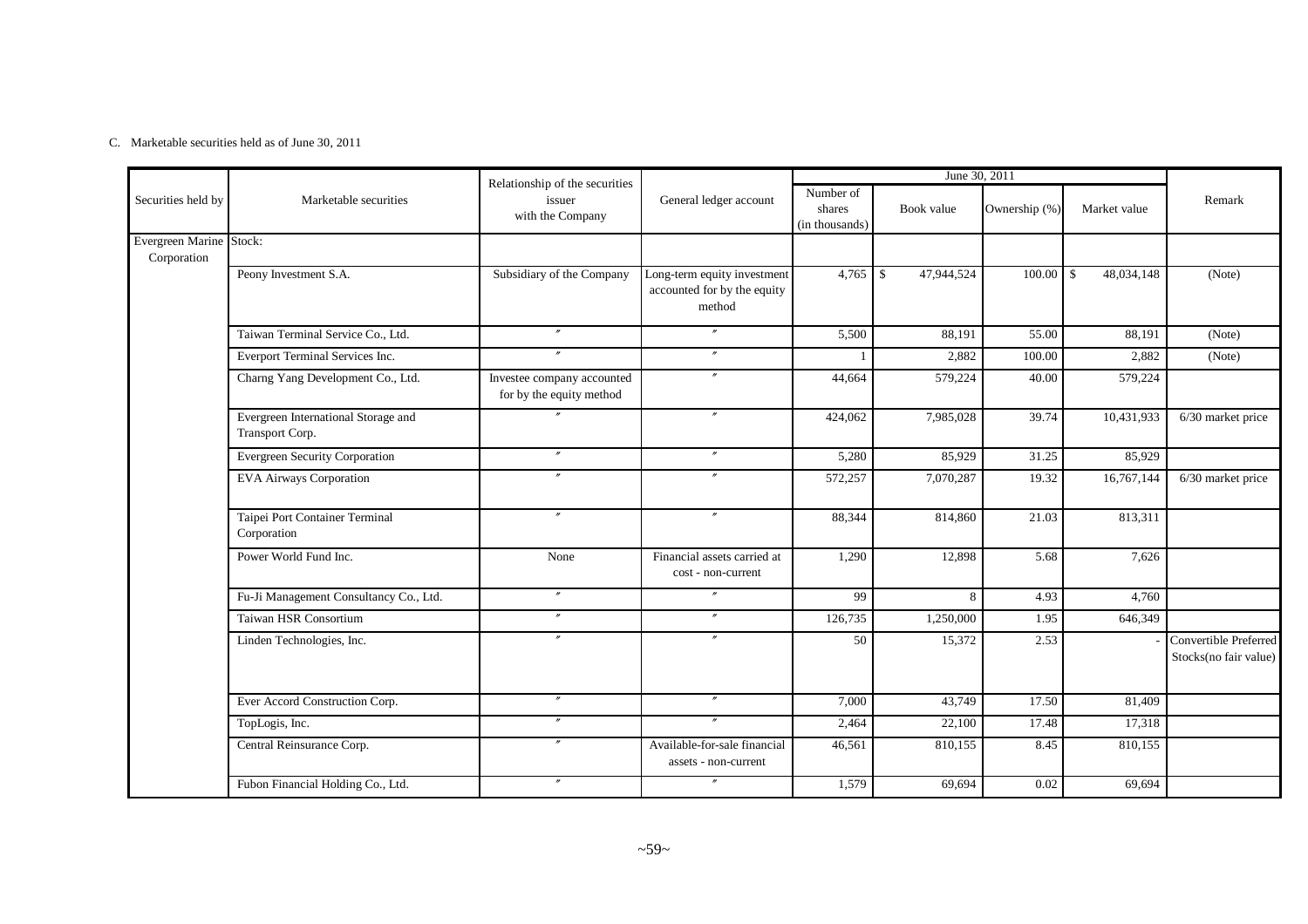C. Marketable securities held as of June 30, 2011

| Securities held by | Marketable securities | Relationship of the securities issuer with the Company | General ledger account | June 30, 2011 | | | | Remark |
|---|---|---|---|---|---|---|---|---|
| | | | | Number of shares (in thousands) | Book value | Ownership (%) | Market value | |
| Evergreen Marine Corporation | Stock: | | | | | | | |
| | Peony Investment S.A. | Subsidiary of the Company | Long-term equity investment accounted for by the equity method | 4,765 | $ 47,944,524 | 100.00 | $ 48,034,148 | (Note) |
| | Taiwan Terminal Service Co., Ltd. | 〃 | 〃 | 5,500 | 88,191 | 55.00 | 88,191 | (Note) |
| | Everport Terminal Services Inc. | 〃 | 〃 | 1 | 2,882 | 100.00 | 2,882 | (Note) |
| | Charng Yang Development Co., Ltd. | Investee company accounted for by the equity method | 〃 | 44,664 | 579,224 | 40.00 | 579,224 | |
| | Evergreen International Storage and Transport Corp. | 〃 | 〃 | 424,062 | 7,985,028 | 39.74 | 10,431,933 | 6/30 market price |
| | Evergreen Security Corporation | 〃 | 〃 | 5,280 | 85,929 | 31.25 | 85,929 | |
| | EVA Airways Corporation | 〃 | 〃 | 572,257 | 7,070,287 | 19.32 | 16,767,144 | 6/30 market price |
| | Taipei Port Container Terminal Corporation | 〃 | 〃 | 88,344 | 814,860 | 21.03 | 813,311 | |
| | Power World Fund Inc. | None | Financial assets carried at cost - non-current | 1,290 | 12,898 | 5.68 | 7,626 | |
| | Fu-Ji Management Consultancy Co., Ltd. | 〃 | 〃 | 99 | 8 | 4.93 | 4,760 | |
| | Taiwan HSR Consortium | 〃 | 〃 | 126,735 | 1,250,000 | 1.95 | 646,349 | |
| | Linden Technologies, Inc. | 〃 | 〃 | 50 | 15,372 | 2.53 | - | Convertible Preferred Stocks(no fair value) |
| | Ever Accord Construction Corp. | 〃 | 〃 | 7,000 | 43,749 | 17.50 | 81,409 | |
| | TopLogis, Inc. | 〃 | 〃 | 2,464 | 22,100 | 17.48 | 17,318 | |
| | Central Reinsurance Corp. | 〃 | Available-for-sale financial assets - non-current | 46,561 | 810,155 | 8.45 | 810,155 | |
| | Fubon Financial Holding Co., Ltd. | 〃 | 〃 | 1,579 | 69,694 | 0.02 | 69,694 | |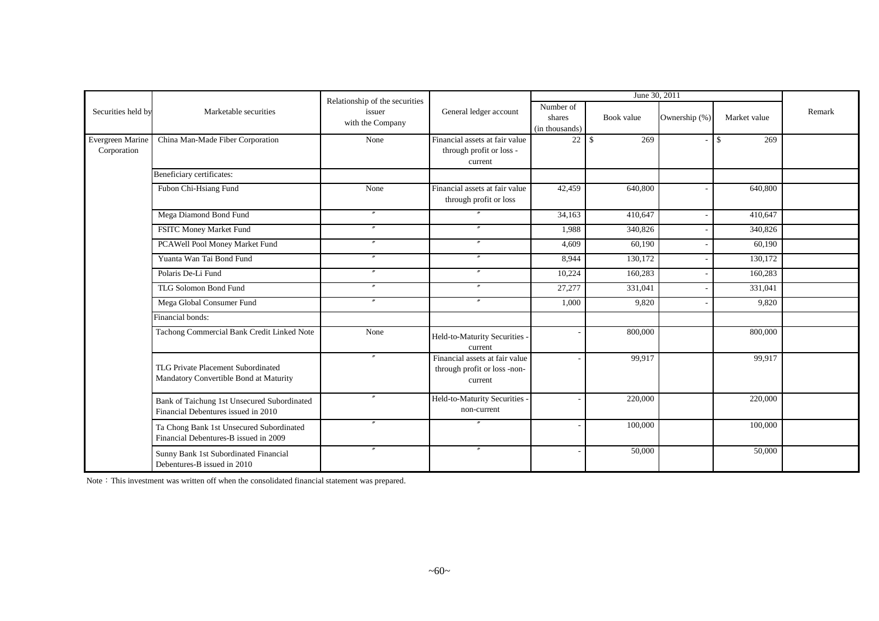| Securities held by | Marketable securities | Relationship of the securities issuer with the Company | General ledger account | June 30, 2011 | | | | Remark |
|---|---|---|---|---|---|---|---|---|
| | | | | Number of shares (in thousands) | Book value | Ownership (%) | Market value | |
| Evergreen Marine Corporation | China Man-Made Fiber Corporation | None | Financial assets at fair value through profit or loss - current | 22 | $ 269 | - | $ 269 | |
| | Beneficiary certificates: | | | | | | | |
| | Fubon Chi-Hsiang Fund | None | Financial assets at fair value through profit or loss | 42,459 | 640,800 | - | 640,800 | |
| | Mega Diamond Bond Fund | 〃 | 〃 | 34,163 | 410,647 | - | 410,647 | |
| | FSITC Money Market Fund | 〃 | 〃 | 1,988 | 340,826 | - | 340,826 | |
| | PCAWell Pool Money Market Fund | 〃 | 〃 | 4,609 | 60,190 | - | 60,190 | |
| | Yuanta Wan Tai Bond Fund | 〃 | 〃 | 8,944 | 130,172 | - | 130,172 | |
| | Polaris De-Li Fund | 〃 | 〃 | 10,224 | 160,283 | - | 160,283 | |
| | TLG Solomon Bond Fund | 〃 | 〃 | 27,277 | 331,041 | - | 331,041 | |
| | Mega Global Consumer Fund | 〃 | 〃 | 1,000 | 9,820 | - | 9,820 | |
| | Financial bonds: | | | | | | | |
| | Tachong Commercial Bank Credit Linked Note | None | Held-to-Maturity Securities - current | - | 800,000 | | 800,000 | |
| | TLG Private Placement Subordinated Mandatory Convertible Bond at Maturity | 〃 | Financial assets at fair value through profit or loss -non-current | - | 99,917 | | 99,917 | |
| | Bank of Taichung 1st Unsecured Subordinated Financial Debentures issued in 2010 | 〃 | Held-to-Maturity Securities - non-current | - | 220,000 | | 220,000 | |
| | Ta Chong Bank 1st Unsecured Subordinated Financial Debentures-B issued in 2009 | 〃 | 〃 | - | 100,000 | | 100,000 | |
| | Sunny Bank 1st Subordinated Financial Debentures-B issued in 2010 | 〃 | 〃 | - | 50,000 | | 50,000 | |

Note：This investment was written off when the consolidated financial statement was prepared.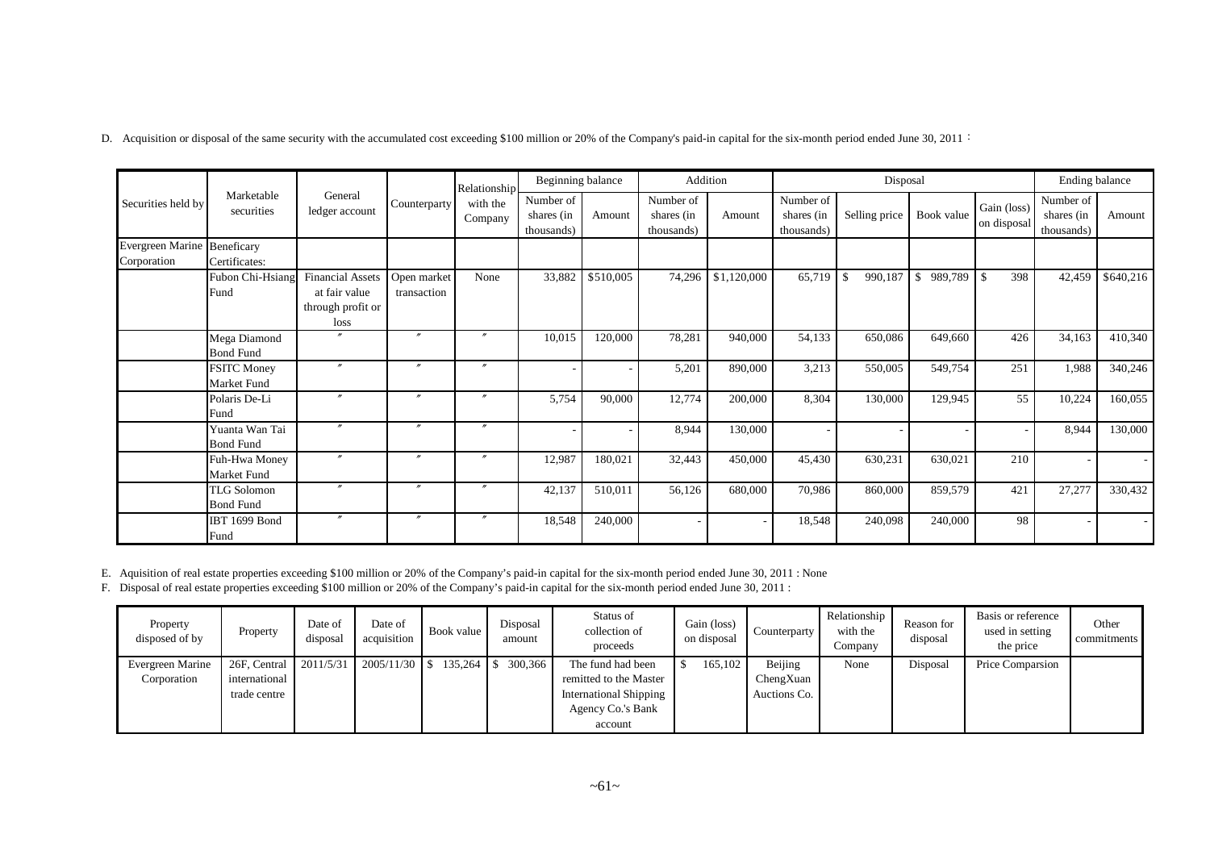D. Acquisition or disposal of the same security with the accumulated cost exceeding $100 million or 20% of the Company's paid-in capital for the six-month period ended June 30, 2011：

| Securities held by | Marketable securities | General ledger account | Counterparty | Relationship with the Company | Beginning balance | | Addition | | Disposal | | | | Ending balance | |
|---|---|---|---|---|---|---|---|---|---|---|---|---|---|---|
| | | | | | Number of shares (in thousands) | Amount | Number of shares (in thousands) | Amount | Number of shares (in thousands) | Selling price | Book value | Gain (loss) on disposal | Number of shares (in thousands) | Amount |
| Evergreen Marine Corporation | Beneficary Certificates: | | | | | | | | | | | | | |
| | Fubon Chi-Hsiang Fund | Financial Assets at fair value through profit or loss | Open market transaction | None | 33,882 | $510,005 | 74,296 | $1,120,000 | 65,719 | $ 990,187 | $ 989,789 | $ 398 | 42,459 | $640,216 |
| | Mega Diamond Bond Fund | 〃 | 〃 | 〃 | 10,015 | 120,000 | 78,281 | 940,000 | 54,133 | 650,086 | 649,660 | 426 | 34,163 | 410,340 |
| | FSITC Money Market Fund | 〃 | 〃 | 〃 | - | - | 5,201 | 890,000 | 3,213 | 550,005 | 549,754 | 251 | 1,988 | 340,246 |
| | Polaris De-Li Fund | 〃 | 〃 | 〃 | 5,754 | 90,000 | 12,774 | 200,000 | 8,304 | 130,000 | 129,945 | 55 | 10,224 | 160,055 |
| | Yuanta Wan Tai Bond Fund | 〃 | 〃 | 〃 | - | - | 8,944 | 130,000 | - | - | - | - | 8,944 | 130,000 |
| | Fuh-Hwa Money Market Fund | 〃 | 〃 | 〃 | 12,987 | 180,021 | 32,443 | 450,000 | 45,430 | 630,231 | 630,021 | 210 | - | - |
| | TLG Solomon Bond Fund | 〃 | 〃 | 〃 | 42,137 | 510,011 | 56,126 | 680,000 | 70,986 | 860,000 | 859,579 | 421 | 27,277 | 330,432 |
| | IBT 1699 Bond Fund | 〃 | 〃 | 〃 | 18,548 | 240,000 | - | - | 18,548 | 240,098 | 240,000 | 98 | - | - |

E. Aquisition of real estate properties exceeding $100 million or 20% of the Company's paid-in capital for the six-month period ended June 30, 2011 : None

F. Disposal of real estate properties exceeding $100 million or 20% of the Company's paid-in capital for the six-month period ended June 30, 2011 :

| Property disposed of by | Property | Date of disposal | Date of acquisition | Book value | Disposal amount | Status of collection of proceeds | Gain (loss) on disposal | Counterparty | Relationship with the Company | Reason for disposal | Basis or reference used in setting the price | Other commitments |
|---|---|---|---|---|---|---|---|---|---|---|---|---|
| Evergreen Marine Corporation | 26F, Central international trade centre | 2011/5/31 | 2005/11/30 | $ 135,264 | $ 300,366 | The fund had been remitted to the Master International Shipping Agency Co.'s Bank account | $ 165,102 | Beijing ChengXuan Auctions Co. | None | Disposal | Price Comparsion | |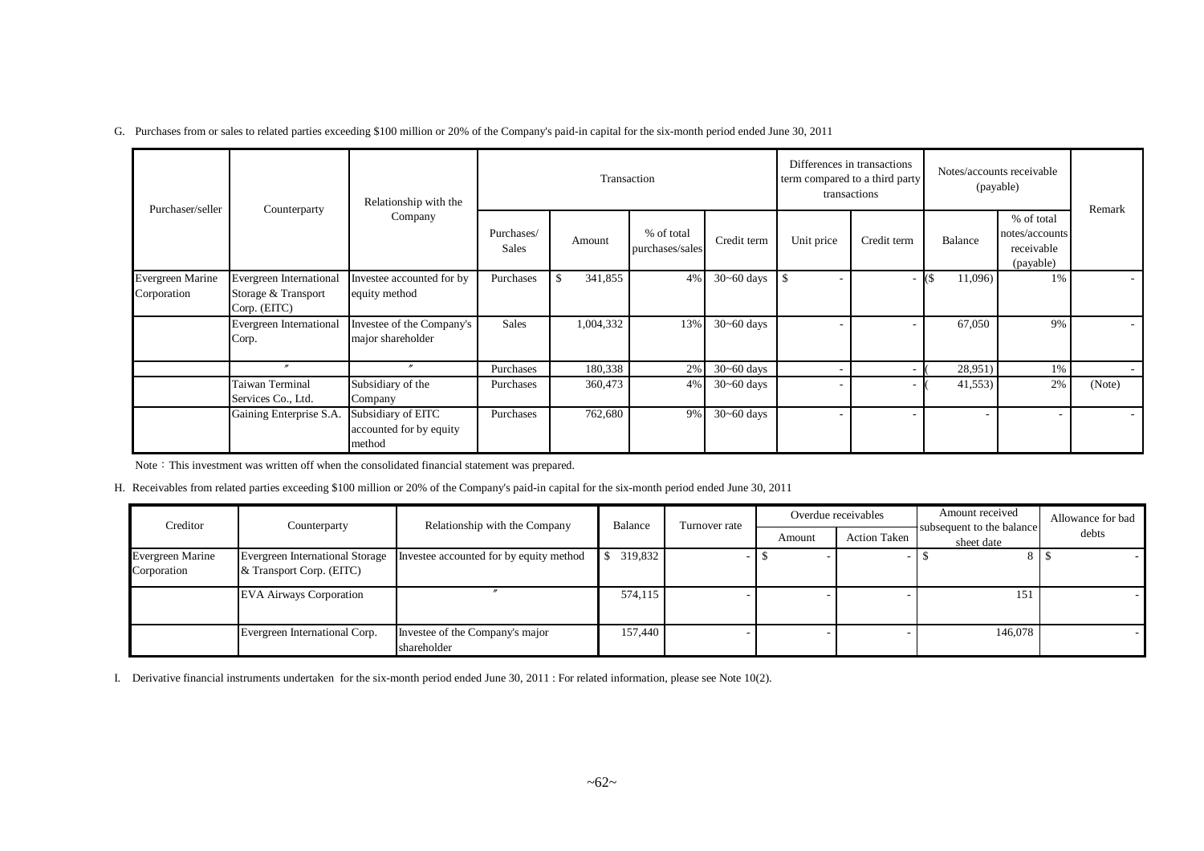G. Purchases from or sales to related parties exceeding $100 million or 20% of the Company's paid-in capital for the six-month period ended June 30, 2011

| Purchaser/seller | Counterparty | Relationship with the Company | Transaction | | | | Differences in transactions term compared to a third party transactions | | Notes/accounts receivable (payable) | | Remark |
|---|---|---|---|---|---|---|---|---|---|---|---|
| | | | Purchases/ Sales | Amount | % of total purchases/sales | Credit term | Unit price | Credit term | Balance | % of total notes/accounts receivable (payable) | |
| Evergreen Marine Corporation | Evergreen International Storage & Transport Corp. (EITC) | Investee accounted for by equity method | Purchases | $ 341,855 | 4% | 30~60 days | $ - | - | ($ 11,096) | 1% | - |
| | Evergreen International Corp. | Investee of the Company's major shareholder | Sales | 1,004,332 | 13% | 30~60 days | - | - | 67,050 | 9% | - |
| | 〃 | 〃 | Purchases | 180,338 | 2% | 30~60 days | - | - | ( 28,951) | 1% | - |
| | Taiwan Terminal Services Co., Ltd. | Subsidiary of the Company | Purchases | 360,473 | 4% | 30~60 days | - | - | ( 41,553) | 2% | (Note) |
| | Gaining Enterprise S.A. | Subsidiary of EITC accounted for by equity method | Purchases | 762,680 | 9% | 30~60 days | - | - | - | - | - |

Note：This investment was written off when the consolidated financial statement was prepared.

H. Receivables from related parties exceeding $100 million or 20% of the Company's paid-in capital for the six-month period ended June 30, 2011

| Creditor | Counterparty | Relationship with the Company | Balance | Turnover rate | Overdue receivables | | Amount received subsequent to the balance sheet date | Allowance for bad debts |
|---|---|---|---|---|---|---|---|---|
| | | | | | Amount | Action Taken | | |
| Evergreen Marine Corporation | Evergreen International Storage & Transport Corp. (EITC) | Investee accounted for by equity method | $ 319,832 | - | $ - | - | $ 8 | $ - |
| | EVA Airways Corporation | 〃 | 574,115 | - | - | - | 151 | - |
| | Evergreen International Corp. | Investee of the Company's major shareholder | 157,440 | - | - | - | 146,078 | - |

I. Derivative financial instruments undertaken for the six-month period ended June 30, 2011 : For related information, please see Note 10(2).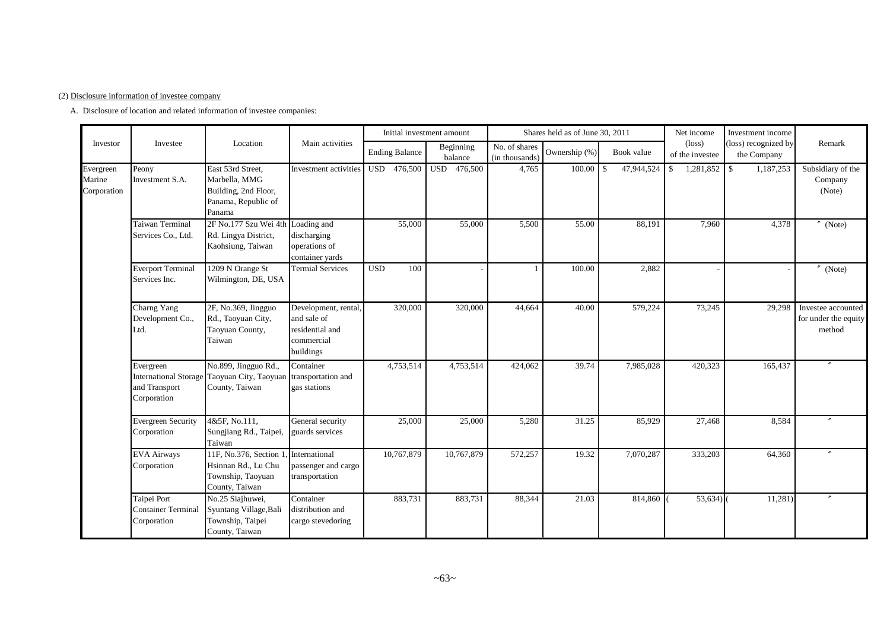(2) Disclosure information of investee company

A. Disclosure of location and related information of investee companies:

| Investor | Investee | Location | Main activities | Initial investment amount | | Shares held as of June 30, 2011 | | | Net income (loss) of the investee | Investment income (loss) recognized by the Company | Remark |
|---|---|---|---|---|---|---|---|---|---|---|---|
| | | | | Ending Balance | Beginning balance | No. of shares (in thousands) | Ownership (%) | Book value | | | |
| Evergreen Marine Corporation | Peony Investment S.A. | East 53rd Street, Marbella, MMG Building, 2nd Floor, Panama, Republic of Panama | Investment activities | USD 476,500 | USD 476,500 | 4,765 | 100.00 | $ 47,944,524 | $ 1,281,852 | $ 1,187,253 | Subsidiary of the Company (Note) |
| | Taiwan Terminal Services Co., Ltd. | 2F No.177 Szu Wei 4th Rd. Lingya District, Kaohsiung, Taiwan | Loading and discharging operations of container yards | 55,000 | 55,000 | 5,500 | 55.00 | 88,191 | 7,960 | 4,378 | 〃 (Note) |
| | Everport Terminal Services Inc. | 1209 N Orange St Wilmington, DE, USA | Termial Services | USD 100 | - | 1 | 100.00 | 2,882 | - | - | 〃 (Note) |
| | Charng Yang Development Co., Ltd. | 2F, No.369, Jingguo Rd., Taoyuan City, Taoyuan County, Taiwan | Development, rental, and sale of residential and commercial buildings | 320,000 | 320,000 | 44,664 | 40.00 | 579,224 | 73,245 | 29,298 | Investee accounted for under the equity method |
| | Evergreen International Storage and Transport Corporation | No.899, Jingguo Rd., Taoyuan City, Taoyuan County, Taiwan | Container transportation and gas stations | 4,753,514 | 4,753,514 | 424,062 | 39.74 | 7,985,028 | 420,323 | 165,437 | 〃 |
| | Evergreen Security Corporation | 4&5F, No.111, Sungjiang Rd., Taipei, Taiwan | General security guards services | 25,000 | 25,000 | 5,280 | 31.25 | 85,929 | 27,468 | 8,584 | 〃 |
| | EVA Airways Corporation | 11F, No.376, Section 1, Hsinnan Rd., Lu Chu Township, Taoyuan County, Taiwan | International passenger and cargo transportation | 10,767,879 | 10,767,879 | 572,257 | 19.32 | 7,070,287 | 333,203 | 64,360 | 〃 |
| | Taipei Port Container Terminal Corporation | No.25 Siajhuwei, Syuntang Village,Bali Township, Taipei County, Taiwan | Container distribution and cargo stevedoring | 883,731 | 883,731 | 88,344 | 21.03 | 814,860 | ( 53,634) | ( 11,281) | 〃 |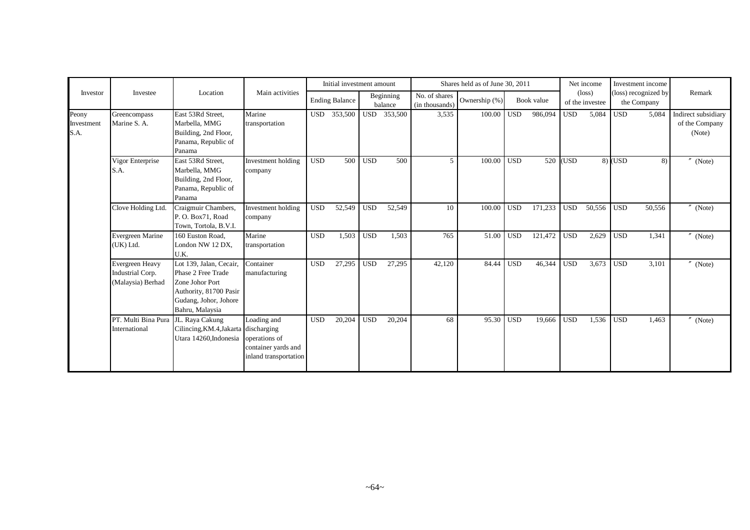| Investor | Investee | Location | Main activities | Initial investment amount | | Shares held as of June 30, 2011 | | | Net income (loss) of the investee | Investment income (loss) recognized by the Company | Remark |
|---|---|---|---|---|---|---|---|---|---|---|---|
| | | | | Ending Balance | Beginning balance | No. of shares (in thousands) | Ownership (%) | Book value | | | |
| Peony Investment S.A. | Greencompass Marine S. A. | East 53Rd Street, Marbella, MMG Building, 2nd Floor, Panama, Republic of Panama | Marine transportation | USD 353,500 | USD 353,500 | 3,535 | 100.00 | USD 986,094 | USD 5,084 | USD 5,084 | Indirect subsidiary of the Company (Note) |
| | Vigor Enterprise S.A. | East 53Rd Street, Marbella, MMG Building, 2nd Floor, Panama, Republic of Panama | Investment holding company | USD 500 | USD 500 | 5 | 100.00 | USD 520 | (USD 8) | (USD 8) | 〃 (Note) |
| | Clove Holding Ltd. | Craigmuir Chambers, P. O. Box71, Road Town, Tortola, B.V.I. | Investment holding company | USD 52,549 | USD 52,549 | 10 | 100.00 | USD 171,233 | USD 50,556 | USD 50,556 | 〃 (Note) |
| | Evergreen Marine (UK) Ltd. | 160 Euston Road, London NW 12 DX, U.K. | Marine transportation | USD 1,503 | USD 1,503 | 765 | 51.00 | USD 121,472 | USD 2,629 | USD 1,341 | 〃 (Note) |
| | Evergreen Heavy Industrial Corp. (Malaysia) Berhad | Lot 139, Jalan, Cecair, Phase 2 Free Trade Zone Johor Port Authority, 81700 Pasir Gudang, Johor, Johore Bahru, Malaysia | Container manufacturing | USD 27,295 | USD 27,295 | 42,120 | 84.44 | USD 46,344 | USD 3,673 | USD 3,101 | 〃 (Note) |
| | PT. Multi Bina Pura International | JL. Raya Cakung Cilincing,KM.4,Jakarta Utara 14260,Indonesia | Loading and discharging operations of container yards and inland transportation | USD 20,204 | USD 20,204 | 68 | 95.30 | USD 19,666 | USD 1,536 | USD 1,463 | 〃 (Note) |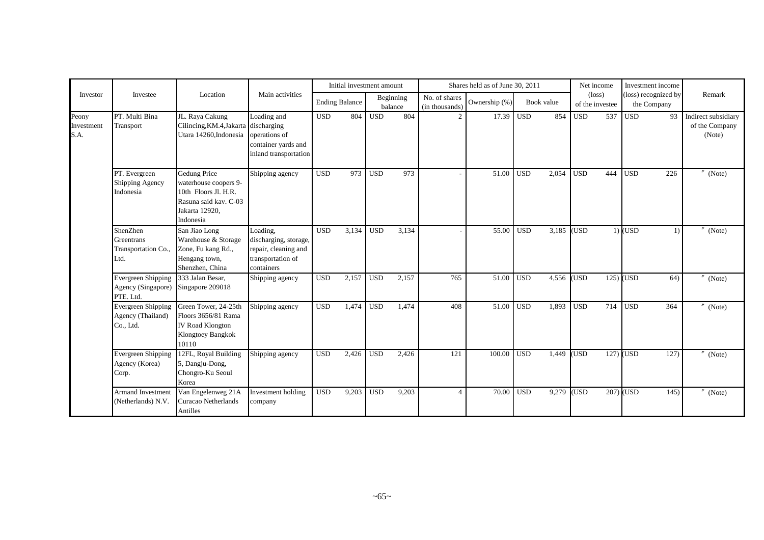| Investor | Investee | Location | Main activities | Initial investment amount | | Shares held as of June 30, 2011 | | | Net income (loss) of the investee | Investment income (loss) recognized by the Company | Remark |
|---|---|---|---|---|---|---|---|---|---|---|---|
| | | | | Ending Balance | Beginning balance | No. of shares (in thousands) | Ownership (%) | Book value | | | |
| Peony Investment S.A. | PT. Multi Bina Transport | JL. Raya Cakung Cilincing,KM.4,Jakarta Utara 14260,Indonesia | Loading and discharging operations of container yards and inland transportation | USD 804 | USD 804 | 2 | 17.39 | USD 854 | USD 537 | USD 93 | Indirect subsidiary of the Company (Note) |
| | PT. Evergreen Shipping Agency Indonesia | Gedung Price waterhouse coopers 9-10th Floors Jl. H.R. Rasuna said kav. C-03 Jakarta 12920, Indonesia | Shipping agency | USD 973 | USD 973 | - | 51.00 | USD 2,054 | USD 444 | USD 226 | 〃 (Note) |
| | ShenZhen Greentrans Transportation Co., Ltd. | San Jiao Long Warehouse & Storage Zone, Fu kang Rd., Hengang town, Shenzhen, China | Loading, discharging, storage, repair, cleaning and transportation of containers | USD 3,134 | USD 3,134 | - | 55.00 | USD 3,185 | (USD 1) | (USD 1) | 〃 (Note) |
| | Evergreen Shipping Agency (Singapore) PTE. Ltd. | 333 Jalan Besar, Singapore 209018 | Shipping agency | USD 2,157 | USD 2,157 | 765 | 51.00 | USD 4,556 | (USD 125) | (USD 64) | 〃 (Note) |
| | Evergreen Shipping Agency (Thailand) Co., Ltd. | Green Tower, 24-25th Floors 3656/81 Rama IV Road Klongton Klongtoey Bangkok 10110 | Shipping agency | USD 1,474 | USD 1,474 | 408 | 51.00 | USD 1,893 | USD 714 | USD 364 | 〃 (Note) |
| | Evergreen Shipping Agency (Korea) Corp. | 12FL, Royal Building 5, Dangju-Dong, Chongro-Ku Seoul Korea | Shipping agency | USD 2,426 | USD 2,426 | 121 | 100.00 | USD 1,449 | (USD 127) | (USD 127) | 〃 (Note) |
| | Armand Investment (Netherlands) N.V. | Van Engelenweg 21A Curacao Netherlands Antilles | Investment holding company | USD 9,203 | USD 9,203 | 4 | 70.00 | USD 9,279 | (USD 207) | (USD 145) | 〃 (Note) |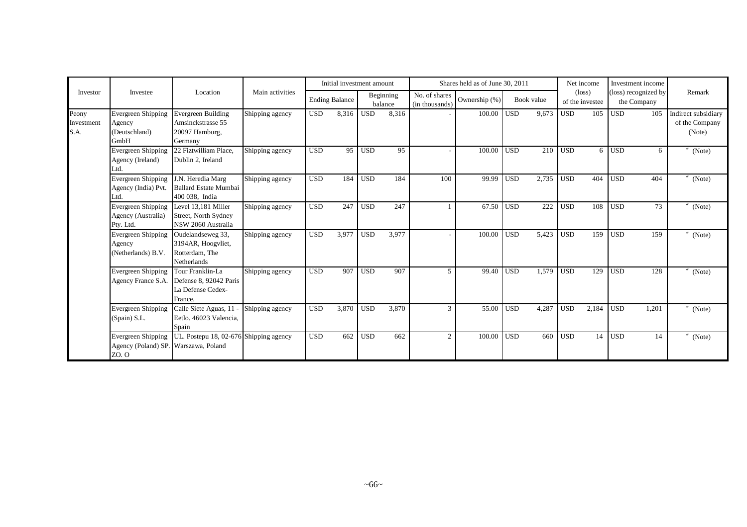| Investor | Investee | Location | Main activities | Initial investment amount | | | | Shares held as of June 30, 2011 | | | | Net income (loss) of the investee | | Investment income (loss) recognized by the Company | | Remark |
|---|---|---|---|---|---|---|---|---|---|---|---|---|---|---|---|---|
| | | | | Ending Balance | | Beginning balance | | No. of shares (in thousands) | Ownership (%) | Book value | | | | | | |
| Peony Investment S.A. | Evergreen Shipping Agency (Deutschland) GmbH | Evergreen Building Amsinckstrasse 55 20097 Hamburg, Germany | Shipping agency | USD | 8,316 | USD | 8,316 | - | 100.00 | USD | 9,673 | USD | 105 | USD | 105 | Indirect subsidiary of the Company (Note) |
| | Evergreen Shipping Agency (Ireland) Ltd. | 22 Fiztwilliam Place, Dublin 2, Ireland | Shipping agency | USD | 95 | USD | 95 | - | 100.00 | USD | 210 | USD | 6 | USD | 6 | 〃 (Note) |
| | Evergreen Shipping Agency (India) Pvt. Ltd. | J.N. Heredia Marg Ballard Estate Mumbai 400 038, India | Shipping agency | USD | 184 | USD | 184 | 100 | 99.99 | USD | 2,735 | USD | 404 | USD | 404 | 〃 (Note) |
| | Evergreen Shipping Agency (Australia) Pty. Ltd. | Level 13,181 Miller Street, North Sydney NSW 2060 Australia | Shipping agency | USD | 247 | USD | 247 | 1 | 67.50 | USD | 222 | USD | 108 | USD | 73 | 〃 (Note) |
| | Evergreen Shipping Agency (Netherlands) B.V. | Oudelandseweg 33, 3194AR, Hoogvliet, Rotterdam, The Netherlands | Shipping agency | USD | 3,977 | USD | 3,977 | - | 100.00 | USD | 5,423 | USD | 159 | USD | 159 | 〃 (Note) |
| | Evergreen Shipping Agency France S.A. | Tour Franklin-La Defense 8, 92042 Paris La Defense Cedex-France. | Shipping agency | USD | 907 | USD | 907 | 5 | 99.40 | USD | 1,579 | USD | 129 | USD | 128 | 〃 (Note) |
| | Evergreen Shipping (Spain) S.L. | Calle Siete Aguas, 11 - Eetlo. 46023 Valencia, Spain | Shipping agency | USD | 3,870 | USD | 3,870 | 3 | 55.00 | USD | 4,287 | USD | 2,184 | USD | 1,201 | 〃 (Note) |
| | Evergreen Shipping Agency (Poland) SP. ZO. O | UL. Postepu 18, 02-676 Warszawa, Poland | Shipping agency | USD | 662 | USD | 662 | 2 | 100.00 | USD | 660 | USD | 14 | USD | 14 | 〃 (Note) |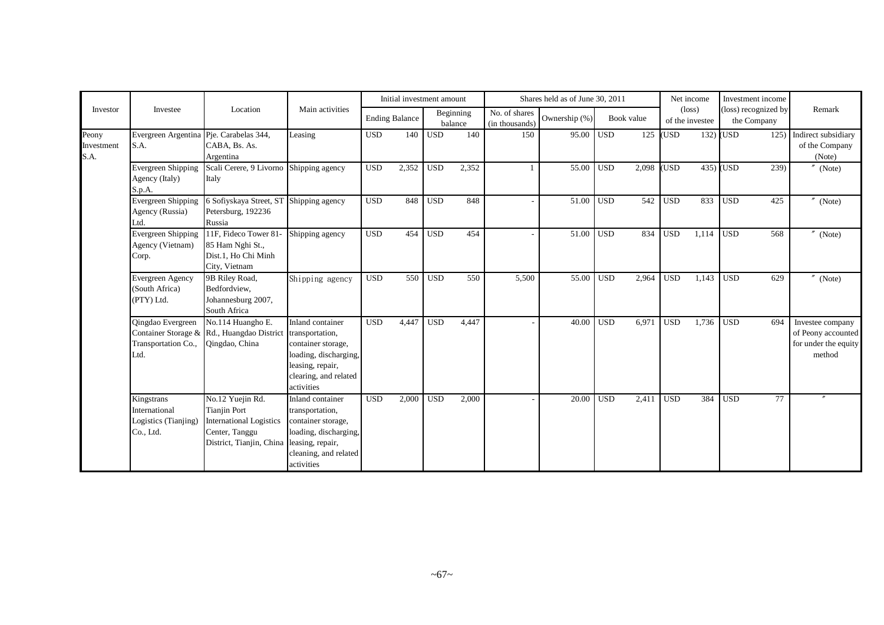| Investor | Investee | Location | Main activities | Initial investment amount | | Shares held as of June 30, 2011 | | | Net income (loss) of the investee | Investment income (loss) recognized by the Company | Remark |
|---|---|---|---|---|---|---|---|---|---|---|---|
| | | | | Ending Balance | Beginning balance | No. of shares (in thousands) | Ownership (%) | Book value | | | |
| Peony Investment S.A. | Evergreen Argentina S.A. | Pje. Carabelas 344, CABA, Bs. As. Argentina | Leasing | USD 140 | USD 140 | 150 | 95.00 | USD 125 | (USD 132) | (USD 125) | Indirect subsidiary of the Company (Note) |
| | Evergreen Shipping Agency (Italy) S.p.A. | Scali Cerere, 9 Livorno Italy | Shipping agency | USD 2,352 | USD 2,352 | 1 | 55.00 | USD 2,098 | (USD 435) | (USD 239) | 〃 (Note) |
| | Evergreen Shipping Agency (Russia) Ltd. | 6 Sofiyskaya Street, ST Petersburg, 192236 Russia | Shipping agency | USD 848 | USD 848 | - | 51.00 | USD 542 | USD 833 | USD 425 | 〃 (Note) |
| | Evergreen Shipping Agency (Vietnam) Corp. | 11F, Fideco Tower 81-85 Ham Nghi St., Dist.1, Ho Chi Minh City, Vietnam | Shipping agency | USD 454 | USD 454 | - | 51.00 | USD 834 | USD 1,114 | USD 568 | 〃 (Note) |
| | Evergreen Agency (South Africa) (PTY) Ltd. | 9B Riley Road, Bedfordview, Johannesburg 2007, South Africa | Shipping agency | USD 550 | USD 550 | 5,500 | 55.00 | USD 2,964 | USD 1,143 | USD 629 | 〃 (Note) |
| | Qingdao Evergreen Container Storage & Transportation Co., Ltd. | No.114 Huangho E. Rd., Huangdao District Qingdao, China | Inland container transportation, container storage, loading, discharging, leasing, repair, clearing, and related activities | USD 4,447 | USD 4,447 | - | 40.00 | USD 6,971 | USD 1,736 | USD 694 | Investee company of Peony accounted for under the equity method |
| | Kingstrans International Logistics (Tianjing) Co., Ltd. | No.12 Yuejin Rd. Tianjin Port International Logistics Center, Tanggu District, Tianjin, China | Inland container transportation, container storage, loading, discharging, leasing, repair, cleaning, and related activities | USD 2,000 | USD 2,000 | - | 20.00 | USD 2,411 | USD 384 | USD 77 | 〃 |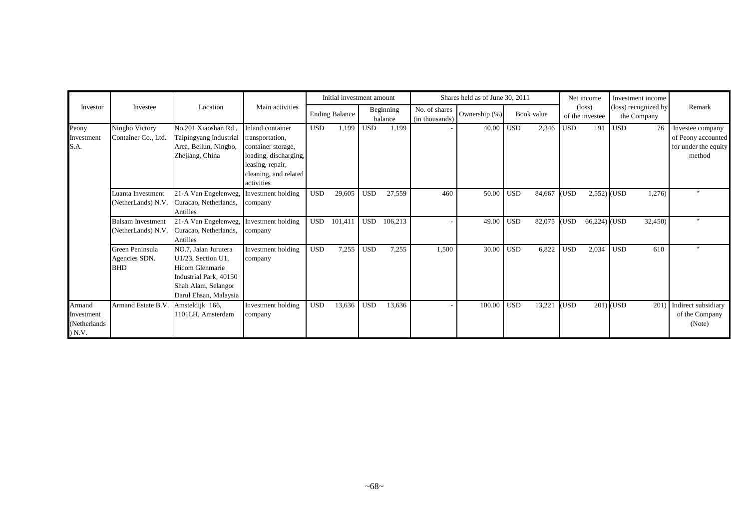| Investor | Investee | Location | Main activities | Initial investment amount | | Shares held as of June 30, 2011 | | | Net income (loss) of the investee | Investment income (loss) recognized by the Company | Remark |
|---|---|---|---|---|---|---|---|---|---|---|---|
| | | | | Ending Balance | Beginning balance | No. of shares (in thousands) | Ownership (%) | Book value | | | |
| Peony Investment S.A. | Ningbo Victory Container Co., Ltd. | No.201 Xiaoshan Rd., Taipingyang Industrial Area, Beilun, Ningbo, Zhejiang, China | Inland container transportation, container storage, loading, discharging, leasing, repair, cleaning, and related activities | USD 1,199 | USD 1,199 | - | 40.00 | USD 2,346 | USD 191 | USD 76 | Investee company of Peony accounted for under the equity method |
| | Luanta Investment (NetherLands) N.V. | 21-A Van Engelenweg, Curacao, Netherlands, Antilles | Investment holding company | USD 29,605 | USD 27,559 | 460 | 50.00 | USD 84,667 | (USD 2,552) | (USD 1,276) | 〃 |
| | Balsam Investment (NetherLands) N.V. | 21-A Van Engelenweg, Curacao, Netherlands, Antilles | Investment holding company | USD 101,411 | USD 106,213 | - | 49.00 | USD 82,075 | (USD 66,224) | (USD 32,450) | 〃 |
| | Green Peninsula Agencies SDN. BHD | NO.7, Jalan Jurutera U1/23, Section U1, Hicom Glenmarie Industrial Park, 40150 Shah Alam, Selangor Darul Ehsan, Malaysia | Investment holding company | USD 7,255 | USD 7,255 | 1,500 | 30.00 | USD 6,822 | USD 2,034 | USD 610 | 〃 |
| Armand Investment (Netherlands) N.V. | Armand Estate B.V. | Amsteldijk 166, 1101LH, Amsterdam | Investment holding company | USD 13,636 | USD 13,636 | - | 100.00 | USD 13,221 | (USD 201) | (USD 201) | Indirect subsidiary of the Company (Note) |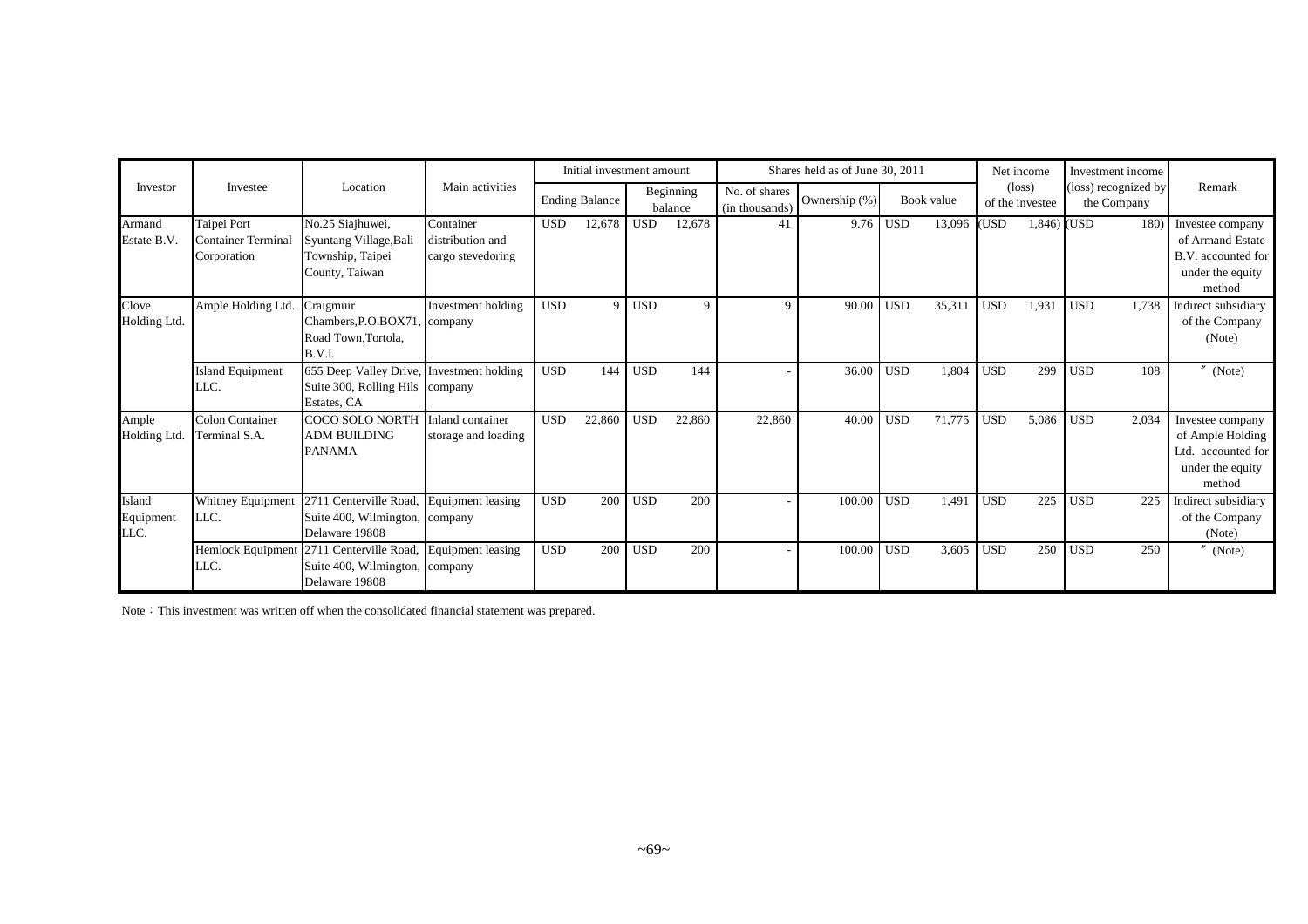| Investor | Investee | Location | Main activities | Initial investment amount | | Shares held as of June 30, 2011 | | | Net income (loss) of the investee | Investment income (loss) recognized by the Company | Remark |
|---|---|---|---|---|---|---|---|---|---|---|---|
| | | | | Ending Balance | Beginning balance | No. of shares (in thousands) | Ownership (%) | Book value | | | |
| Armand Estate B.V. | Taipei Port Container Terminal Corporation | No.25 Siajhuwei, Syuntang Village,Bali Township, Taipei County, Taiwan | Container distribution and cargo stevedoring | USD 12,678 | USD 12,678 | 41 | 9.76 | USD 13,096 | (USD 1,846) | (USD 180) | Investee company of Armand Estate B.V. accounted for under the equity method |
| Clove Holding Ltd. | Ample Holding Ltd. | Craigmuir Chambers,P.O.BOX71, Road Town,Tortola, B.V.I. | Investment holding company | USD 9 | USD 9 | 9 | 90.00 | USD 35,311 | USD 1,931 | USD 1,738 | Indirect subsidiary of the Company (Note) |
| | Island Equipment LLC. | 655 Deep Valley Drive, Suite 300, Rolling Hils Estates, CA | Investment holding company | USD 144 | USD 144 | - | 36.00 | USD 1,804 | USD 299 | USD 108 | 〃 (Note) |
| Ample Holding Ltd. | Colon Container Terminal S.A. | COCO SOLO NORTH ADM BUILDING PANAMA | Inland container storage and loading | USD 22,860 | USD 22,860 | 22,860 | 40.00 | USD 71,775 | USD 5,086 | USD 2,034 | Investee company of Ample Holding Ltd. accounted for under the equity method |
| Island Equipment LLC. | Whitney Equipment LLC. | 2711 Centerville Road, Suite 400, Wilmington, Delaware 19808 | Equipment leasing company | USD 200 | USD 200 | - | 100.00 | USD 1,491 | USD 225 | USD 225 | Indirect subsidiary of the Company (Note) |
| | Hemlock Equipment LLC. | 2711 Centerville Road, Suite 400, Wilmington, Delaware 19808 | Equipment leasing company | USD 200 | USD 200 | - | 100.00 | USD 3,605 | USD 250 | USD 250 | 〃 (Note) |

Note：This investment was written off when the consolidated financial statement was prepared.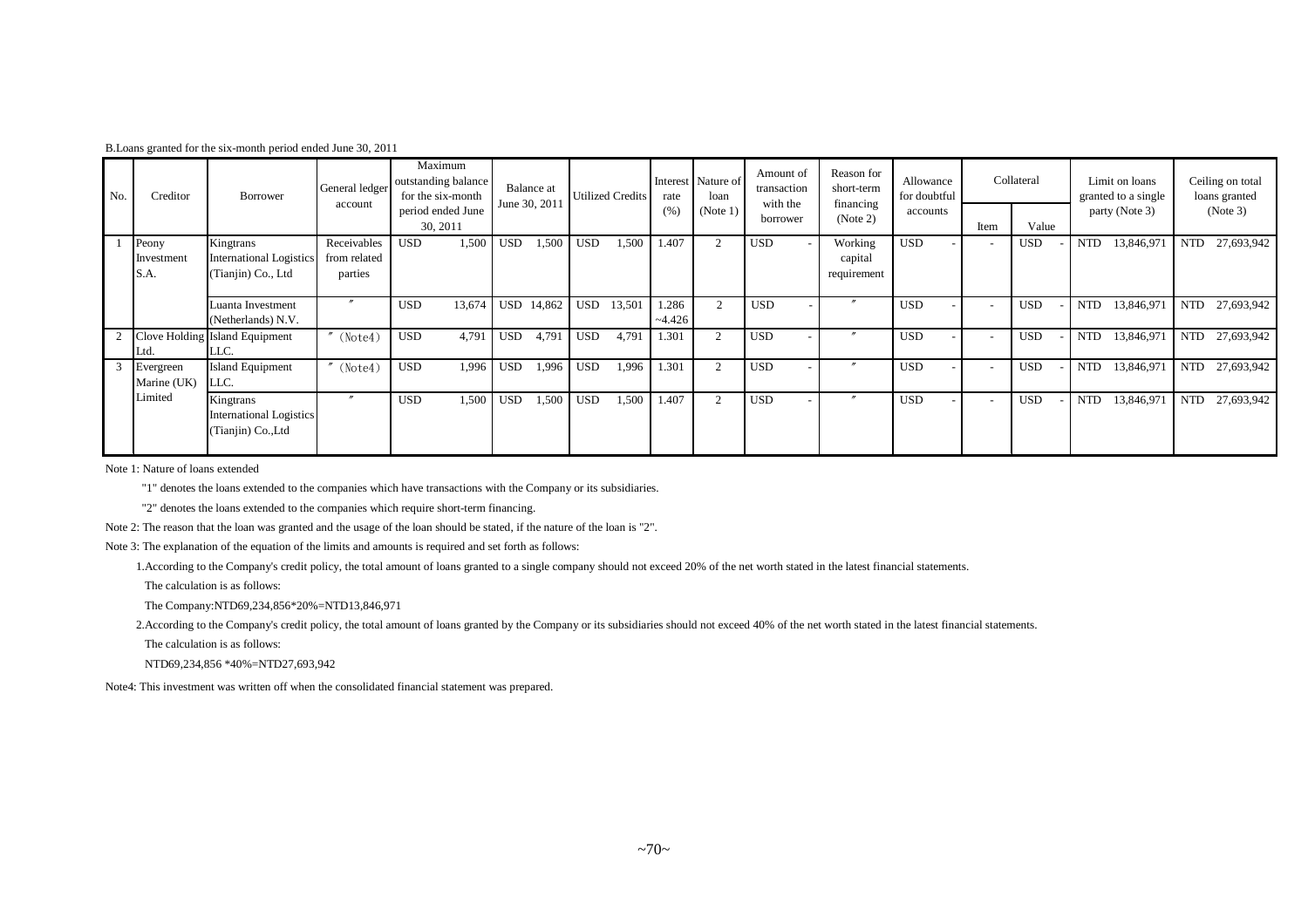B.Loans granted for the six-month period ended June 30, 2011

| No. | Creditor | Borrower | General ledger account | Maximum outstanding balance for the six-month period ended June 30, 2011 | Balance at June 30, 2011 | Utilized Credits | Interest rate (%) | Nature of loan (Note 1) | Amount of transaction with the borrower | Reason for short-term financing (Note 2) | Allowance for doubtful accounts | Collateral | | Limit on loans granted to a single party (Note 3) | Ceiling on total loans granted (Note 3) |
|---|---|---|---|---|---|---|---|---|---|---|---|---|---|---|---|
| | | | | | | | | | | | | Item | Value | | |
| 1 | Peony Investment S.A. | Kingtrans International Logistics (Tianjin) Co., Ltd | Receivables from related parties | USD 1,500 | USD 1,500 | USD 1,500 | 1.407 | 2 | USD - | Working capital requirement | USD - | - | USD - | NTD 13,846,971 | NTD 27,693,942 |
| | | Luanta Investment (Netherlands) N.V. | 〃 | USD 13,674 | USD 14,862 | USD 13,501 | 1.286 ~4.426 | 2 | USD - | 〃 | USD - | - | USD - | NTD 13,846,971 | NTD 27,693,942 |
| 2 | Clove Holding Ltd. | Island Equipment LLC. | 〃 (Note4) | USD 4,791 | USD 4,791 | USD 4,791 | 1.301 | 2 | USD - | 〃 | USD - | - | USD - | NTD 13,846,971 | NTD 27,693,942 |
| 3 | Evergreen Marine (UK) Limited | Island Equipment LLC. | 〃 (Note4) | USD 1,996 | USD 1,996 | USD 1,996 | 1.301 | 2 | USD - | 〃 | USD - | - | USD - | NTD 13,846,971 | NTD 27,693,942 |
| | | Kingtrans International Logistics (Tianjin) Co.,Ltd | 〃 | USD 1,500 | USD 1,500 | USD 1,500 | 1.407 | 2 | USD - | 〃 | USD - | - | USD - | NTD 13,846,971 | NTD 27,693,942 |

Note 1: Nature of loans extended

"1" denotes the loans extended to the companies which have transactions with the Company or its subsidiaries.

"2" denotes the loans extended to the companies which require short-term financing.

Note 2: The reason that the loan was granted and the usage of the loan should be stated, if the nature of the loan is "2".

Note 3: The explanation of the equation of the limits and amounts is required and set forth as follows:

1.According to the Company's credit policy, the total amount of loans granted to a single company should not exceed 20% of the net worth stated in the latest financial statements.

The calculation is as follows:

The Company:NTD69,234,856*20%=NTD13,846,971

2.According to the Company's credit policy, the total amount of loans granted by the Company or its subsidiaries should not exceed 40% of the net worth stated in the latest financial statements.

The calculation is as follows:

NTD69,234,856 *40%=NTD27,693,942

Note4: This investment was written off when the consolidated financial statement was prepared.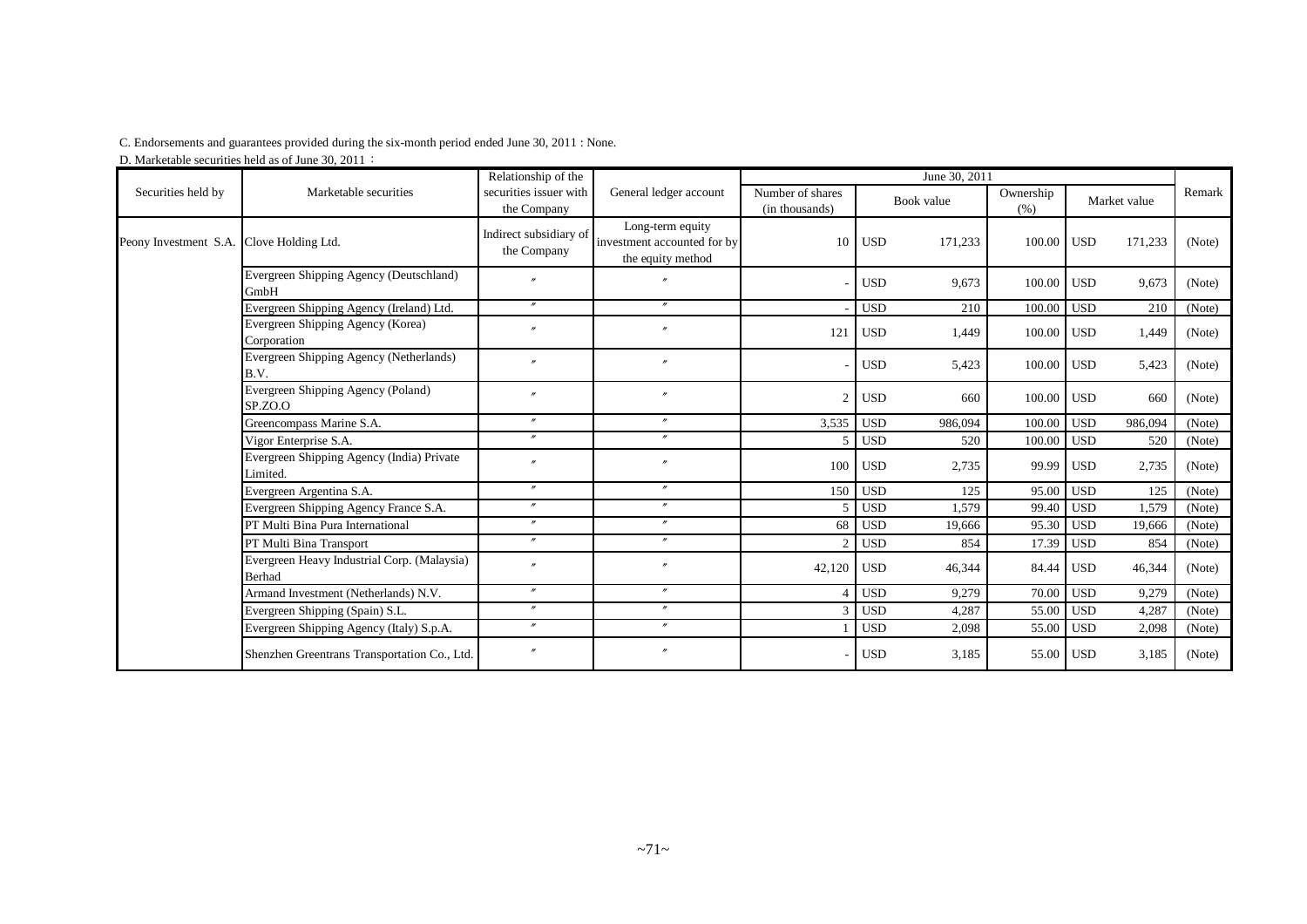C. Endorsements and guarantees provided during the six-month period ended June 30, 2011 : None.

D. Marketable securities held as of June 30, 2011 ：

| Securities held by | Marketable securities | Relationship of the securities issuer with the Company | General ledger account | June 30, 2011 | | | | | | Remark |
|---|---|---|---|---|---|---|---|---|---|---|
| | | | | Number of shares (in thousands) | Book value | | Ownership (%) | Market value | | |
| Peony Investment S.A. | Clove Holding Ltd. | Indirect subsidiary of the Company | Long-term equity investment accounted for by the equity method | 10 | USD | 171,233 | 100.00 | USD | 171,233 | (Note) |
| | Evergreen Shipping Agency (Deutschland) GmbH | 〃 | 〃 | - | USD | 9,673 | 100.00 | USD | 9,673 | (Note) |
| | Evergreen Shipping Agency (Ireland) Ltd. | 〃 | 〃 | - | USD | 210 | 100.00 | USD | 210 | (Note) |
| | Evergreen Shipping Agency (Korea) Corporation | 〃 | 〃 | 121 | USD | 1,449 | 100.00 | USD | 1,449 | (Note) |
| | Evergreen Shipping Agency (Netherlands) B.V. | 〃 | 〃 | - | USD | 5,423 | 100.00 | USD | 5,423 | (Note) |
| | Evergreen Shipping Agency (Poland) SP.ZO.O | 〃 | 〃 | 2 | USD | 660 | 100.00 | USD | 660 | (Note) |
| | Greencompass Marine S.A. | 〃 | 〃 | 3,535 | USD | 986,094 | 100.00 | USD | 986,094 | (Note) |
| | Vigor Enterprise S.A. | 〃 | 〃 | 5 | USD | 520 | 100.00 | USD | 520 | (Note) |
| | Evergreen Shipping Agency (India) Private Limited. | 〃 | 〃 | 100 | USD | 2,735 | 99.99 | USD | 2,735 | (Note) |
| | Evergreen Argentina S.A. | 〃 | 〃 | 150 | USD | 125 | 95.00 | USD | 125 | (Note) |
| | Evergreen Shipping Agency France S.A. | 〃 | 〃 | 5 | USD | 1,579 | 99.40 | USD | 1,579 | (Note) |
| | PT Multi Bina Pura International | 〃 | 〃 | 68 | USD | 19,666 | 95.30 | USD | 19,666 | (Note) |
| | PT Multi Bina Transport | 〃 | 〃 | 2 | USD | 854 | 17.39 | USD | 854 | (Note) |
| | Evergreen Heavy Industrial Corp. (Malaysia) Berhad | 〃 | 〃 | 42,120 | USD | 46,344 | 84.44 | USD | 46,344 | (Note) |
| | Armand Investment (Netherlands) N.V. | 〃 | 〃 | 4 | USD | 9,279 | 70.00 | USD | 9,279 | (Note) |
| | Evergreen Shipping (Spain) S.L. | 〃 | 〃 | 3 | USD | 4,287 | 55.00 | USD | 4,287 | (Note) |
| | Evergreen Shipping Agency (Italy) S.p.A. | 〃 | 〃 | 1 | USD | 2,098 | 55.00 | USD | 2,098 | (Note) |
| | Shenzhen Greentrans Transportation Co., Ltd. | 〃 | 〃 | - | USD | 3,185 | 55.00 | USD | 3,185 | (Note) |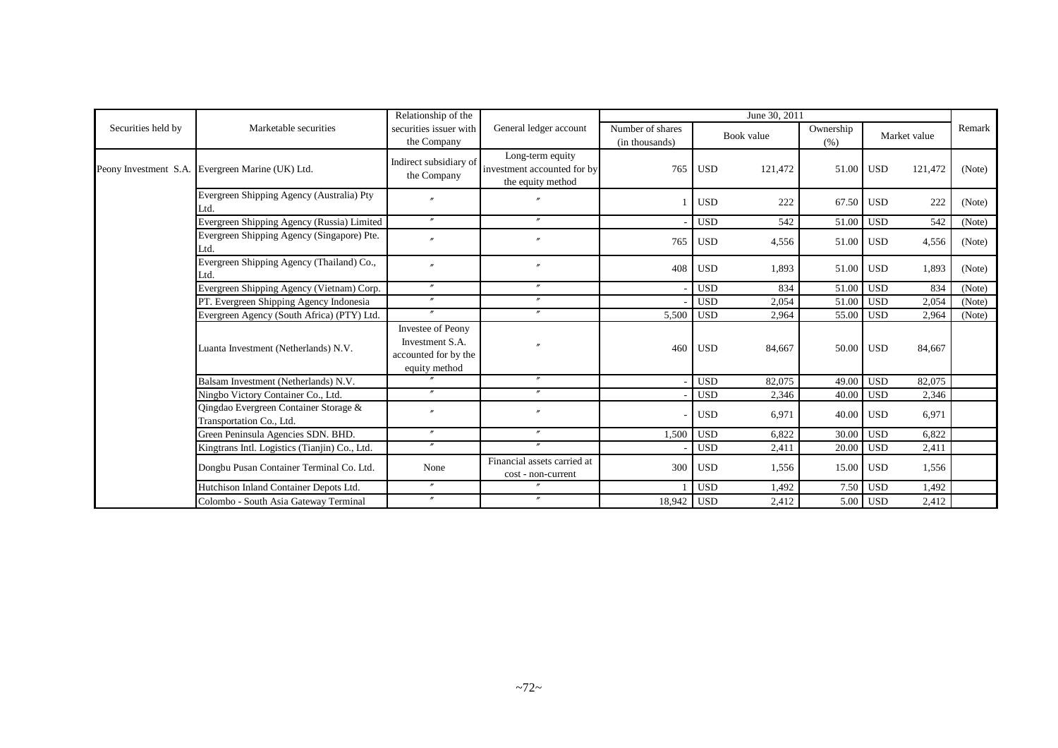| Securities held by | Marketable securities | Relationship of the securities issuer with the Company | General ledger account | June 30, 2011 | | | | | | | Remark |
|---|---|---|---|---|---|---|---|---|---|---|---|
| | | | | Number of shares (in thousands) | Book value | | Ownership (%) | Market value | | | |
| Peony Investment S.A. | Evergreen Marine (UK) Ltd. | Indirect subsidiary of the Company | Long-term equity investment accounted for by the equity method | 765 | USD | 121,472 | 51.00 | USD | 121,472 | | (Note) |
| | Evergreen Shipping Agency (Australia) Pty Ltd. | 〃 | 〃 | 1 | USD | 222 | 67.50 | USD | 222 | | (Note) |
| | Evergreen Shipping Agency (Russia) Limited | 〃 | 〃 | - | USD | 542 | 51.00 | USD | 542 | | (Note) |
| | Evergreen Shipping Agency (Singapore) Pte. Ltd. | 〃 | 〃 | 765 | USD | 4,556 | 51.00 | USD | 4,556 | | (Note) |
| | Evergreen Shipping Agency (Thailand) Co., Ltd. | 〃 | 〃 | 408 | USD | 1,893 | 51.00 | USD | 1,893 | | (Note) |
| | Evergreen Shipping Agency (Vietnam) Corp. | 〃 | 〃 | - | USD | 834 | 51.00 | USD | 834 | | (Note) |
| | PT. Evergreen Shipping Agency Indonesia | 〃 | 〃 | - | USD | 2,054 | 51.00 | USD | 2,054 | | (Note) |
| | Evergreen Agency (South Africa) (PTY) Ltd. | 〃 | 〃 | 5,500 | USD | 2,964 | 55.00 | USD | 2,964 | | (Note) |
| | Luanta Investment (Netherlands) N.V. | Investee of Peony Investment S.A. accounted for by the equity method | 〃 | 460 | USD | 84,667 | 50.00 | USD | 84,667 | | |
| | Balsam Investment (Netherlands) N.V. | 〃 | 〃 | - | USD | 82,075 | 49.00 | USD | 82,075 | | |
| | Ningbo Victory Container Co., Ltd. | 〃 | 〃 | - | USD | 2,346 | 40.00 | USD | 2,346 | | |
| | Qingdao Evergreen Container Storage & Transportation Co., Ltd. | 〃 | 〃 | - | USD | 6,971 | 40.00 | USD | 6,971 | | |
| | Green Peninsula Agencies SDN. BHD. | 〃 | 〃 | 1,500 | USD | 6,822 | 30.00 | USD | 6,822 | | |
| | Kingtrans Intl. Logistics (Tianjin) Co., Ltd. | 〃 | 〃 | - | USD | 2,411 | 20.00 | USD | 2,411 | | |
| | Dongbu Pusan Container Terminal Co. Ltd. | None | Financial assets carried at cost - non-current | 300 | USD | 1,556 | 15.00 | USD | 1,556 | | |
| | Hutchison Inland Container Depots Ltd. | 〃 | 〃 | 1 | USD | 1,492 | 7.50 | USD | 1,492 | | |
| | Colombo - South Asia Gateway Terminal | 〃 | 〃 | 18,942 | USD | 2,412 | 5.00 | USD | 2,412 | | |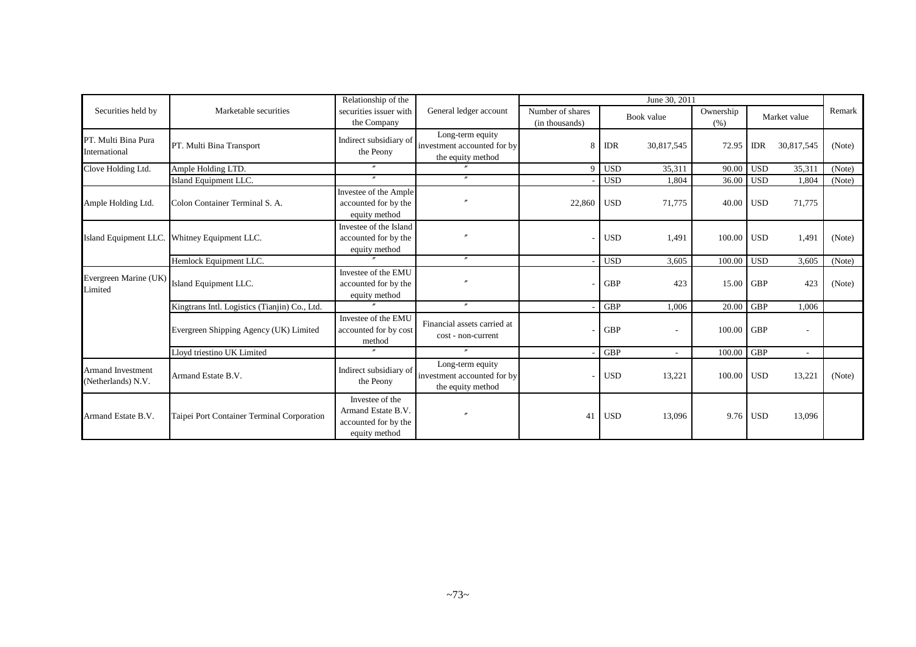| Securities held by | Marketable securities | Relationship of the securities issuer with the Company | General ledger account | June 30, 2011 | | | | | | | Remark |
|---|---|---|---|---|---|---|---|---|---|---|---|
| | | | | Number of shares (in thousands) | Book value | | Ownership (%) | Market value | | | |
| PT. Multi Bina Pura International | PT. Multi Bina Transport | Indirect subsidiary of the Peony | Long-term equity investment accounted for by the equity method | 8 | IDR | 30,817,545 | 72.95 | IDR | 30,817,545 | | (Note) |
| Clove Holding Ltd. | Ample Holding LTD. | 〃 | 〃 | 9 | USD | 35,311 | 90.00 | USD | 35,311 | | (Note) |
| | Island Equipment LLC. | 〃 | 〃 | - | USD | 1,804 | 36.00 | USD | 1,804 | | (Note) |
| Ample Holding Ltd. | Colon Container Terminal S. A. | Investee of the Ample accounted for by the equity method | 〃 | 22,860 | USD | 71,775 | 40.00 | USD | 71,775 | | |
| Island Equipment LLC. | Whitney Equipment LLC. | Investee of the Island accounted for by the equity method | 〃 | - | USD | 1,491 | 100.00 | USD | 1,491 | | (Note) |
| | Hemlock Equipment LLC. | 〃 | 〃 | - | USD | 3,605 | 100.00 | USD | 3,605 | | (Note) |
| Evergreen Marine (UK) Limited | Island Equipment LLC. | Investee of the EMU accounted for by the equity method | 〃 | - | GBP | 423 | 15.00 | GBP | 423 | | (Note) |
| | Kingtrans Intl. Logistics (Tianjin) Co., Ltd. | 〃 | 〃 | - | GBP | 1,006 | 20.00 | GBP | 1,006 | | |
| | Evergreen Shipping Agency (UK) Limited | Investee of the EMU accounted for by cost method | Financial assets carried at cost - non-current | - | GBP | - | 100.00 | GBP | - | | |
| | Lloyd triestino UK Limited | 〃 | 〃 | - | GBP | - | 100.00 | GBP | - | | |
| Armand Investment (Netherlands) N.V. | Armand Estate B.V. | Indirect subsidiary of the Peony | Long-term equity investment accounted for by the equity method | - | USD | 13,221 | 100.00 | USD | 13,221 | | (Note) |
| Armand Estate B.V. | Taipei Port Container Terminal Corporation | Investee of the Armand Estate B.V. accounted for by the equity method | 〃 | 41 | USD | 13,096 | 9.76 | USD | 13,096 | | |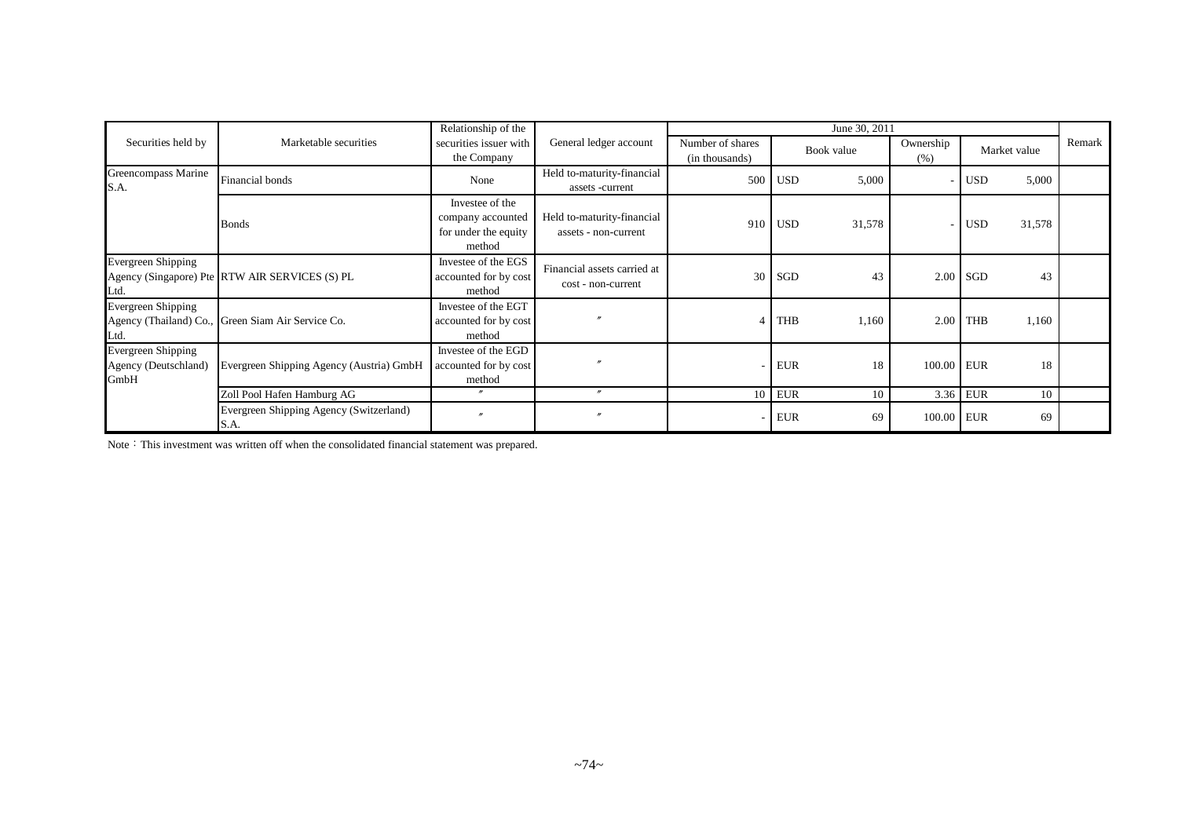| Securities held by | Marketable securities | Relationship of the securities issuer with the Company | General ledger account | June 30, 2011 | | | | | | | Remark |
|---|---|---|---|---|---|---|---|---|---|---|---|
| | | | | Number of shares (in thousands) | Book value | | Ownership (%) | Market value | | | |
| Greencompass Marine S.A. | Financial bonds | None | Held to-maturity-financial assets -current | 500 | USD | 5,000 | - | USD | 5,000 | | |
| | Bonds | Investee of the company accounted for under the equity method | Held to-maturity-financial assets - non-current | 910 | USD | 31,578 | - | USD | 31,578 | | |
| Evergreen Shipping Agency (Singapore) Pte Ltd. | RTW AIR SERVICES (S) PL | Investee of the EGS accounted for by cost method | Financial assets carried at cost - non-current | 30 | SGD | 43 | 2.00 | SGD | 43 | | |
| Evergreen Shipping Agency (Thailand) Co., Ltd. | Green Siam Air Service Co. | Investee of the EGT accounted for by cost method | 〃 | 4 | THB | 1,160 | 2.00 | THB | 1,160 | | |
| Evergreen Shipping Agency (Deutschland) GmbH | Evergreen Shipping Agency (Austria) GmbH | Investee of the EGD accounted for by cost method | 〃 | - | EUR | 18 | 100.00 | EUR | 18 | | |
| | Zoll Pool Hafen Hamburg AG | 〃 | 〃 | 10 | EUR | 10 | 3.36 | EUR | 10 | | |
| | Evergreen Shipping Agency (Switzerland) S.A. | 〃 | 〃 | - | EUR | 69 | 100.00 | EUR | 69 | | |

Note：This investment was written off when the consolidated financial statement was prepared.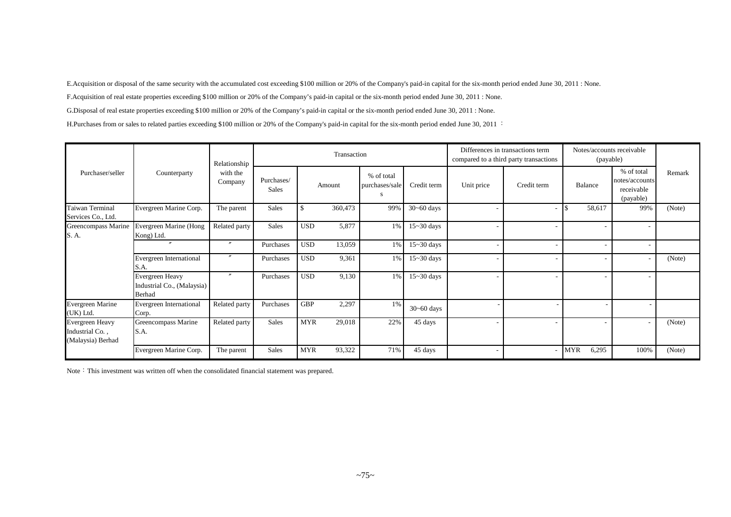E.Acquisition or disposal of the same security with the accumulated cost exceeding $100 million or 20% of the Company's paid-in capital for the six-month period ended June 30, 2011 : None.

F.Acquisition of real estate properties exceeding $100 million or 20% of the Company's paid-in capital or the six-month period ended June 30, 2011 : None.

G.Disposal of real estate properties exceeding $100 million or 20% of the Company's paid-in capital or the six-month period ended June 30, 2011 : None.

H.Purchases from or sales to related parties exceeding $100 million or 20% of the Company's paid-in capital for the six-month period ended June 30, 2011 ：

| Purchaser/seller | Counterparty | Relationship with the Company | Transaction | | | | | Differences in transactions term compared to a third party transactions | | Notes/accounts receivable (payable) | | | Remark |
|---|---|---|---|---|---|---|---|---|---|---|---|---|---|
| | | | Purchases/ Sales | Amount | | % of total purchases/sales | Credit term | Unit price | Credit term | Balance | | % of total notes/accounts receivable (payable) | |
| Taiwan Terminal Services Co., Ltd. | Evergreen Marine Corp. | The parent | Sales | $ | 360,473 | 99% | 30~60 days | - | - | $ | 58,617 | 99% | (Note) |
| Greencompass Marine S. A. | Evergreen Marine (Hong Kong) Ltd. | Related party | Sales | USD | 5,877 | 1% | 15~30 days | - | - | | - | - | |
| | 〃 | 〃 | Purchases | USD | 13,059 | 1% | 15~30 days | - | - | | - | - | |
| | Evergreen International S.A. | 〃 | Purchases | USD | 9,361 | 1% | 15~30 days | - | - | | - | - | (Note) |
| | Evergreen Heavy Industrial Co., (Malaysia) Berhad | 〃 | Purchases | USD | 9,130 | 1% | 15~30 days | - | - | | - | - | |
| Evergreen Marine (UK) Ltd. | Evergreen International Corp. | Related party | Purchases | GBP | 2,297 | 1% | 30~60 days | - | - | | - | - | |
| Evergreen Heavy Industrial Co. , (Malaysia) Berhad | Greencompass Marine S.A. | Related party | Sales | MYR | 29,018 | 22% | 45 days | - | - | | - | - | (Note) |
| | Evergreen Marine Corp. | The parent | Sales | MYR | 93,322 | 71% | 45 days | - | - | MYR | 6,295 | 100% | (Note) |

Note：This investment was written off when the consolidated financial statement was prepared.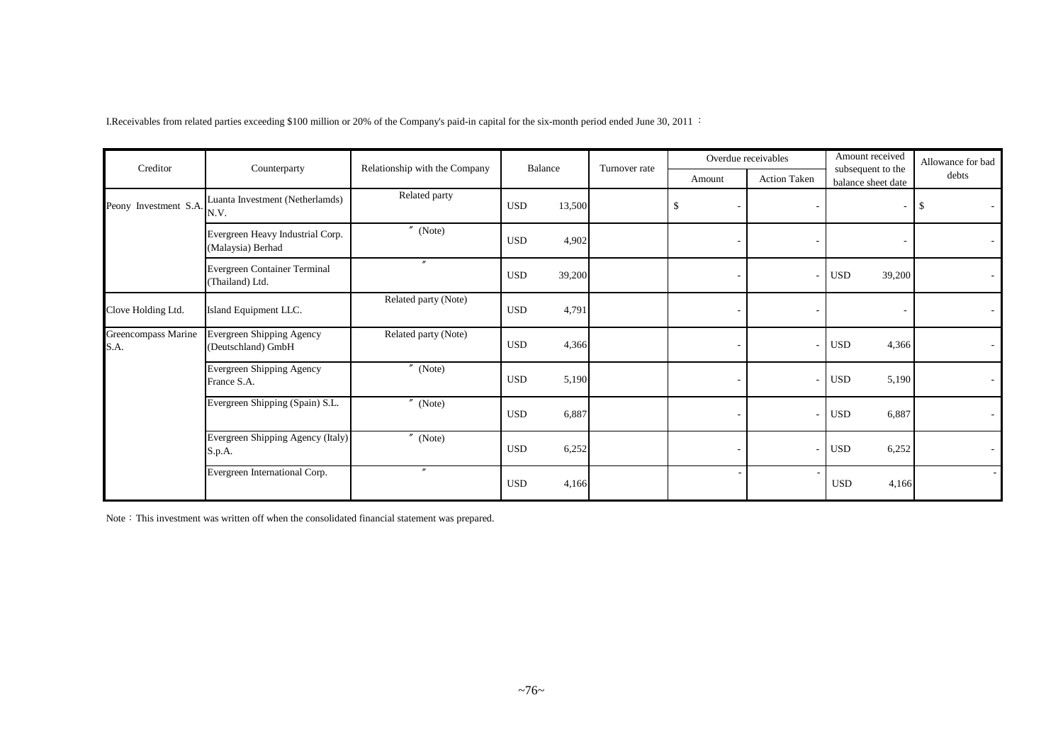I.Receivables from related parties exceeding $100 million or 20% of the Company's paid-in capital for the six-month period ended June 30, 2011 ：

| Creditor | Counterparty | Relationship with the Company | Balance | | Turnover rate | Overdue receivables | | Amount received subsequent to the balance sheet date | | Allowance for bad debts |
|---|---|---|---|---|---|---|---|---|---|---|
| | | | | | | Amount | Action Taken | | | |
| Peony Investment S.A. | Luanta Investment (Netherlamds) N.V. | Related party | USD | 13,500 | | $ - | - | | - | $ - |
| | Evergreen Heavy Industrial Corp. (Malaysia) Berhad | 〃 (Note) | USD | 4,902 | | - | - | | - | - |
| | Evergreen Container Terminal (Thailand) Ltd. | 〃 | USD | 39,200 | | - | - | USD | 39,200 | - |
| Clove Holding Ltd. | Island Equipment LLC. | Related party (Note) | USD | 4,791 | | - | - | | - | - |
| Greencompass Marine S.A. | Evergreen Shipping Agency (Deutschland) GmbH | Related party (Note) | USD | 4,366 | | - | - | USD | 4,366 | - |
| | Evergreen Shipping Agency France S.A. | 〃 (Note) | USD | 5,190 | | - | - | USD | 5,190 | - |
| | Evergreen Shipping (Spain) S.L. | 〃 (Note) | USD | 6,887 | | - | - | USD | 6,887 | - |
| | Evergreen Shipping Agency (Italy) S.p.A. | 〃 (Note) | USD | 6,252 | | - | - | USD | 6,252 | - |
| | Evergreen International Corp. | 〃 | USD | 4,166 | | - | - | USD | 4,166 | - |

Note：This investment was written off when the consolidated financial statement was prepared.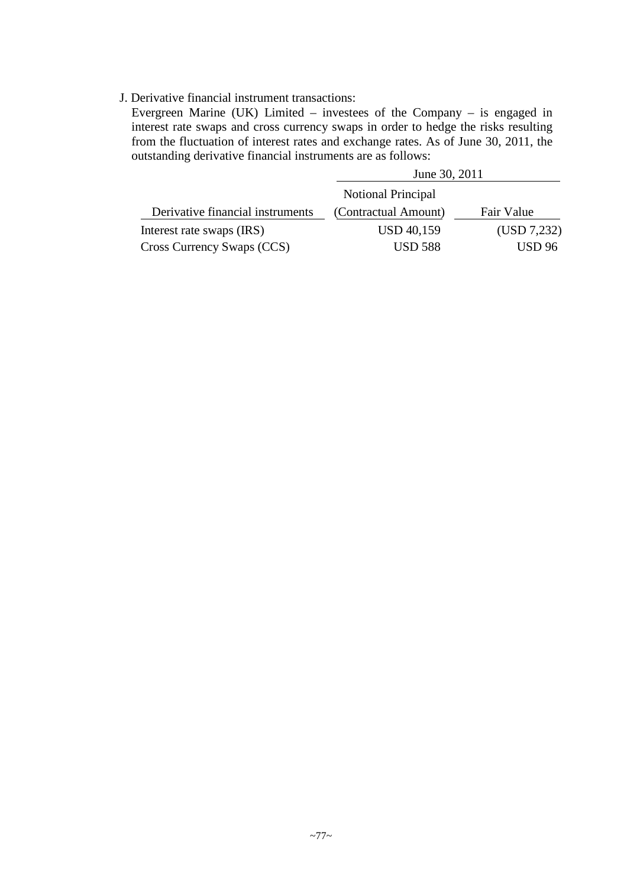J. Derivative financial instrument transactions:

Evergreen Marine (UK) Limited – investees of the Company – is engaged in interest rate swaps and cross currency swaps in order to hedge the risks resulting from the fluctuation of interest rates and exchange rates. As of June 30, 2011, the outstanding derivative financial instruments are as follows:

| | June 30, 2011 | |
|---|---|---|
| Derivative financial instruments | Notional Principal (Contractual Amount) | Fair Value |
| Interest rate swaps (IRS) | USD 40,159 | (USD 7,232) |
| Cross Currency Swaps (CCS) | USD 588 | USD 96 |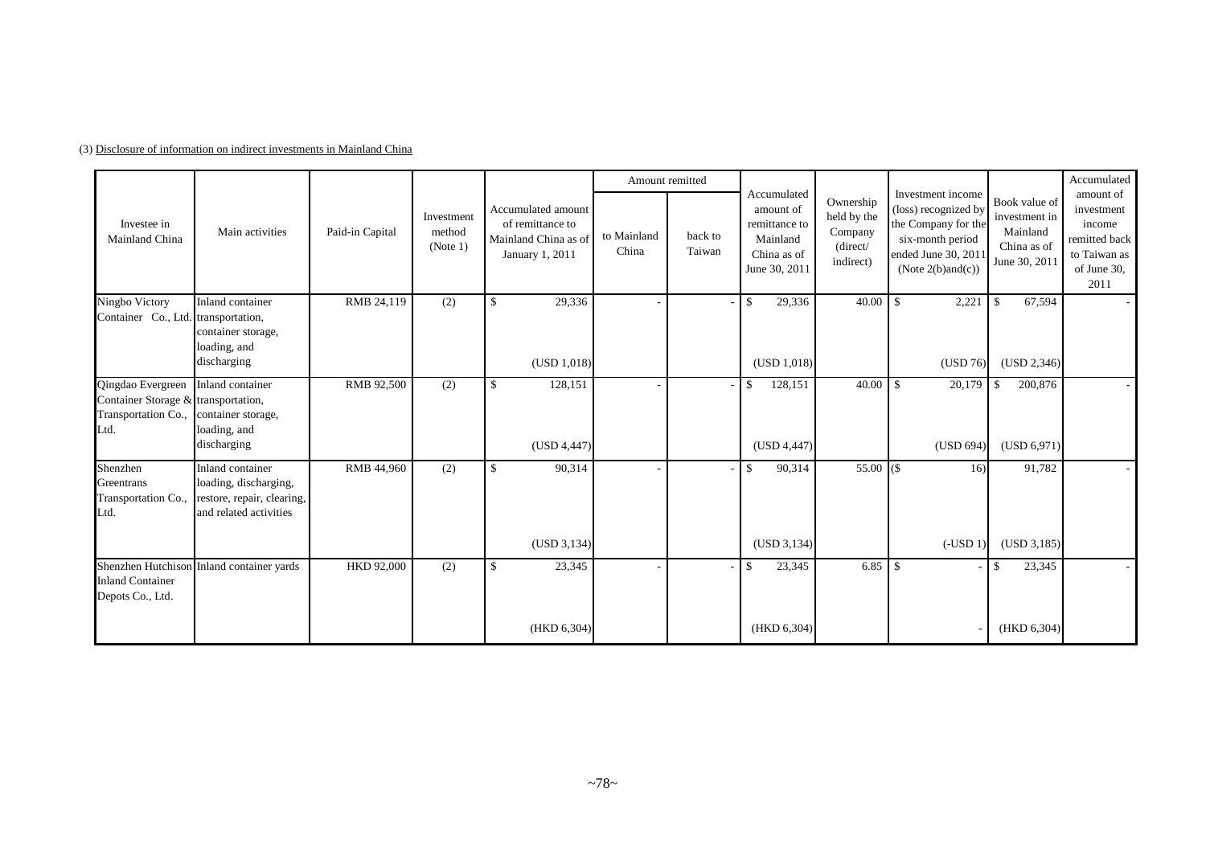(3) Disclosure of information on indirect investments in Mainland China

| Investee in Mainland China | Main activities | Paid-in Capital | Investment method (Note 1) | Accumulated amount of remittance to Mainland China as of January 1, 2011 | Amount remitted | | Accumulated amount of remittance to Mainland China as of June 30, 2011 | Ownership held by the Company (direct/ indirect) | Investment income (loss) recognized by the Company for the six-month period ended June 30, 2011 (Note 2(b)and(c)) | Book value of investment in Mainland China as of June 30, 2011 | Accumulated amount of investment income remitted back to Taiwan as of June 30, 2011 |
|---|---|---|---|---|---|---|---|---|---|---|---|
| | | | | | to Mainland China | back to Taiwan | | | | | |
| Ningbo Victory Container Co., Ltd. | Inland container transportation, container storage, loading, and discharging | RMB 24,119 | (2) | $ 29,336 (USD 1,018) | - | - | $ 29,336 (USD 1,018) | 40.00 | $ 2,221 (USD 76) | $ 67,594 (USD 2,346) | - |
| Qingdao Evergreen Container Storage & Transportation Co., Ltd. | Inland container transportation, container storage, loading, and discharging | RMB 92,500 | (2) | $ 128,151 (USD 4,447) | - | - | $ 128,151 (USD 4,447) | 40.00 | $ 20,179 (USD 694) | $ 200,876 (USD 6,971) | - |
| Shenzhen Greentrans Transportation Co., Ltd. | Inland container loading, discharging, restore, repair, clearing, and related activities | RMB 44,960 | (2) | $ 90,314 (USD 3,134) | - | - | $ 90,314 (USD 3,134) | 55.00 | ($ 16) (-USD 1) | 91,782 (USD 3,185) | - |
| Shenzhen Hutchison Inland Container Depots Co., Ltd. | Inland container yards | HKD 92,000 | (2) | $ 23,345 (HKD 6,304) | - | - | $ 23,345 (HKD 6,304) | 6.85 | $ - | $ 23,345 (HKD 6,304) | - |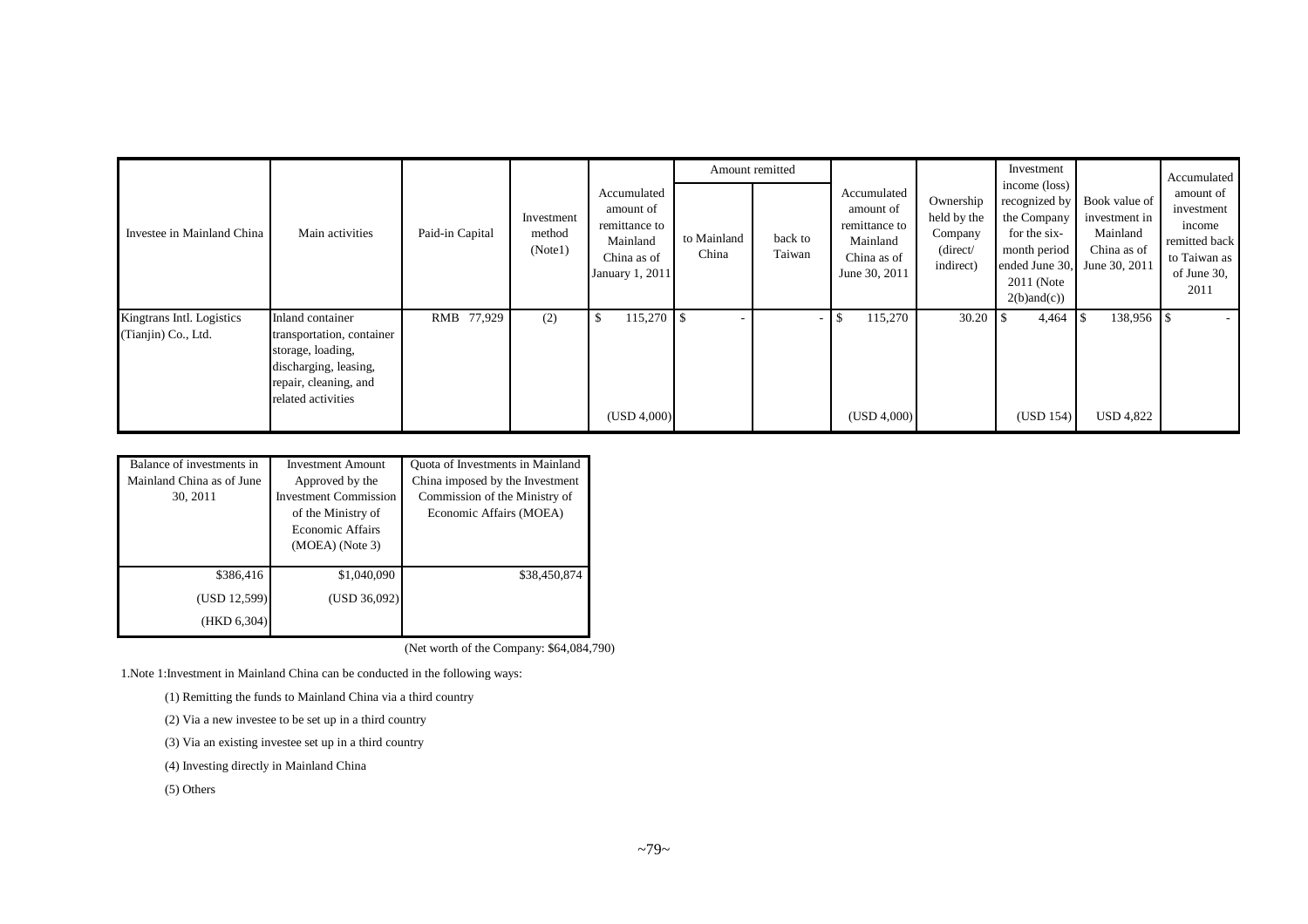| Investee in Mainland China | Main activities | Paid-in Capital | Investment method (Note1) | Accumulated amount of remittance to Mainland China as of January 1, 2011 | Amount remitted | | Accumulated amount of remittance to Mainland China as of June 30, 2011 | Ownership held by the Company (direct/ indirect) | Investment income (loss) recognized by the Company for the six-month period ended June 30, 2011 (Note 2(b)and(c)) | Book value of investment in Mainland China as of June 30, 2011 | Accumulated amount of investment income remitted back to Taiwan as of June 30, 2011 |
|---|---|---|---|---|---|---|---|---|---|---|---|
| | | | | | to Mainland China | back to Taiwan | | | | | |
| Kingtrans Intl. Logistics (Tianjin) Co., Ltd. | Inland container transportation, container storage, loading, discharging, leasing, repair, cleaning, and related activities | RMB 77,929 | (2) | $ 115,270 | $ - | - | $ 115,270 | 30.20 | $ 4,464 | $ 138,956 | $ - |
| | | | | (USD 4,000) | | | (USD 4,000) | | (USD 154) | USD 4,822 | |

| Balance of investments in Mainland China as of June 30, 2011 | Investment Amount Approved by the Investment Commission of the Ministry of Economic Affairs (MOEA) (Note 3) | Quota of Investments in Mainland China imposed by the Investment Commission of the Ministry of Economic Affairs (MOEA) |
|---|---|---|
| $386,416 | $1,040,090 | $38,450,874 |
| (USD 12,599) | (USD 36,092) | |
| (HKD 6,304) | | |

(Net worth of the Company: $64,084,790)

1.Note 1:Investment in Mainland China can be conducted in the following ways:

(1) Remitting the funds to Mainland China via a third country

(2) Via a new investee to be set up in a third country

(3) Via an existing investee set up in a third country

(4) Investing directly in Mainland China

(5) Others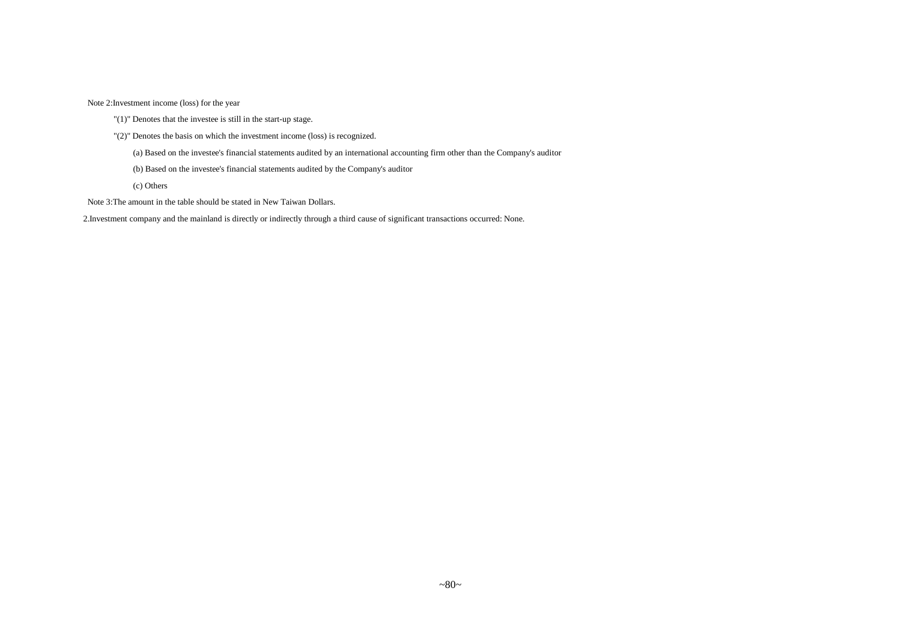Note 2:Investment income (loss) for the year

"(1)" Denotes that the investee is still in the start-up stage.

"(2)" Denotes the basis on which the investment income (loss) is recognized.

(a) Based on the investee's financial statements audited by an international accounting firm other than the Company's auditor

(b) Based on the investee's financial statements audited by the Company's auditor

(c) Others

Note 3:The amount in the table should be stated in New Taiwan Dollars.

2.Investment company and the mainland is directly or indirectly through a third cause of significant transactions occurred: None.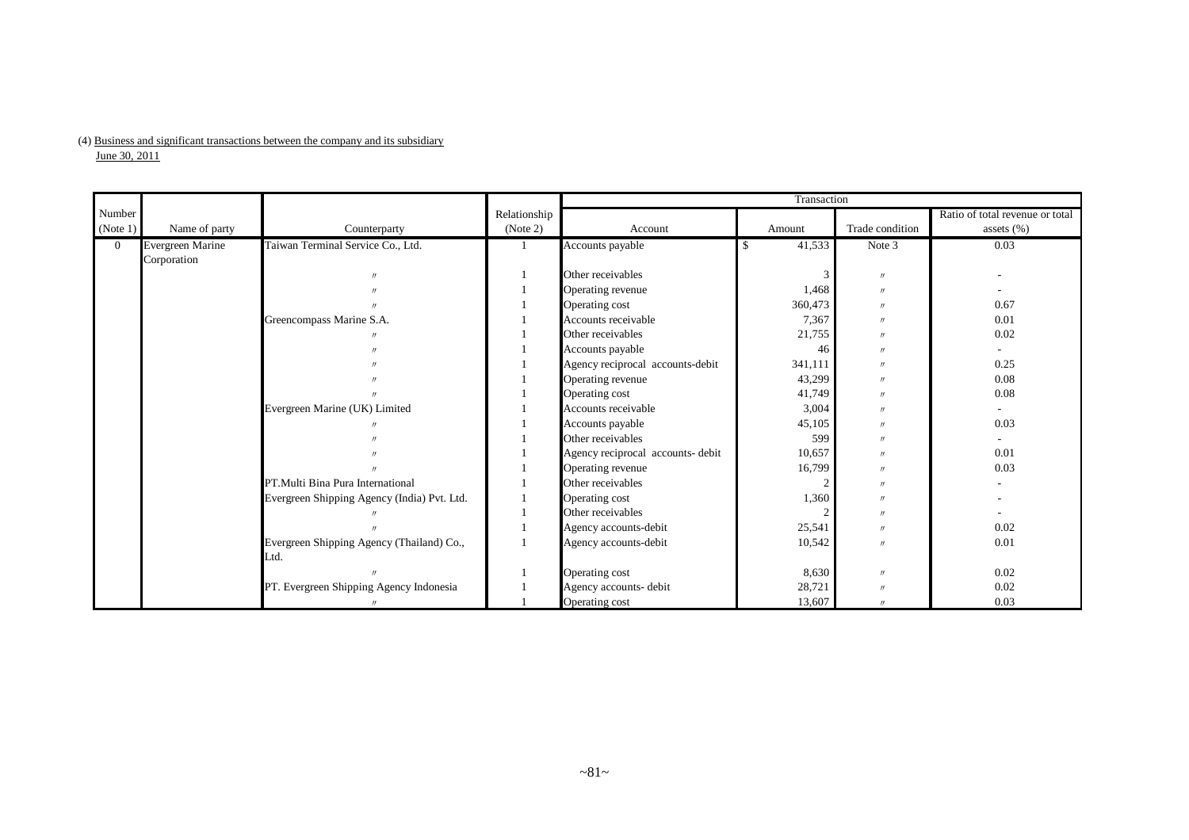(4) Business and significant transactions between the company and its subsidiary

June 30, 2011

| Number (Note 1) | Name of party | Counterparty | Relationship (Note 2) | Transaction | | | |
|---|---|---|---|---|---|---|---|
| | | | | Account | Amount | Trade condition | Ratio of total revenue or total assets (%) |
| 0 | Evergreen Marine Corporation | Taiwan Terminal Service Co., Ltd. | 1 | Accounts payable | $ 41,533 | Note 3 | 0.03 |
| | | 〃 | 1 | Other receivables | 3 | 〃 | - |
| | | 〃 | 1 | Operating revenue | 1,468 | 〃 | - |
| | | 〃 | 1 | Operating cost | 360,473 | 〃 | 0.67 |
| | | Greencompass Marine S.A. | 1 | Accounts receivable | 7,367 | 〃 | 0.01 |
| | | 〃 | 1 | Other receivables | 21,755 | 〃 | 0.02 |
| | | 〃 | 1 | Accounts payable | 46 | 〃 | - |
| | | 〃 | 1 | Agency reciprocal accounts-debit | 341,111 | 〃 | 0.25 |
| | | 〃 | 1 | Operating revenue | 43,299 | 〃 | 0.08 |
| | | 〃 | 1 | Operating cost | 41,749 | 〃 | 0.08 |
| | | Evergreen Marine (UK) Limited | 1 | Accounts receivable | 3,004 | 〃 | - |
| | | 〃 | 1 | Accounts payable | 45,105 | 〃 | 0.03 |
| | | 〃 | 1 | Other receivables | 599 | 〃 | - |
| | | 〃 | 1 | Agency reciprocal accounts- debit | 10,657 | 〃 | 0.01 |
| | | 〃 | 1 | Operating revenue | 16,799 | 〃 | 0.03 |
| | | PT.Multi Bina Pura International | 1 | Other receivables | 2 | 〃 | - |
| | | Evergreen Shipping Agency (India) Pvt. Ltd. | 1 | Operating cost | 1,360 | 〃 | - |
| | | 〃 | 1 | Other receivables | 2 | 〃 | - |
| | | 〃 | 1 | Agency accounts-debit | 25,541 | 〃 | 0.02 |
| | | Evergreen Shipping Agency (Thailand) Co., Ltd. | 1 | Agency accounts-debit | 10,542 | 〃 | 0.01 |
| | | 〃 | 1 | Operating cost | 8,630 | 〃 | 0.02 |
| | | PT. Evergreen Shipping Agency Indonesia | 1 | Agency accounts- debit | 28,721 | 〃 | 0.02 |
| | | 〃 | 1 | Operating cost | 13,607 | 〃 | 0.03 |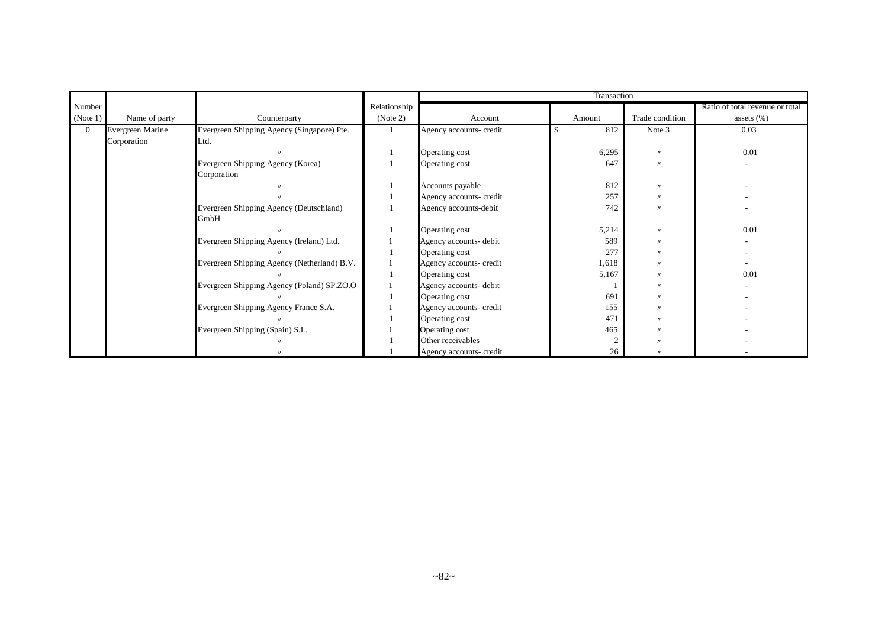| Number (Note 1) | Name of party | Counterparty | Relationship (Note 2) | Transaction | | | |
|---|---|---|---|---|---|---|---|
| | | | | Account | Amount | Trade condition | Ratio of total revenue or total assets (%) |
| 0 | Evergreen Marine Corporation | Evergreen Shipping Agency (Singapore) Pte. Ltd. | 1 | Agency accounts- credit | $ 812 | Note 3 | 0.03 |
| | | 〃 | 1 | Operating cost | 6,295 | 〃 | 0.01 |
| | | Evergreen Shipping Agency (Korea) Corporation | 1 | Operating cost | 647 | 〃 | - |
| | | 〃 | 1 | Accounts payable | 812 | 〃 | - |
| | | 〃 | 1 | Agency accounts- credit | 257 | 〃 | - |
| | | Evergreen Shipping Agency (Deutschland) GmbH | 1 | Agency accounts-debit | 742 | 〃 | - |
| | | 〃 | 1 | Operating cost | 5,214 | 〃 | 0.01 |
| | | Evergreen Shipping Agency (Ireland) Ltd. | 1 | Agency accounts- debit | 589 | 〃 | - |
| | | 〃 | 1 | Operating cost | 277 | 〃 | - |
| | | Evergreen Shipping Agency (Netherland) B.V. | 1 | Agency accounts- credit | 1,618 | 〃 | - |
| | | 〃 | 1 | Operating cost | 5,167 | 〃 | 0.01 |
| | | Evergreen Shipping Agency (Poland) SP.ZO.O | 1 | Agency accounts- debit | 1 | 〃 | - |
| | | 〃 | 1 | Operating cost | 691 | 〃 | - |
| | | Evergreen Shipping Agency France S.A. | 1 | Agency accounts- credit | 155 | 〃 | - |
| | | 〃 | 1 | Operating cost | 471 | 〃 | - |
| | | Evergreen Shipping (Spain) S.L. | 1 | Operating cost | 465 | 〃 | - |
| | | 〃 | 1 | Other receivables | 2 | 〃 | - |
| | | 〃 | 1 | Agency accounts- credit | 26 | 〃 | - |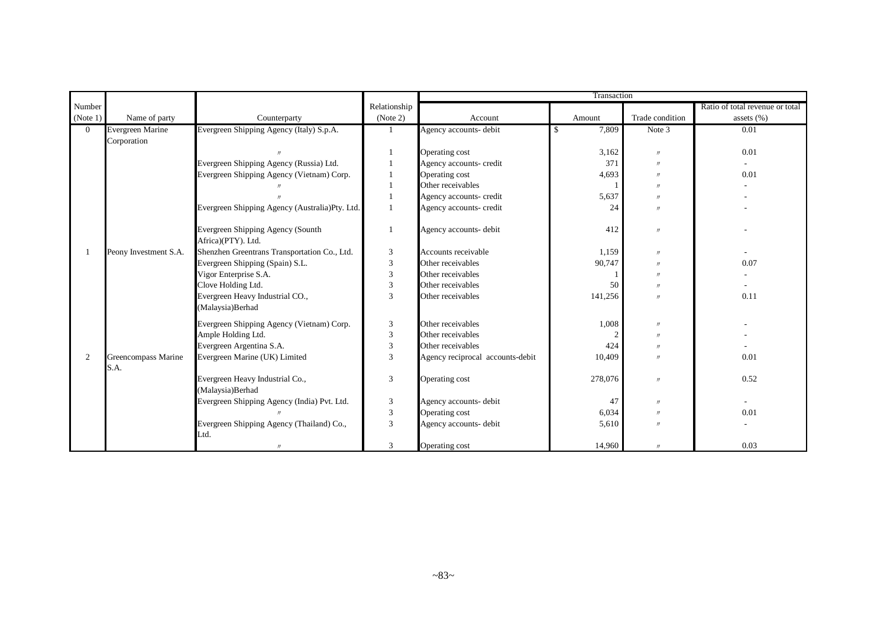| Number (Note 1) | Name of party | Counterparty | Relationship (Note 2) | Transaction | | | |
|---|---|---|---|---|---|---|---|
| | | | | Account | Amount | Trade condition | Ratio of total revenue or total assets (%) |
| 0 | Evergreen Marine Corporation | Evergreen Shipping Agency (Italy) S.p.A. | 1 | Agency accounts- debit | $ 7,809 | Note 3 | 0.01 |
| | | 〃 | 1 | Operating cost | 3,162 | 〃 | 0.01 |
| | | Evergreen Shipping Agency (Russia) Ltd. | 1 | Agency accounts- credit | 371 | 〃 | - |
| | | Evergreen Shipping Agency (Vietnam) Corp. | 1 | Operating cost | 4,693 | 〃 | 0.01 |
| | | 〃 | 1 | Other receivables | 1 | 〃 | - |
| | | 〃 | 1 | Agency accounts- credit | 5,637 | 〃 | - |
| | | Evergreen Shipping Agency (Australia)Pty. Ltd. | 1 | Agency accounts- credit | 24 | 〃 | - |
| | | Evergreen Shipping Agency (Sounth Africa)(PTY). Ltd. | 1 | Agency accounts- debit | 412 | 〃 | - |
| 1 | Peony Investment S.A. | Shenzhen Greentrans Transportation Co., Ltd. | 3 | Accounts receivable | 1,159 | 〃 | - |
| | | Evergreen Shipping (Spain) S.L. | 3 | Other receivables | 90,747 | 〃 | 0.07 |
| | | Vigor Enterprise S.A. | 3 | Other receivables | 1 | 〃 | - |
| | | Clove Holding Ltd. | 3 | Other receivables | 50 | 〃 | - |
| | | Evergreen Heavy Industrial CO., (Malaysia)Berhad | 3 | Other receivables | 141,256 | 〃 | 0.11 |
| | | Evergreen Shipping Agency (Vietnam) Corp. | 3 | Other receivables | 1,008 | 〃 | - |
| | | Ample Holding Ltd. | 3 | Other receivables | 2 | 〃 | - |
| | | Evergreen Argentina S.A. | 3 | Other receivables | 424 | 〃 | - |
| 2 | Greencompass Marine S.A. | Evergreen Marine (UK) Limited | 3 | Agency reciprocal accounts-debit | 10,409 | 〃 | 0.01 |
| | | Evergreen Heavy Industrial Co., (Malaysia)Berhad | 3 | Operating cost | 278,076 | 〃 | 0.52 |
| | | Evergreen Shipping Agency (India) Pvt. Ltd. | 3 | Agency accounts- debit | 47 | 〃 | - |
| | | 〃 | 3 | Operating cost | 6,034 | 〃 | 0.01 |
| | | Evergreen Shipping Agency (Thailand) Co., Ltd. | 3 | Agency accounts- debit | 5,610 | 〃 | - |
| | | 〃 | 3 | Operating cost | 14,960 | 〃 | 0.03 |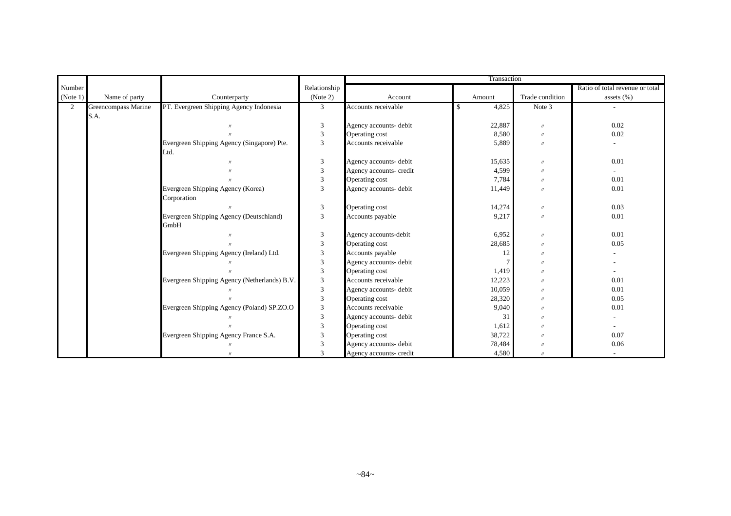| Number (Note 1) | Name of party | Counterparty | Relationship (Note 2) | Transaction | | | |
|---|---|---|---|---|---|---|---|
| | | | | Account | Amount | Trade condition | Ratio of total revenue or total assets (%) |
| 2 | Greencompass Marine S.A. | PT. Evergreen Shipping Agency Indonesia | 3 | Accounts receivable | $ 4,825 | Note 3 | - |
| | | 〃 | 3 | Agency accounts- debit | 22,887 | 〃 | 0.02 |
| | | 〃 | 3 | Operating cost | 8,580 | 〃 | 0.02 |
| | | Evergreen Shipping Agency (Singapore) Pte. Ltd. | 3 | Accounts receivable | 5,889 | 〃 | - |
| | | 〃 | 3 | Agency accounts- debit | 15,635 | 〃 | 0.01 |
| | | 〃 | 3 | Agency accounts- credit | 4,599 | 〃 | - |
| | | 〃 | 3 | Operating cost | 7,784 | 〃 | 0.01 |
| | | Evergreen Shipping Agency (Korea) Corporation | 3 | Agency accounts- debit | 11,449 | 〃 | 0.01 |
| | | 〃 | 3 | Operating cost | 14,274 | 〃 | 0.03 |
| | | Evergreen Shipping Agency (Deutschland) GmbH | 3 | Accounts payable | 9,217 | 〃 | 0.01 |
| | | 〃 | 3 | Agency accounts-debit | 6,952 | 〃 | 0.01 |
| | | 〃 | 3 | Operating cost | 28,685 | 〃 | 0.05 |
| | | Evergreen Shipping Agency (Ireland) Ltd. | 3 | Accounts payable | 12 | 〃 | - |
| | | 〃 | 3 | Agency accounts- debit | 7 | 〃 | - |
| | | 〃 | 3 | Operating cost | 1,419 | 〃 | - |
| | | Evergreen Shipping Agency (Netherlands) B.V. | 3 | Accounts receivable | 12,223 | 〃 | 0.01 |
| | | 〃 | 3 | Agency accounts- debit | 10,059 | 〃 | 0.01 |
| | | 〃 | 3 | Operating cost | 28,320 | 〃 | 0.05 |
| | | Evergreen Shipping Agency (Poland) SP.ZO.O | 3 | Accounts receivable | 9,040 | 〃 | 0.01 |
| | | 〃 | 3 | Agency accounts- debit | 31 | 〃 | - |
| | | 〃 | 3 | Operating cost | 1,612 | 〃 | - |
| | | Evergreen Shipping Agency France S.A. | 3 | Operating cost | 38,722 | 〃 | 0.07 |
| | | 〃 | 3 | Agency accounts- debit | 78,484 | 〃 | 0.06 |
| | | 〃 | 3 | Agency accounts- credit | 4,580 | 〃 | - |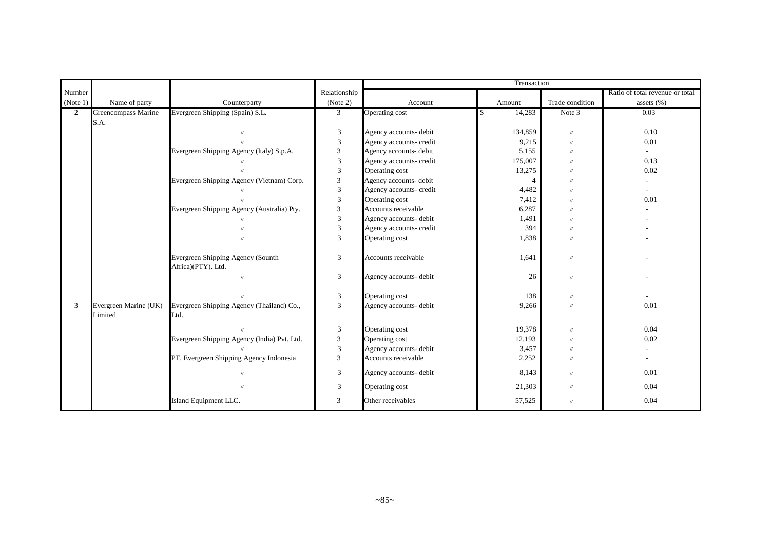| Number (Note 1) | Name of party | Counterparty | Relationship (Note 2) | Transaction | | | |
|---|---|---|---|---|---|---|---|
| | | | | Account | Amount | Trade condition | Ratio of total revenue or total assets (%) |
| 2 | Greencompass Marine S.A. | Evergreen Shipping (Spain) S.L. | 3 | Operating cost | $ 14,283 | Note 3 | 0.03 |
| | | 〃 | 3 | Agency accounts- debit | 134,859 | 〃 | 0.10 |
| | | 〃 | 3 | Agency accounts- credit | 9,215 | 〃 | 0.01 |
| | | Evergreen Shipping Agency (Italy) S.p.A. | 3 | Agency accounts- debit | 5,155 | 〃 | - |
| | | 〃 | 3 | Agency accounts- credit | 175,007 | 〃 | 0.13 |
| | | 〃 | 3 | Operating cost | 13,275 | 〃 | 0.02 |
| | | Evergreen Shipping Agency (Vietnam) Corp. | 3 | Agency accounts- debit | 4 | 〃 | - |
| | | 〃 | 3 | Agency accounts- credit | 4,482 | 〃 | - |
| | | 〃 | 3 | Operating cost | 7,412 | 〃 | 0.01 |
| | | Evergreen Shipping Agency (Australia) Pty. | 3 | Accounts receivable | 6,287 | 〃 | - |
| | | 〃 | 3 | Agency accounts- debit | 1,491 | 〃 | - |
| | | 〃 | 3 | Agency accounts- credit | 394 | 〃 | - |
| | | 〃 | 3 | Operating cost | 1,838 | 〃 | - |
| | | Evergreen Shipping Agency (Sounth Africa)(PTY). Ltd. | 3 | Accounts receivable | 1,641 | 〃 | - |
| | | 〃 | 3 | Agency accounts- debit | 26 | 〃 | - |
| | | 〃 | 3 | Operating cost | 138 | 〃 | - |
| 3 | Evergreen Marine (UK) Limited | Evergreen Shipping Agency (Thailand) Co., Ltd. | 3 | Agency accounts- debit | 9,266 | 〃 | 0.01 |
| | | 〃 | 3 | Operating cost | 19,378 | 〃 | 0.04 |
| | | Evergreen Shipping Agency (India) Pvt. Ltd. | 3 | Operating cost | 12,193 | 〃 | 0.02 |
| | | 〃 | 3 | Agency accounts- debit | 3,457 | 〃 | - |
| | | PT. Evergreen Shipping Agency Indonesia | 3 | Accounts receivable | 2,252 | 〃 | - |
| | | 〃 | 3 | Agency accounts- debit | 8,143 | 〃 | 0.01 |
| | | 〃 | 3 | Operating cost | 21,303 | 〃 | 0.04 |
| | | Island Equipment LLC. | 3 | Other receivables | 57,525 | 〃 | 0.04 |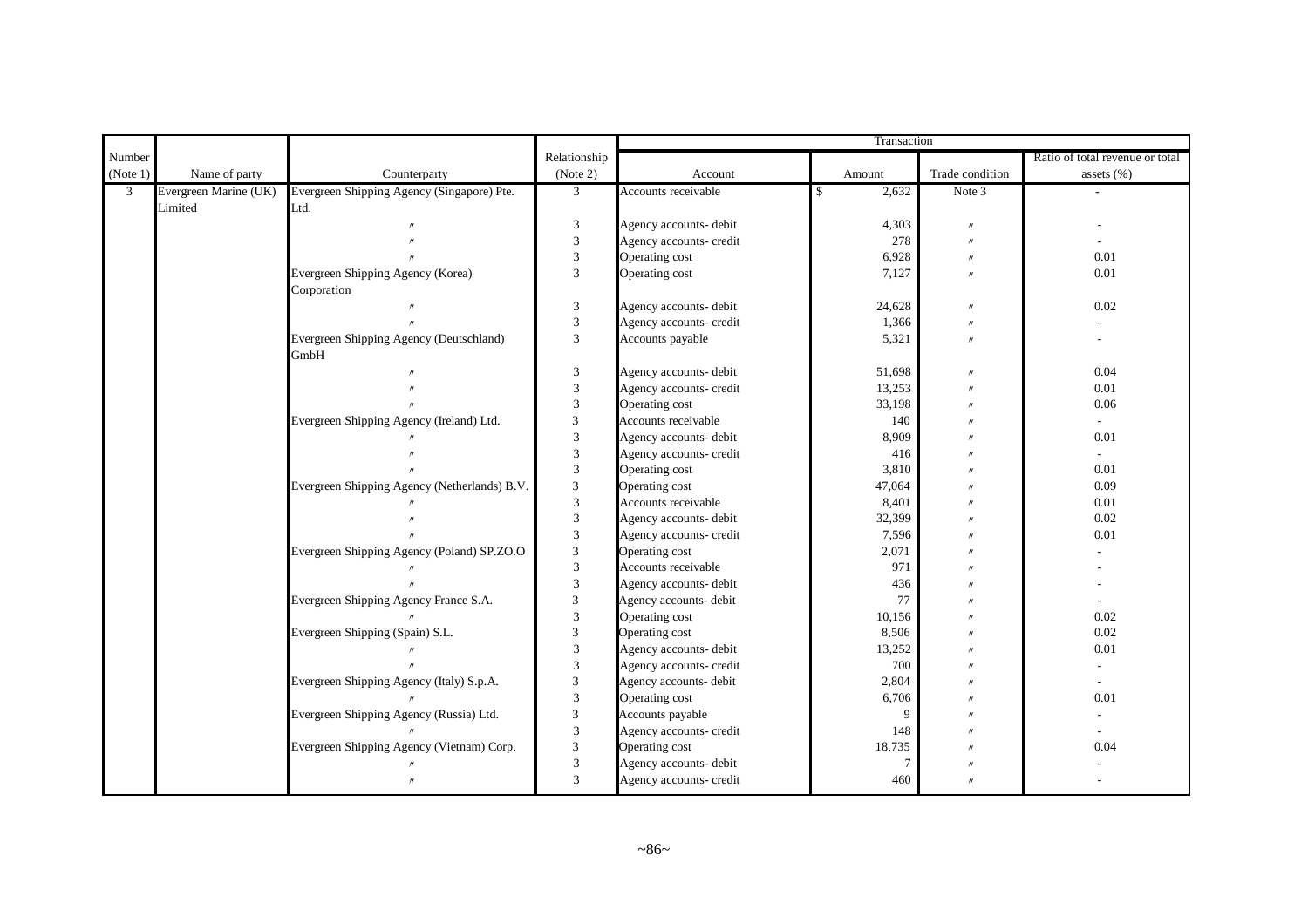| Number (Note 1) | Name of party | Counterparty | Relationship (Note 2) | Transaction | | | |
|---|---|---|---|---|---|---|---|
| | | | | Account | Amount | Trade condition | Ratio of total revenue or total assets (%) |
| 3 | Evergreen Marine (UK) Limited | Evergreen Shipping Agency (Singapore) Pte. Ltd. | 3 | Accounts receivable | $ 2,632 | Note 3 | - |
| | | 〃 | 3 | Agency accounts- debit | 4,303 | 〃 | - |
| | | 〃 | 3 | Agency accounts- credit | 278 | 〃 | - |
| | | 〃 | 3 | Operating cost | 6,928 | 〃 | 0.01 |
| | | Evergreen Shipping Agency (Korea) Corporation | 3 | Operating cost | 7,127 | 〃 | 0.01 |
| | | 〃 | 3 | Agency accounts- debit | 24,628 | 〃 | 0.02 |
| | | 〃 | 3 | Agency accounts- credit | 1,366 | 〃 | - |
| | | Evergreen Shipping Agency (Deutschland) GmbH | 3 | Accounts payable | 5,321 | 〃 | - |
| | | 〃 | 3 | Agency accounts- debit | 51,698 | 〃 | 0.04 |
| | | 〃 | 3 | Agency accounts- credit | 13,253 | 〃 | 0.01 |
| | | 〃 | 3 | Operating cost | 33,198 | 〃 | 0.06 |
| | | Evergreen Shipping Agency (Ireland) Ltd. | 3 | Accounts receivable | 140 | 〃 | - |
| | | 〃 | 3 | Agency accounts- debit | 8,909 | 〃 | 0.01 |
| | | 〃 | 3 | Agency accounts- credit | 416 | 〃 | - |
| | | 〃 | 3 | Operating cost | 3,810 | 〃 | 0.01 |
| | | Evergreen Shipping Agency (Netherlands) B.V. | 3 | Operating cost | 47,064 | 〃 | 0.09 |
| | | 〃 | 3 | Accounts receivable | 8,401 | 〃 | 0.01 |
| | | 〃 | 3 | Agency accounts- debit | 32,399 | 〃 | 0.02 |
| | | 〃 | 3 | Agency accounts- credit | 7,596 | 〃 | 0.01 |
| | | Evergreen Shipping Agency (Poland) SP.ZO.O | 3 | Operating cost | 2,071 | 〃 | - |
| | | 〃 | 3 | Accounts receivable | 971 | 〃 | - |
| | | 〃 | 3 | Agency accounts- debit | 436 | 〃 | - |
| | | Evergreen Shipping Agency France S.A. | 3 | Agency accounts- debit | 77 | 〃 | - |
| | | 〃 | 3 | Operating cost | 10,156 | 〃 | 0.02 |
| | | Evergreen Shipping (Spain) S.L. | 3 | Operating cost | 8,506 | 〃 | 0.02 |
| | | 〃 | 3 | Agency accounts- debit | 13,252 | 〃 | 0.01 |
| | | 〃 | 3 | Agency accounts- credit | 700 | 〃 | - |
| | | Evergreen Shipping Agency (Italy) S.p.A. | 3 | Agency accounts- debit | 2,804 | 〃 | - |
| | | 〃 | 3 | Operating cost | 6,706 | 〃 | 0.01 |
| | | Evergreen Shipping Agency (Russia) Ltd. | 3 | Accounts payable | 9 | 〃 | - |
| | | 〃 | 3 | Agency accounts- credit | 148 | 〃 | - |
| | | Evergreen Shipping Agency (Vietnam) Corp. | 3 | Operating cost | 18,735 | 〃 | 0.04 |
| | | 〃 | 3 | Agency accounts- debit | 7 | 〃 | - |
| | | 〃 | 3 | Agency accounts- credit | 460 | 〃 | - |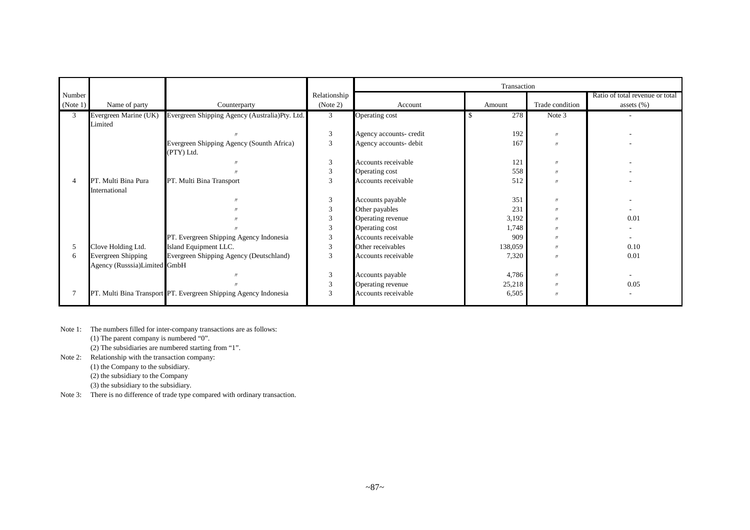| Number (Note 1) | Name of party | Counterparty | Relationship (Note 2) | Transaction | | | |
|---|---|---|---|---|---|---|---|
| | | | | Account | Amount | Trade condition | Ratio of total revenue or total assets (%) |
| 3 | Evergreen Marine (UK) Limited | Evergreen Shipping Agency (Australia)Pty. Ltd. | 3 | Operating cost | $ 278 | Note 3 | - |
| | | 〃 | 3 | Agency accounts- credit | 192 | 〃 | - |
| | | Evergreen Shipping Agency (Sounth Africa) (PTY) Ltd. | 3 | Agency accounts- debit | 167 | 〃 | - |
| | | 〃 | 3 | Accounts receivable | 121 | 〃 | - |
| | | 〃 | 3 | Operating cost | 558 | 〃 | - |
| 4 | PT. Multi Bina Pura International | PT. Multi Bina Transport | 3 | Accounts receivable | 512 | 〃 | - |
| | | 〃 | 3 | Accounts payable | 351 | 〃 | - |
| | | 〃 | 3 | Other payables | 231 | 〃 | - |
| | | 〃 | 3 | Operating revenue | 3,192 | 〃 | 0.01 |
| | | 〃 | 3 | Operating cost | 1,748 | 〃 | - |
| | | PT. Evergreen Shipping Agency Indonesia | 3 | Accounts receivable | 909 | 〃 | - |
| 5 | Clove Holding Ltd. | Island Equipment LLC. | 3 | Other receivables | 138,059 | 〃 | 0.10 |
| 6 | Evergreen Shipping Agency (Russsia)Limited | Evergreen Shipping Agency (Deutschland) GmbH | 3 | Accounts receivable | 7,320 | 〃 | 0.01 |
| | | 〃 | 3 | Accounts payable | 4,786 | 〃 | - |
| | | 〃 | 3 | Operating revenue | 25,218 | 〃 | 0.05 |
| 7 | PT. Multi Bina Transport | PT. Evergreen Shipping Agency Indonesia | 3 | Accounts receivable | 6,505 | 〃 | - |

Note 1: The numbers filled for inter-company transactions are as follows:
(1) The parent company is numbered "0".
(2) The subsidiaries are numbered starting from "1".

Note 2: Relationship with the transaction company:
(1) the Company to the subsidiary.
(2) the subsidiary to the Company
(3) the subsidiary to the subsidiary.

Note 3: There is no difference of trade type compared with ordinary transaction.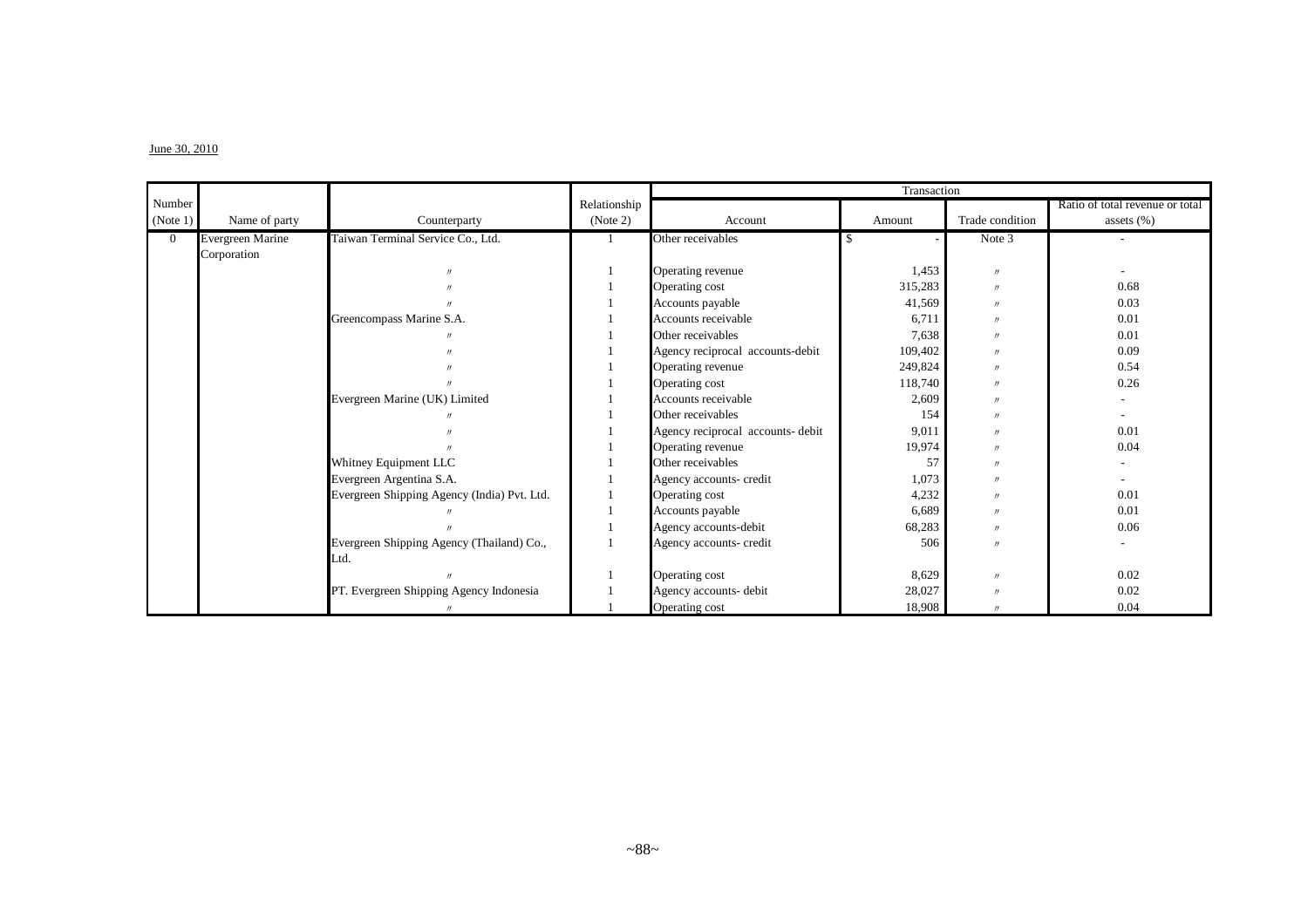June 30, 2010

| Number (Note 1) | Name of party | Counterparty | Relationship (Note 2) | Transaction | | | |
|---|---|---|---|---|---|---|---|
| | | | | Account | Amount | Trade condition | Ratio of total revenue or total assets (%) |
| 0 | Evergreen Marine Corporation | Taiwan Terminal Service Co., Ltd. | 1 | Other receivables | $ - | Note 3 | - |
| | | 〃 | 1 | Operating revenue | 1,453 | 〃 | - |
| | | 〃 | 1 | Operating cost | 315,283 | 〃 | 0.68 |
| | | 〃 | 1 | Accounts payable | 41,569 | 〃 | 0.03 |
| | | Greencompass Marine S.A. | 1 | Accounts receivable | 6,711 | 〃 | 0.01 |
| | | 〃 | 1 | Other receivables | 7,638 | 〃 | 0.01 |
| | | 〃 | 1 | Agency reciprocal accounts-debit | 109,402 | 〃 | 0.09 |
| | | 〃 | 1 | Operating revenue | 249,824 | 〃 | 0.54 |
| | | 〃 | 1 | Operating cost | 118,740 | 〃 | 0.26 |
| | | Evergreen Marine (UK) Limited | 1 | Accounts receivable | 2,609 | 〃 | - |
| | | 〃 | 1 | Other receivables | 154 | 〃 | - |
| | | 〃 | 1 | Agency reciprocal accounts- debit | 9,011 | 〃 | 0.01 |
| | | 〃 | 1 | Operating revenue | 19,974 | 〃 | 0.04 |
| | | Whitney Equipment LLC | 1 | Other receivables | 57 | 〃 | - |
| | | Evergreen Argentina S.A. | 1 | Agency accounts- credit | 1,073 | 〃 | - |
| | | Evergreen Shipping Agency (India) Pvt. Ltd. | 1 | Operating cost | 4,232 | 〃 | 0.01 |
| | | 〃 | 1 | Accounts payable | 6,689 | 〃 | 0.01 |
| | | 〃 | 1 | Agency accounts-debit | 68,283 | 〃 | 0.06 |
| | | Evergreen Shipping Agency (Thailand) Co., Ltd. | 1 | Agency accounts- credit | 506 | 〃 | - |
| | | 〃 | 1 | Operating cost | 8,629 | 〃 | 0.02 |
| | | PT. Evergreen Shipping Agency Indonesia | 1 | Agency accounts- debit | 28,027 | 〃 | 0.02 |
| | | 〃 | 1 | Operating cost | 18,908 | 〃 | 0.04 |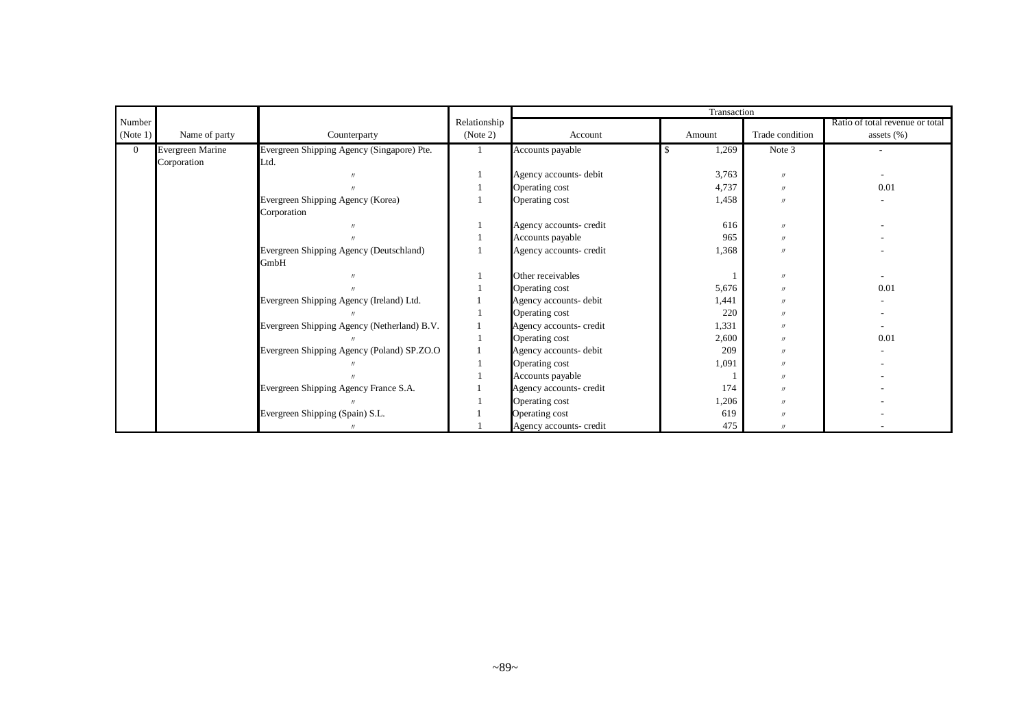| Number (Note 1) | Name of party | Counterparty | Relationship (Note 2) | Transaction | | | |
|---|---|---|---|---|---|---|---|
| | | | | Account | Amount | Trade condition | Ratio of total revenue or total assets (%) |
| 0 | Evergreen Marine Corporation | Evergreen Shipping Agency (Singapore) Pte. Ltd. | 1 | Accounts payable | $ 1,269 | Note 3 | - |
| | | 〃 | 1 | Agency accounts- debit | 3,763 | 〃 | - |
| | | 〃 | 1 | Operating cost | 4,737 | 〃 | 0.01 |
| | | Evergreen Shipping Agency (Korea) Corporation | 1 | Operating cost | 1,458 | 〃 | - |
| | | 〃 | 1 | Agency accounts- credit | 616 | 〃 | - |
| | | 〃 | 1 | Accounts payable | 965 | 〃 | - |
| | | Evergreen Shipping Agency (Deutschland) GmbH | 1 | Agency accounts- credit | 1,368 | 〃 | - |
| | | 〃 | 1 | Other receivables | 1 | 〃 | - |
| | | 〃 | 1 | Operating cost | 5,676 | 〃 | 0.01 |
| | | Evergreen Shipping Agency (Ireland) Ltd. | 1 | Agency accounts- debit | 1,441 | 〃 | - |
| | | 〃 | 1 | Operating cost | 220 | 〃 | - |
| | | Evergreen Shipping Agency (Netherland) B.V. | 1 | Agency accounts- credit | 1,331 | 〃 | - |
| | | 〃 | 1 | Operating cost | 2,600 | 〃 | 0.01 |
| | | Evergreen Shipping Agency (Poland) SP.ZO.O | 1 | Agency accounts- debit | 209 | 〃 | - |
| | | 〃 | 1 | Operating cost | 1,091 | 〃 | - |
| | | 〃 | 1 | Accounts payable | 1 | 〃 | - |
| | | Evergreen Shipping Agency France S.A. | 1 | Agency accounts- credit | 174 | 〃 | - |
| | | 〃 | 1 | Operating cost | 1,206 | 〃 | - |
| | | Evergreen Shipping (Spain) S.L. | 1 | Operating cost | 619 | 〃 | - |
| | | 〃 | 1 | Agency accounts- credit | 475 | 〃 | - |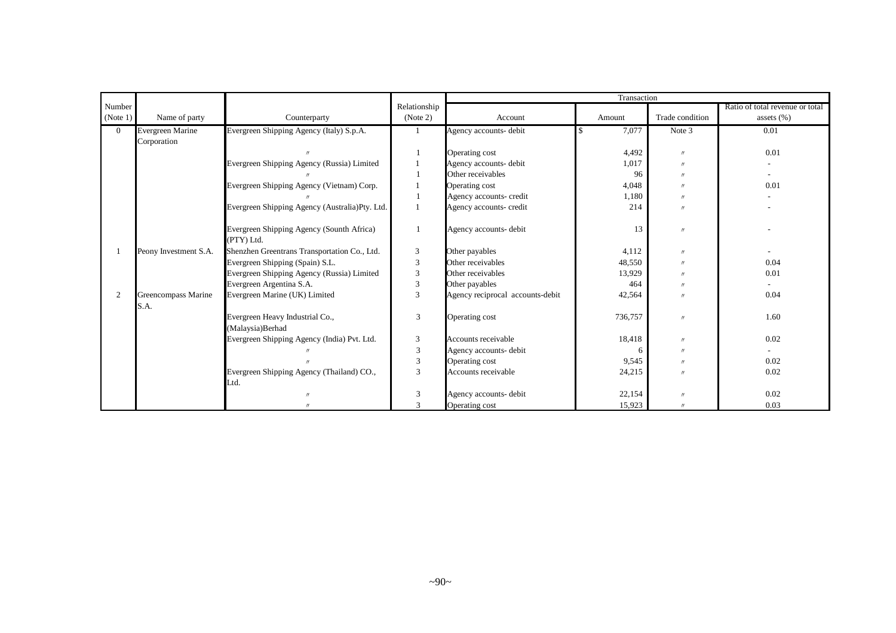| Number (Note 1) | Name of party | Counterparty | Relationship (Note 2) | Transaction | | | |
|---|---|---|---|---|---|---|---|
| | | | | Account | Amount | Trade condition | Ratio of total revenue or total assets (%) |
| 0 | Evergreen Marine Corporation | Evergreen Shipping Agency (Italy) S.p.A. | 1 | Agency accounts- debit | $ 7,077 | Note 3 | 0.01 |
| | | 〃 | 1 | Operating cost | 4,492 | 〃 | 0.01 |
| | | Evergreen Shipping Agency (Russia) Limited | 1 | Agency accounts- debit | 1,017 | 〃 | - |
| | | 〃 | 1 | Other receivables | 96 | 〃 | - |
| | | Evergreen Shipping Agency (Vietnam) Corp. | 1 | Operating cost | 4,048 | 〃 | 0.01 |
| | | 〃 | 1 | Agency accounts- credit | 1,180 | 〃 | - |
| | | Evergreen Shipping Agency (Australia)Pty. Ltd. | 1 | Agency accounts- credit | 214 | 〃 | - |
| | | Evergreen Shipping Agency (Sounth Africa) (PTY) Ltd. | 1 | Agency accounts- debit | 13 | 〃 | - |
| 1 | Peony Investment S.A. | Shenzhen Greentrans Transportation Co., Ltd. | 3 | Other payables | 4,112 | 〃 | - |
| | | Evergreen Shipping (Spain) S.L. | 3 | Other receivables | 48,550 | 〃 | 0.04 |
| | | Evergreen Shipping Agency (Russia) Limited | 3 | Other receivables | 13,929 | 〃 | 0.01 |
| | | Evergreen Argentina S.A. | 3 | Other payables | 464 | 〃 | - |
| 2 | Greencompass Marine S.A. | Evergreen Marine (UK) Limited | 3 | Agency reciprocal accounts-debit | 42,564 | 〃 | 0.04 |
| | | Evergreen Heavy Industrial Co., (Malaysia)Berhad | 3 | Operating cost | 736,757 | 〃 | 1.60 |
| | | Evergreen Shipping Agency (India) Pvt. Ltd. | 3 | Accounts receivable | 18,418 | 〃 | 0.02 |
| | | 〃 | 3 | Agency accounts- debit | 6 | 〃 | - |
| | | 〃 | 3 | Operating cost | 9,545 | 〃 | 0.02 |
| | | Evergreen Shipping Agency (Thailand) CO., Ltd. | 3 | Accounts receivable | 24,215 | 〃 | 0.02 |
| | | 〃 | 3 | Agency accounts- debit | 22,154 | 〃 | 0.02 |
| | | 〃 | 3 | Operating cost | 15,923 | 〃 | 0.03 |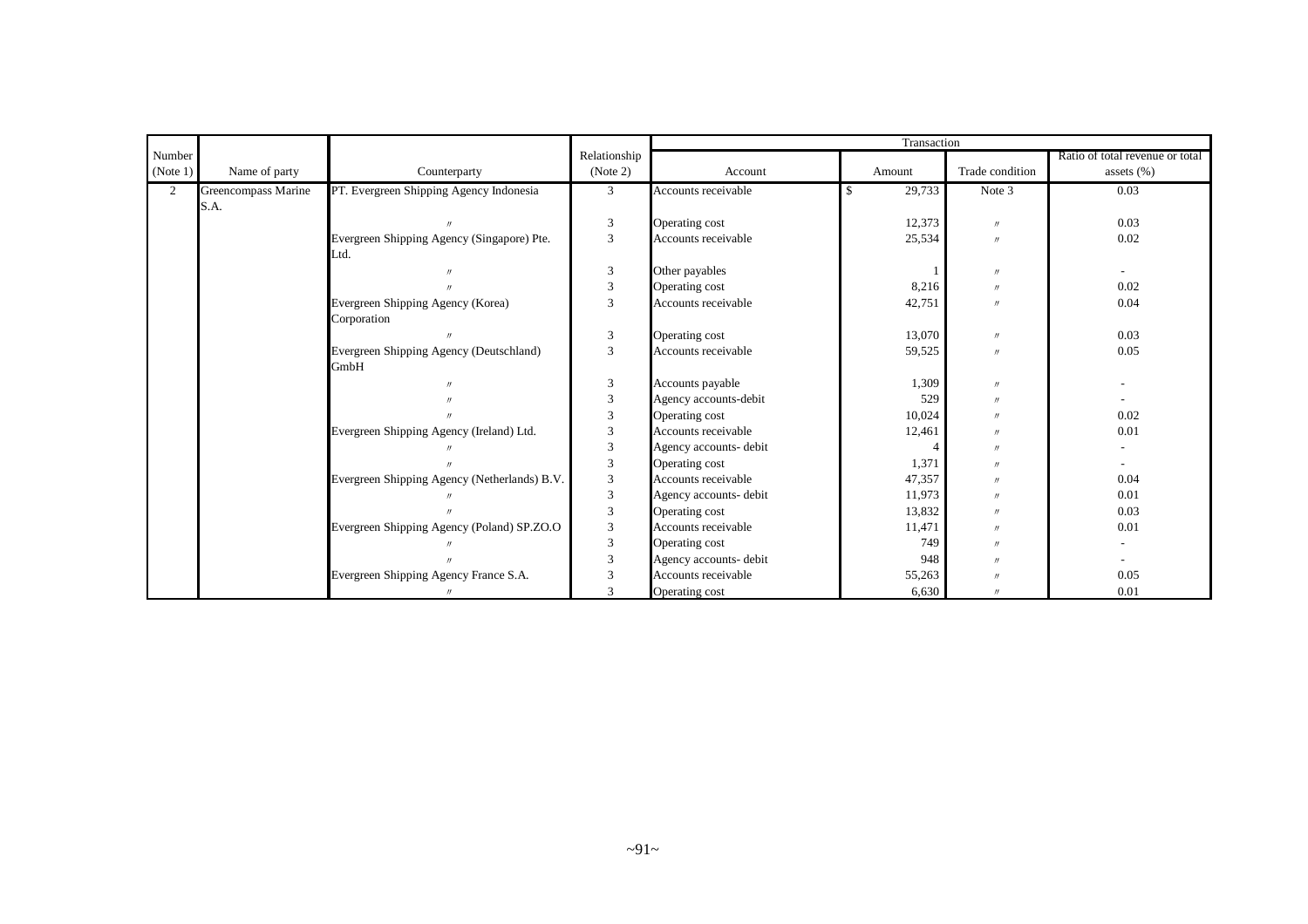| Number (Note 1) | Name of party | Counterparty | Relationship (Note 2) | Transaction | | | |
|---|---|---|---|---|---|---|---|
| | | | | Account | Amount | Trade condition | Ratio of total revenue or total assets (%) |
| 2 | Greencompass Marine S.A. | PT. Evergreen Shipping Agency Indonesia | 3 | Accounts receivable | $ 29,733 | Note 3 | 0.03 |
| | | 〃 | 3 | Operating cost | 12,373 | 〃 | 0.03 |
| | | Evergreen Shipping Agency (Singapore) Pte. Ltd. | 3 | Accounts receivable | 25,534 | 〃 | 0.02 |
| | | 〃 | 3 | Other payables | 1 | 〃 | - |
| | | 〃 | 3 | Operating cost | 8,216 | 〃 | 0.02 |
| | | Evergreen Shipping Agency (Korea) Corporation | 3 | Accounts receivable | 42,751 | 〃 | 0.04 |
| | | 〃 | 3 | Operating cost | 13,070 | 〃 | 0.03 |
| | | Evergreen Shipping Agency (Deutschland) GmbH | 3 | Accounts receivable | 59,525 | 〃 | 0.05 |
| | | 〃 | 3 | Accounts payable | 1,309 | 〃 | - |
| | | 〃 | 3 | Agency accounts-debit | 529 | 〃 | - |
| | | 〃 | 3 | Operating cost | 10,024 | 〃 | 0.02 |
| | | Evergreen Shipping Agency (Ireland) Ltd. | 3 | Accounts receivable | 12,461 | 〃 | 0.01 |
| | | 〃 | 3 | Agency accounts- debit | 4 | 〃 | - |
| | | 〃 | 3 | Operating cost | 1,371 | 〃 | - |
| | | Evergreen Shipping Agency (Netherlands) B.V. | 3 | Accounts receivable | 47,357 | 〃 | 0.04 |
| | | 〃 | 3 | Agency accounts- debit | 11,973 | 〃 | 0.01 |
| | | 〃 | 3 | Operating cost | 13,832 | 〃 | 0.03 |
| | | Evergreen Shipping Agency (Poland) SP.ZO.O | 3 | Accounts receivable | 11,471 | 〃 | 0.01 |
| | | 〃 | 3 | Operating cost | 749 | 〃 | - |
| | | 〃 | 3 | Agency accounts- debit | 948 | 〃 | - |
| | | Evergreen Shipping Agency France S.A. | 3 | Accounts receivable | 55,263 | 〃 | 0.05 |
| | | 〃 | 3 | Operating cost | 6,630 | 〃 | 0.01 |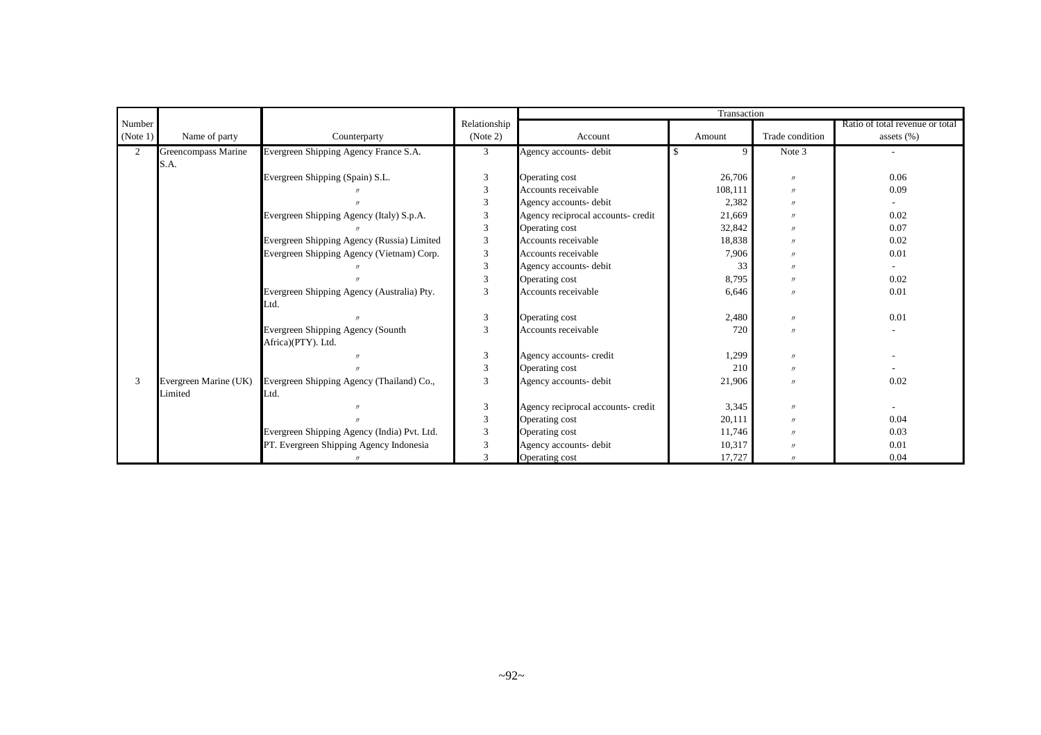| Number (Note 1) | Name of party | Counterparty | Relationship (Note 2) | Transaction | | | |
|---|---|---|---|---|---|---|---|
| | | | | Account | Amount | Trade condition | Ratio of total revenue or total assets (%) |
| 2 | Greencompass Marine S.A. | Evergreen Shipping Agency France S.A. | 3 | Agency accounts- debit | $ 9 | Note 3 | - |
| | | Evergreen Shipping (Spain) S.L. | 3 | Operating cost | 26,706 | 〃 | 0.06 |
| | | 〃 | 3 | Accounts receivable | 108,111 | 〃 | 0.09 |
| | | 〃 | 3 | Agency accounts- debit | 2,382 | 〃 | - |
| | | Evergreen Shipping Agency (Italy) S.p.A. | 3 | Agency reciprocal accounts- credit | 21,669 | 〃 | 0.02 |
| | | 〃 | 3 | Operating cost | 32,842 | 〃 | 0.07 |
| | | Evergreen Shipping Agency (Russia) Limited | 3 | Accounts receivable | 18,838 | 〃 | 0.02 |
| | | Evergreen Shipping Agency (Vietnam) Corp. | 3 | Accounts receivable | 7,906 | 〃 | 0.01 |
| | | 〃 | 3 | Agency accounts- debit | 33 | 〃 | - |
| | | 〃 | 3 | Operating cost | 8,795 | 〃 | 0.02 |
| | | Evergreen Shipping Agency (Australia) Pty. Ltd. | 3 | Accounts receivable | 6,646 | 〃 | 0.01 |
| | | 〃 | 3 | Operating cost | 2,480 | 〃 | 0.01 |
| | | Evergreen Shipping Agency (Sounth Africa)(PTY). Ltd. | 3 | Accounts receivable | 720 | 〃 | - |
| | | 〃 | 3 | Agency accounts- credit | 1,299 | 〃 | - |
| | | 〃 | 3 | Operating cost | 210 | 〃 | - |
| 3 | Evergreen Marine (UK) Limited | Evergreen Shipping Agency (Thailand) Co., Ltd. | 3 | Agency accounts- debit | 21,906 | 〃 | 0.02 |
| | | 〃 | 3 | Agency reciprocal accounts- credit | 3,345 | 〃 | - |
| | | 〃 | 3 | Operating cost | 20,111 | 〃 | 0.04 |
| | | Evergreen Shipping Agency (India) Pvt. Ltd. | 3 | Operating cost | 11,746 | 〃 | 0.03 |
| | | PT. Evergreen Shipping Agency Indonesia | 3 | Agency accounts- debit | 10,317 | 〃 | 0.01 |
| | | 〃 | 3 | Operating cost | 17,727 | 〃 | 0.04 |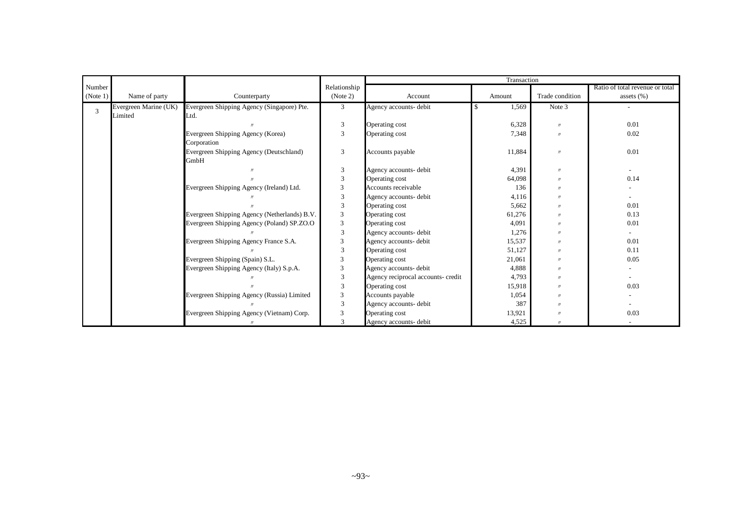| Number (Note 1) | Name of party | Counterparty | Relationship (Note 2) | Transaction | | | |
|---|---|---|---|---|---|---|---|
| | | | | Account | Amount | Trade condition | Ratio of total revenue or total assets (%) |
| 3 | Evergreen Marine (UK) Limited | Evergreen Shipping Agency (Singapore) Pte. Ltd. | 3 | Agency accounts- debit | $ 1,569 | Note 3 | - |
| | | 〃 | 3 | Operating cost | 6,328 | 〃 | 0.01 |
| | | Evergreen Shipping Agency (Korea) Corporation | 3 | Operating cost | 7,348 | 〃 | 0.02 |
| | | Evergreen Shipping Agency (Deutschland) GmbH | 3 | Accounts payable | 11,884 | 〃 | 0.01 |
| | | 〃 | 3 | Agency accounts- debit | 4,391 | 〃 | - |
| | | 〃 | 3 | Operating cost | 64,098 | 〃 | 0.14 |
| | | Evergreen Shipping Agency (Ireland) Ltd. | 3 | Accounts receivable | 136 | 〃 | - |
| | | 〃 | 3 | Agency accounts- debit | 4,116 | 〃 | - |
| | | 〃 | 3 | Operating cost | 5,662 | 〃 | 0.01 |
| | | Evergreen Shipping Agency (Netherlands) B.V. | 3 | Operating cost | 61,276 | 〃 | 0.13 |
| | | Evergreen Shipping Agency (Poland) SP.ZO.O | 3 | Operating cost | 4,091 | 〃 | 0.01 |
| | | 〃 | 3 | Agency accounts- debit | 1,276 | 〃 | - |
| | | Evergreen Shipping Agency France S.A. | 3 | Agency accounts- debit | 15,537 | 〃 | 0.01 |
| | | 〃 | 3 | Operating cost | 51,127 | 〃 | 0.11 |
| | | Evergreen Shipping (Spain) S.L. | 3 | Operating cost | 21,061 | 〃 | 0.05 |
| | | Evergreen Shipping Agency (Italy) S.p.A. | 3 | Agency accounts- debit | 4,888 | 〃 | - |
| | | 〃 | 3 | Agency reciprocal accounts- credit | 4,793 | 〃 | - |
| | | 〃 | 3 | Operating cost | 15,918 | 〃 | 0.03 |
| | | Evergreen Shipping Agency (Russia) Limited | 3 | Accounts payable | 1,054 | 〃 | - |
| | | 〃 | 3 | Agency accounts- debit | 387 | 〃 | - |
| | | Evergreen Shipping Agency (Vietnam) Corp. | 3 | Operating cost | 13,921 | 〃 | 0.03 |
| | | 〃 | 3 | Agency accounts- debit | 4,525 | 〃 | - |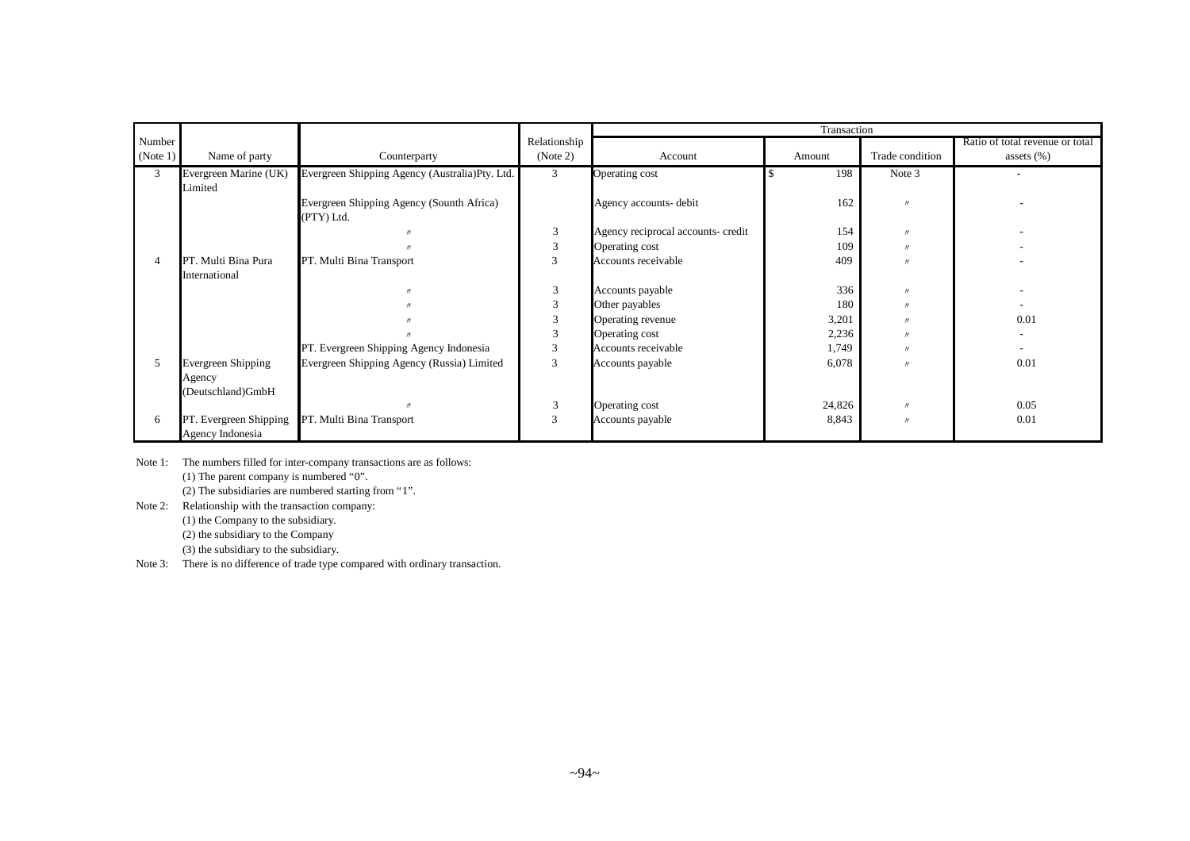| Number (Note 1) | Name of party | Counterparty | Relationship (Note 2) | Transaction | | | |
|---|---|---|---|---|---|---|---|
| | | | | Account | Amount | Trade condition | Ratio of total revenue or total assets (%) |
| 3 | Evergreen Marine (UK) Limited | Evergreen Shipping Agency (Australia)Pty. Ltd. | 3 | Operating cost | $ 198 | Note 3 | - |
| | | Evergreen Shipping Agency (Sounth Africa) (PTY) Ltd. | | Agency accounts- debit | 162 | 〃 | - |
| | | 〃 | 3 | Agency reciprocal accounts- credit | 154 | 〃 | - |
| | | 〃 | 3 | Operating cost | 109 | 〃 | - |
| 4 | PT. Multi Bina Pura International | PT. Multi Bina Transport | 3 | Accounts receivable | 409 | 〃 | - |
| | | 〃 | 3 | Accounts payable | 336 | 〃 | - |
| | | 〃 | 3 | Other payables | 180 | 〃 | - |
| | | 〃 | 3 | Operating revenue | 3,201 | 〃 | 0.01 |
| | | 〃 | 3 | Operating cost | 2,236 | 〃 | - |
| | | PT. Evergreen Shipping Agency Indonesia | 3 | Accounts receivable | 1,749 | 〃 | - |
| 5 | Evergreen Shipping Agency (Deutschland)GmbH | Evergreen Shipping Agency (Russia) Limited | 3 | Accounts payable | 6,078 | 〃 | 0.01 |
| | | 〃 | 3 | Operating cost | 24,826 | 〃 | 0.05 |
| 6 | PT. Evergreen Shipping Agency Indonesia | PT. Multi Bina Transport | 3 | Accounts payable | 8,843 | 〃 | 0.01 |

Note 1: The numbers filled for inter-company transactions are as follows:
(1) The parent company is numbered "0".
(2) The subsidiaries are numbered starting from "1".

Note 2: Relationship with the transaction company:
(1) the Company to the subsidiary.
(2) the subsidiary to the Company
(3) the subsidiary to the subsidiary.

Note 3: There is no difference of trade type compared with ordinary transaction.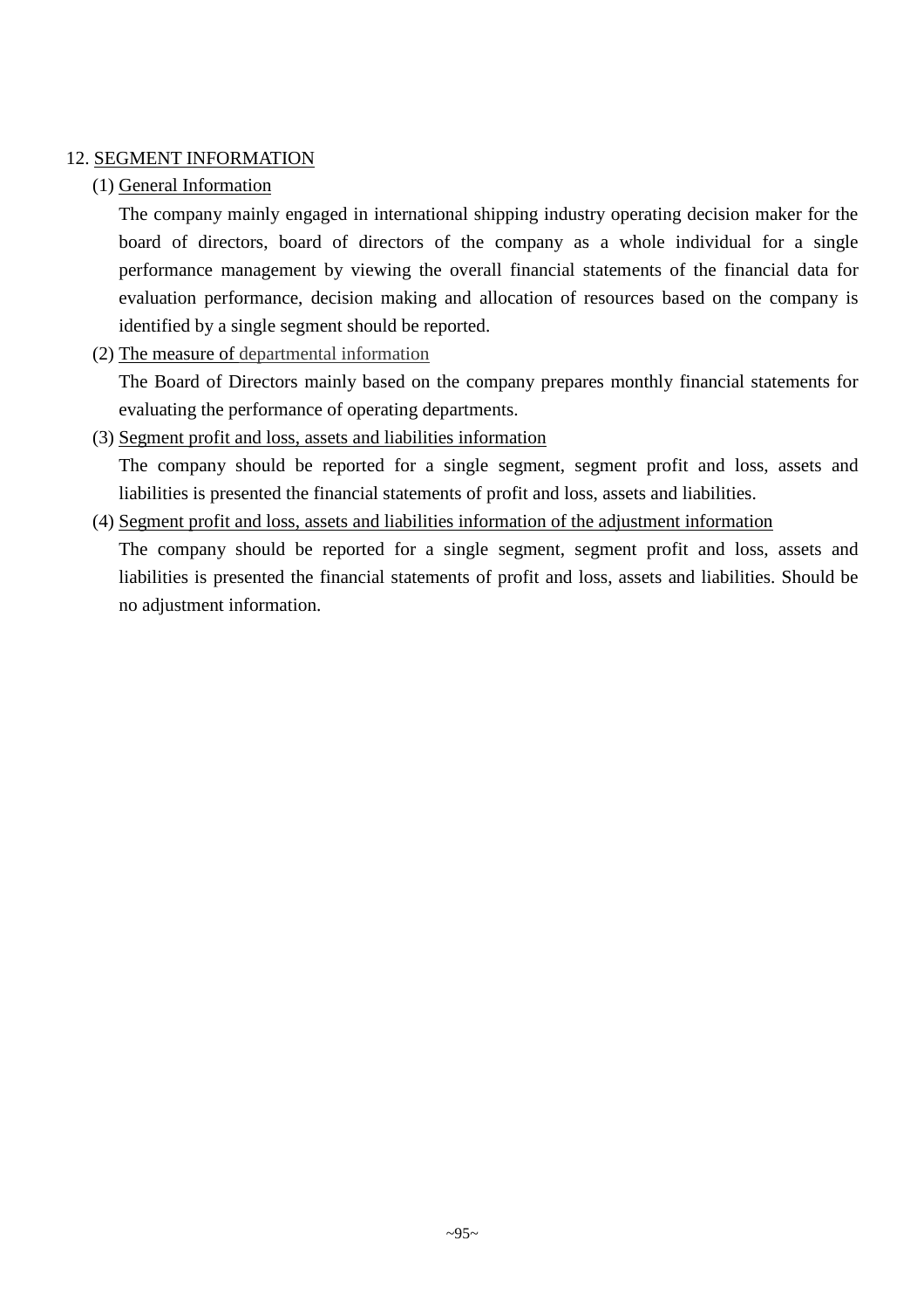## 12. SEGMENT INFORMATION

### (1) General Information

The company mainly engaged in international shipping industry operating decision maker for the board of directors, board of directors of the company as a whole individual for a single performance management by viewing the overall financial statements of the financial data for evaluation performance, decision making and allocation of resources based on the company is identified by a single segment should be reported.

### (2) The measure of departmental information

The Board of Directors mainly based on the company prepares monthly financial statements for evaluating the performance of operating departments.

### (3) Segment profit and loss, assets and liabilities information

The company should be reported for a single segment, segment profit and loss, assets and liabilities is presented the financial statements of profit and loss, assets and liabilities.

### (4) Segment profit and loss, assets and liabilities information of the adjustment information

The company should be reported for a single segment, segment profit and loss, assets and liabilities is presented the financial statements of profit and loss, assets and liabilities. Should be no adjustment information.